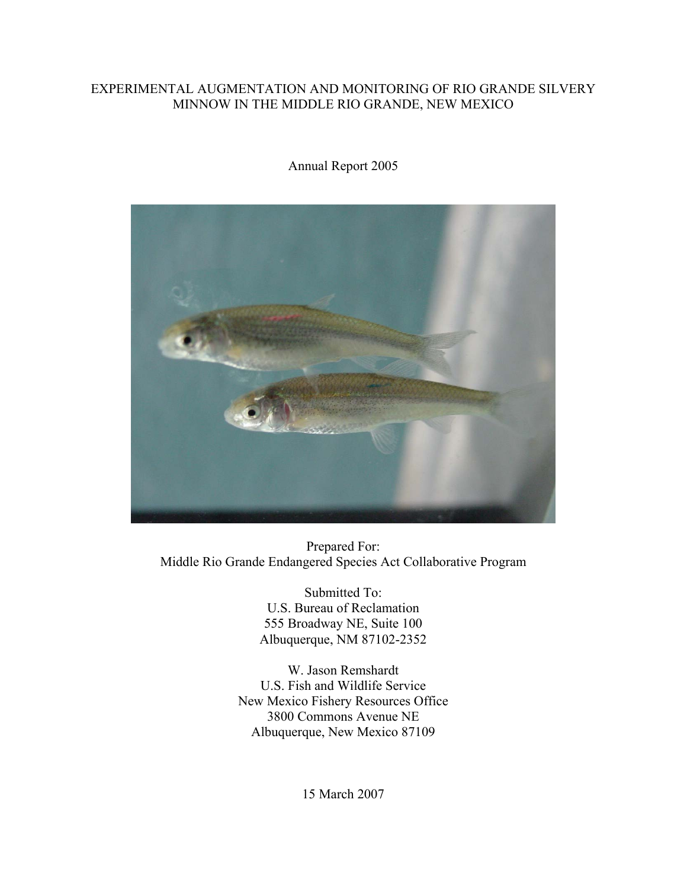# EXPERIMENTAL AUGMENTATION AND MONITORING OF RIO GRANDE SILVERY MINNOW IN THE MIDDLE RIO GRANDE, NEW MEXICO

Annual Report 2005

Prepared For:
Middle Rio Grande Endangered Species Act Collaborative Program

Submitted To:
U.S. Bureau of Reclamation
555 Broadway NE, Suite 100
Albuquerque, NM 87102-2352

W. Jason Remshardt
U.S. Fish and Wildlife Service
New Mexico Fishery Resources Office
3800 Commons Avenue NE
Albuquerque, New Mexico 87109

15 March 2007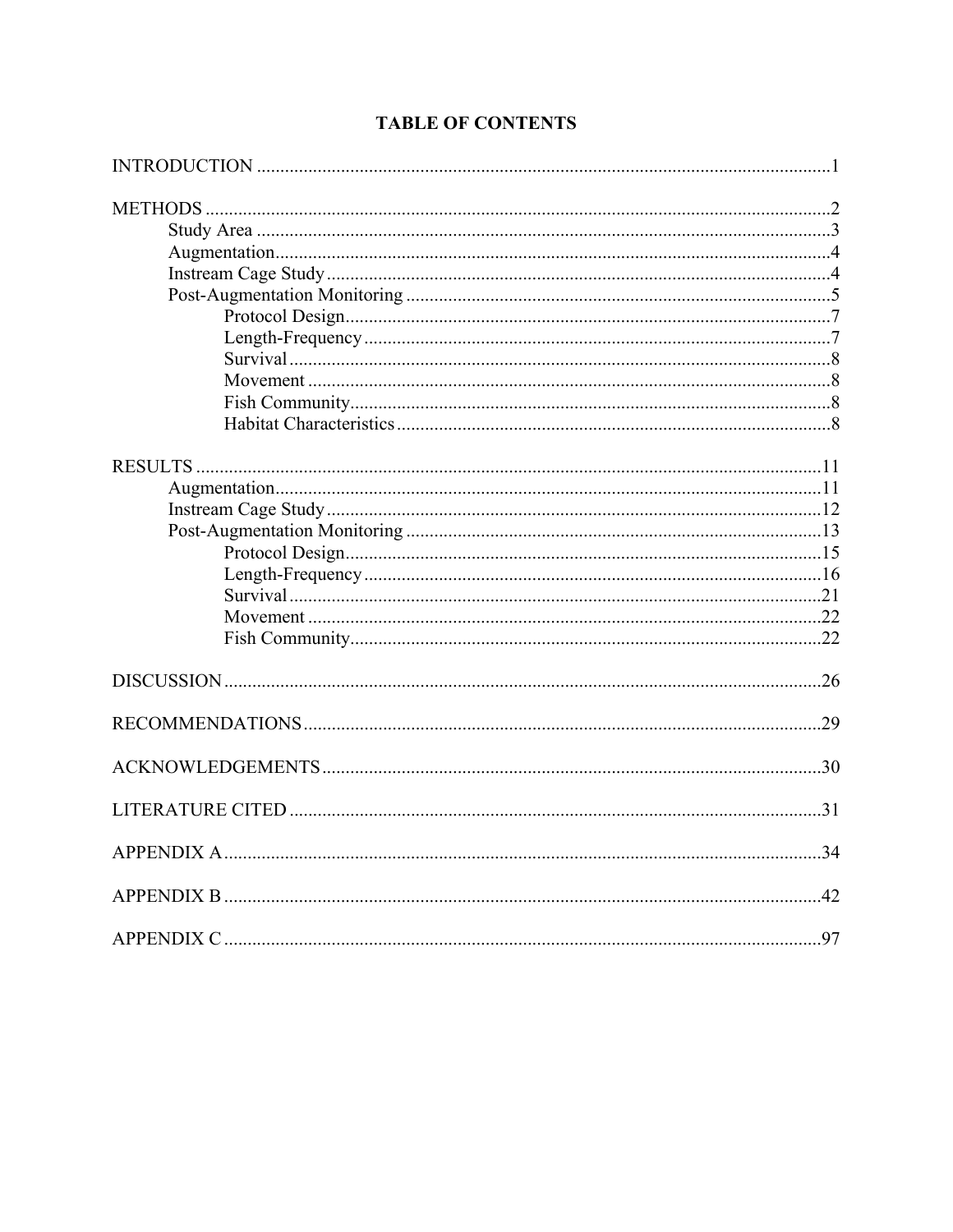# TABLE OF CONTENTS

INTRODUCTION ........................................................................................................................1

METHODS ...................................................................................................................................2
- Study Area ........................................................................................................................3
- Augmentation....................................................................................................................4
- Instream Cage Study .........................................................................................................4
- Post-Augmentation Monitoring .........................................................................................5
  - Protocol Design......................................................................................................7
  - Length-Frequency ..................................................................................................7
  - Survival..................................................................................................................8
  - Movement ..............................................................................................................8
  - Fish Community.....................................................................................................8
  - Habitat Characteristics...........................................................................................8

RESULTS ....................................................................................................................................11
- Augmentation...................................................................................................................11
- Instream Cage Study ........................................................................................................12
- Post-Augmentation Monitoring .......................................................................................13
  - Protocol Design....................................................................................................15
  - Length-Frequency ................................................................................................16
  - Survival................................................................................................................21
  - Movement ............................................................................................................22
  - Fish Community...................................................................................................22

DISCUSSION ..............................................................................................................................26

RECOMMENDATIONS.............................................................................................................29

ACKNOWLEDGEMENTS.........................................................................................................30

LITERATURE CITED ................................................................................................................31

APPENDIX A..............................................................................................................................34

APPENDIX B ..............................................................................................................................42

APPENDIX C ..............................................................................................................................97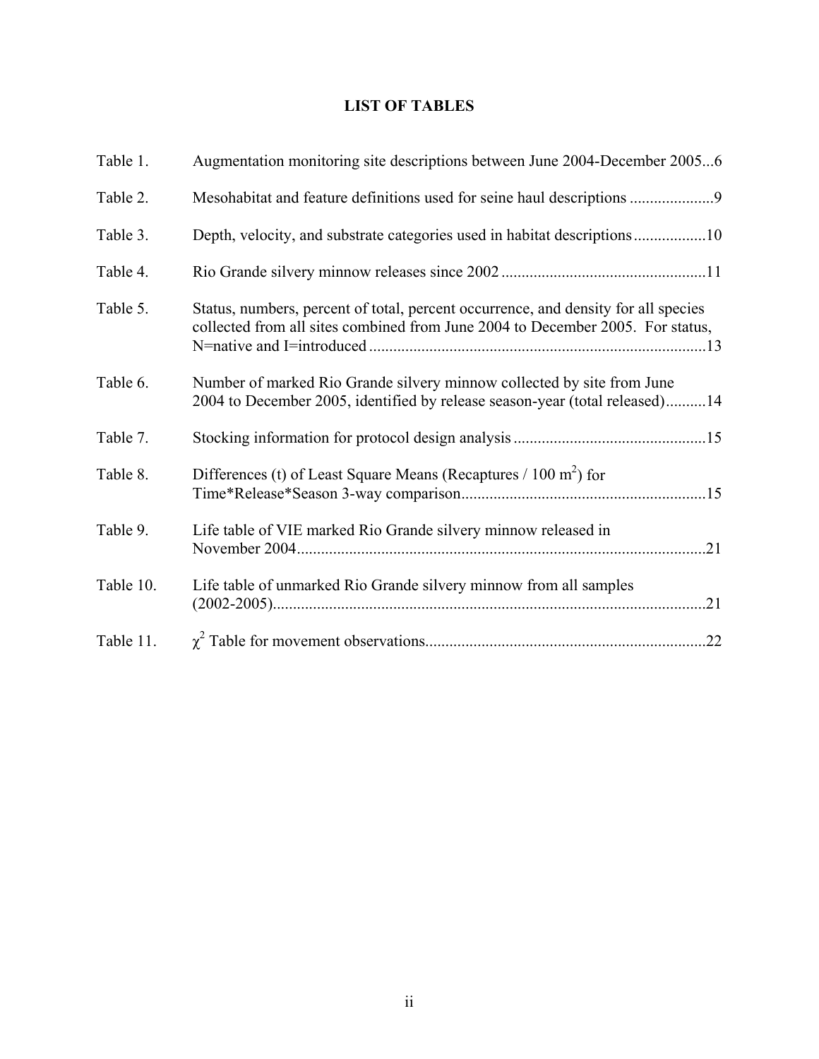# LIST OF TABLES

| | | |
|---|---|---|
| Table 1. | Augmentation monitoring site descriptions between June 2004-December 2005 | 6 |
| Table 2. | Mesohabitat and feature definitions used for seine haul descriptions | 9 |
| Table 3. | Depth, velocity, and substrate categories used in habitat descriptions | 10 |
| Table 4. | Rio Grande silvery minnow releases since 2002 | 11 |
| Table 5. | Status, numbers, percent of total, percent occurrence, and density for all species collected from all sites combined from June 2004 to December 2005. For status, N=native and I=introduced | 13 |
| Table 6. | Number of marked Rio Grande silvery minnow collected by site from June 2004 to December 2005, identified by release season-year (total released) | 14 |
| Table 7. | Stocking information for protocol design analysis | 15 |
| Table 8. | Differences (t) of Least Square Means (Recaptures / 100 $m^2$) for Time*Release*Season 3-way comparison | 15 |
| Table 9. | Life table of VIE marked Rio Grande silvery minnow released in November 2004 | 21 |
| Table 10. | Life table of unmarked Rio Grande silvery minnow from all samples (2002-2005) | 21 |
| Table 11. | $\chi^2$ Table for movement observations | 22 |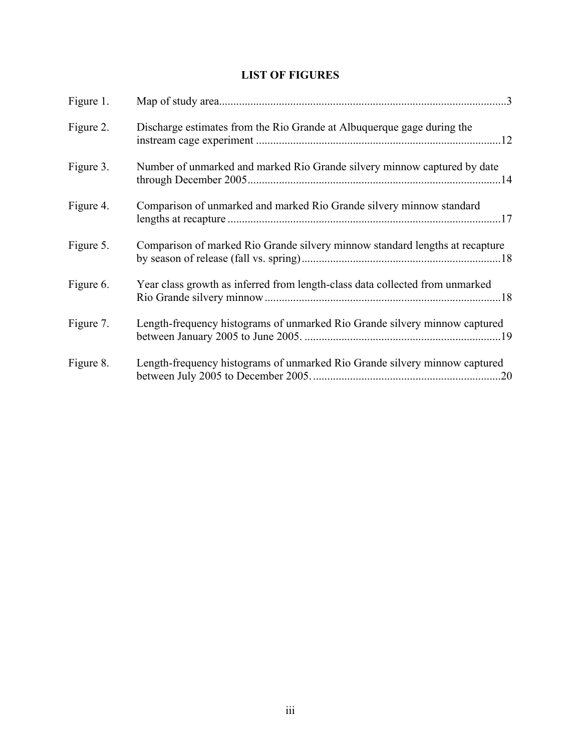# LIST OF FIGURES

| | | |
|---|---|---|
| Figure 1. | Map of study area | 3 |
| Figure 2. | Discharge estimates from the Rio Grande at Albuquerque gage during the instream cage experiment | 12 |
| Figure 3. | Number of unmarked and marked Rio Grande silvery minnow captured by date through December 2005 | 14 |
| Figure 4. | Comparison of unmarked and marked Rio Grande silvery minnow standard lengths at recapture | 17 |
| Figure 5. | Comparison of marked Rio Grande silvery minnow standard lengths at recapture by season of release (fall vs. spring) | 18 |
| Figure 6. | Year class growth as inferred from length-class data collected from unmarked Rio Grande silvery minnow | 18 |
| Figure 7. | Length-frequency histograms of unmarked Rio Grande silvery minnow captured between January 2005 to June 2005. | 19 |
| Figure 8. | Length-frequency histograms of unmarked Rio Grande silvery minnow captured between July 2005 to December 2005. | 20 |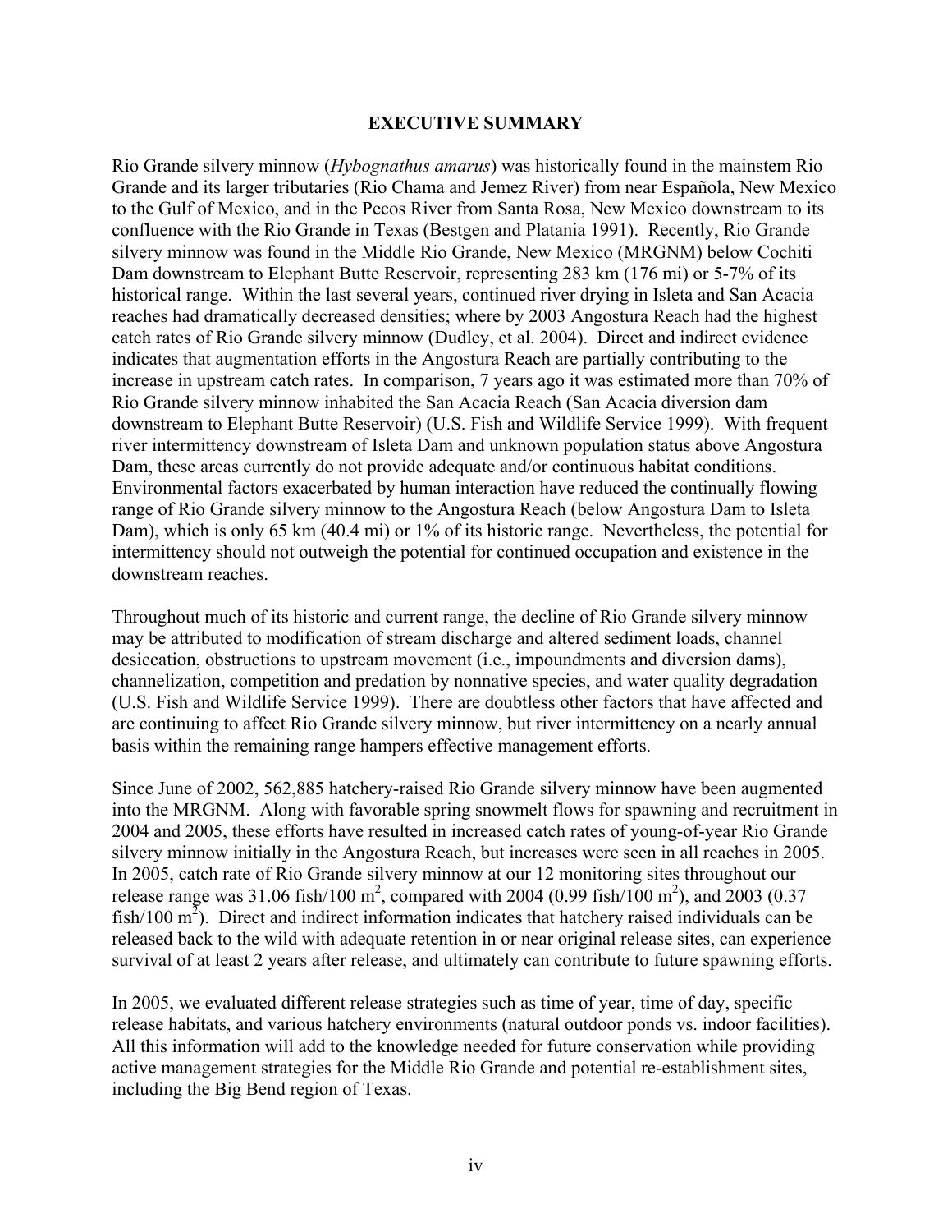# EXECUTIVE SUMMARY

Rio Grande silvery minnow (*Hybognathus amarus*) was historically found in the mainstem Rio Grande and its larger tributaries (Rio Chama and Jemez River) from near Española, New Mexico to the Gulf of Mexico, and in the Pecos River from Santa Rosa, New Mexico downstream to its confluence with the Rio Grande in Texas (Bestgen and Platania 1991). Recently, Rio Grande silvery minnow was found in the Middle Rio Grande, New Mexico (MRGNM) below Cochiti Dam downstream to Elephant Butte Reservoir, representing 283 km (176 mi) or 5-7% of its historical range. Within the last several years, continued river drying in Isleta and San Acacia reaches had dramatically decreased densities; where by 2003 Angostura Reach had the highest catch rates of Rio Grande silvery minnow (Dudley, et al. 2004). Direct and indirect evidence indicates that augmentation efforts in the Angostura Reach are partially contributing to the increase in upstream catch rates. In comparison, 7 years ago it was estimated more than 70% of Rio Grande silvery minnow inhabited the San Acacia Reach (San Acacia diversion dam downstream to Elephant Butte Reservoir) (U.S. Fish and Wildlife Service 1999). With frequent river intermittency downstream of Isleta Dam and unknown population status above Angostura Dam, these areas currently do not provide adequate and/or continuous habitat conditions. Environmental factors exacerbated by human interaction have reduced the continually flowing range of Rio Grande silvery minnow to the Angostura Reach (below Angostura Dam to Isleta Dam), which is only 65 km (40.4 mi) or 1% of its historic range. Nevertheless, the potential for intermittency should not outweigh the potential for continued occupation and existence in the downstream reaches.

Throughout much of its historic and current range, the decline of Rio Grande silvery minnow may be attributed to modification of stream discharge and altered sediment loads, channel desiccation, obstructions to upstream movement (i.e., impoundments and diversion dams), channelization, competition and predation by nonnative species, and water quality degradation (U.S. Fish and Wildlife Service 1999). There are doubtless other factors that have affected and are continuing to affect Rio Grande silvery minnow, but river intermittency on a nearly annual basis within the remaining range hampers effective management efforts.

Since June of 2002, 562,885 hatchery-raised Rio Grande silvery minnow have been augmented into the MRGNM. Along with favorable spring snowmelt flows for spawning and recruitment in 2004 and 2005, these efforts have resulted in increased catch rates of young-of-year Rio Grande silvery minnow initially in the Angostura Reach, but increases were seen in all reaches in 2005. In 2005, catch rate of Rio Grande silvery minnow at our 12 monitoring sites throughout our release range was 31.06 fish/100 $m^2$, compared with 2004 (0.99 fish/100 $m^2$), and 2003 (0.37 fish/100 $m^2$). Direct and indirect information indicates that hatchery raised individuals can be released back to the wild with adequate retention in or near original release sites, can experience survival of at least 2 years after release, and ultimately can contribute to future spawning efforts.

In 2005, we evaluated different release strategies such as time of year, time of day, specific release habitats, and various hatchery environments (natural outdoor ponds vs. indoor facilities). All this information will add to the knowledge needed for future conservation while providing active management strategies for the Middle Rio Grande and potential re-establishment sites, including the Big Bend region of Texas.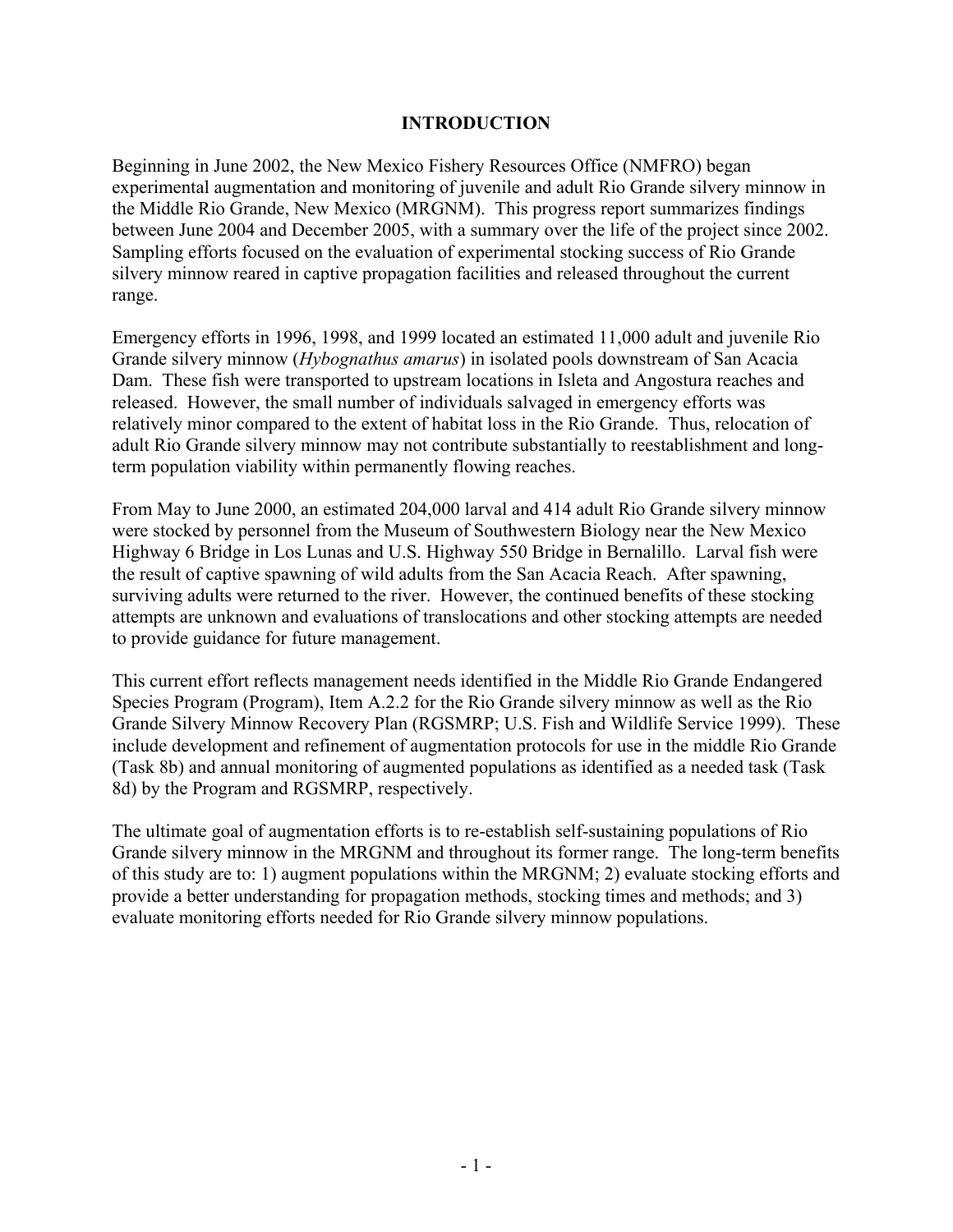# INTRODUCTION

Beginning in June 2002, the New Mexico Fishery Resources Office (NMFRO) began experimental augmentation and monitoring of juvenile and adult Rio Grande silvery minnow in the Middle Rio Grande, New Mexico (MRGNM). This progress report summarizes findings between June 2004 and December 2005, with a summary over the life of the project since 2002. Sampling efforts focused on the evaluation of experimental stocking success of Rio Grande silvery minnow reared in captive propagation facilities and released throughout the current range.

Emergency efforts in 1996, 1998, and 1999 located an estimated 11,000 adult and juvenile Rio Grande silvery minnow (*Hybognathus amarus*) in isolated pools downstream of San Acacia Dam. These fish were transported to upstream locations in Isleta and Angostura reaches and released. However, the small number of individuals salvaged in emergency efforts was relatively minor compared to the extent of habitat loss in the Rio Grande. Thus, relocation of adult Rio Grande silvery minnow may not contribute substantially to reestablishment and long-term population viability within permanently flowing reaches.

From May to June 2000, an estimated 204,000 larval and 414 adult Rio Grande silvery minnow were stocked by personnel from the Museum of Southwestern Biology near the New Mexico Highway 6 Bridge in Los Lunas and U.S. Highway 550 Bridge in Bernalillo. Larval fish were the result of captive spawning of wild adults from the San Acacia Reach. After spawning, surviving adults were returned to the river. However, the continued benefits of these stocking attempts are unknown and evaluations of translocations and other stocking attempts are needed to provide guidance for future management.

This current effort reflects management needs identified in the Middle Rio Grande Endangered Species Program (Program), Item A.2.2 for the Rio Grande silvery minnow as well as the Rio Grande Silvery Minnow Recovery Plan (RGSMRP; U.S. Fish and Wildlife Service 1999). These include development and refinement of augmentation protocols for use in the middle Rio Grande (Task 8b) and annual monitoring of augmented populations as identified as a needed task (Task 8d) by the Program and RGSMRP, respectively.

The ultimate goal of augmentation efforts is to re-establish self-sustaining populations of Rio Grande silvery minnow in the MRGNM and throughout its former range. The long-term benefits of this study are to: 1) augment populations within the MRGNM; 2) evaluate stocking efforts and provide a better understanding for propagation methods, stocking times and methods; and 3) evaluate monitoring efforts needed for Rio Grande silvery minnow populations.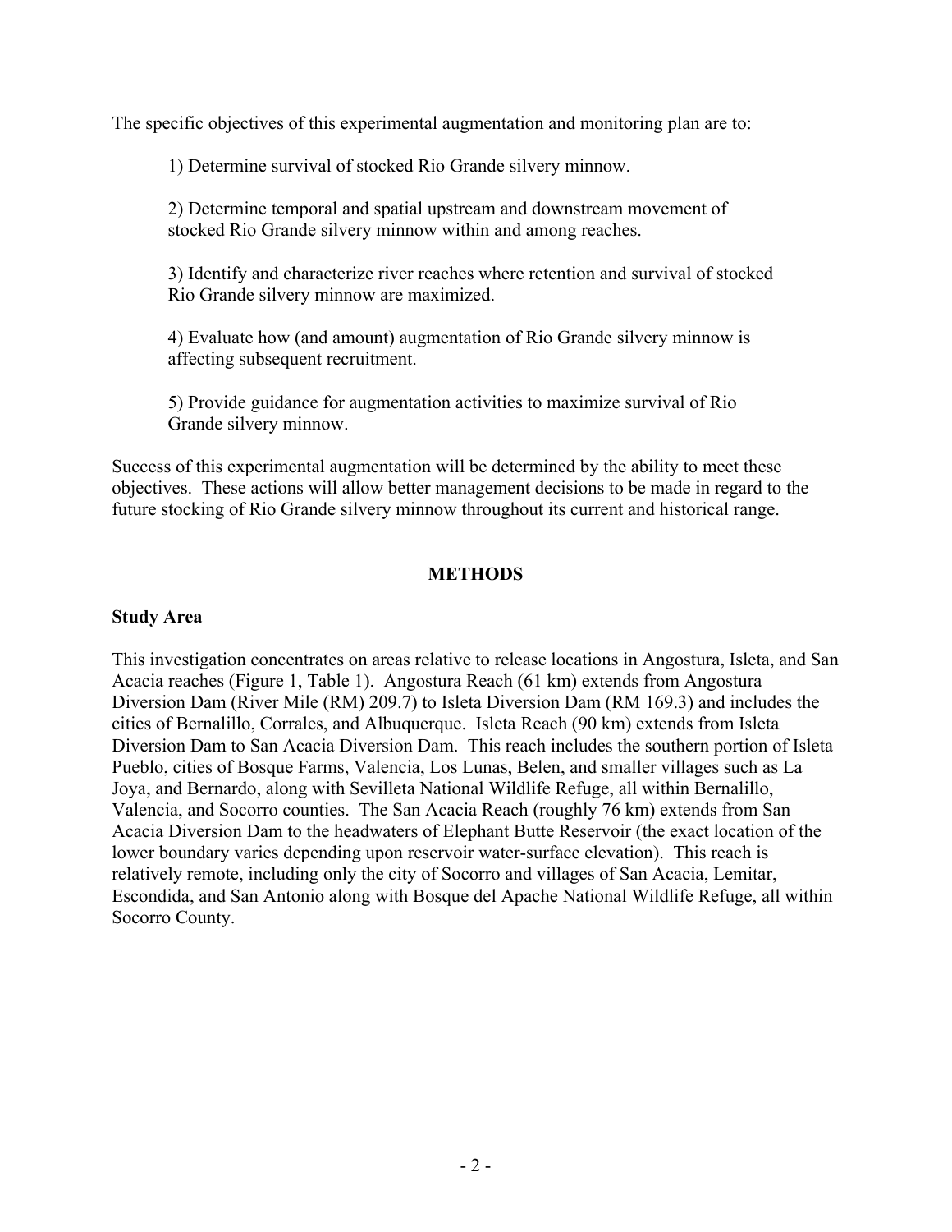The specific objectives of this experimental augmentation and monitoring plan are to:

1) Determine survival of stocked Rio Grande silvery minnow.

2) Determine temporal and spatial upstream and downstream movement of stocked Rio Grande silvery minnow within and among reaches.

3) Identify and characterize river reaches where retention and survival of stocked Rio Grande silvery minnow are maximized.

4) Evaluate how (and amount) augmentation of Rio Grande silvery minnow is affecting subsequent recruitment.

5) Provide guidance for augmentation activities to maximize survival of Rio Grande silvery minnow.

Success of this experimental augmentation will be determined by the ability to meet these objectives. These actions will allow better management decisions to be made in regard to the future stocking of Rio Grande silvery minnow throughout its current and historical range.

## METHODS

### Study Area

This investigation concentrates on areas relative to release locations in Angostura, Isleta, and San Acacia reaches (Figure 1, Table 1). Angostura Reach (61 km) extends from Angostura Diversion Dam (River Mile (RM) 209.7) to Isleta Diversion Dam (RM 169.3) and includes the cities of Bernalillo, Corrales, and Albuquerque. Isleta Reach (90 km) extends from Isleta Diversion Dam to San Acacia Diversion Dam. This reach includes the southern portion of Isleta Pueblo, cities of Bosque Farms, Valencia, Los Lunas, Belen, and smaller villages such as La Joya, and Bernardo, along with Sevilleta National Wildlife Refuge, all within Bernalillo, Valencia, and Socorro counties. The San Acacia Reach (roughly 76 km) extends from San Acacia Diversion Dam to the headwaters of Elephant Butte Reservoir (the exact location of the lower boundary varies depending upon reservoir water-surface elevation). This reach is relatively remote, including only the city of Socorro and villages of San Acacia, Lemitar, Escondida, and San Antonio along with Bosque del Apache National Wildlife Refuge, all within Socorro County.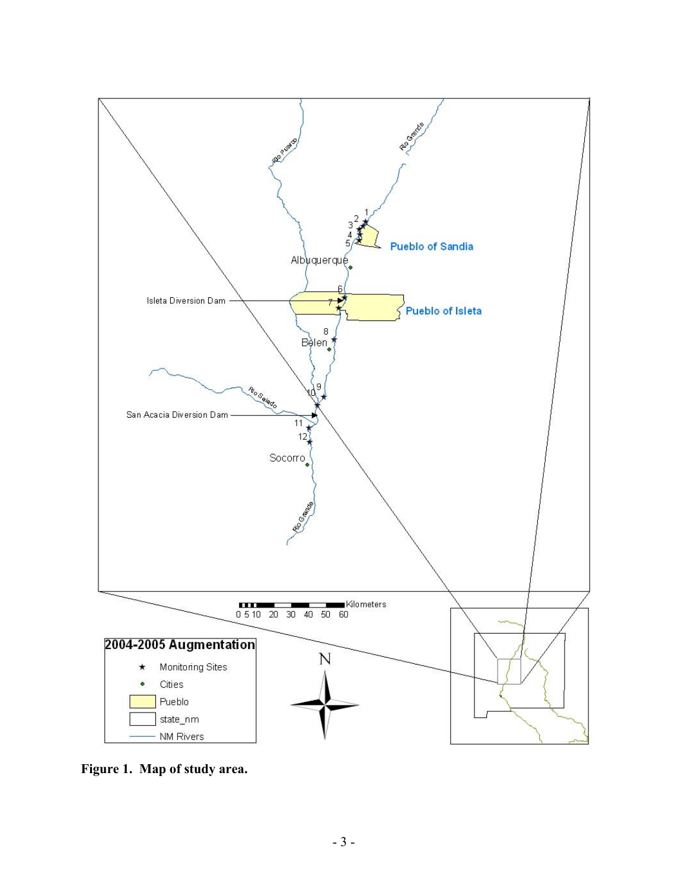**Figure 1. Map of study area.**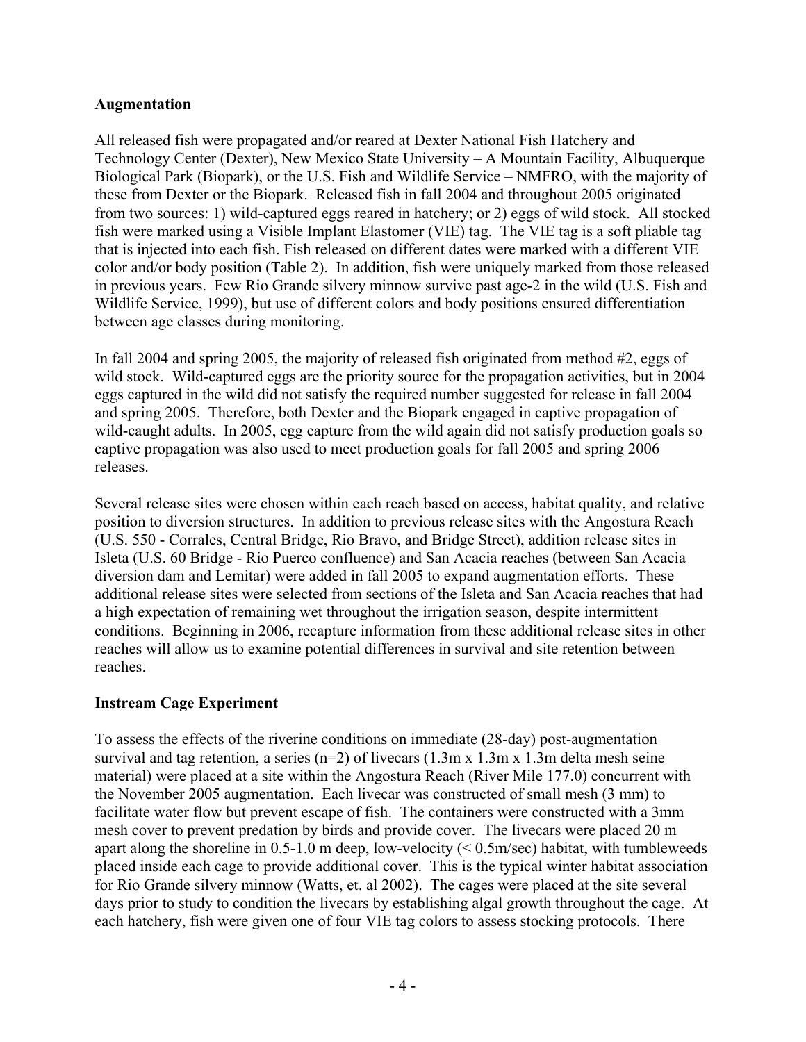## Augmentation

All released fish were propagated and/or reared at Dexter National Fish Hatchery and Technology Center (Dexter), New Mexico State University – A Mountain Facility, Albuquerque Biological Park (Biopark), or the U.S. Fish and Wildlife Service – NMFRO, with the majority of these from Dexter or the Biopark. Released fish in fall 2004 and throughout 2005 originated from two sources: 1) wild-captured eggs reared in hatchery; or 2) eggs of wild stock. All stocked fish were marked using a Visible Implant Elastomer (VIE) tag. The VIE tag is a soft pliable tag that is injected into each fish. Fish released on different dates were marked with a different VIE color and/or body position (Table 2). In addition, fish were uniquely marked from those released in previous years. Few Rio Grande silvery minnow survive past age-2 in the wild (U.S. Fish and Wildlife Service, 1999), but use of different colors and body positions ensured differentiation between age classes during monitoring.

In fall 2004 and spring 2005, the majority of released fish originated from method #2, eggs of wild stock. Wild-captured eggs are the priority source for the propagation activities, but in 2004 eggs captured in the wild did not satisfy the required number suggested for release in fall 2004 and spring 2005. Therefore, both Dexter and the Biopark engaged in captive propagation of wild-caught adults. In 2005, egg capture from the wild again did not satisfy production goals so captive propagation was also used to meet production goals for fall 2005 and spring 2006 releases.

Several release sites were chosen within each reach based on access, habitat quality, and relative position to diversion structures. In addition to previous release sites with the Angostura Reach (U.S. 550 - Corrales, Central Bridge, Rio Bravo, and Bridge Street), addition release sites in Isleta (U.S. 60 Bridge - Rio Puerco confluence) and San Acacia reaches (between San Acacia diversion dam and Lemitar) were added in fall 2005 to expand augmentation efforts. These additional release sites were selected from sections of the Isleta and San Acacia reaches that had a high expectation of remaining wet throughout the irrigation season, despite intermittent conditions. Beginning in 2006, recapture information from these additional release sites in other reaches will allow us to examine potential differences in survival and site retention between reaches.

## Instream Cage Experiment

To assess the effects of the riverine conditions on immediate (28-day) post-augmentation survival and tag retention, a series (n=2) of livecars (1.3m x 1.3m x 1.3m delta mesh seine material) were placed at a site within the Angostura Reach (River Mile 177.0) concurrent with the November 2005 augmentation. Each livecar was constructed of small mesh (3 mm) to facilitate water flow but prevent escape of fish. The containers were constructed with a 3mm mesh cover to prevent predation by birds and provide cover. The livecars were placed 20 m apart along the shoreline in 0.5-1.0 m deep, low-velocity (< 0.5m/sec) habitat, with tumbleweeds placed inside each cage to provide additional cover. This is the typical winter habitat association for Rio Grande silvery minnow (Watts, et. al 2002). The cages were placed at the site several days prior to study to condition the livecars by establishing algal growth throughout the cage. At each hatchery, fish were given one of four VIE tag colors to assess stocking protocols. There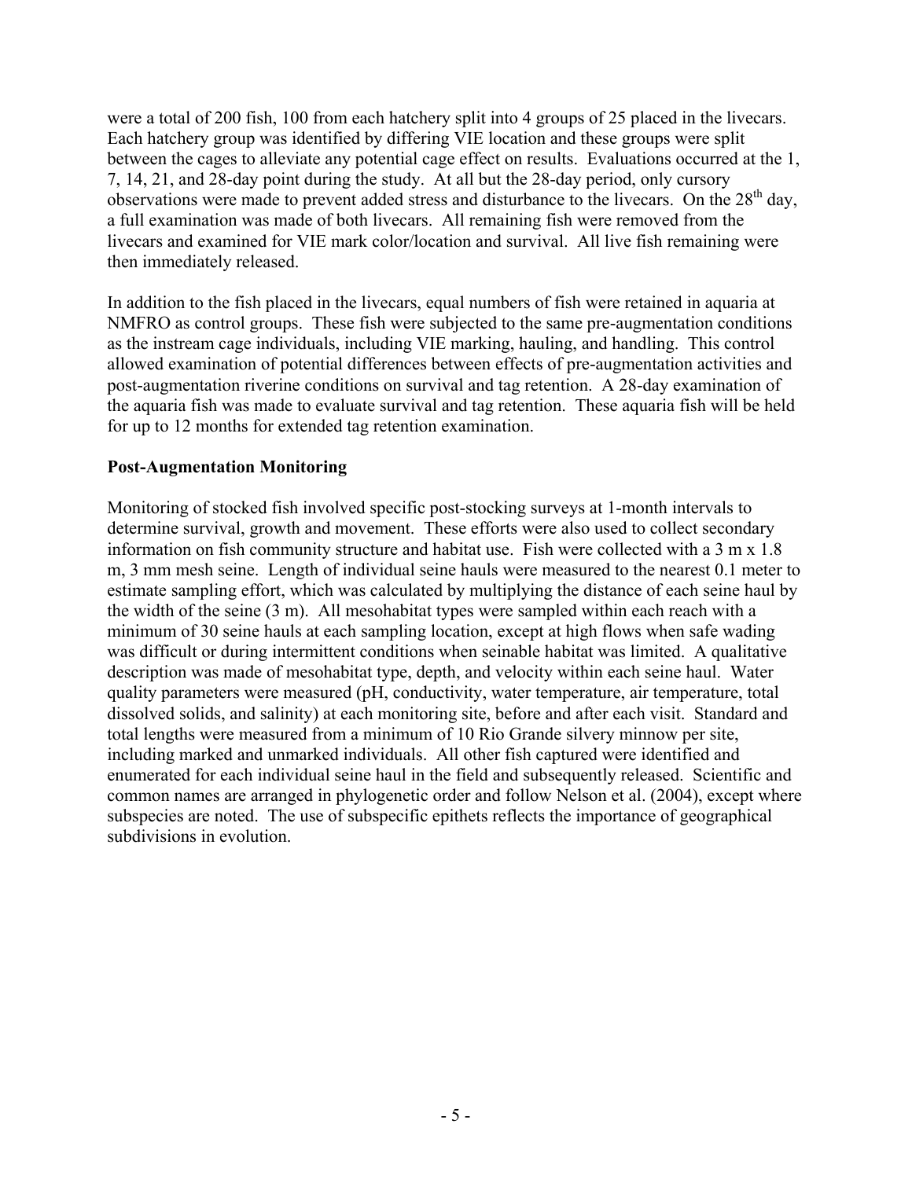were a total of 200 fish, 100 from each hatchery split into 4 groups of 25 placed in the livecars. Each hatchery group was identified by differing VIE location and these groups were split between the cages to alleviate any potential cage effect on results. Evaluations occurred at the 1, 7, 14, 21, and 28-day point during the study. At all but the 28-day period, only cursory observations were made to prevent added stress and disturbance to the livecars. On the 28$^{th}$ day, a full examination was made of both livecars. All remaining fish were removed from the livecars and examined for VIE mark color/location and survival. All live fish remaining were then immediately released.

In addition to the fish placed in the livecars, equal numbers of fish were retained in aquaria at NMFRO as control groups. These fish were subjected to the same pre-augmentation conditions as the instream cage individuals, including VIE marking, hauling, and handling. This control allowed examination of potential differences between effects of pre-augmentation activities and post-augmentation riverine conditions on survival and tag retention. A 28-day examination of the aquaria fish was made to evaluate survival and tag retention. These aquaria fish will be held for up to 12 months for extended tag retention examination.

**Post-Augmentation Monitoring**

Monitoring of stocked fish involved specific post-stocking surveys at 1-month intervals to determine survival, growth and movement. These efforts were also used to collect secondary information on fish community structure and habitat use. Fish were collected with a 3 m x 1.8 m, 3 mm mesh seine. Length of individual seine hauls were measured to the nearest 0.1 meter to estimate sampling effort, which was calculated by multiplying the distance of each seine haul by the width of the seine (3 m). All mesohabitat types were sampled within each reach with a minimum of 30 seine hauls at each sampling location, except at high flows when safe wading was difficult or during intermittent conditions when seinable habitat was limited. A qualitative description was made of mesohabitat type, depth, and velocity within each seine haul. Water quality parameters were measured (pH, conductivity, water temperature, air temperature, total dissolved solids, and salinity) at each monitoring site, before and after each visit. Standard and total lengths were measured from a minimum of 10 Rio Grande silvery minnow per site, including marked and unmarked individuals. All other fish captured were identified and enumerated for each individual seine haul in the field and subsequently released. Scientific and common names are arranged in phylogenetic order and follow Nelson et al. (2004), except where subspecies are noted. The use of subspecific epithets reflects the importance of geographical subdivisions in evolution.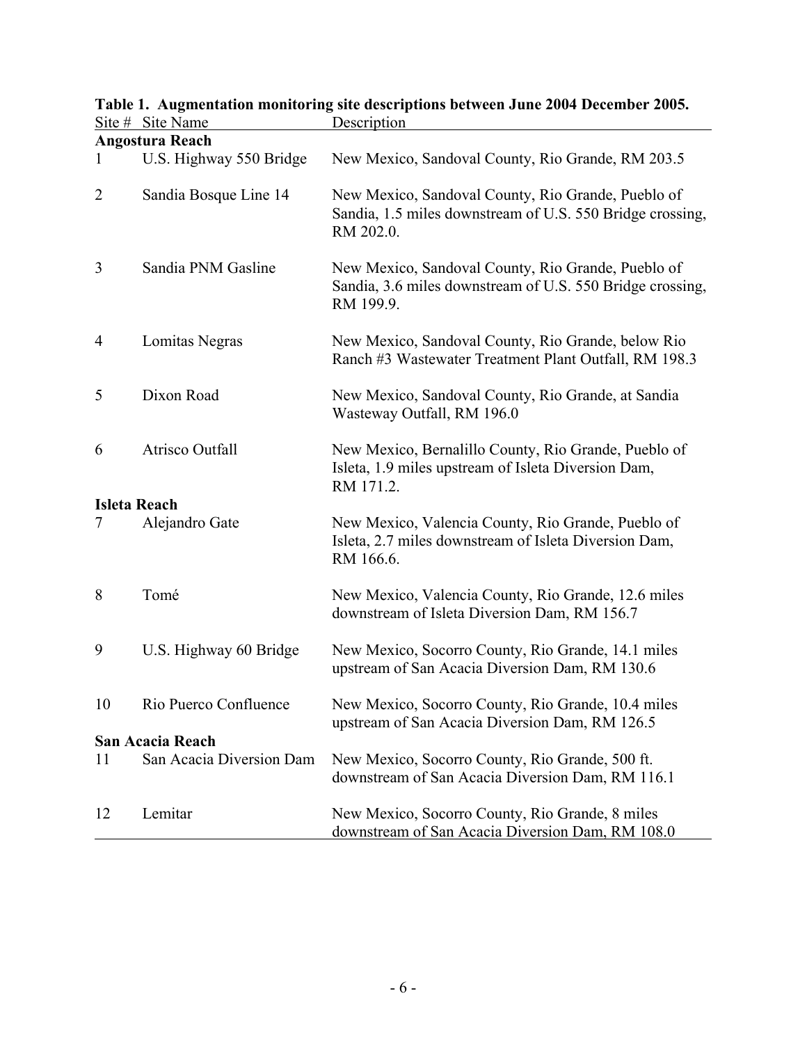**Table 1. Augmentation monitoring site descriptions between June 2004 December 2005.**

| Site # | Site Name | Description |
|---|---|---|
| **Angostura Reach** | | |
| 1 | U.S. Highway 550 Bridge | New Mexico, Sandoval County, Rio Grande, RM 203.5 |
| 2 | Sandia Bosque Line 14 | New Mexico, Sandoval County, Rio Grande, Pueblo of Sandia, 1.5 miles downstream of U.S. 550 Bridge crossing, RM 202.0. |
| 3 | Sandia PNM Gasline | New Mexico, Sandoval County, Rio Grande, Pueblo of Sandia, 3.6 miles downstream of U.S. 550 Bridge crossing, RM 199.9. |
| 4 | Lomitas Negras | New Mexico, Sandoval County, Rio Grande, below Rio Ranch #3 Wastewater Treatment Plant Outfall, RM 198.3 |
| 5 | Dixon Road | New Mexico, Sandoval County, Rio Grande, at Sandia Wasteway Outfall, RM 196.0 |
| 6 | Atrisco Outfall | New Mexico, Bernalillo County, Rio Grande, Pueblo of Isleta, 1.9 miles upstream of Isleta Diversion Dam, RM 171.2. |
| **Isleta Reach** | | |
| 7 | Alejandro Gate | New Mexico, Valencia County, Rio Grande, Pueblo of Isleta, 2.7 miles downstream of Isleta Diversion Dam, RM 166.6. |
| 8 | Tomé | New Mexico, Valencia County, Rio Grande, 12.6 miles downstream of Isleta Diversion Dam, RM 156.7 |
| 9 | U.S. Highway 60 Bridge | New Mexico, Socorro County, Rio Grande, 14.1 miles upstream of San Acacia Diversion Dam, RM 130.6 |
| 10 | Rio Puerco Confluence | New Mexico, Socorro County, Rio Grande, 10.4 miles upstream of San Acacia Diversion Dam, RM 126.5 |
| **San Acacia Reach** | | |
| 11 | San Acacia Diversion Dam | New Mexico, Socorro County, Rio Grande, 500 ft. downstream of San Acacia Diversion Dam, RM 116.1 |
| 12 | Lemitar | New Mexico, Socorro County, Rio Grande, 8 miles downstream of San Acacia Diversion Dam, RM 108.0 |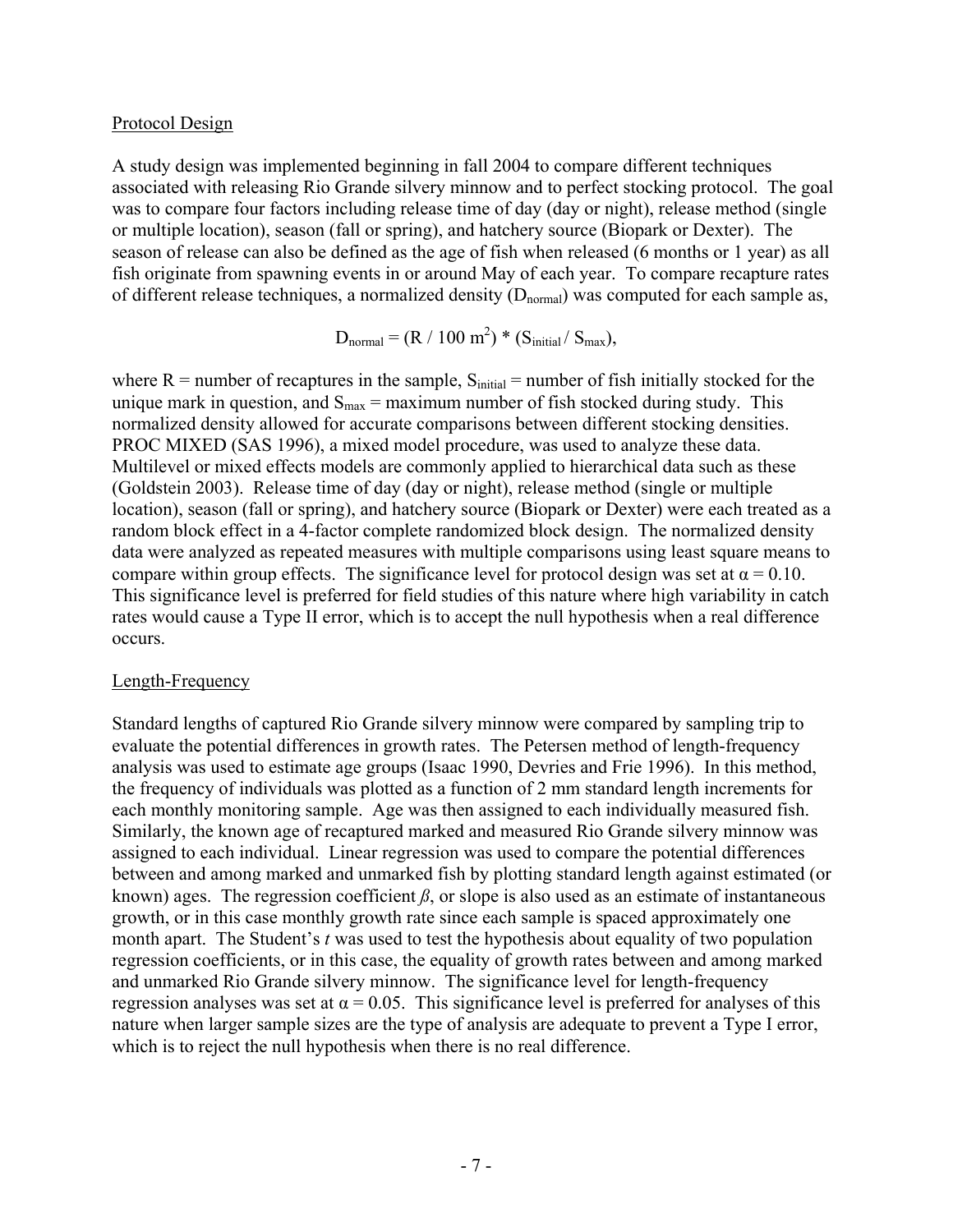## Protocol Design

A study design was implemented beginning in fall 2004 to compare different techniques associated with releasing Rio Grande silvery minnow and to perfect stocking protocol. The goal was to compare four factors including release time of day (day or night), release method (single or multiple location), season (fall or spring), and hatchery source (Biopark or Dexter). The season of release can also be defined as the age of fish when released (6 months or 1 year) as all fish originate from spawning events in or around May of each year. To compare recapture rates of different release techniques, a normalized density ($D_{normal}$) was computed for each sample as,

$$D_{normal} = (R / 100 \text{ m}^2) * (S_{initial} / S_{max}),$$

where R = number of recaptures in the sample, $S_{initial}$ = number of fish initially stocked for the unique mark in question, and $S_{max}$ = maximum number of fish stocked during study. This normalized density allowed for accurate comparisons between different stocking densities. PROC MIXED (SAS 1996), a mixed model procedure, was used to analyze these data. Multilevel or mixed effects models are commonly applied to hierarchical data such as these (Goldstein 2003). Release time of day (day or night), release method (single or multiple location), season (fall or spring), and hatchery source (Biopark or Dexter) were each treated as a random block effect in a 4-factor complete randomized block design. The normalized density data were analyzed as repeated measures with multiple comparisons using least square means to compare within group effects. The significance level for protocol design was set at $\alpha = 0.10$. This significance level is preferred for field studies of this nature where high variability in catch rates would cause a Type II error, which is to accept the null hypothesis when a real difference occurs.

## Length-Frequency

Standard lengths of captured Rio Grande silvery minnow were compared by sampling trip to evaluate the potential differences in growth rates. The Petersen method of length-frequency analysis was used to estimate age groups (Isaac 1990, Devries and Frie 1996). In this method, the frequency of individuals was plotted as a function of 2 mm standard length increments for each monthly monitoring sample. Age was then assigned to each individually measured fish. Similarly, the known age of recaptured marked and measured Rio Grande silvery minnow was assigned to each individual. Linear regression was used to compare the potential differences between and among marked and unmarked fish by plotting standard length against estimated (or known) ages. The regression coefficient $\beta$, or slope is also used as an estimate of instantaneous growth, or in this case monthly growth rate since each sample is spaced approximately one month apart. The Student's *t* was used to test the hypothesis about equality of two population regression coefficients, or in this case, the equality of growth rates between and among marked and unmarked Rio Grande silvery minnow. The significance level for length-frequency regression analyses was set at $\alpha = 0.05$. This significance level is preferred for analyses of this nature when larger sample sizes are the type of analysis are adequate to prevent a Type I error, which is to reject the null hypothesis when there is no real difference.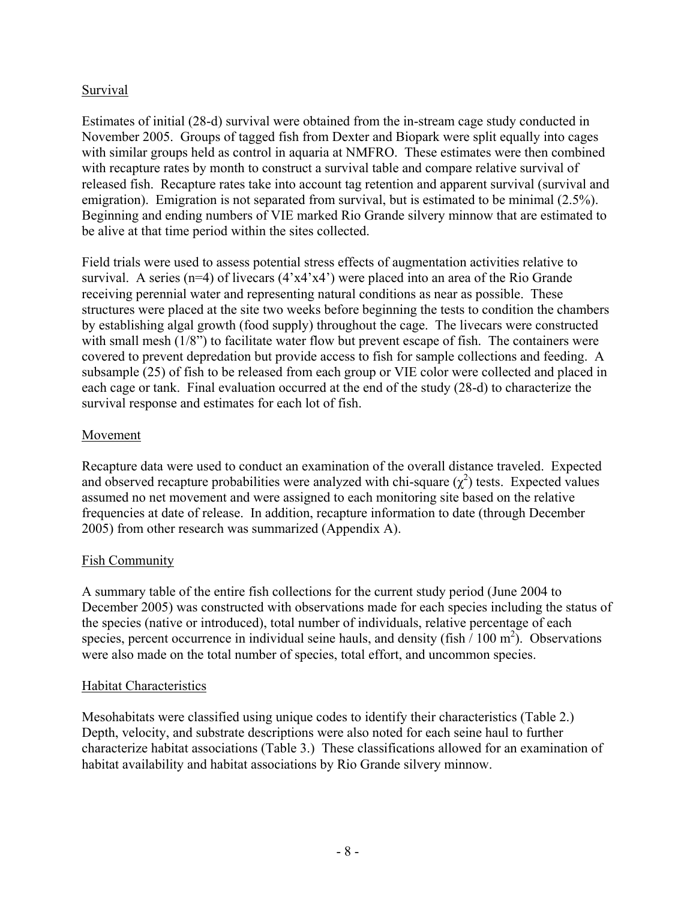## Survival

Estimates of initial (28-d) survival were obtained from the in-stream cage study conducted in November 2005. Groups of tagged fish from Dexter and Biopark were split equally into cages with similar groups held as control in aquaria at NMFRO. These estimates were then combined with recapture rates by month to construct a survival table and compare relative survival of released fish. Recapture rates take into account tag retention and apparent survival (survival and emigration). Emigration is not separated from survival, but is estimated to be minimal (2.5%). Beginning and ending numbers of VIE marked Rio Grande silvery minnow that are estimated to be alive at that time period within the sites collected.

Field trials were used to assess potential stress effects of augmentation activities relative to survival. A series (n=4) of livecars (4'x4'x4') were placed into an area of the Rio Grande receiving perennial water and representing natural conditions as near as possible. These structures were placed at the site two weeks before beginning the tests to condition the chambers by establishing algal growth (food supply) throughout the cage. The livecars were constructed with small mesh (1/8") to facilitate water flow but prevent escape of fish. The containers were covered to prevent depredation but provide access to fish for sample collections and feeding. A subsample (25) of fish to be released from each group or VIE color were collected and placed in each cage or tank. Final evaluation occurred at the end of the study (28-d) to characterize the survival response and estimates for each lot of fish.

## Movement

Recapture data were used to conduct an examination of the overall distance traveled. Expected and observed recapture probabilities were analyzed with chi-square ($\chi^2$) tests. Expected values assumed no net movement and were assigned to each monitoring site based on the relative frequencies at date of release. In addition, recapture information to date (through December 2005) from other research was summarized (Appendix A).

## Fish Community

A summary table of the entire fish collections for the current study period (June 2004 to December 2005) was constructed with observations made for each species including the status of the species (native or introduced), total number of individuals, relative percentage of each species, percent occurrence in individual seine hauls, and density (fish / 100 $m^2$). Observations were also made on the total number of species, total effort, and uncommon species.

## Habitat Characteristics

Mesohabitats were classified using unique codes to identify their characteristics (Table 2.) Depth, velocity, and substrate descriptions were also noted for each seine haul to further characterize habitat associations (Table 3.) These classifications allowed for an examination of habitat availability and habitat associations by Rio Grande silvery minnow.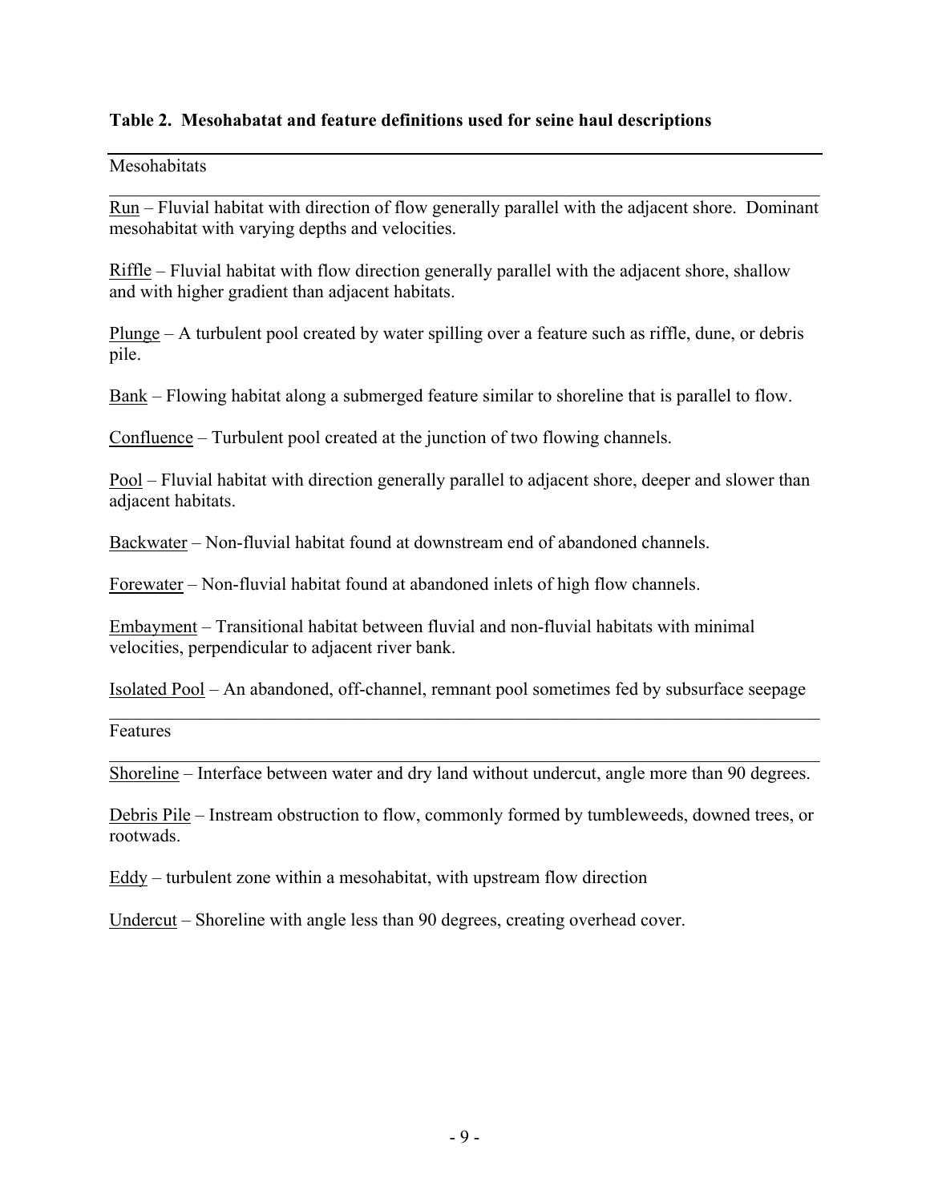**Table 2. Mesohabatat and feature definitions used for seine haul descriptions**

Mesohabitats

Run – Fluvial habitat with direction of flow generally parallel with the adjacent shore. Dominant mesohabitat with varying depths and velocities.

Riffle – Fluvial habitat with flow direction generally parallel with the adjacent shore, shallow and with higher gradient than adjacent habitats.

Plunge – A turbulent pool created by water spilling over a feature such as riffle, dune, or debris pile.

Bank – Flowing habitat along a submerged feature similar to shoreline that is parallel to flow.

Confluence – Turbulent pool created at the junction of two flowing channels.

Pool – Fluvial habitat with direction generally parallel to adjacent shore, deeper and slower than adjacent habitats.

Backwater – Non-fluvial habitat found at downstream end of abandoned channels.

Forewater – Non-fluvial habitat found at abandoned inlets of high flow channels.

Embayment – Transitional habitat between fluvial and non-fluvial habitats with minimal velocities, perpendicular to adjacent river bank.

Isolated Pool – An abandoned, off-channel, remnant pool sometimes fed by subsurface seepage

Features

Shoreline – Interface between water and dry land without undercut, angle more than 90 degrees.

Debris Pile – Instream obstruction to flow, commonly formed by tumbleweeds, downed trees, or rootwads.

Eddy – turbulent zone within a mesohabitat, with upstream flow direction

Undercut – Shoreline with angle less than 90 degrees, creating overhead cover.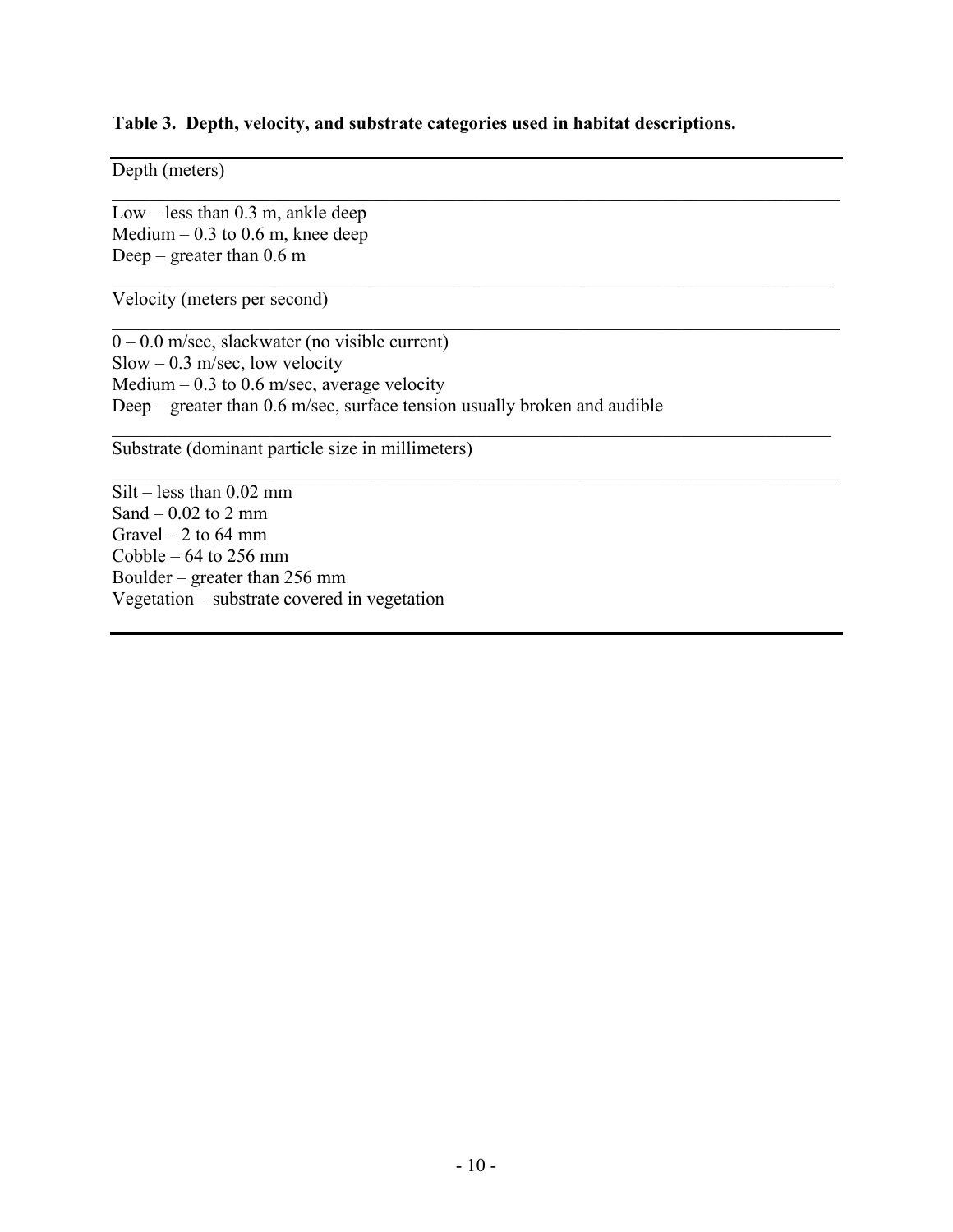**Table 3. Depth, velocity, and substrate categories used in habitat descriptions.**

| Depth (meters) |
|---|
| Low – less than 0.3 m, ankle deep |
| Medium – 0.3 to 0.6 m, knee deep |
| Deep – greater than 0.6 m |
| **Velocity (meters per second)** |
| 0 – 0.0 m/sec, slackwater (no visible current) |
| Slow – 0.3 m/sec, low velocity |
| Medium – 0.3 to 0.6 m/sec, average velocity |
| Deep – greater than 0.6 m/sec, surface tension usually broken and audible |
| **Substrate (dominant particle size in millimeters)** |
| Silt – less than 0.02 mm |
| Sand – 0.02 to 2 mm |
| Gravel – 2 to 64 mm |
| Cobble – 64 to 256 mm |
| Boulder – greater than 256 mm |
| Vegetation – substrate covered in vegetation |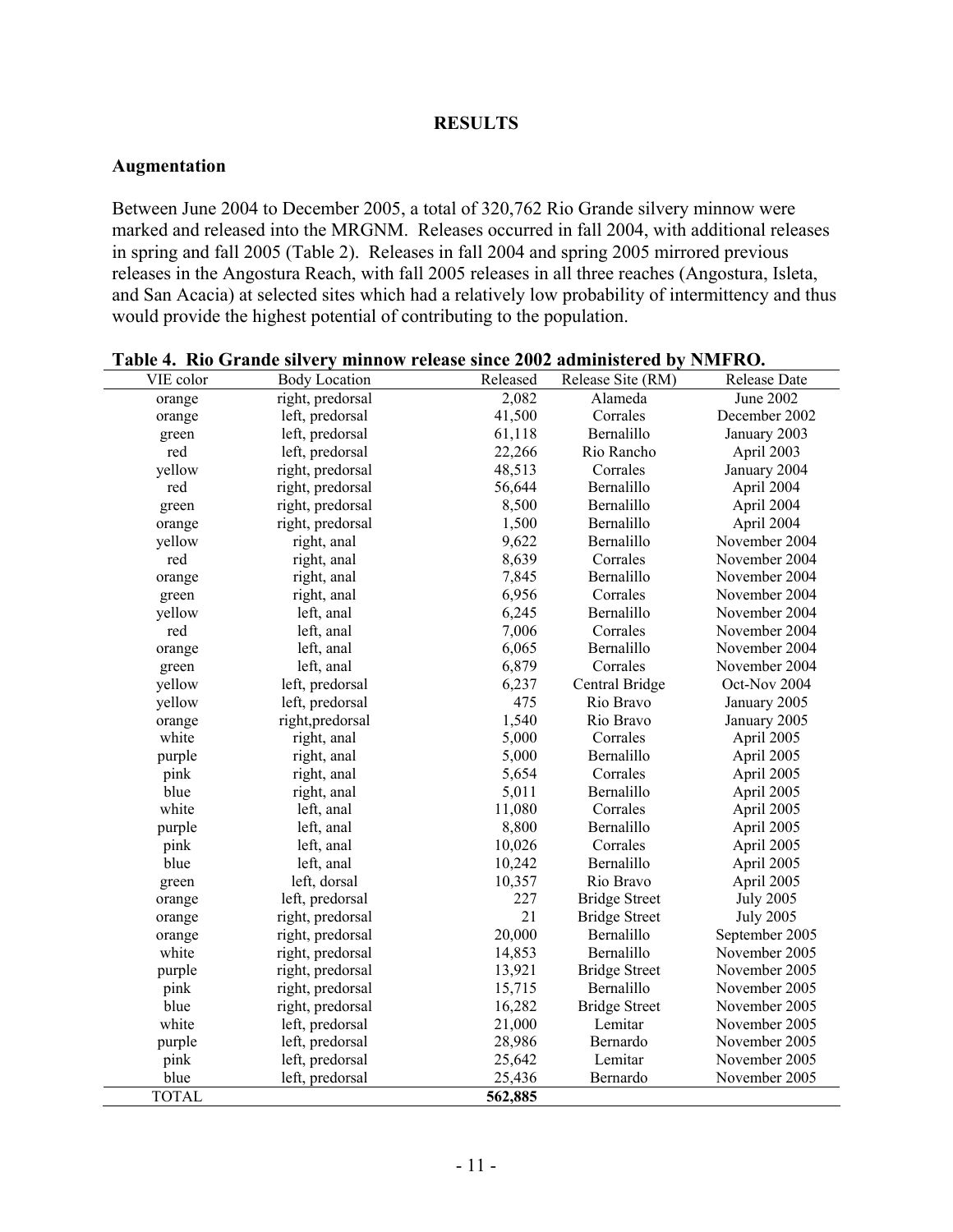# RESULTS

## Augmentation

Between June 2004 to December 2005, a total of 320,762 Rio Grande silvery minnow were marked and released into the MRGNM. Releases occurred in fall 2004, with additional releases in spring and fall 2005 (Table 2). Releases in fall 2004 and spring 2005 mirrored previous releases in the Angostura Reach, with fall 2005 releases in all three reaches (Angostura, Isleta, and San Acacia) at selected sites which had a relatively low probability of intermittency and thus would provide the highest potential of contributing to the population.

**Table 4. Rio Grande silvery minnow release since 2002 administered by NMFRO.**

| VIE color | Body Location | Released | Release Site (RM) | Release Date |
|---|---|---|---|---|
| orange | right, predorsal | 2,082 | Alameda | June 2002 |
| orange | left, predorsal | 41,500 | Corrales | December 2002 |
| green | left, predorsal | 61,118 | Bernalillo | January 2003 |
| red | left, predorsal | 22,266 | Rio Rancho | April 2003 |
| yellow | right, predorsal | 48,513 | Corrales | January 2004 |
| red | right, predorsal | 56,644 | Bernalillo | April 2004 |
| green | right, predorsal | 8,500 | Bernalillo | April 2004 |
| orange | right, predorsal | 1,500 | Bernalillo | April 2004 |
| yellow | right, anal | 9,622 | Bernalillo | November 2004 |
| red | right, anal | 8,639 | Corrales | November 2004 |
| orange | right, anal | 7,845 | Bernalillo | November 2004 |
| green | right, anal | 6,956 | Corrales | November 2004 |
| yellow | left, anal | 6,245 | Bernalillo | November 2004 |
| red | left, anal | 7,006 | Corrales | November 2004 |
| orange | left, anal | 6,065 | Bernalillo | November 2004 |
| green | left, anal | 6,879 | Corrales | November 2004 |
| yellow | left, predorsal | 6,237 | Central Bridge | Oct-Nov 2004 |
| yellow | left, predorsal | 475 | Rio Bravo | January 2005 |
| orange | right,predorsal | 1,540 | Rio Bravo | January 2005 |
| white | right, anal | 5,000 | Corrales | April 2005 |
| purple | right, anal | 5,000 | Bernalillo | April 2005 |
| pink | right, anal | 5,654 | Corrales | April 2005 |
| blue | right, anal | 5,011 | Bernalillo | April 2005 |
| white | left, anal | 11,080 | Corrales | April 2005 |
| purple | left, anal | 8,800 | Bernalillo | April 2005 |
| pink | left, anal | 10,026 | Corrales | April 2005 |
| blue | left, anal | 10,242 | Bernalillo | April 2005 |
| green | left, dorsal | 10,357 | Rio Bravo | April 2005 |
| orange | left, predorsal | 227 | Bridge Street | July 2005 |
| orange | right, predorsal | 21 | Bridge Street | July 2005 |
| orange | right, predorsal | 20,000 | Bernalillo | September 2005 |
| white | right, predorsal | 14,853 | Bernalillo | November 2005 |
| purple | right, predorsal | 13,921 | Bridge Street | November 2005 |
| pink | right, predorsal | 15,715 | Bernalillo | November 2005 |
| blue | right, predorsal | 16,282 | Bridge Street | November 2005 |
| white | left, predorsal | 21,000 | Lemitar | November 2005 |
| purple | left, predorsal | 28,986 | Bernardo | November 2005 |
| pink | left, predorsal | 25,642 | Lemitar | November 2005 |
| blue | left, predorsal | 25,436 | Bernardo | November 2005 |
| TOTAL | | **562,885** | | |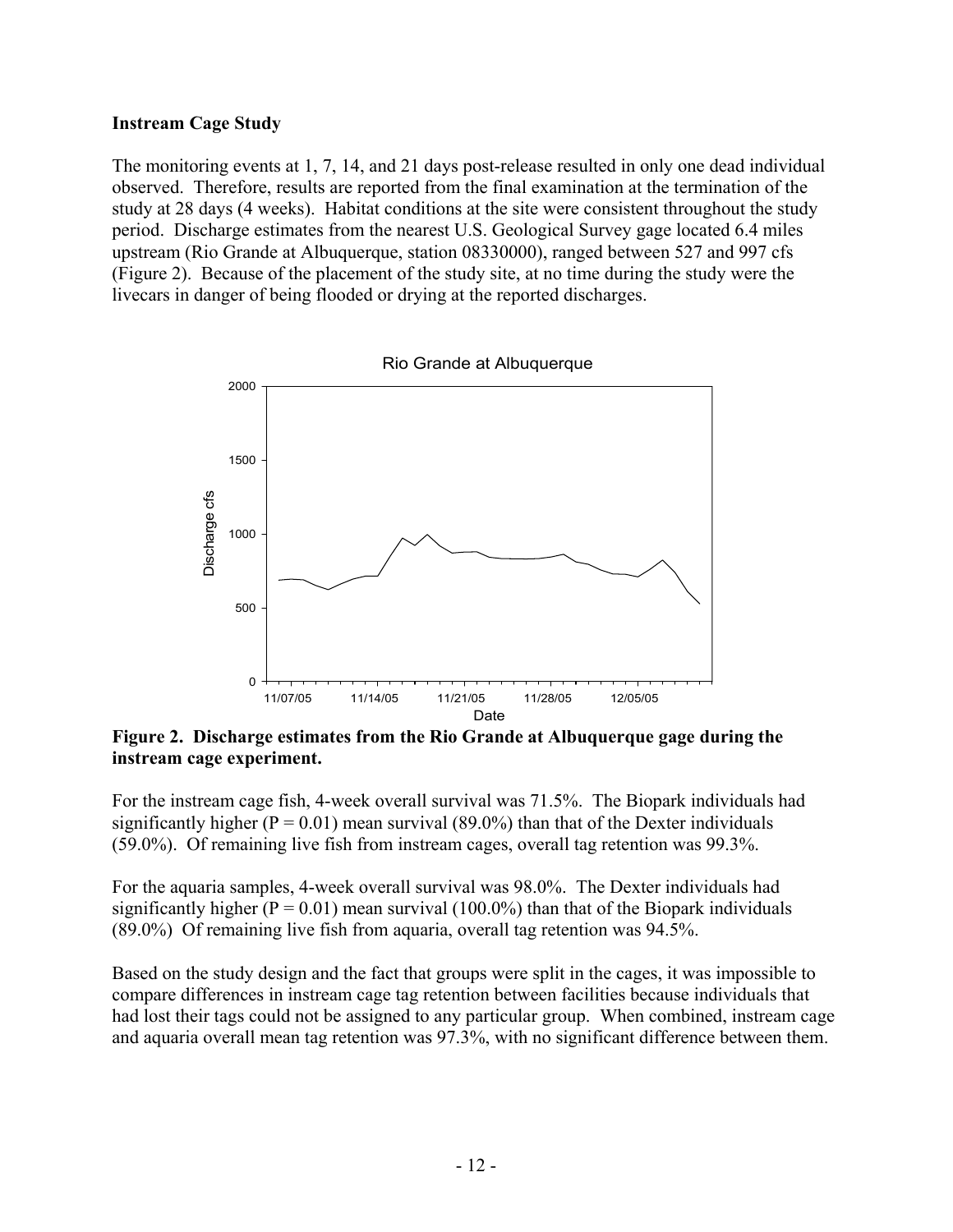**Instream Cage Study**

The monitoring events at 1, 7, 14, and 21 days post-release resulted in only one dead individual observed. Therefore, results are reported from the final examination at the termination of the study at 28 days (4 weeks). Habitat conditions at the site were consistent throughout the study period. Discharge estimates from the nearest U.S. Geological Survey gage located 6.4 miles upstream (Rio Grande at Albuquerque, station 08330000), ranged between 527 and 997 cfs (Figure 2). Because of the placement of the study site, at no time during the study were the livecars in danger of being flooded or drying at the reported discharges.

**Figure 2. Discharge estimates from the Rio Grande at Albuquerque gage during the instream cage experiment.**

For the instream cage fish, 4-week overall survival was 71.5%. The Biopark individuals had significantly higher ($P = 0.01$) mean survival (89.0%) than that of the Dexter individuals (59.0%). Of remaining live fish from instream cages, overall tag retention was 99.3%.

For the aquaria samples, 4-week overall survival was 98.0%. The Dexter individuals had significantly higher ($P = 0.01$) mean survival (100.0%) than that of the Biopark individuals (89.0%) Of remaining live fish from aquaria, overall tag retention was 94.5%.

Based on the study design and the fact that groups were split in the cages, it was impossible to compare differences in instream cage tag retention between facilities because individuals that had lost their tags could not be assigned to any particular group. When combined, instream cage and aquaria overall mean tag retention was 97.3%, with no significant difference between them.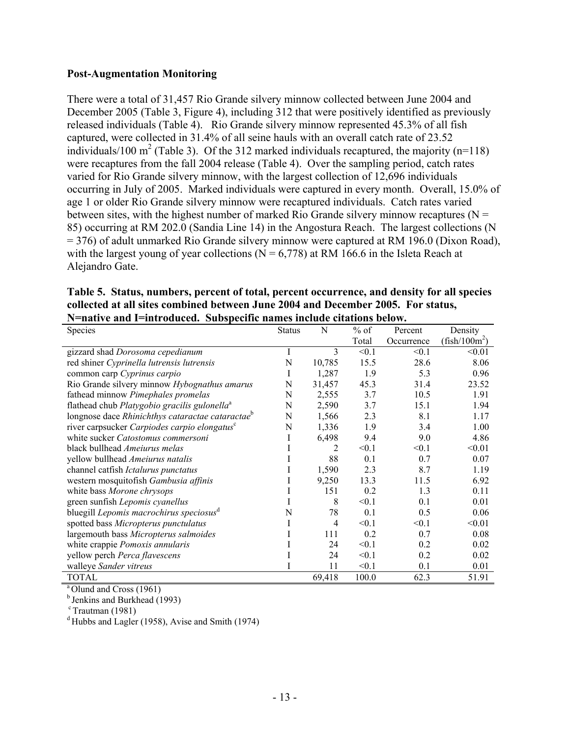**Post-Augmentation Monitoring**

There were a total of 31,457 Rio Grande silvery minnow collected between June 2004 and December 2005 (Table 3, Figure 4), including 312 that were positively identified as previously released individuals (Table 4). Rio Grande silvery minnow represented 45.3% of all fish captured, were collected in 31.4% of all seine hauls with an overall catch rate of 23.52 individuals/100 m$^2$ (Table 3). Of the 312 marked individuals recaptured, the majority (n=118) were recaptures from the fall 2004 release (Table 4). Over the sampling period, catch rates varied for Rio Grande silvery minnow, with the largest collection of 12,696 individuals occurring in July of 2005. Marked individuals were captured in every month. Overall, 15.0% of age 1 or older Rio Grande silvery minnow were recaptured individuals. Catch rates varied between sites, with the highest number of marked Rio Grande silvery minnow recaptures (N = 85) occurring at RM 202.0 (Sandia Line 14) in the Angostura Reach. The largest collections (N = 376) of adult unmarked Rio Grande silvery minnow were captured at RM 196.0 (Dixon Road), with the largest young of year collections (N = 6,778) at RM 166.6 in the Isleta Reach at Alejandro Gate.

**Table 5. Status, numbers, percent of total, percent occurrence, and density for all species collected at all sites combined between June 2004 and December 2005. For status, N=native and I=introduced. Subspecific names include citations below.**

| Species | Status | N | % of Total | Percent Occurrence | Density (fish/100m$^2$) |
|---|---|---|---|---|---|
| gizzard shad *Dorosoma cepedianum* | I | 3 | <0.1 | <0.1 | <0.01 |
| red shiner *Cyprinella lutrensis lutrensis* | N | 10,785 | 15.5 | 28.6 | 8.06 |
| common carp *Cyprinus carpio* | I | 1,287 | 1.9 | 5.3 | 0.96 |
| Rio Grande silvery minnow *Hybognathus amarus* | N | 31,457 | 45.3 | 31.4 | 23.52 |
| fathead minnow *Pimephales promelas* | N | 2,555 | 3.7 | 10.5 | 1.91 |
| flathead chub *Platygobio gracilis gulonella*[a] | N | 2,590 | 3.7 | 15.1 | 1.94 |
| longnose dace *Rhinichthys cataractae cataractae*[b] | N | 1,566 | 2.3 | 8.1 | 1.17 |
| river carpsucker *Carpiodes carpio elongatus*[c] | N | 1,336 | 1.9 | 3.4 | 1.00 |
| white sucker *Catostomus commersoni* | I | 6,498 | 9.4 | 9.0 | 4.86 |
| black bullhead *Ameiurus melas* | I | 2 | <0.1 | <0.1 | <0.01 |
| yellow bullhead *Ameiurus natalis* | I | 88 | 0.1 | 0.7 | 0.07 |
| channel catfish *Ictalurus punctatus* | I | 1,590 | 2.3 | 8.7 | 1.19 |
| western mosquitofish *Gambusia affinis* | I | 9,250 | 13.3 | 11.5 | 6.92 |
| white bass *Morone chrysops* | I | 151 | 0.2 | 1.3 | 0.11 |
| green sunfish *Lepomis cyanellus* | I | 8 | <0.1 | 0.1 | 0.01 |
| bluegill *Lepomis macrochirus speciosus*[d] | N | 78 | 0.1 | 0.5 | 0.06 |
| spotted bass *Micropterus punctulatus* | I | 4 | <0.1 | <0.1 | <0.01 |
| largemouth bass *Micropterus salmoides* | I | 111 | 0.2 | 0.7 | 0.08 |
| white crappie *Pomoxis annularis* | I | 24 | <0.1 | 0.2 | 0.02 |
| yellow perch *Perca flavescens* | I | 24 | <0.1 | 0.2 | 0.02 |
| walleye *Sander vitreus* | I | 11 | <0.1 | 0.1 | 0.01 |
| TOTAL | | 69,418 | 100.0 | 62.3 | 51.91 |

[a] Olund and Cross (1961)
[b] Jenkins and Burkhead (1993)
[c] Trautman (1981)
[d] Hubbs and Lagler (1958), Avise and Smith (1974)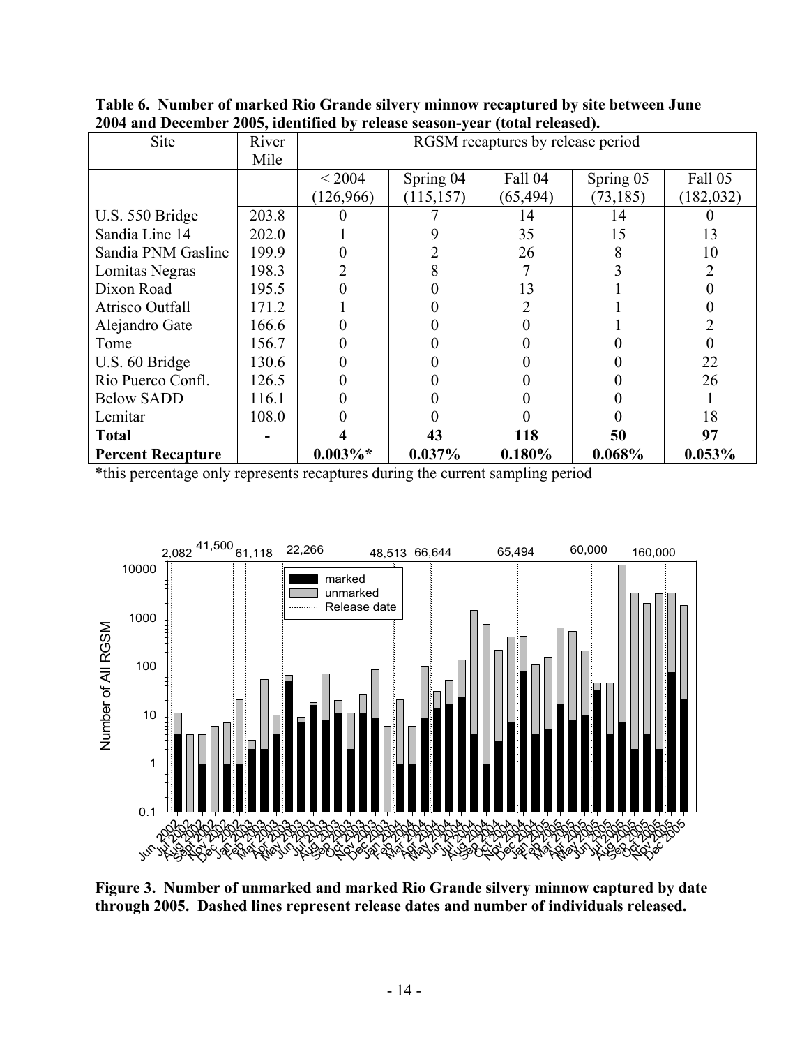**Table 6. Number of marked Rio Grande silvery minnow recaptured by site between June 2004 and December 2005, identified by release season-year (total released).**

| Site | River Mile | RGSM recaptures by release period | | | | |
|---|---|---|---|---|---|---|
| | | < 2004 (126,966) | Spring 04 (115,157) | Fall 04 (65,494) | Spring 05 (73,185) | Fall 05 (182,032) |
| U.S. 550 Bridge | 203.8 | 0 | 7 | 14 | 14 | 0 |
| Sandia Line 14 | 202.0 | 1 | 9 | 35 | 15 | 13 |
| Sandia PNM Gasline | 199.9 | 0 | 2 | 26 | 8 | 10 |
| Lomitas Negras | 198.3 | 2 | 8 | 7 | 3 | 2 |
| Dixon Road | 195.5 | 0 | 0 | 13 | 1 | 0 |
| Atrisco Outfall | 171.2 | 1 | 0 | 2 | 1 | 0 |
| Alejandro Gate | 166.6 | 0 | 0 | 0 | 1 | 2 |
| Tome | 156.7 | 0 | 0 | 0 | 0 | 0 |
| U.S. 60 Bridge | 130.6 | 0 | 0 | 0 | 0 | 22 |
| Rio Puerco Confl. | 126.5 | 0 | 0 | 0 | 0 | 26 |
| Below SADD | 116.1 | 0 | 0 | 0 | 0 | 1 |
| Lemitar | 108.0 | 0 | 0 | 0 | 0 | 18 |
| **Total** | - | **4** | **43** | **118** | **50** | **97** |
| **Percent Recapture** | | **0.003%*** | **0.037%** | **0.180%** | **0.068%** | **0.053%** |

*this percentage only represents recaptures during the current sampling period

**Figure 3. Number of unmarked and marked Rio Grande silvery minnow captured by date through 2005. Dashed lines represent release dates and number of individuals released.**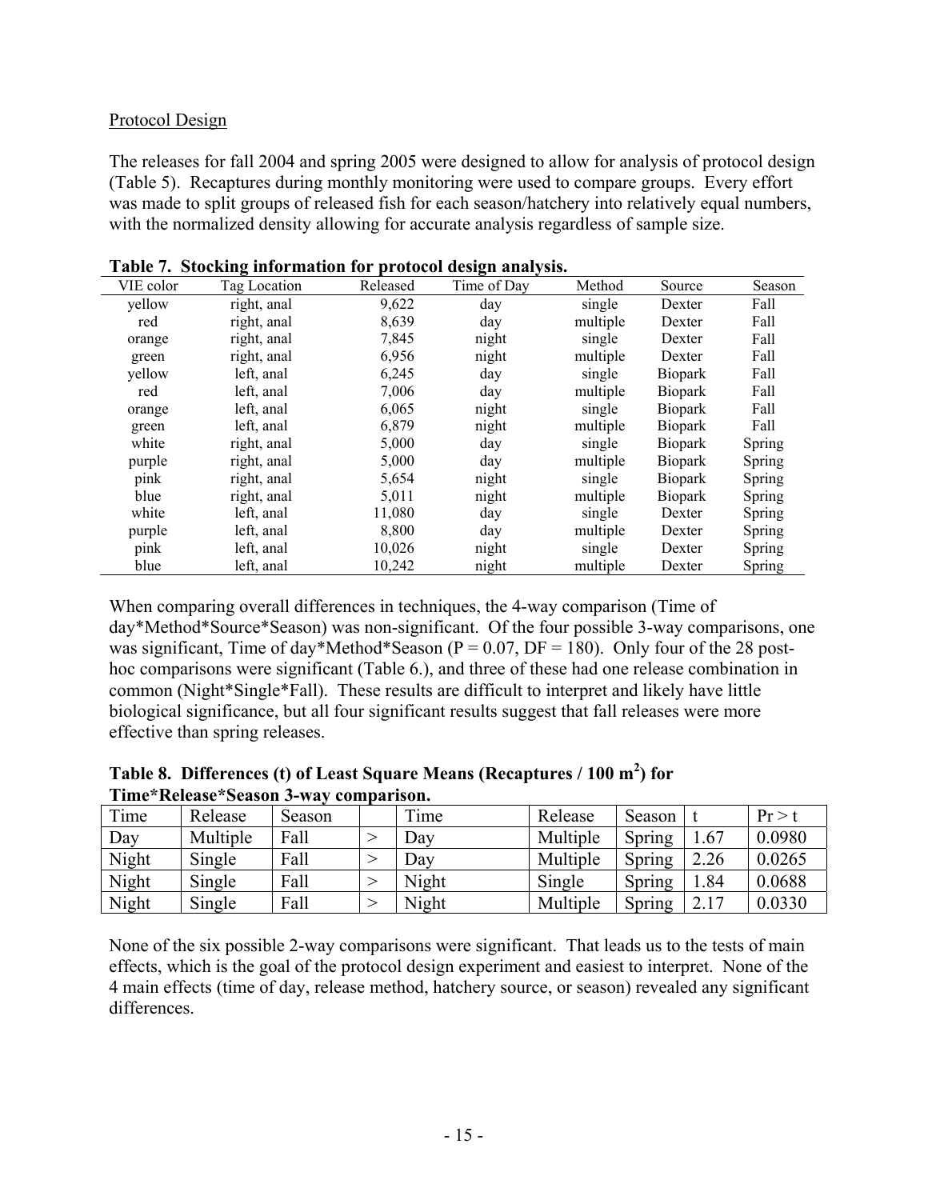Protocol Design

The releases for fall 2004 and spring 2005 were designed to allow for analysis of protocol design (Table 5). Recaptures during monthly monitoring were used to compare groups. Every effort was made to split groups of released fish for each season/hatchery into relatively equal numbers, with the normalized density allowing for accurate analysis regardless of sample size.

**Table 7. Stocking information for protocol design analysis.**

| VIE color | Tag Location | Released | Time of Day | Method | Source | Season |
|---|---|---|---|---|---|---|
| yellow | right, anal | 9,622 | day | single | Dexter | Fall |
| red | right, anal | 8,639 | day | multiple | Dexter | Fall |
| orange | right, anal | 7,845 | night | single | Dexter | Fall |
| green | right, anal | 6,956 | night | multiple | Dexter | Fall |
| yellow | left, anal | 6,245 | day | single | Biopark | Fall |
| red | left, anal | 7,006 | day | multiple | Biopark | Fall |
| orange | left, anal | 6,065 | night | single | Biopark | Fall |
| green | left, anal | 6,879 | night | multiple | Biopark | Fall |
| white | right, anal | 5,000 | day | single | Biopark | Spring |
| purple | right, anal | 5,000 | day | multiple | Biopark | Spring |
| pink | right, anal | 5,654 | night | single | Biopark | Spring |
| blue | right, anal | 5,011 | night | multiple | Biopark | Spring |
| white | left, anal | 11,080 | day | single | Dexter | Spring |
| purple | left, anal | 8,800 | day | multiple | Dexter | Spring |
| pink | left, anal | 10,026 | night | single | Dexter | Spring |
| blue | left, anal | 10,242 | night | multiple | Dexter | Spring |

When comparing overall differences in techniques, the 4-way comparison (Time of day*Method*Source*Season) was non-significant. Of the four possible 3-way comparisons, one was significant, Time of day*Method*Season ($P = 0.07$, $DF = 180$). Only four of the 28 post-hoc comparisons were significant (Table 6.), and three of these had one release combination in common (Night*Single*Fall). These results are difficult to interpret and likely have little biological significance, but all four significant results suggest that fall releases were more effective than spring releases.

**Table 8. Differences (t) of Least Square Means (Recaptures / 100 m$^2$) for Time*Release*Season 3-way comparison.**

| Time | Release | Season | | Time | Release | Season | t | Pr > t |
|---|---|---|---|---|---|---|---|---|
| Day | Multiple | Fall | > | Day | Multiple | Spring | 1.67 | 0.0980 |
| Night | Single | Fall | > | Day | Multiple | Spring | 2.26 | 0.0265 |
| Night | Single | Fall | > | Night | Single | Spring | 1.84 | 0.0688 |
| Night | Single | Fall | > | Night | Multiple | Spring | 2.17 | 0.0330 |

None of the six possible 2-way comparisons were significant. That leads us to the tests of main effects, which is the goal of the protocol design experiment and easiest to interpret. None of the 4 main effects (time of day, release method, hatchery source, or season) revealed any significant differences.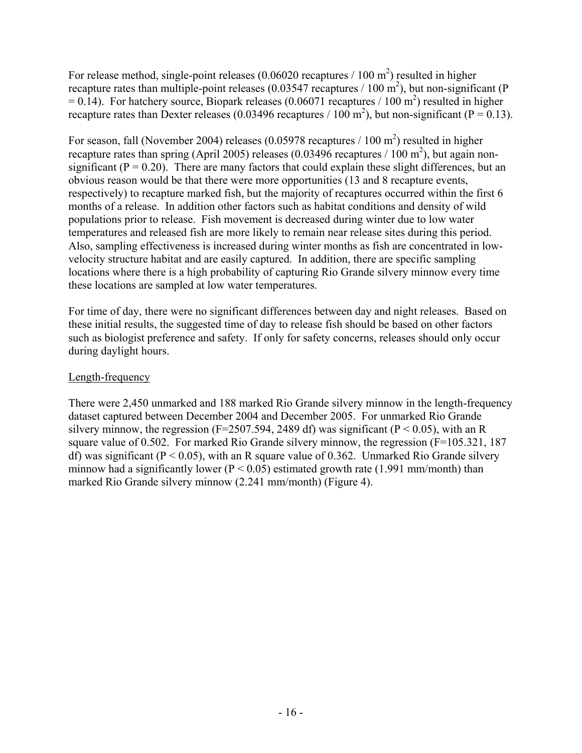For release method, single-point releases (0.06020 recaptures / 100 $m^2$) resulted in higher recapture rates than multiple-point releases (0.03547 recaptures / 100 $m^2$), but non-significant ($P = 0.14$). For hatchery source, Biopark releases (0.06071 recaptures / 100 $m^2$) resulted in higher recapture rates than Dexter releases (0.03496 recaptures / 100 $m^2$), but non-significant ($P = 0.13$).

For season, fall (November 2004) releases (0.05978 recaptures / 100 $m^2$) resulted in higher recapture rates than spring (April 2005) releases (0.03496 recaptures / 100 $m^2$), but again non-significant ($P = 0.20$). There are many factors that could explain these slight differences, but an obvious reason would be that there were more opportunities (13 and 8 recapture events, respectively) to recapture marked fish, but the majority of recaptures occurred within the first 6 months of a release. In addition other factors such as habitat conditions and density of wild populations prior to release. Fish movement is decreased during winter due to low water temperatures and released fish are more likely to remain near release sites during this period. Also, sampling effectiveness is increased during winter months as fish are concentrated in low-velocity structure habitat and are easily captured. In addition, there are specific sampling locations where there is a high probability of capturing Rio Grande silvery minnow every time these locations are sampled at low water temperatures.

For time of day, there were no significant differences between day and night releases. Based on these initial results, the suggested time of day to release fish should be based on other factors such as biologist preference and safety. If only for safety concerns, releases should only occur during daylight hours.

<u>Length-frequency</u>

There were 2,450 unmarked and 188 marked Rio Grande silvery minnow in the length-frequency dataset captured between December 2004 and December 2005. For unmarked Rio Grande silvery minnow, the regression ($F=2507.594$, 2489 df) was significant ($P < 0.05$), with an R square value of 0.502. For marked Rio Grande silvery minnow, the regression ($F=105.321$, 187 df) was significant ($P < 0.05$), with an R square value of 0.362. Unmarked Rio Grande silvery minnow had a significantly lower ($P < 0.05$) estimated growth rate (1.991 mm/month) than marked Rio Grande silvery minnow (2.241 mm/month) (Figure 4).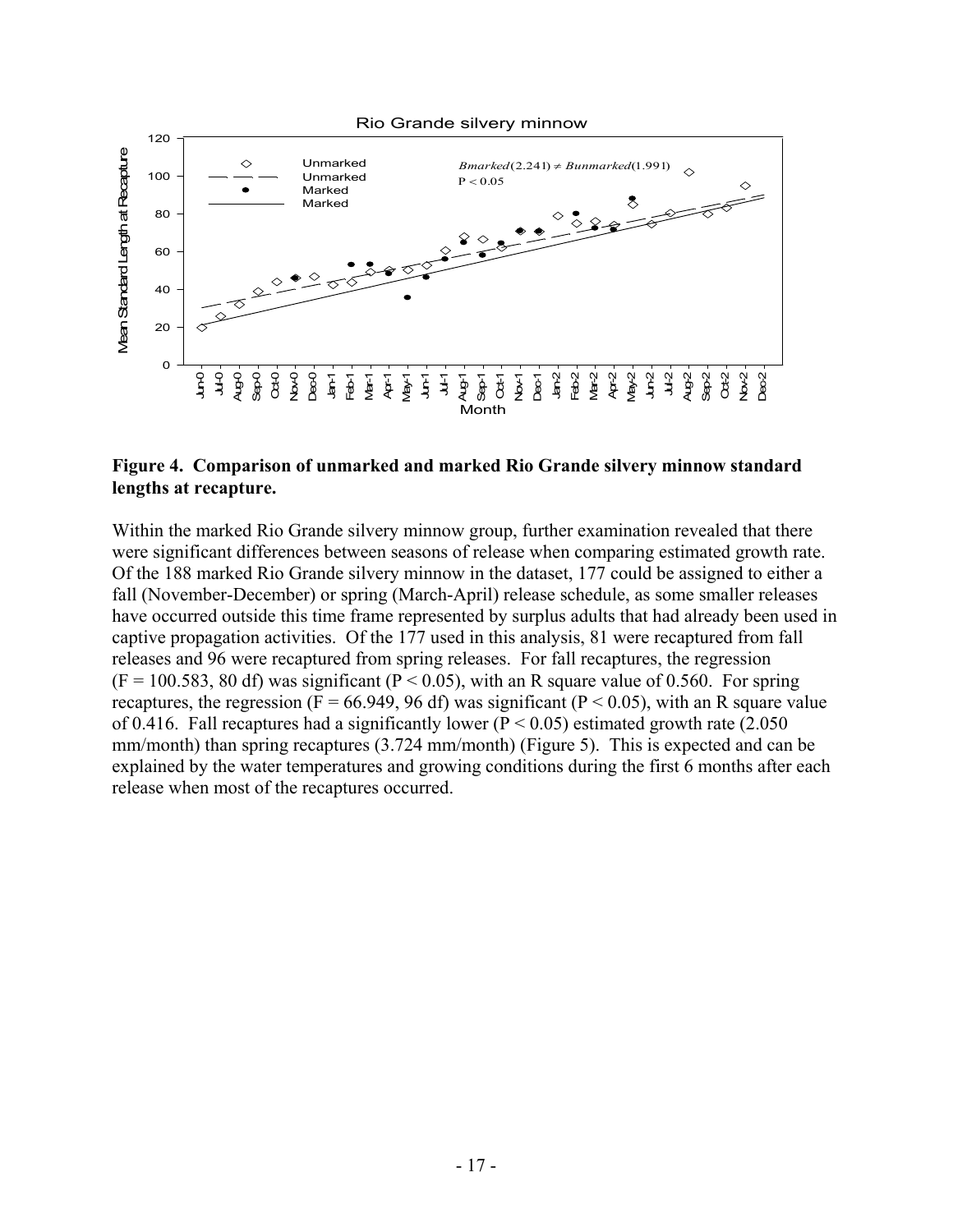**Figure 4. Comparison of unmarked and marked Rio Grande silvery minnow standard lengths at recapture.**

Within the marked Rio Grande silvery minnow group, further examination revealed that there were significant differences between seasons of release when comparing estimated growth rate. Of the 188 marked Rio Grande silvery minnow in the dataset, 177 could be assigned to either a fall (November-December) or spring (March-April) release schedule, as some smaller releases have occurred outside this time frame represented by surplus adults that had already been used in captive propagation activities. Of the 177 used in this analysis, 81 were recaptured from fall releases and 96 were recaptured from spring releases. For fall recaptures, the regression ($F = 100.583$, 80 df) was significant ($P < 0.05$), with an R square value of 0.560. For spring recaptures, the regression ($F = 66.949$, 96 df) was significant ($P < 0.05$), with an R square value of 0.416. Fall recaptures had a significantly lower ($P < 0.05$) estimated growth rate (2.050 mm/month) than spring recaptures (3.724 mm/month) (Figure 5). This is expected and can be explained by the water temperatures and growing conditions during the first 6 months after each release when most of the recaptures occurred.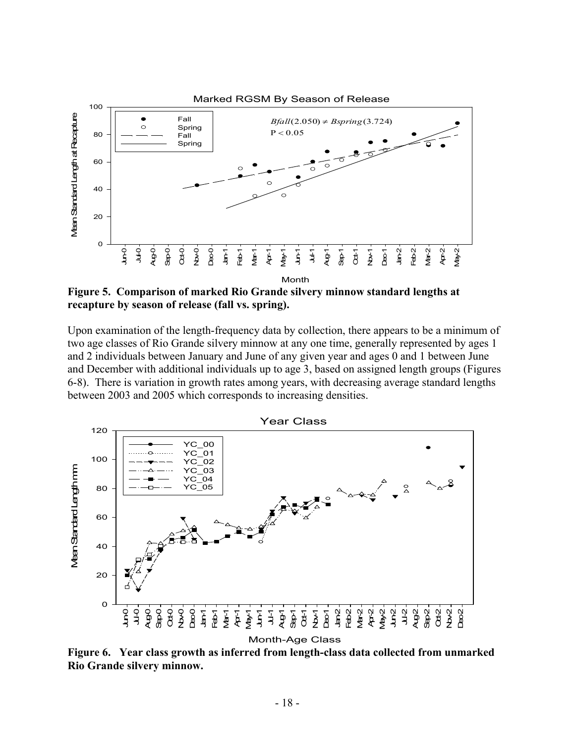**Figure 5. Comparison of marked Rio Grande silvery minnow standard lengths at recapture by season of release (fall vs. spring).**

Upon examination of the length-frequency data by collection, there appears to be a minimum of two age classes of Rio Grande silvery minnow at any one time, generally represented by ages 1 and 2 individuals between January and June of any given year and ages 0 and 1 between June and December with additional individuals up to age 3, based on assigned length groups (Figures 6-8). There is variation in growth rates among years, with decreasing average standard lengths between 2003 and 2005 which corresponds to increasing densities.

**Figure 6. Year class growth as inferred from length-class data collected from unmarked Rio Grande silvery minnow.**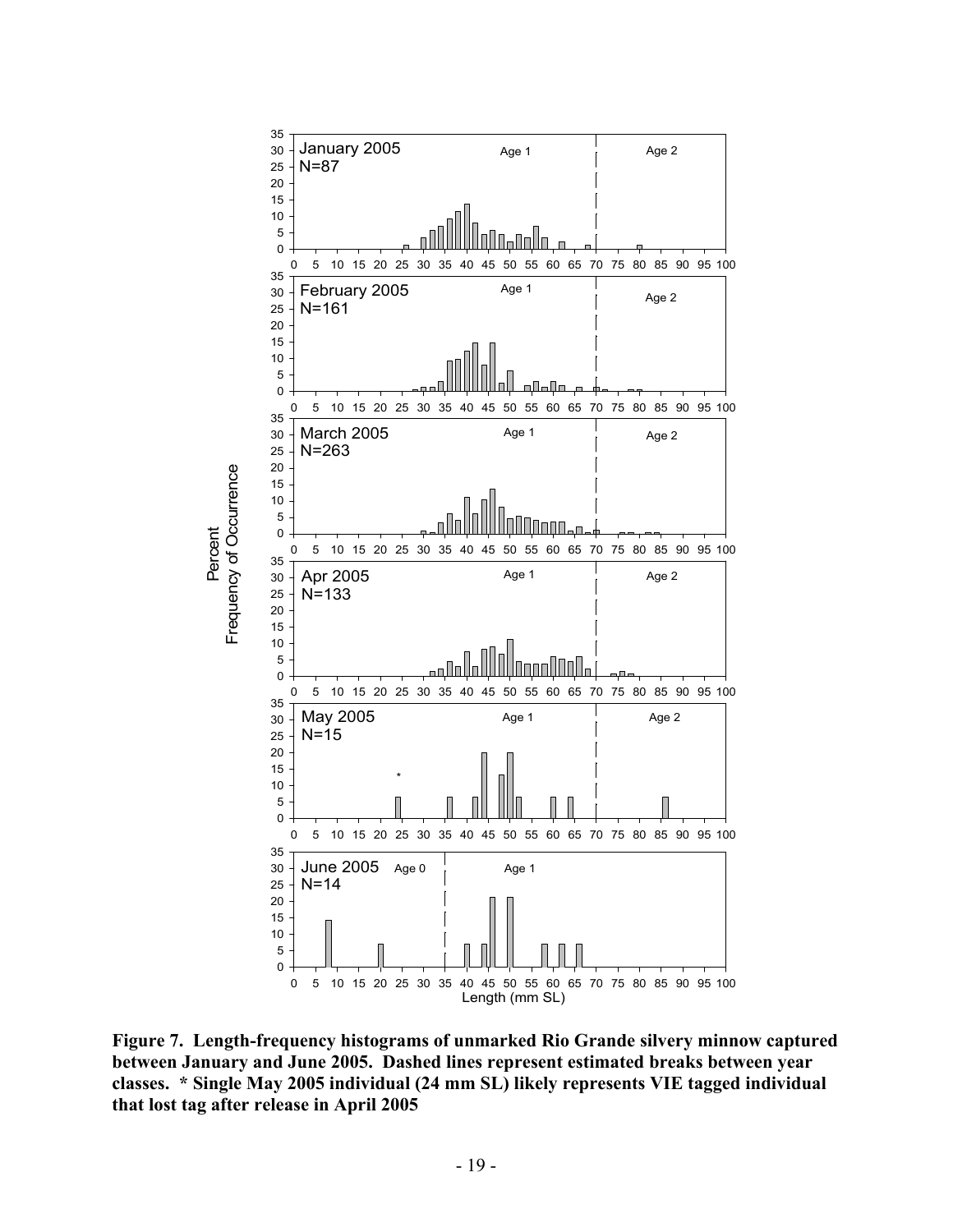**Figure 7. Length-frequency histograms of unmarked Rio Grande silvery minnow captured between January and June 2005. Dashed lines represent estimated breaks between year classes. * Single May 2005 individual (24 mm SL) likely represents VIE tagged individual that lost tag after release in April 2005**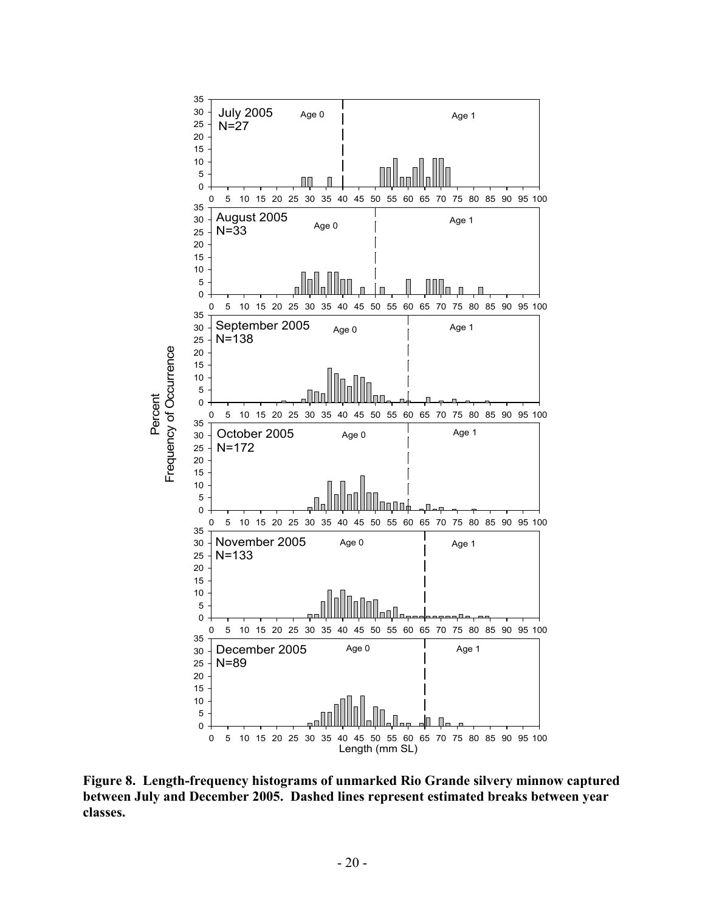**Figure 8. Length-frequency histograms of unmarked Rio Grande silvery minnow captured between July and December 2005. Dashed lines represent estimated breaks between year classes.**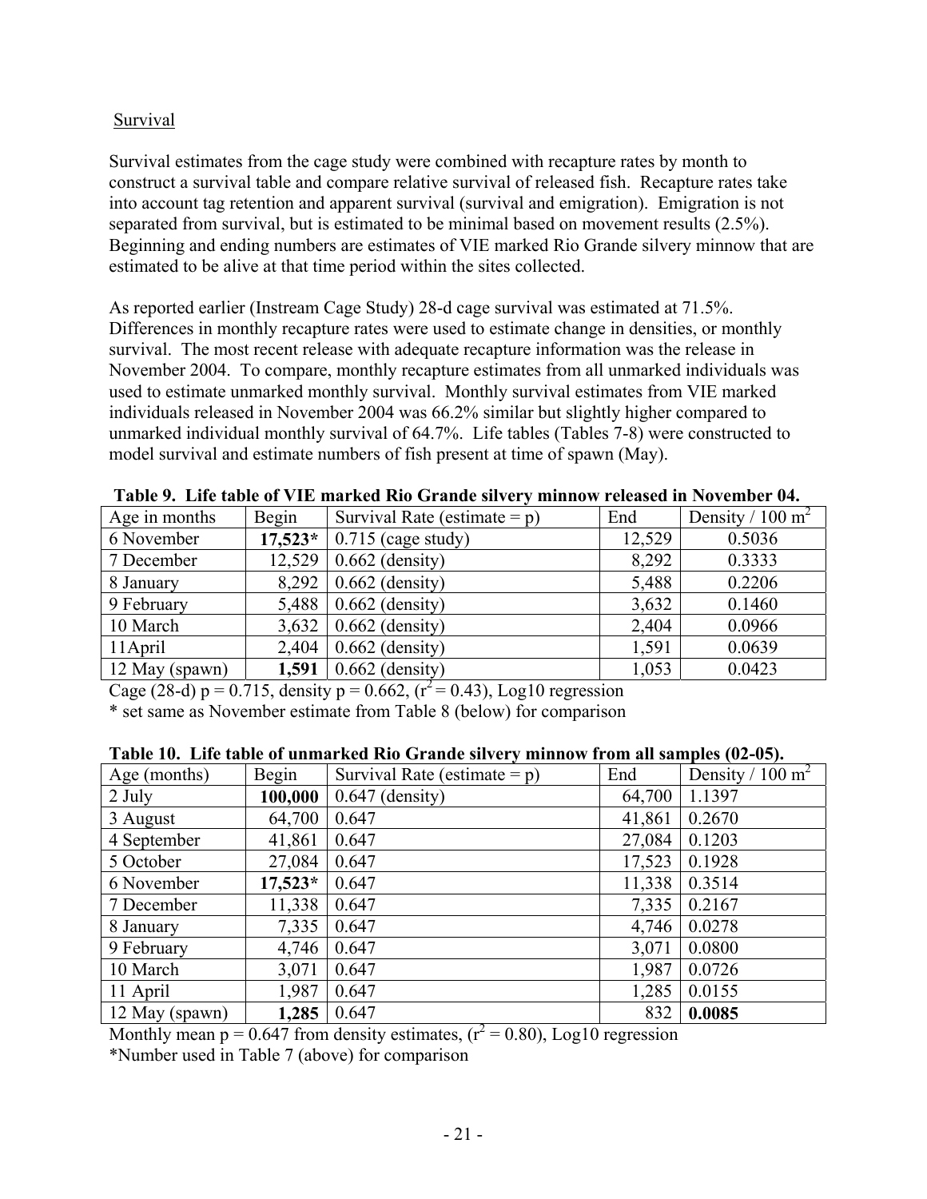Survival

Survival estimates from the cage study were combined with recapture rates by month to construct a survival table and compare relative survival of released fish. Recapture rates take into account tag retention and apparent survival (survival and emigration). Emigration is not separated from survival, but is estimated to be minimal based on movement results (2.5%). Beginning and ending numbers are estimates of VIE marked Rio Grande silvery minnow that are estimated to be alive at that time period within the sites collected.

As reported earlier (Instream Cage Study) 28-d cage survival was estimated at 71.5%. Differences in monthly recapture rates were used to estimate change in densities, or monthly survival. The most recent release with adequate recapture information was the release in November 2004. To compare, monthly recapture estimates from all unmarked individuals was used to estimate unmarked monthly survival. Monthly survival estimates from VIE marked individuals released in November 2004 was 66.2% similar but slightly higher compared to unmarked individual monthly survival of 64.7%. Life tables (Tables 7-8) were constructed to model survival and estimate numbers of fish present at time of spawn (May).

**Table 9. Life table of VIE marked Rio Grande silvery minnow released in November 04.**

| Age in months | Begin | Survival Rate (estimate = p) | End | Density / 100 $m^2$ |
|---|---|---|---|---|
| 6 November | **17,523*** | 0.715 (cage study) | 12,529 | 0.5036 |
| 7 December | 12,529 | 0.662 (density) | 8,292 | 0.3333 |
| 8 January | 8,292 | 0.662 (density) | 5,488 | 0.2206 |
| 9 February | 5,488 | 0.662 (density) | 3,632 | 0.1460 |
| 10 March | 3,632 | 0.662 (density) | 2,404 | 0.0966 |
| 11April | 2,404 | 0.662 (density) | 1,591 | 0.0639 |
| 12 May (spawn) | **1,591** | 0.662 (density) | 1,053 | 0.0423 |

Cage (28-d) p = 0.715, density p = 0.662, ($r^2$ = 0.43), Log10 regression

\* set same as November estimate from Table 8 (below) for comparison

**Table 10. Life table of unmarked Rio Grande silvery minnow from all samples (02-05).**

| Age (months) | Begin | Survival Rate (estimate = p) | End | Density / 100 $m^2$ |
|---|---|---|---|---|
| 2 July | **100,000** | 0.647 (density) | 64,700 | 1.1397 |
| 3 August | 64,700 | 0.647 | 41,861 | 0.2670 |
| 4 September | 41,861 | 0.647 | 27,084 | 0.1203 |
| 5 October | 27,084 | 0.647 | 17,523 | 0.1928 |
| 6 November | **17,523*** | 0.647 | 11,338 | 0.3514 |
| 7 December | 11,338 | 0.647 | 7,335 | 0.2167 |
| 8 January | 7,335 | 0.647 | 4,746 | 0.0278 |
| 9 February | 4,746 | 0.647 | 3,071 | 0.0800 |
| 10 March | 3,071 | 0.647 | 1,987 | 0.0726 |
| 11 April | 1,987 | 0.647 | 1,285 | 0.0155 |
| 12 May (spawn) | **1,285** | 0.647 | 832 | **0.0085** |

Monthly mean p = 0.647 from density estimates, ($r^2$ = 0.80), Log10 regression

\*Number used in Table 7 (above) for comparison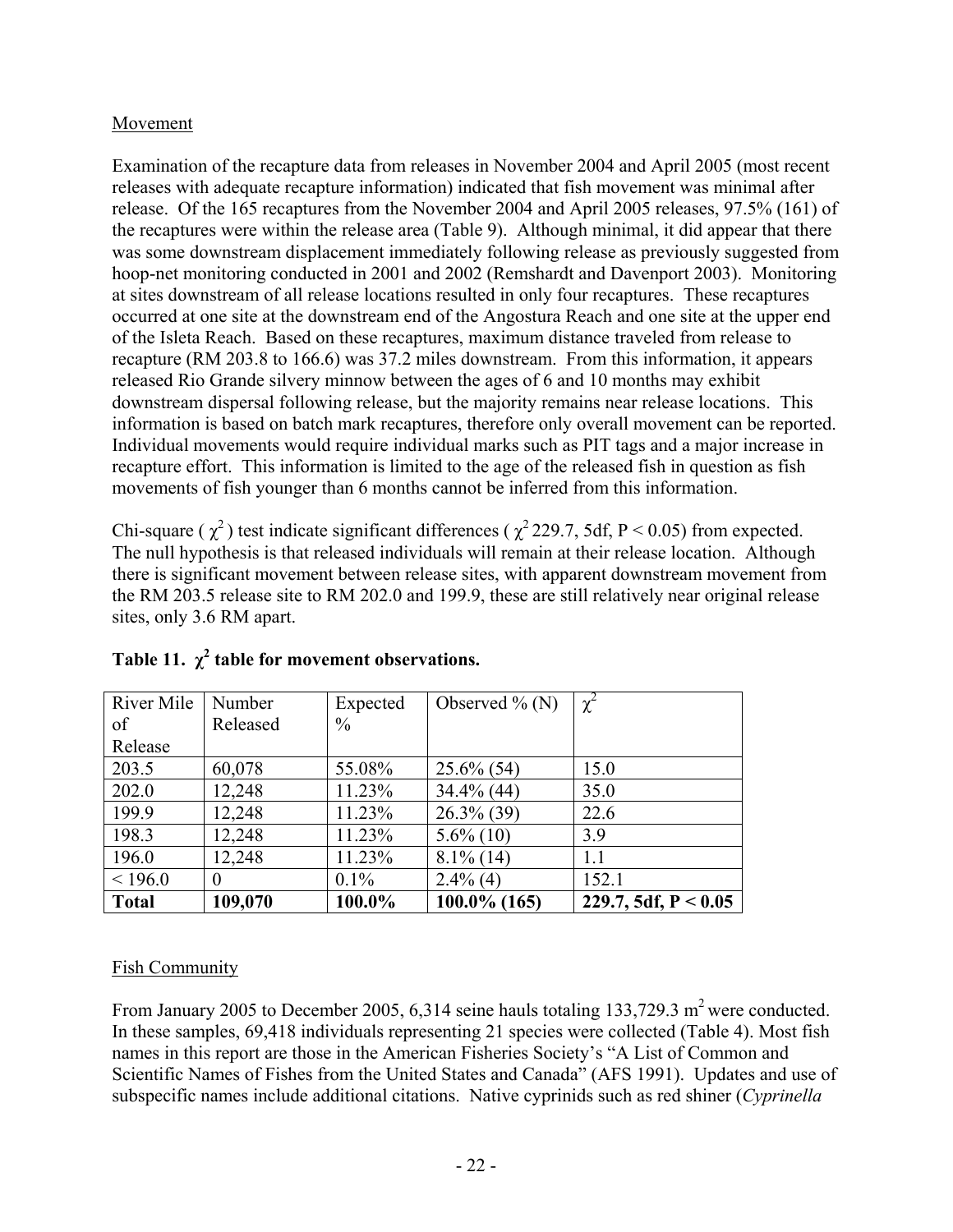Movement

Examination of the recapture data from releases in November 2004 and April 2005 (most recent releases with adequate recapture information) indicated that fish movement was minimal after release. Of the 165 recaptures from the November 2004 and April 2005 releases, 97.5% (161) of the recaptures were within the release area (Table 9). Although minimal, it did appear that there was some downstream displacement immediately following release as previously suggested from hoop-net monitoring conducted in 2001 and 2002 (Remshardt and Davenport 2003). Monitoring at sites downstream of all release locations resulted in only four recaptures. These recaptures occurred at one site at the downstream end of the Angostura Reach and one site at the upper end of the Isleta Reach. Based on these recaptures, maximum distance traveled from release to recapture (RM 203.8 to 166.6) was 37.2 miles downstream. From this information, it appears released Rio Grande silvery minnow between the ages of 6 and 10 months may exhibit downstream dispersal following release, but the majority remains near release locations. This information is based on batch mark recaptures, therefore only overall movement can be reported. Individual movements would require individual marks such as PIT tags and a major increase in recapture effort. This information is limited to the age of the released fish in question as fish movements of fish younger than 6 months cannot be inferred from this information.

Chi-square ( $\chi^2$ ) test indicate significant differences ( $\chi^2$ 229.7, 5df, $P < 0.05$) from expected. The null hypothesis is that released individuals will remain at their release location. Although there is significant movement between release sites, with apparent downstream movement from the RM 203.5 release site to RM 202.0 and 199.9, these are still relatively near original release sites, only 3.6 RM apart.

**Table 11. $\chi^2$ table for movement observations.**

| River Mile of Release | Number Released | Expected % | Observed % (N) | $\chi^2$ |
|---|---|---|---|---|
| 203.5 | 60,078 | 55.08% | 25.6% (54) | 15.0 |
| 202.0 | 12,248 | 11.23% | 34.4% (44) | 35.0 |
| 199.9 | 12,248 | 11.23% | 26.3% (39) | 22.6 |
| 198.3 | 12,248 | 11.23% | 5.6% (10) | 3.9 |
| 196.0 | 12,248 | 11.23% | 8.1% (14) | 1.1 |
| < 196.0 | 0 | 0.1% | 2.4% (4) | 152.1 |
| **Total** | **109,070** | **100.0%** | **100.0% (165)** | **229.7, 5df, $P < 0.05$** |

Fish Community

From January 2005 to December 2005, 6,314 seine hauls totaling 133,729.3 $m^2$ were conducted. In these samples, 69,418 individuals representing 21 species were collected (Table 4). Most fish names in this report are those in the American Fisheries Society's "A List of Common and Scientific Names of Fishes from the United States and Canada" (AFS 1991). Updates and use of subspecific names include additional citations. Native cyprinids such as red shiner (*Cyprinella*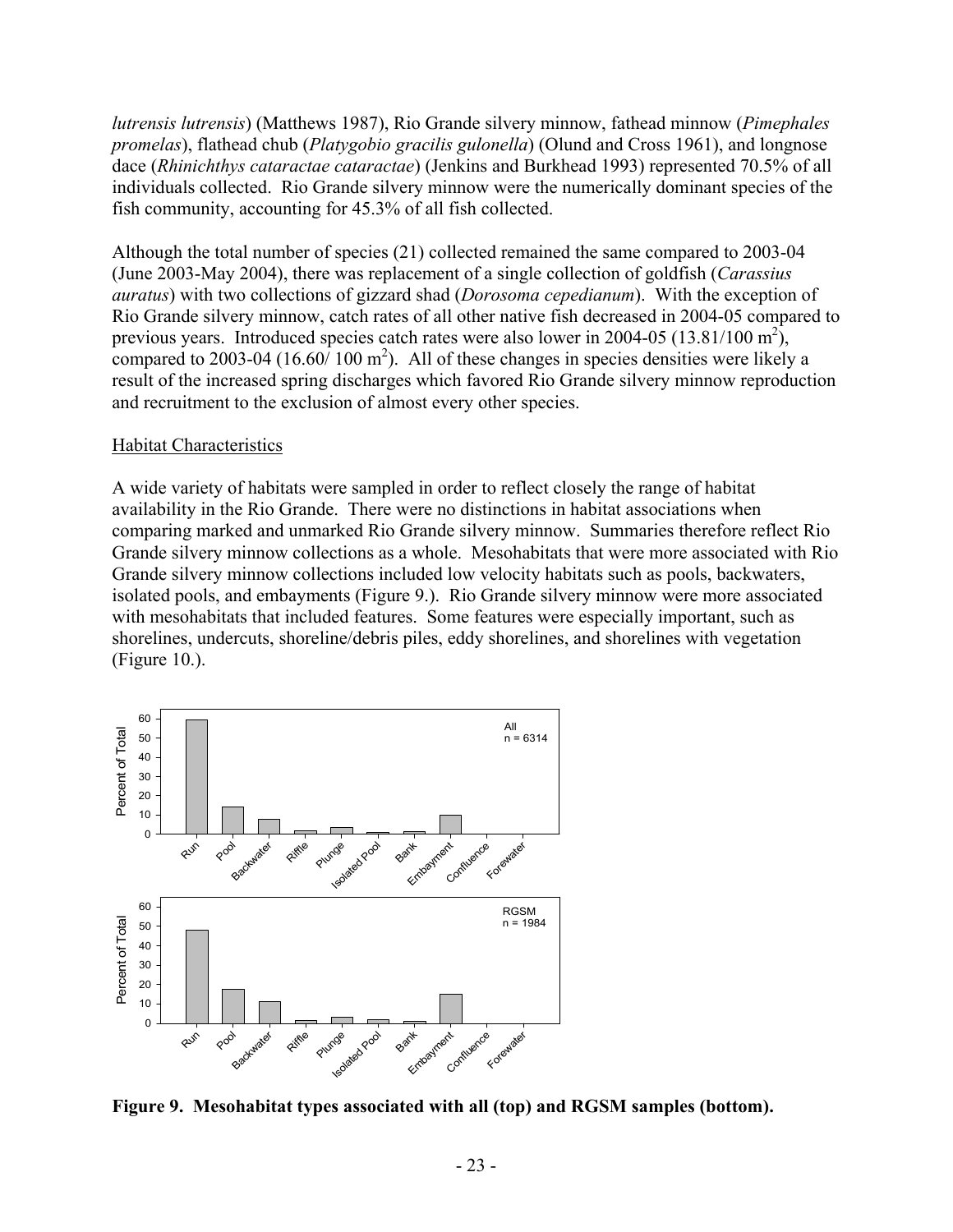*lutrensis lutrensis*) (Matthews 1987), Rio Grande silvery minnow, fathead minnow (*Pimephales promelas*), flathead chub (*Platygobio gracilis gulonella*) (Olund and Cross 1961), and longnose dace (*Rhinichthys cataractae cataractae*) (Jenkins and Burkhead 1993) represented 70.5% of all individuals collected. Rio Grande silvery minnow were the numerically dominant species of the fish community, accounting for 45.3% of all fish collected.

Although the total number of species (21) collected remained the same compared to 2003-04 (June 2003-May 2004), there was replacement of a single collection of goldfish (*Carassius auratus*) with two collections of gizzard shad (*Dorosoma cepedianum*). With the exception of Rio Grande silvery minnow, catch rates of all other native fish decreased in 2004-05 compared to previous years. Introduced species catch rates were also lower in 2004-05 (13.81/100 $m^2$), compared to 2003-04 (16.60/ 100 $m^2$). All of these changes in species densities were likely a result of the increased spring discharges which favored Rio Grande silvery minnow reproduction and recruitment to the exclusion of almost every other species.

Habitat Characteristics

A wide variety of habitats were sampled in order to reflect closely the range of habitat availability in the Rio Grande. There were no distinctions in habitat associations when comparing marked and unmarked Rio Grande silvery minnow. Summaries therefore reflect Rio Grande silvery minnow collections as a whole. Mesohabitats that were more associated with Rio Grande silvery minnow collections included low velocity habitats such as pools, backwaters, isolated pools, and embayments (Figure 9.). Rio Grande silvery minnow were more associated with mesohabitats that included features. Some features were especially important, such as shorelines, undercuts, shoreline/debris piles, eddy shorelines, and shorelines with vegetation (Figure 10.).

**Figure 9. Mesohabitat types associated with all (top) and RGSM samples (bottom).**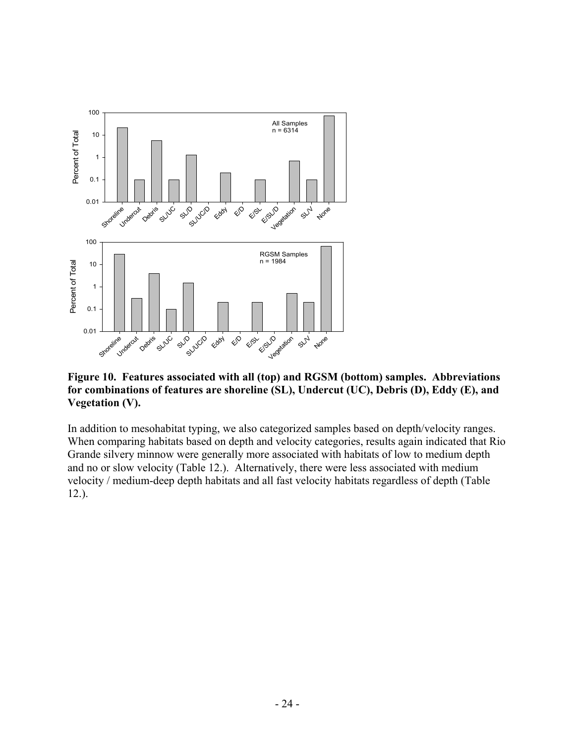**Figure 10. Features associated with all (top) and RGSM (bottom) samples. Abbreviations for combinations of features are shoreline (SL), Undercut (UC), Debris (D), Eddy (E), and Vegetation (V).**

In addition to mesohabitat typing, we also categorized samples based on depth/velocity ranges. When comparing habitats based on depth and velocity categories, results again indicated that Rio Grande silvery minnow were generally more associated with habitats of low to medium depth and no or slow velocity (Table 12.). Alternatively, there were less associated with medium velocity / medium-deep depth habitats and all fast velocity habitats regardless of depth (Table 12.).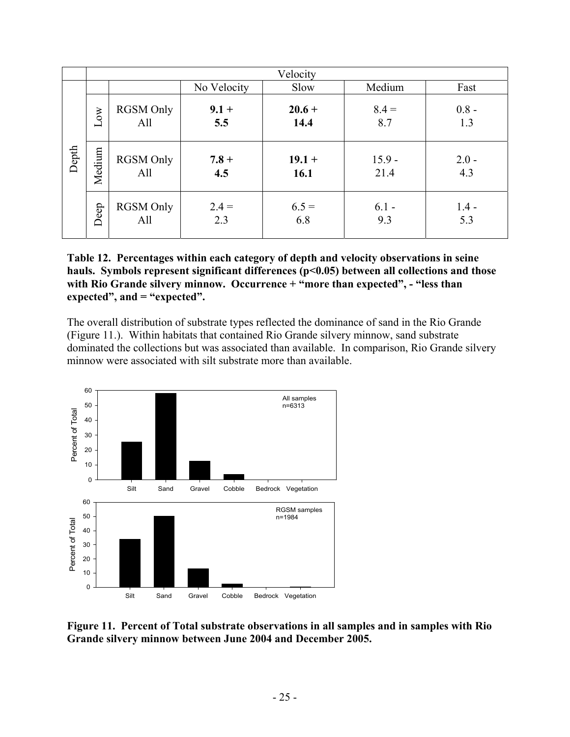| | | | Velocity | | | |
|---|---|---|---|---|---|---|
| | | | No Velocity | Slow | Medium | Fast |
| Depth | Low | RGSM Only<br>All | **9.1 +**<br>**5.5** | **20.6 +**<br>**14.4** | 8.4 =<br>8.7 | 0.8 -<br>1.3 |
| | Medium | RGSM Only<br>All | **7.8 +**<br>**4.5** | **19.1 +**<br>**16.1** | 15.9 -<br>21.4 | 2.0 -<br>4.3 |
| | Deep | RGSM Only<br>All | 2.4 =<br>2.3 | 6.5 =<br>6.8 | 6.1 -<br>9.3 | 1.4 -<br>5.3 |

**Table 12. Percentages within each category of depth and velocity observations in seine hauls. Symbols represent significant differences ($p<0.05$) between all collections and those with Rio Grande silvery minnow. Occurrence + "more than expected", - "less than expected", and = "expected".**

The overall distribution of substrate types reflected the dominance of sand in the Rio Grande (Figure 11.). Within habitats that contained Rio Grande silvery minnow, sand substrate dominated the collections but was associated than available. In comparison, Rio Grande silvery minnow were associated with silt substrate more than available.

**Figure 11. Percent of Total substrate observations in all samples and in samples with Rio Grande silvery minnow between June 2004 and December 2005.**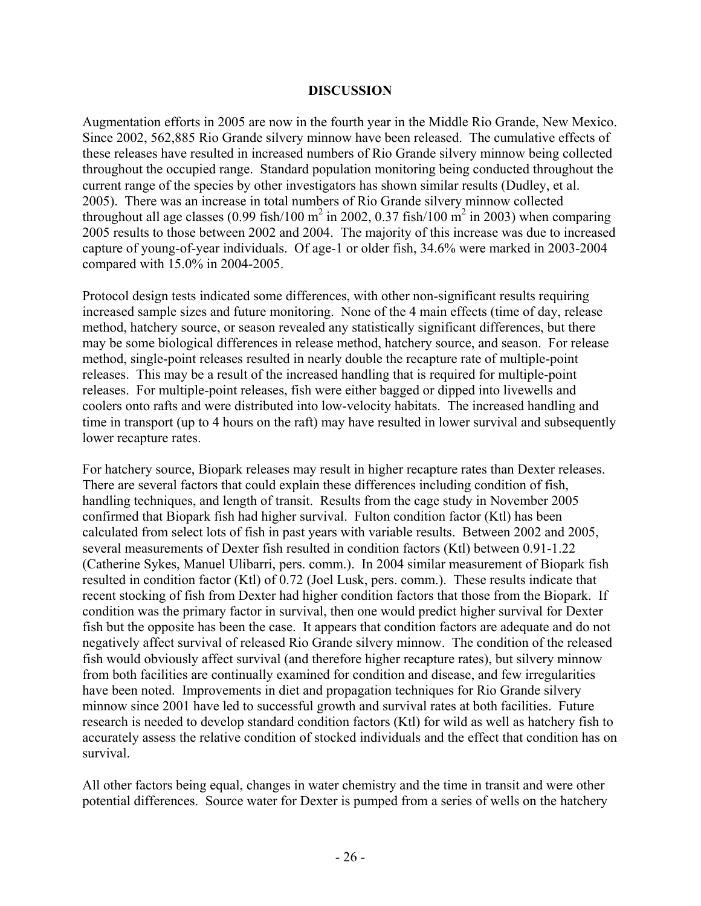# DISCUSSION

Augmentation efforts in 2005 are now in the fourth year in the Middle Rio Grande, New Mexico. Since 2002, 562,885 Rio Grande silvery minnow have been released. The cumulative effects of these releases have resulted in increased numbers of Rio Grande silvery minnow being collected throughout the occupied range. Standard population monitoring being conducted throughout the current range of the species by other investigators has shown similar results (Dudley, et al. 2005). There was an increase in total numbers of Rio Grande silvery minnow collected throughout all age classes (0.99 fish/100 $m^2$ in 2002, 0.37 fish/100 $m^2$ in 2003) when comparing 2005 results to those between 2002 and 2004. The majority of this increase was due to increased capture of young-of-year individuals. Of age-1 or older fish, 34.6% were marked in 2003-2004 compared with 15.0% in 2004-2005.

Protocol design tests indicated some differences, with other non-significant results requiring increased sample sizes and future monitoring. None of the 4 main effects (time of day, release method, hatchery source, or season revealed any statistically significant differences, but there may be some biological differences in release method, hatchery source, and season. For release method, single-point releases resulted in nearly double the recapture rate of multiple-point releases. This may be a result of the increased handling that is required for multiple-point releases. For multiple-point releases, fish were either bagged or dipped into livewells and coolers onto rafts and were distributed into low-velocity habitats. The increased handling and time in transport (up to 4 hours on the raft) may have resulted in lower survival and subsequently lower recapture rates.

For hatchery source, Biopark releases may result in higher recapture rates than Dexter releases. There are several factors that could explain these differences including condition of fish, handling techniques, and length of transit. Results from the cage study in November 2005 confirmed that Biopark fish had higher survival. Fulton condition factor (Ktl) has been calculated from select lots of fish in past years with variable results. Between 2002 and 2005, several measurements of Dexter fish resulted in condition factors (Ktl) between 0.91-1.22 (Catherine Sykes, Manuel Ulibarri, pers. comm.). In 2004 similar measurement of Biopark fish resulted in condition factor (Ktl) of 0.72 (Joel Lusk, pers. comm.). These results indicate that recent stocking of fish from Dexter had higher condition factors that those from the Biopark. If condition was the primary factor in survival, then one would predict higher survival for Dexter fish but the opposite has been the case. It appears that condition factors are adequate and do not negatively affect survival of released Rio Grande silvery minnow. The condition of the released fish would obviously affect survival (and therefore higher recapture rates), but silvery minnow from both facilities are continually examined for condition and disease, and few irregularities have been noted. Improvements in diet and propagation techniques for Rio Grande silvery minnow since 2001 have led to successful growth and survival rates at both facilities. Future research is needed to develop standard condition factors (Ktl) for wild as well as hatchery fish to accurately assess the relative condition of stocked individuals and the effect that condition has on survival.

All other factors being equal, changes in water chemistry and the time in transit and were other potential differences. Source water for Dexter is pumped from a series of wells on the hatchery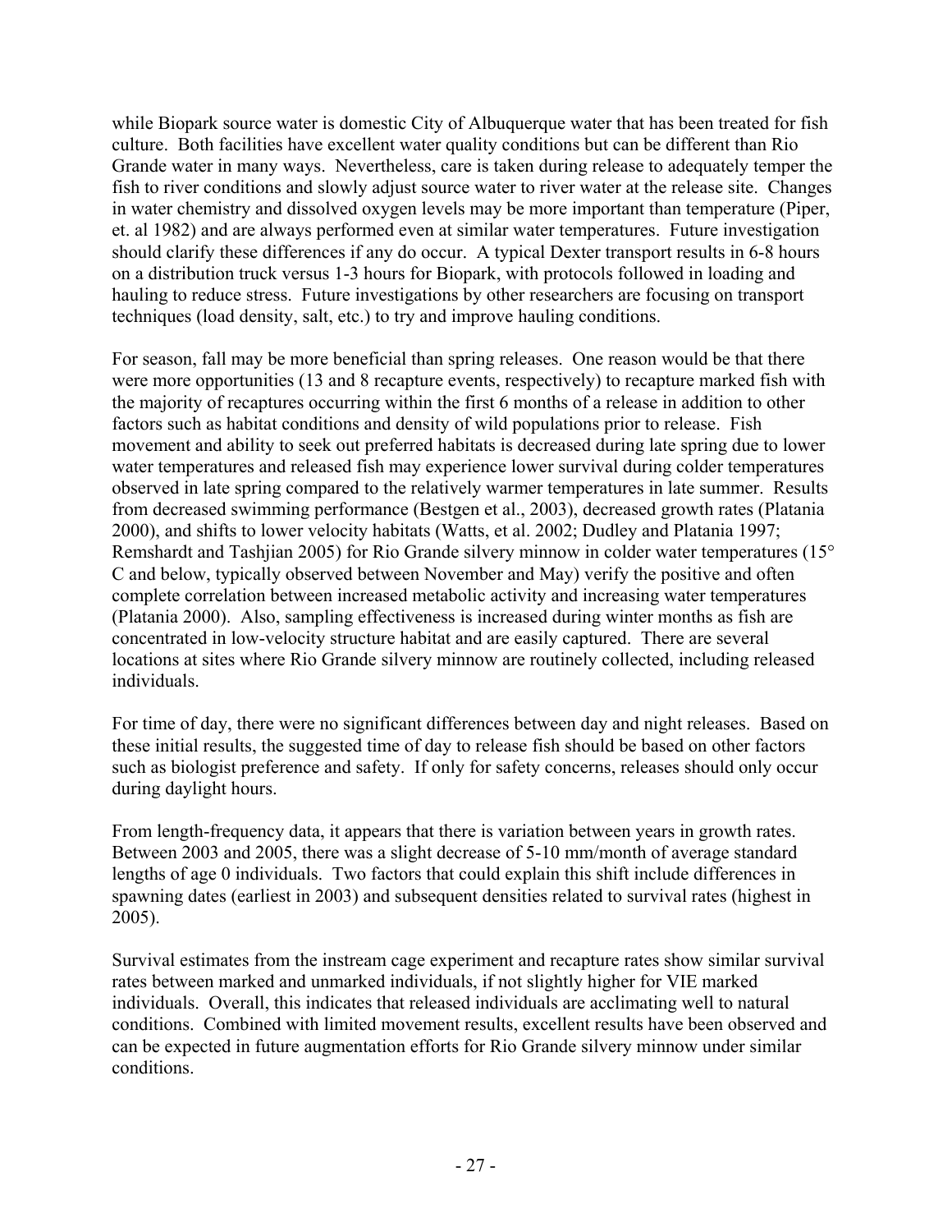while Biopark source water is domestic City of Albuquerque water that has been treated for fish culture. Both facilities have excellent water quality conditions but can be different than Rio Grande water in many ways. Nevertheless, care is taken during release to adequately temper the fish to river conditions and slowly adjust source water to river water at the release site. Changes in water chemistry and dissolved oxygen levels may be more important than temperature (Piper, et. al 1982) and are always performed even at similar water temperatures. Future investigation should clarify these differences if any do occur. A typical Dexter transport results in 6-8 hours on a distribution truck versus 1-3 hours for Biopark, with protocols followed in loading and hauling to reduce stress. Future investigations by other researchers are focusing on transport techniques (load density, salt, etc.) to try and improve hauling conditions.

For season, fall may be more beneficial than spring releases. One reason would be that there were more opportunities (13 and 8 recapture events, respectively) to recapture marked fish with the majority of recaptures occurring within the first 6 months of a release in addition to other factors such as habitat conditions and density of wild populations prior to release. Fish movement and ability to seek out preferred habitats is decreased during late spring due to lower water temperatures and released fish may experience lower survival during colder temperatures observed in late spring compared to the relatively warmer temperatures in late summer. Results from decreased swimming performance (Bestgen et al., 2003), decreased growth rates (Platania 2000), and shifts to lower velocity habitats (Watts, et al. 2002; Dudley and Platania 1997; Remshardt and Tashjian 2005) for Rio Grande silvery minnow in colder water temperatures (15° C and below, typically observed between November and May) verify the positive and often complete correlation between increased metabolic activity and increasing water temperatures (Platania 2000). Also, sampling effectiveness is increased during winter months as fish are concentrated in low-velocity structure habitat and are easily captured. There are several locations at sites where Rio Grande silvery minnow are routinely collected, including released individuals.

For time of day, there were no significant differences between day and night releases. Based on these initial results, the suggested time of day to release fish should be based on other factors such as biologist preference and safety. If only for safety concerns, releases should only occur during daylight hours.

From length-frequency data, it appears that there is variation between years in growth rates. Between 2003 and 2005, there was a slight decrease of 5-10 mm/month of average standard lengths of age 0 individuals. Two factors that could explain this shift include differences in spawning dates (earliest in 2003) and subsequent densities related to survival rates (highest in 2005).

Survival estimates from the instream cage experiment and recapture rates show similar survival rates between marked and unmarked individuals, if not slightly higher for VIE marked individuals. Overall, this indicates that released individuals are acclimating well to natural conditions. Combined with limited movement results, excellent results have been observed and can be expected in future augmentation efforts for Rio Grande silvery minnow under similar conditions.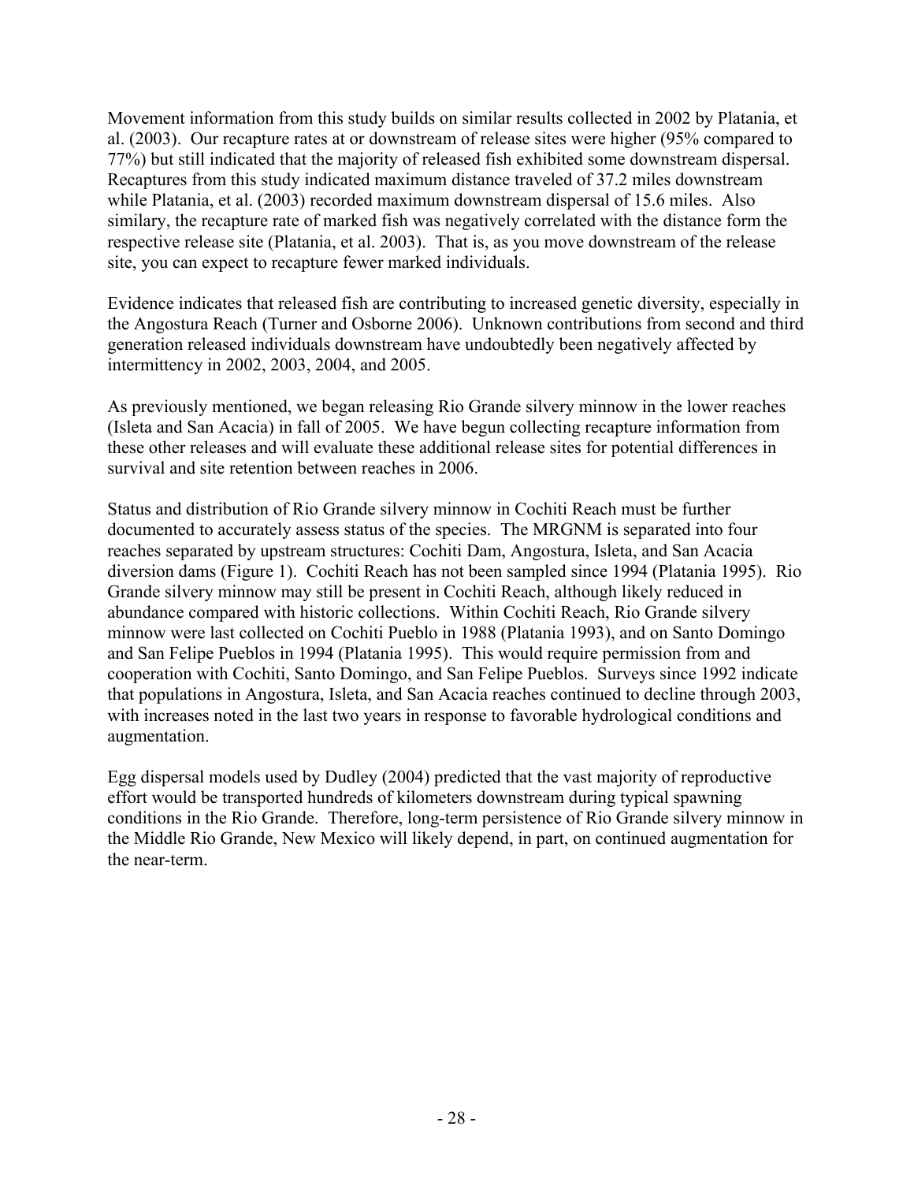Movement information from this study builds on similar results collected in 2002 by Platania, et al. (2003). Our recapture rates at or downstream of release sites were higher (95% compared to 77%) but still indicated that the majority of released fish exhibited some downstream dispersal. Recaptures from this study indicated maximum distance traveled of 37.2 miles downstream while Platania, et al. (2003) recorded maximum downstream dispersal of 15.6 miles. Also similary, the recapture rate of marked fish was negatively correlated with the distance form the respective release site (Platania, et al. 2003). That is, as you move downstream of the release site, you can expect to recapture fewer marked individuals.

Evidence indicates that released fish are contributing to increased genetic diversity, especially in the Angostura Reach (Turner and Osborne 2006). Unknown contributions from second and third generation released individuals downstream have undoubtedly been negatively affected by intermittency in 2002, 2003, 2004, and 2005.

As previously mentioned, we began releasing Rio Grande silvery minnow in the lower reaches (Isleta and San Acacia) in fall of 2005. We have begun collecting recapture information from these other releases and will evaluate these additional release sites for potential differences in survival and site retention between reaches in 2006.

Status and distribution of Rio Grande silvery minnow in Cochiti Reach must be further documented to accurately assess status of the species. The MRGNM is separated into four reaches separated by upstream structures: Cochiti Dam, Angostura, Isleta, and San Acacia diversion dams (Figure 1). Cochiti Reach has not been sampled since 1994 (Platania 1995). Rio Grande silvery minnow may still be present in Cochiti Reach, although likely reduced in abundance compared with historic collections. Within Cochiti Reach, Rio Grande silvery minnow were last collected on Cochiti Pueblo in 1988 (Platania 1993), and on Santo Domingo and San Felipe Pueblos in 1994 (Platania 1995). This would require permission from and cooperation with Cochiti, Santo Domingo, and San Felipe Pueblos. Surveys since 1992 indicate that populations in Angostura, Isleta, and San Acacia reaches continued to decline through 2003, with increases noted in the last two years in response to favorable hydrological conditions and augmentation.

Egg dispersal models used by Dudley (2004) predicted that the vast majority of reproductive effort would be transported hundreds of kilometers downstream during typical spawning conditions in the Rio Grande. Therefore, long-term persistence of Rio Grande silvery minnow in the Middle Rio Grande, New Mexico will likely depend, in part, on continued augmentation for the near-term.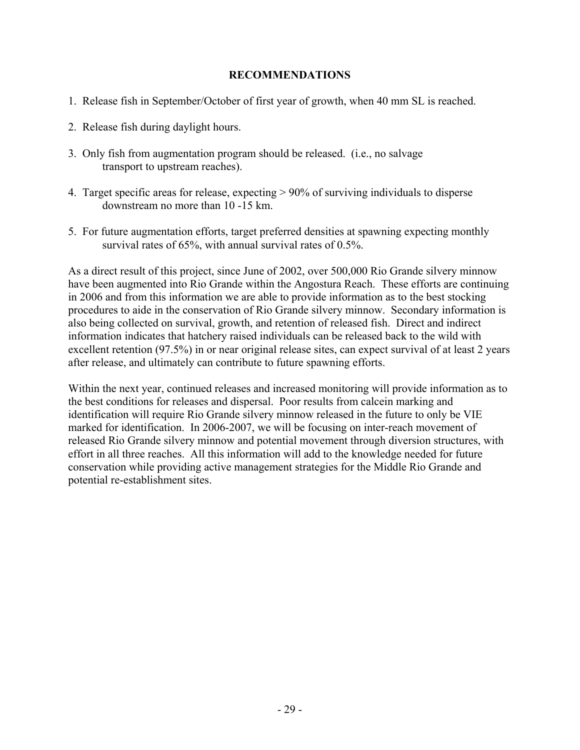## RECOMMENDATIONS

1. Release fish in September/October of first year of growth, when 40 mm SL is reached.

2. Release fish during daylight hours.

3. Only fish from augmentation program should be released. (i.e., no salvage transport to upstream reaches).

4. Target specific areas for release, expecting > 90% of surviving individuals to disperse downstream no more than 10 -15 km.

5. For future augmentation efforts, target preferred densities at spawning expecting monthly survival rates of 65%, with annual survival rates of 0.5%.

As a direct result of this project, since June of 2002, over 500,000 Rio Grande silvery minnow have been augmented into Rio Grande within the Angostura Reach. These efforts are continuing in 2006 and from this information we are able to provide information as to the best stocking procedures to aide in the conservation of Rio Grande silvery minnow. Secondary information is also being collected on survival, growth, and retention of released fish. Direct and indirect information indicates that hatchery raised individuals can be released back to the wild with excellent retention (97.5%) in or near original release sites, can expect survival of at least 2 years after release, and ultimately can contribute to future spawning efforts.

Within the next year, continued releases and increased monitoring will provide information as to the best conditions for releases and dispersal. Poor results from calcein marking and identification will require Rio Grande silvery minnow released in the future to only be VIE marked for identification. In 2006-2007, we will be focusing on inter-reach movement of released Rio Grande silvery minnow and potential movement through diversion structures, with effort in all three reaches. All this information will add to the knowledge needed for future conservation while providing active management strategies for the Middle Rio Grande and potential re-establishment sites.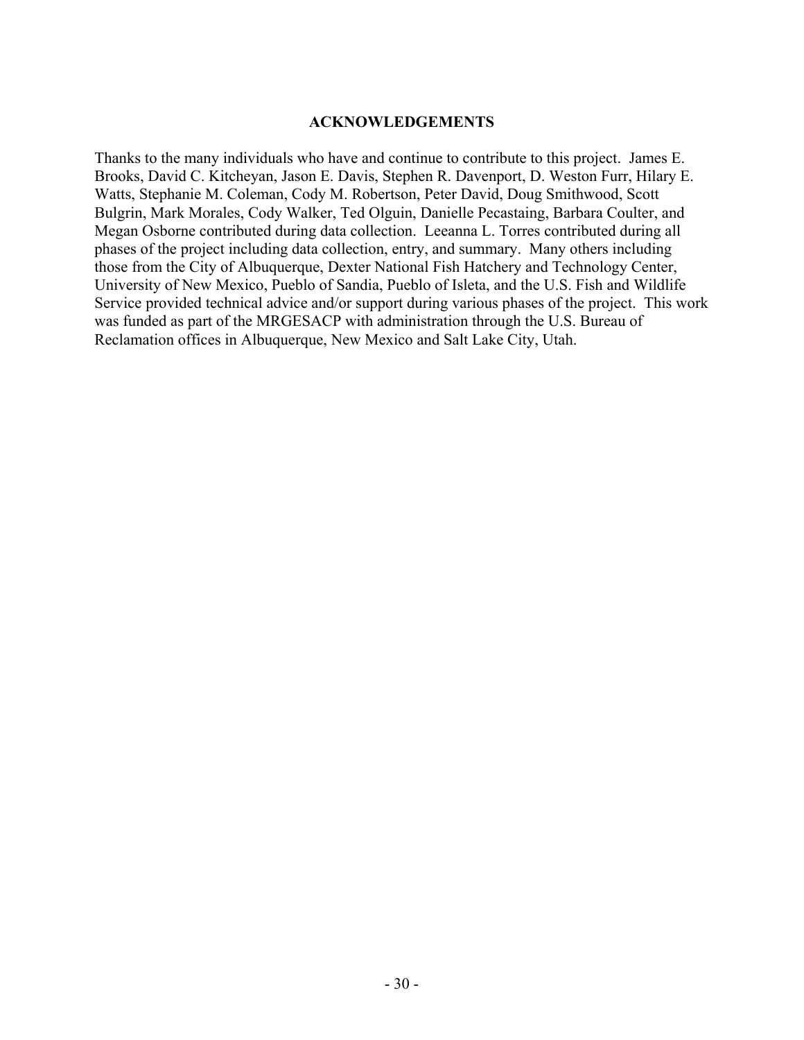## ACKNOWLEDGEMENTS

Thanks to the many individuals who have and continue to contribute to this project. James E. Brooks, David C. Kitcheyan, Jason E. Davis, Stephen R. Davenport, D. Weston Furr, Hilary E. Watts, Stephanie M. Coleman, Cody M. Robertson, Peter David, Doug Smithwood, Scott Bulgrin, Mark Morales, Cody Walker, Ted Olguin, Danielle Pecastaing, Barbara Coulter, and Megan Osborne contributed during data collection. Leeanna L. Torres contributed during all phases of the project including data collection, entry, and summary. Many others including those from the City of Albuquerque, Dexter National Fish Hatchery and Technology Center, University of New Mexico, Pueblo of Sandia, Pueblo of Isleta, and the U.S. Fish and Wildlife Service provided technical advice and/or support during various phases of the project. This work was funded as part of the MRGESACP with administration through the U.S. Bureau of Reclamation offices in Albuquerque, New Mexico and Salt Lake City, Utah.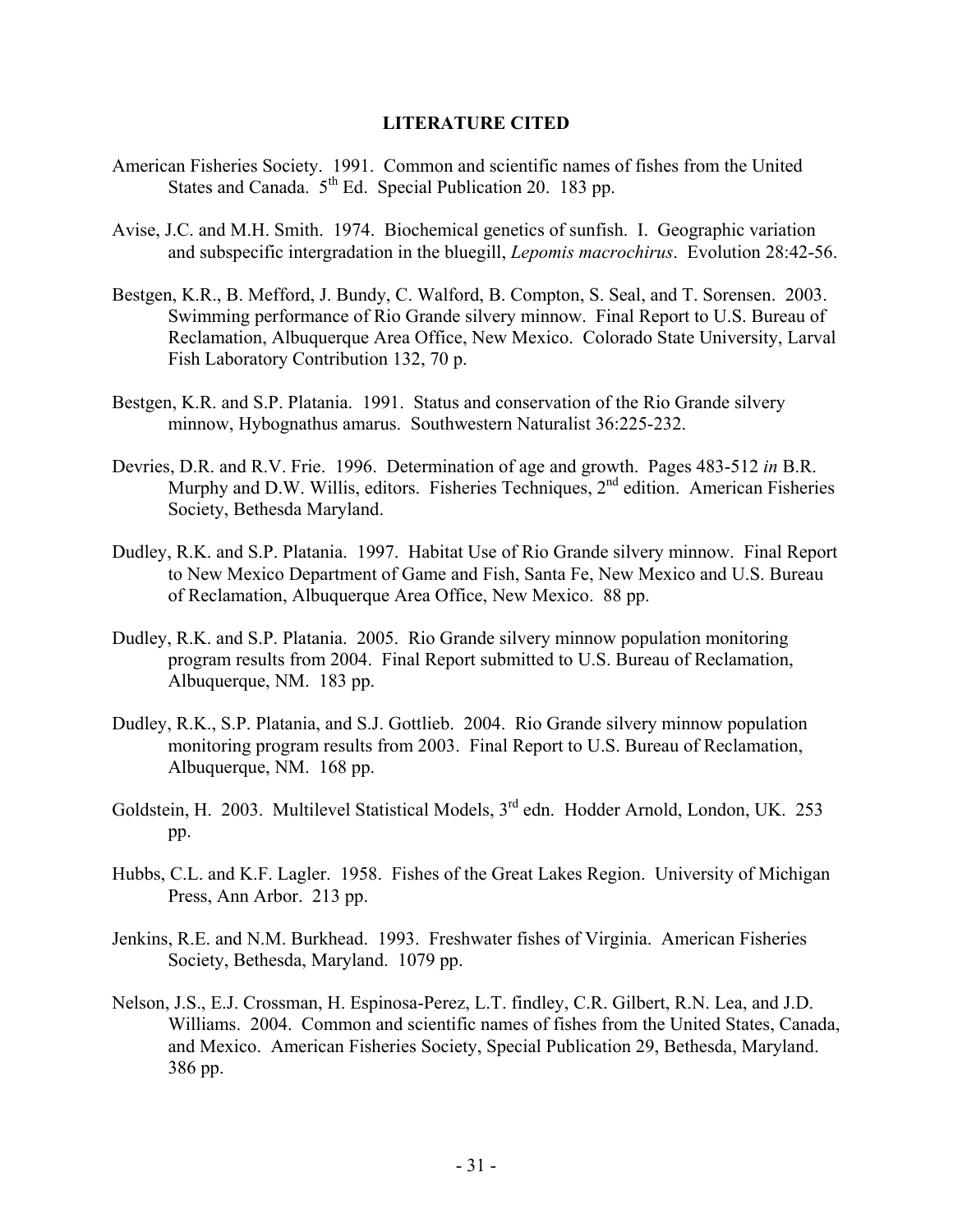## LITERATURE CITED

American Fisheries Society. 1991. Common and scientific names of fishes from the United States and Canada. 5th Ed. Special Publication 20. 183 pp.

Avise, J.C. and M.H. Smith. 1974. Biochemical genetics of sunfish. I. Geographic variation and subspecific intergradation in the bluegill, *Lepomis macrochirus*. Evolution 28:42-56.

Bestgen, K.R., B. Mefford, J. Bundy, C. Walford, B. Compton, S. Seal, and T. Sorensen. 2003. Swimming performance of Rio Grande silvery minnow. Final Report to U.S. Bureau of Reclamation, Albuquerque Area Office, New Mexico. Colorado State University, Larval Fish Laboratory Contribution 132, 70 p.

Bestgen, K.R. and S.P. Platania. 1991. Status and conservation of the Rio Grande silvery minnow, Hybognathus amarus. Southwestern Naturalist 36:225-232.

Devries, D.R. and R.V. Frie. 1996. Determination of age and growth. Pages 483-512 *in* B.R. Murphy and D.W. Willis, editors. Fisheries Techniques, 2nd edition. American Fisheries Society, Bethesda Maryland.

Dudley, R.K. and S.P. Platania. 1997. Habitat Use of Rio Grande silvery minnow. Final Report to New Mexico Department of Game and Fish, Santa Fe, New Mexico and U.S. Bureau of Reclamation, Albuquerque Area Office, New Mexico. 88 pp.

Dudley, R.K. and S.P. Platania. 2005. Rio Grande silvery minnow population monitoring program results from 2004. Final Report submitted to U.S. Bureau of Reclamation, Albuquerque, NM. 183 pp.

Dudley, R.K., S.P. Platania, and S.J. Gottlieb. 2004. Rio Grande silvery minnow population monitoring program results from 2003. Final Report to U.S. Bureau of Reclamation, Albuquerque, NM. 168 pp.

Goldstein, H. 2003. Multilevel Statistical Models, 3rd edn. Hodder Arnold, London, UK. 253 pp.

Hubbs, C.L. and K.F. Lagler. 1958. Fishes of the Great Lakes Region. University of Michigan Press, Ann Arbor. 213 pp.

Jenkins, R.E. and N.M. Burkhead. 1993. Freshwater fishes of Virginia. American Fisheries Society, Bethesda, Maryland. 1079 pp.

Nelson, J.S., E.J. Crossman, H. Espinosa-Perez, L.T. findley, C.R. Gilbert, R.N. Lea, and J.D. Williams. 2004. Common and scientific names of fishes from the United States, Canada, and Mexico. American Fisheries Society, Special Publication 29, Bethesda, Maryland. 386 pp.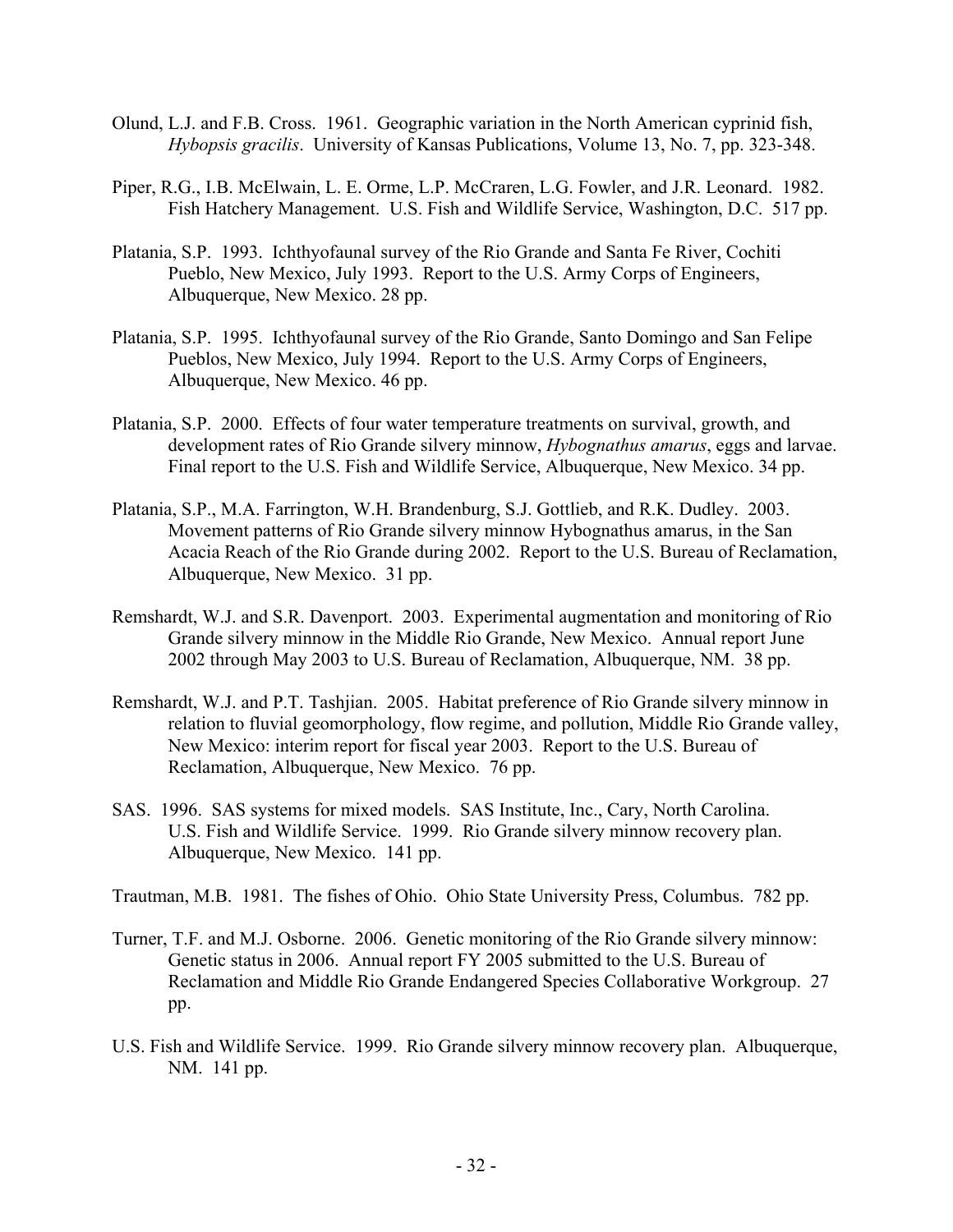Olund, L.J. and F.B. Cross. 1961. Geographic variation in the North American cyprinid fish, *Hybopsis gracilis*. University of Kansas Publications, Volume 13, No. 7, pp. 323-348.

Piper, R.G., I.B. McElwain, L. E. Orme, L.P. McCraren, L.G. Fowler, and J.R. Leonard. 1982. Fish Hatchery Management. U.S. Fish and Wildlife Service, Washington, D.C. 517 pp.

Platania, S.P. 1993. Ichthyofaunal survey of the Rio Grande and Santa Fe River, Cochiti Pueblo, New Mexico, July 1993. Report to the U.S. Army Corps of Engineers, Albuquerque, New Mexico. 28 pp.

Platania, S.P. 1995. Ichthyofaunal survey of the Rio Grande, Santo Domingo and San Felipe Pueblos, New Mexico, July 1994. Report to the U.S. Army Corps of Engineers, Albuquerque, New Mexico. 46 pp.

Platania, S.P. 2000. Effects of four water temperature treatments on survival, growth, and development rates of Rio Grande silvery minnow, *Hybognathus amarus*, eggs and larvae. Final report to the U.S. Fish and Wildlife Service, Albuquerque, New Mexico. 34 pp.

Platania, S.P., M.A. Farrington, W.H. Brandenburg, S.J. Gottlieb, and R.K. Dudley. 2003. Movement patterns of Rio Grande silvery minnow Hybognathus amarus, in the San Acacia Reach of the Rio Grande during 2002. Report to the U.S. Bureau of Reclamation, Albuquerque, New Mexico. 31 pp.

Remshardt, W.J. and S.R. Davenport. 2003. Experimental augmentation and monitoring of Rio Grande silvery minnow in the Middle Rio Grande, New Mexico. Annual report June 2002 through May 2003 to U.S. Bureau of Reclamation, Albuquerque, NM. 38 pp.

Remshardt, W.J. and P.T. Tashjian. 2005. Habitat preference of Rio Grande silvery minnow in relation to fluvial geomorphology, flow regime, and pollution, Middle Rio Grande valley, New Mexico: interim report for fiscal year 2003. Report to the U.S. Bureau of Reclamation, Albuquerque, New Mexico. 76 pp.

SAS. 1996. SAS systems for mixed models. SAS Institute, Inc., Cary, North Carolina. U.S. Fish and Wildlife Service. 1999. Rio Grande silvery minnow recovery plan. Albuquerque, New Mexico. 141 pp.

Trautman, M.B. 1981. The fishes of Ohio. Ohio State University Press, Columbus. 782 pp.

Turner, T.F. and M.J. Osborne. 2006. Genetic monitoring of the Rio Grande silvery minnow: Genetic status in 2006. Annual report FY 2005 submitted to the U.S. Bureau of Reclamation and Middle Rio Grande Endangered Species Collaborative Workgroup. 27 pp.

U.S. Fish and Wildlife Service. 1999. Rio Grande silvery minnow recovery plan. Albuquerque, NM. 141 pp.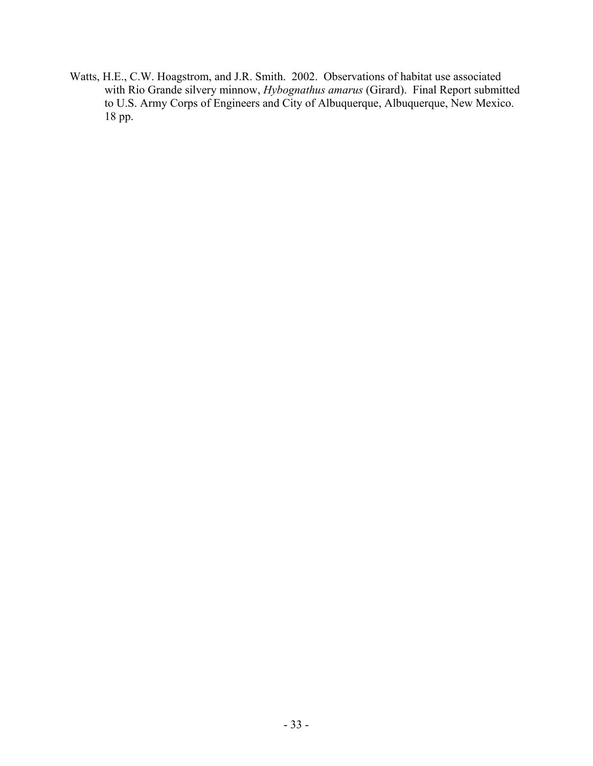Watts, H.E., C.W. Hoagstrom, and J.R. Smith. 2002. Observations of habitat use associated with Rio Grande silvery minnow, *Hybognathus amarus* (Girard). Final Report submitted to U.S. Army Corps of Engineers and City of Albuquerque, Albuquerque, New Mexico. 18 pp.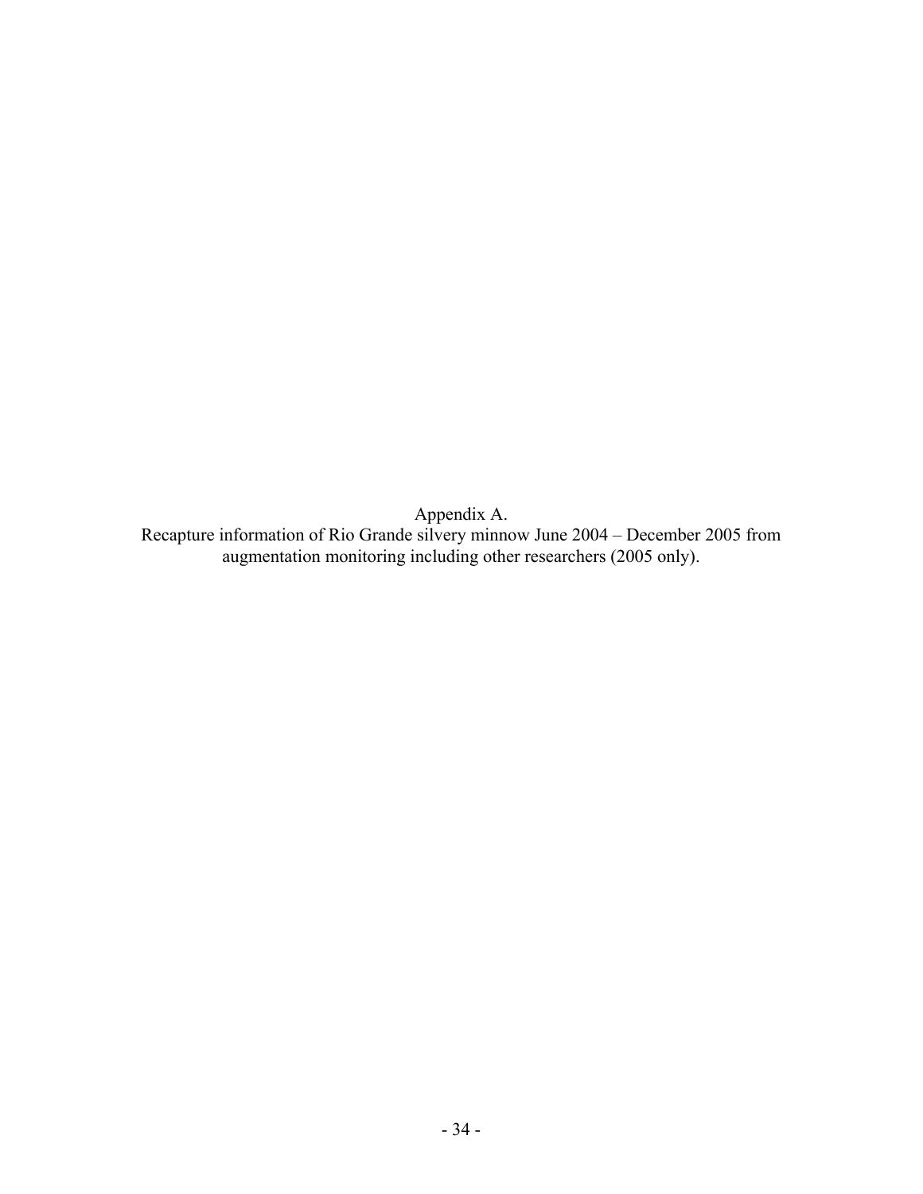# Appendix A.

Recapture information of Rio Grande silvery minnow June 2004 – December 2005 from augmentation monitoring including other researchers (2005 only).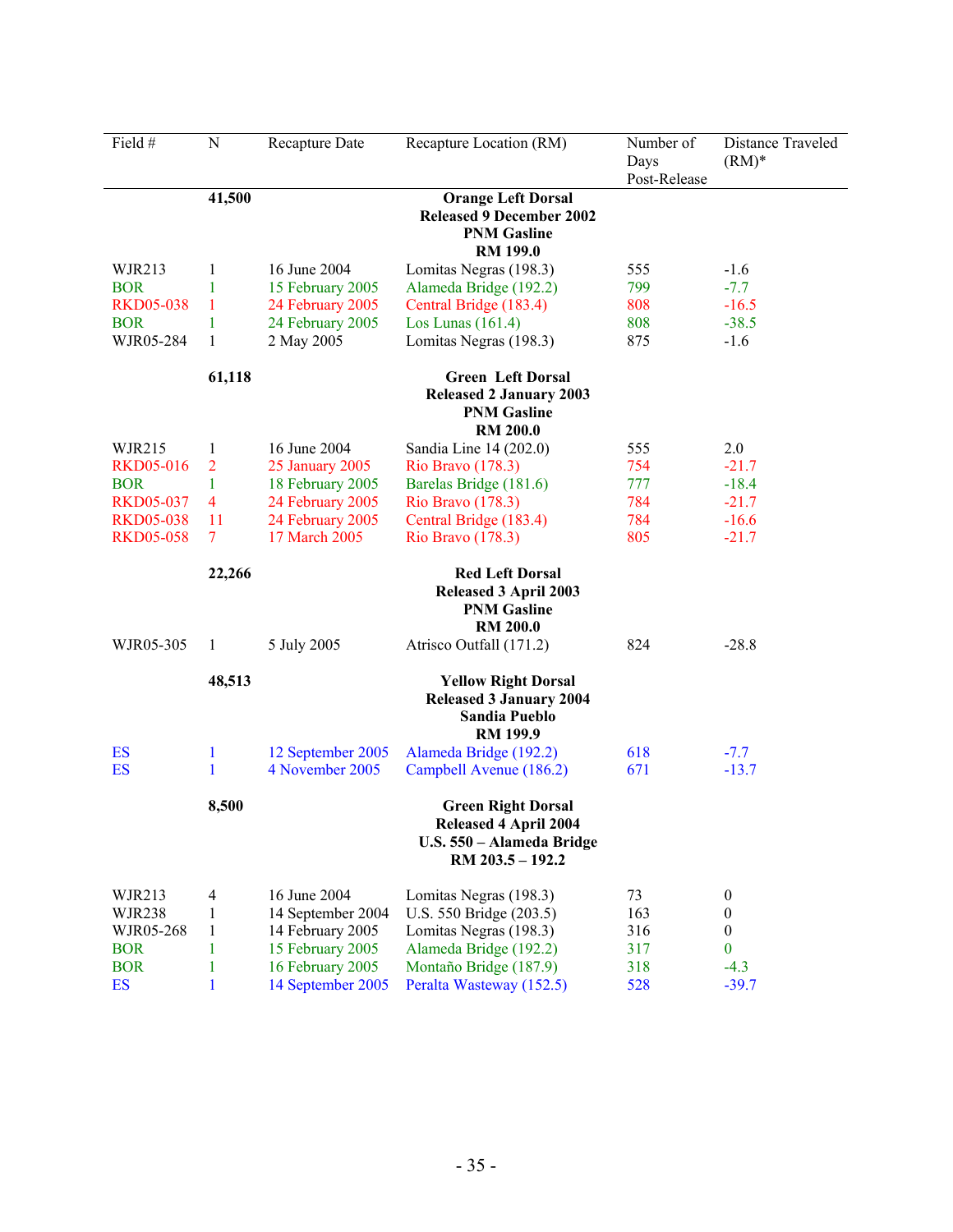| Field # | N | Recapture Date | Recapture Location (RM) | Number of Days Post-Release | Distance Traveled (RM)* |
|---|---|---|---|---|---|
| | **41,500** | | **Orange Left Dorsal Released 9 December 2002 PNM Gasline RM 199.0** | | |
| WJR213 | 1 | 16 June 2004 | Lomitas Negras (198.3) | 555 | -1.6 |
| BOR | 1 | 15 February 2005 | Alameda Bridge (192.2) | 799 | -7.7 |
| RKD05-038 | 1 | 24 February 2005 | Central Bridge (183.4) | 808 | -16.5 |
| BOR | 1 | 24 February 2005 | Los Lunas (161.4) | 808 | -38.5 |
| WJR05-284 | 1 | 2 May 2005 | Lomitas Negras (198.3) | 875 | -1.6 |
| | **61,118** | | **Green Left Dorsal Released 2 January 2003 PNM Gasline RM 200.0** | | |
| WJR215 | 1 | 16 June 2004 | Sandia Line 14 (202.0) | 555 | 2.0 |
| RKD05-016 | 2 | 25 January 2005 | Rio Bravo (178.3) | 754 | -21.7 |
| BOR | 1 | 18 February 2005 | Barelas Bridge (181.6) | 777 | -18.4 |
| RKD05-037 | 4 | 24 February 2005 | Rio Bravo (178.3) | 784 | -21.7 |
| RKD05-038 | 11 | 24 February 2005 | Central Bridge (183.4) | 784 | -16.6 |
| RKD05-058 | 7 | 17 March 2005 | Rio Bravo (178.3) | 805 | -21.7 |
| | **22,266** | | **Red Left Dorsal Released 3 April 2003 PNM Gasline RM 200.0** | | |
| WJR05-305 | 1 | 5 July 2005 | Atrisco Outfall (171.2) | 824 | -28.8 |
| | **48,513** | | **Yellow Right Dorsal Released 3 January 2004 Sandia Pueblo RM 199.9** | | |
| ES | 1 | 12 September 2005 | Alameda Bridge (192.2) | 618 | -7.7 |
| ES | 1 | 4 November 2005 | Campbell Avenue (186.2) | 671 | -13.7 |
| | **8,500** | | **Green Right Dorsal Released 4 April 2004 U.S. 550 – Alameda Bridge RM 203.5 – 192.2** | | |
| WJR213 | 4 | 16 June 2004 | Lomitas Negras (198.3) | 73 | 0 |
| WJR238 | 1 | 14 September 2004 | U.S. 550 Bridge (203.5) | 163 | 0 |
| WJR05-268 | 1 | 14 February 2005 | Lomitas Negras (198.3) | 316 | 0 |
| BOR | 1 | 15 February 2005 | Alameda Bridge (192.2) | 317 | 0 |
| BOR | 1 | 16 February 2005 | Montaño Bridge (187.9) | 318 | -4.3 |
| ES | 1 | 14 September 2005 | Peralta Wasteway (152.5) | 528 | -39.7 |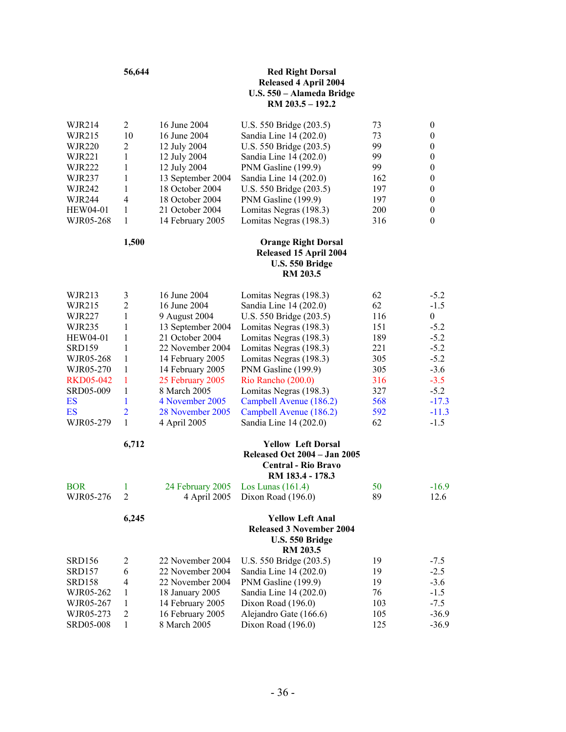| | 56,644 | | **Red Right Dorsal Released 4 April 2004 U.S. 550 – Alameda Bridge RM 203.5 – 192.2** | | |
|---|---|---|---|---|---|
| WJR214 | 2 | 16 June 2004 | U.S. 550 Bridge (203.5) | 73 | 0 |
| WJR215 | 10 | 16 June 2004 | Sandia Line 14 (202.0) | 73 | 0 |
| WJR220 | 2 | 12 July 2004 | U.S. 550 Bridge (203.5) | 99 | 0 |
| WJR221 | 1 | 12 July 2004 | Sandia Line 14 (202.0) | 99 | 0 |
| WJR222 | 1 | 12 July 2004 | PNM Gasline (199.9) | 99 | 0 |
| WJR237 | 1 | 13 September 2004 | Sandia Line 14 (202.0) | 162 | 0 |
| WJR242 | 1 | 18 October 2004 | U.S. 550 Bridge (203.5) | 197 | 0 |
| WJR244 | 4 | 18 October 2004 | PNM Gasline (199.9) | 197 | 0 |
| HEW04-01 | 1 | 21 October 2004 | Lomitas Negras (198.3) | 200 | 0 |
| WJR05-268 | 1 | 14 February 2005 | Lomitas Negras (198.3) | 316 | 0 |

| | 1,500 | | **Orange Right Dorsal Released 15 April 2004 U.S. 550 Bridge RM 203.5** | | |
|---|---|---|---|---|---|
| WJR213 | 3 | 16 June 2004 | Lomitas Negras (198.3) | 62 | -5.2 |
| WJR215 | 2 | 16 June 2004 | Sandia Line 14 (202.0) | 62 | -1.5 |
| WJR227 | 1 | 9 August 2004 | U.S. 550 Bridge (203.5) | 116 | 0 |
| WJR235 | 1 | 13 September 2004 | Lomitas Negras (198.3) | 151 | -5.2 |
| HEW04-01 | 1 | 21 October 2004 | Lomitas Negras (198.3) | 189 | -5.2 |
| SRD159 | 1 | 22 November 2004 | Lomitas Negras (198.3) | 221 | -5.2 |
| WJR05-268 | 1 | 14 February 2005 | Lomitas Negras (198.3) | 305 | -5.2 |
| WJR05-270 | 1 | 14 February 2005 | PNM Gasline (199.9) | 305 | -3.6 |
| RKD05-042 | 1 | 25 February 2005 | Rio Rancho (200.0) | 316 | -3.5 |
| SRD05-009 | 1 | 8 March 2005 | Lomitas Negras (198.3) | 327 | -5.2 |
| ES | 1 | 4 November 2005 | Campbell Avenue (186.2) | 568 | -17.3 |
| ES | 2 | 28 November 2005 | Campbell Avenue (186.2) | 592 | -11.3 |
| WJR05-279 | 1 | 4 April 2005 | Sandia Line 14 (202.0) | 62 | -1.5 |

| | 6,712 | | **Yellow Left Dorsal Released Oct 2004 – Jan 2005 Central - Rio Bravo RM 183.4 - 178.3** | | |
|---|---|---|---|---|---|
| BOR | 1 | 24 February 2005 | Los Lunas (161.4) | 50 | -16.9 |
| WJR05-276 | 2 | 4 April 2005 | Dixon Road (196.0) | 89 | 12.6 |

| | 6,245 | | **Yellow Left Anal Released 3 November 2004 U.S. 550 Bridge RM 203.5** | | |
|---|---|---|---|---|---|
| SRD156 | 2 | 22 November 2004 | U.S. 550 Bridge (203.5) | 19 | -7.5 |
| SRD157 | 6 | 22 November 2004 | Sandia Line 14 (202.0) | 19 | -2.5 |
| SRD158 | 4 | 22 November 2004 | PNM Gasline (199.9) | 19 | -3.6 |
| WJR05-262 | 1 | 18 January 2005 | Sandia Line 14 (202.0) | 76 | -1.5 |
| WJR05-267 | 1 | 14 February 2005 | Dixon Road (196.0) | 103 | -7.5 |
| WJR05-273 | 2 | 16 February 2005 | Alejandro Gate (166.6) | 105 | -36.9 |
| SRD05-008 | 1 | 8 March 2005 | Dixon Road (196.0) | 125 | -36.9 |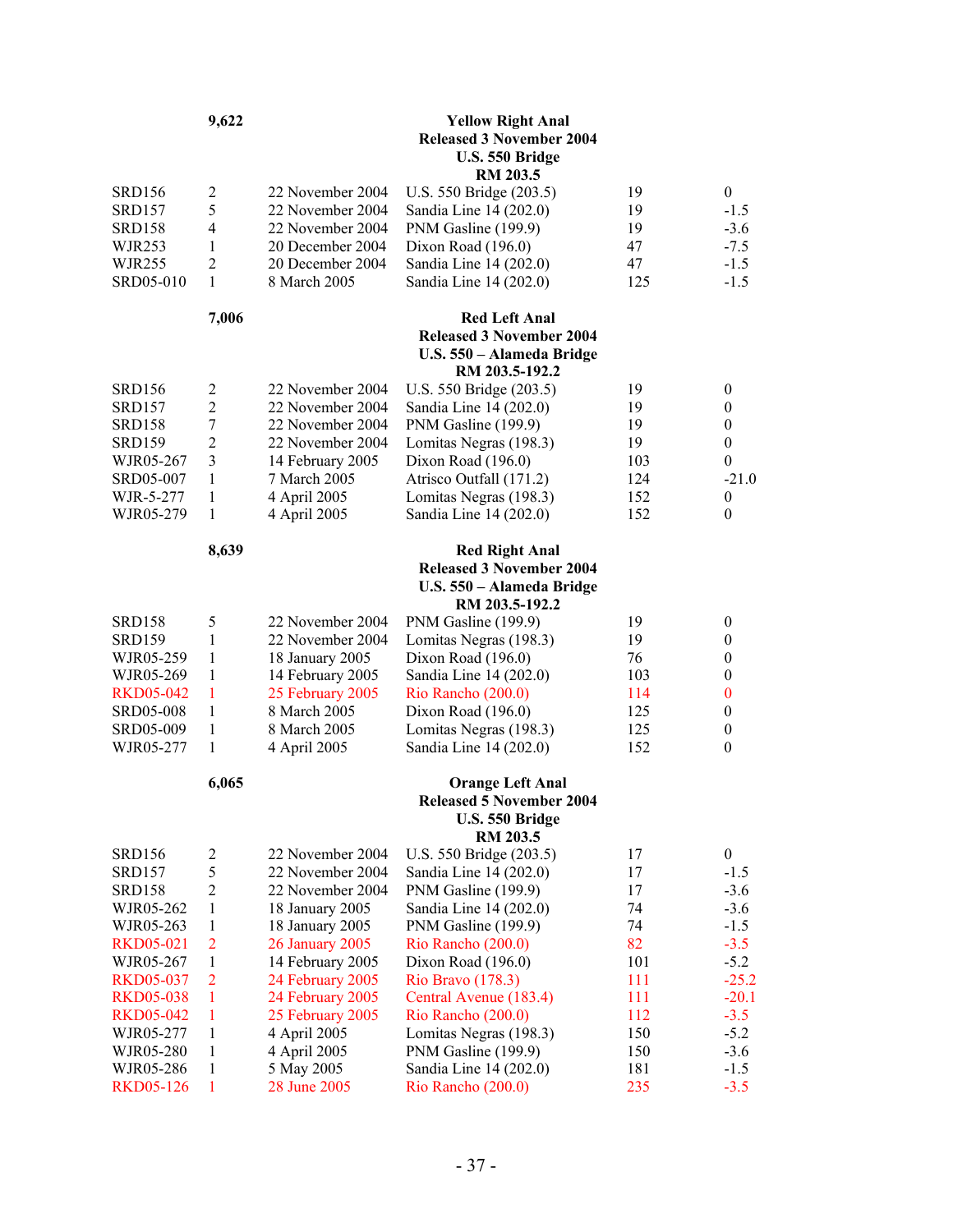| | 9,622 | | **Yellow Right Anal**<br>**Released 3 November 2004**<br>**U.S. 550 Bridge**<br>**RM 203.5** | | |
|---|---|---|---|---|---|
| SRD156 | 2 | 22 November 2004 | U.S. 550 Bridge (203.5) | 19 | 0 |
| SRD157 | 5 | 22 November 2004 | Sandia Line 14 (202.0) | 19 | -1.5 |
| SRD158 | 4 | 22 November 2004 | PNM Gasline (199.9) | 19 | -3.6 |
| WJR253 | 1 | 20 December 2004 | Dixon Road (196.0) | 47 | -7.5 |
| WJR255 | 2 | 20 December 2004 | Sandia Line 14 (202.0) | 47 | -1.5 |
| SRD05-010 | 1 | 8 March 2005 | Sandia Line 14 (202.0) | 125 | -1.5 |
| | **7,006** | | **Red Left Anal**<br>**Released 3 November 2004**<br>**U.S. 550 – Alameda Bridge**<br>**RM 203.5-192.2** | | |
| SRD156 | 2 | 22 November 2004 | U.S. 550 Bridge (203.5) | 19 | 0 |
| SRD157 | 2 | 22 November 2004 | Sandia Line 14 (202.0) | 19 | 0 |
| SRD158 | 7 | 22 November 2004 | PNM Gasline (199.9) | 19 | 0 |
| SRD159 | 2 | 22 November 2004 | Lomitas Negras (198.3) | 19 | 0 |
| WJR05-267 | 3 | 14 February 2005 | Dixon Road (196.0) | 103 | 0 |
| SRD05-007 | 1 | 7 March 2005 | Atrisco Outfall (171.2) | 124 | -21.0 |
| WJR-5-277 | 1 | 4 April 2005 | Lomitas Negras (198.3) | 152 | 0 |
| WJR05-279 | 1 | 4 April 2005 | Sandia Line 14 (202.0) | 152 | 0 |
| | **8,639** | | **Red Right Anal**<br>**Released 3 November 2004**<br>**U.S. 550 – Alameda Bridge**<br>**RM 203.5-192.2** | | |
| SRD158 | 5 | 22 November 2004 | PNM Gasline (199.9) | 19 | 0 |
| SRD159 | 1 | 22 November 2004 | Lomitas Negras (198.3) | 19 | 0 |
| WJR05-259 | 1 | 18 January 2005 | Dixon Road (196.0) | 76 | 0 |
| WJR05-269 | 1 | 14 February 2005 | Sandia Line 14 (202.0) | 103 | 0 |
| RKD05-042 | 1 | 25 February 2005 | Rio Rancho (200.0) | 114 | 0 |
| SRD05-008 | 1 | 8 March 2005 | Dixon Road (196.0) | 125 | 0 |
| SRD05-009 | 1 | 8 March 2005 | Lomitas Negras (198.3) | 125 | 0 |
| WJR05-277 | 1 | 4 April 2005 | Sandia Line 14 (202.0) | 152 | 0 |
| | **6,065** | | **Orange Left Anal**<br>**Released 5 November 2004**<br>**U.S. 550 Bridge**<br>**RM 203.5** | | |
| SRD156 | 2 | 22 November 2004 | U.S. 550 Bridge (203.5) | 17 | 0 |
| SRD157 | 5 | 22 November 2004 | Sandia Line 14 (202.0) | 17 | -1.5 |
| SRD158 | 2 | 22 November 2004 | PNM Gasline (199.9) | 17 | -3.6 |
| WJR05-262 | 1 | 18 January 2005 | Sandia Line 14 (202.0) | 74 | -3.6 |
| WJR05-263 | 1 | 18 January 2005 | PNM Gasline (199.9) | 74 | -1.5 |
| RKD05-021 | 2 | 26 January 2005 | Rio Rancho (200.0) | 82 | -3.5 |
| WJR05-267 | 1 | 14 February 2005 | Dixon Road (196.0) | 101 | -5.2 |
| RKD05-037 | 2 | 24 February 2005 | Rio Bravo (178.3) | 111 | -25.2 |
| RKD05-038 | 1 | 24 February 2005 | Central Avenue (183.4) | 111 | -20.1 |
| RKD05-042 | 1 | 25 February 2005 | Rio Rancho (200.0) | 112 | -3.5 |
| WJR05-277 | 1 | 4 April 2005 | Lomitas Negras (198.3) | 150 | -5.2 |
| WJR05-280 | 1 | 4 April 2005 | PNM Gasline (199.9) | 150 | -3.6 |
| WJR05-286 | 1 | 5 May 2005 | Sandia Line 14 (202.0) | 181 | -1.5 |
| RKD05-126 | 1 | 28 June 2005 | Rio Rancho (200.0) | 235 | -3.5 |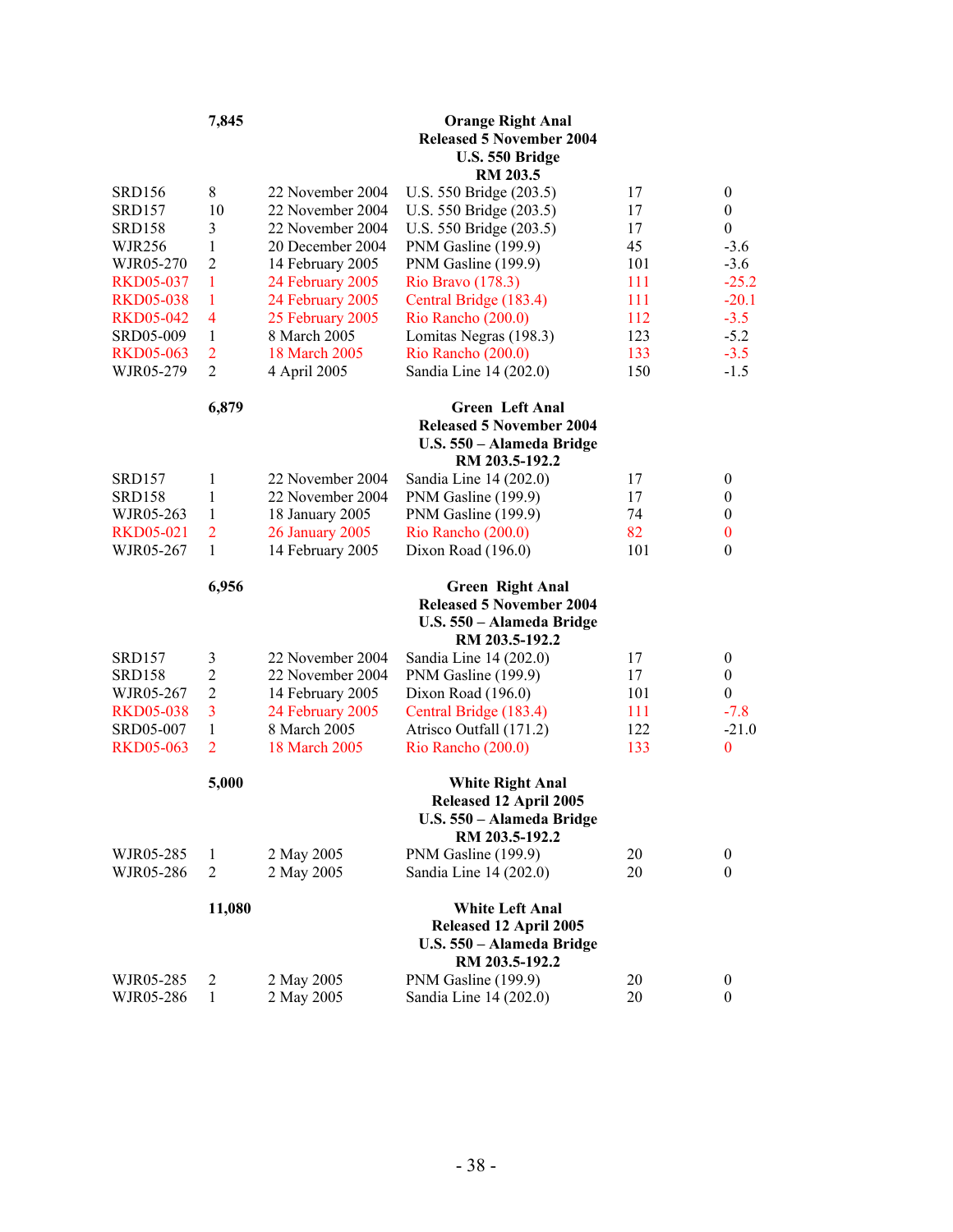| | 7,845 | | Orange Right Anal<br>Released 5 November 2004<br>U.S. 550 Bridge<br>RM 203.5 | | |
|---|---|---|---|---|---|
| SRD156 | 8 | 22 November 2004 | U.S. 550 Bridge (203.5) | 17 | 0 |
| SRD157 | 10 | 22 November 2004 | U.S. 550 Bridge (203.5) | 17 | 0 |
| SRD158 | 3 | 22 November 2004 | U.S. 550 Bridge (203.5) | 17 | 0 |
| WJR256 | 1 | 20 December 2004 | PNM Gasline (199.9) | 45 | -3.6 |
| WJR05-270 | 2 | 14 February 2005 | PNM Gasline (199.9) | 101 | -3.6 |
| RKD05-037 | 1 | 24 February 2005 | Rio Bravo (178.3) | 111 | -25.2 |
| RKD05-038 | 1 | 24 February 2005 | Central Bridge (183.4) | 111 | -20.1 |
| RKD05-042 | 4 | 25 February 2005 | Rio Rancho (200.0) | 112 | -3.5 |
| SRD05-009 | 1 | 8 March 2005 | Lomitas Negras (198.3) | 123 | -5.2 |
| RKD05-063 | 2 | 18 March 2005 | Rio Rancho (200.0) | 133 | -3.5 |
| WJR05-279 | 2 | 4 April 2005 | Sandia Line 14 (202.0) | 150 | -1.5 |

| | 6,879 | | Green Left Anal<br>Released 5 November 2004<br>U.S. 550 – Alameda Bridge<br>RM 203.5-192.2 | | |
|---|---|---|---|---|---|
| SRD157 | 1 | 22 November 2004 | Sandia Line 14 (202.0) | 17 | 0 |
| SRD158 | 1 | 22 November 2004 | PNM Gasline (199.9) | 17 | 0 |
| WJR05-263 | 1 | 18 January 2005 | PNM Gasline (199.9) | 74 | 0 |
| RKD05-021 | 2 | 26 January 2005 | Rio Rancho (200.0) | 82 | 0 |
| WJR05-267 | 1 | 14 February 2005 | Dixon Road (196.0) | 101 | 0 |

| | 6,956 | | Green Right Anal<br>Released 5 November 2004<br>U.S. 550 – Alameda Bridge<br>RM 203.5-192.2 | | |
|---|---|---|---|---|---|
| SRD157 | 3 | 22 November 2004 | Sandia Line 14 (202.0) | 17 | 0 |
| SRD158 | 2 | 22 November 2004 | PNM Gasline (199.9) | 17 | 0 |
| WJR05-267 | 2 | 14 February 2005 | Dixon Road (196.0) | 101 | 0 |
| RKD05-038 | 3 | 24 February 2005 | Central Bridge (183.4) | 111 | -7.8 |
| SRD05-007 | 1 | 8 March 2005 | Atrisco Outfall (171.2) | 122 | -21.0 |
| RKD05-063 | 2 | 18 March 2005 | Rio Rancho (200.0) | 133 | 0 |

| | 5,000 | | White Right Anal<br>Released 12 April 2005<br>U.S. 550 – Alameda Bridge<br>RM 203.5-192.2 | | |
|---|---|---|---|---|---|
| WJR05-285 | 1 | 2 May 2005 | PNM Gasline (199.9) | 20 | 0 |
| WJR05-286 | 2 | 2 May 2005 | Sandia Line 14 (202.0) | 20 | 0 |

| | 11,080 | | White Left Anal<br>Released 12 April 2005<br>U.S. 550 – Alameda Bridge<br>RM 203.5-192.2 | | |
|---|---|---|---|---|---|
| WJR05-285 | 2 | 2 May 2005 | PNM Gasline (199.9) | 20 | 0 |
| WJR05-286 | 1 | 2 May 2005 | Sandia Line 14 (202.0) | 20 | 0 |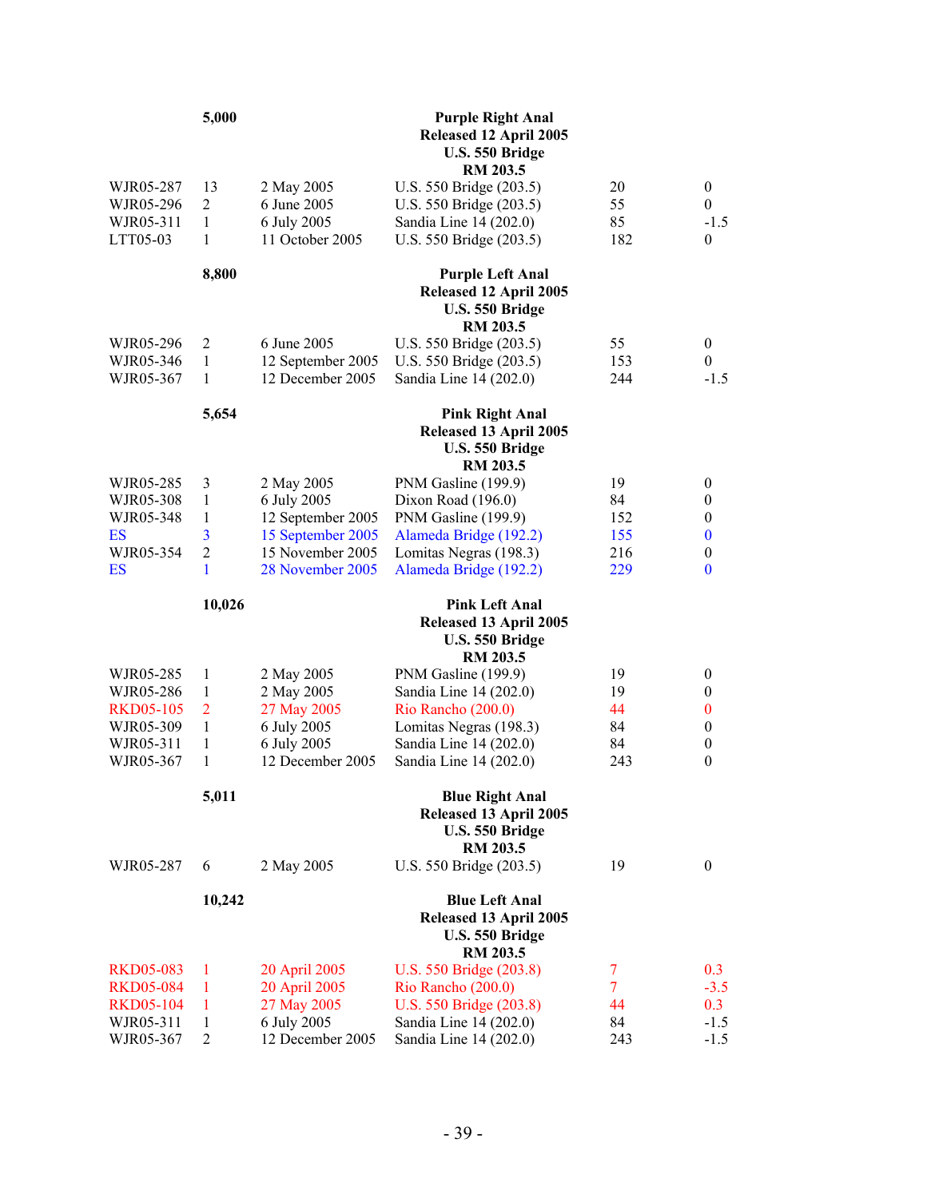| | 5,000 | | Purple Right Anal<br>Released 12 April 2005<br>U.S. 550 Bridge<br>RM 203.5 | | |
|---|---|---|---|---|---|
| WJR05-287 | 13 | 2 May 2005 | U.S. 550 Bridge (203.5) | 20 | 0 |
| WJR05-296 | 2 | 6 June 2005 | U.S. 550 Bridge (203.5) | 55 | 0 |
| WJR05-311 | 1 | 6 July 2005 | Sandia Line 14 (202.0) | 85 | -1.5 |
| LTT05-03 | 1 | 11 October 2005 | U.S. 550 Bridge (203.5) | 182 | 0 |
| | **8,800** | | **Purple Left Anal<br>Released 12 April 2005<br>U.S. 550 Bridge<br>RM 203.5** | | |
| WJR05-296 | 2 | 6 June 2005 | U.S. 550 Bridge (203.5) | 55 | 0 |
| WJR05-346 | 1 | 12 September 2005 | U.S. 550 Bridge (203.5) | 153 | 0 |
| WJR05-367 | 1 | 12 December 2005 | Sandia Line 14 (202.0) | 244 | -1.5 |
| | **5,654** | | **Pink Right Anal<br>Released 13 April 2005<br>U.S. 550 Bridge<br>RM 203.5** | | |
| WJR05-285 | 3 | 2 May 2005 | PNM Gasline (199.9) | 19 | 0 |
| WJR05-308 | 1 | 6 July 2005 | Dixon Road (196.0) | 84 | 0 |
| WJR05-348 | 1 | 12 September 2005 | PNM Gasline (199.9) | 152 | 0 |
| ES | 3 | 15 September 2005 | Alameda Bridge (192.2) | 155 | 0 |
| WJR05-354 | 2 | 15 November 2005 | Lomitas Negras (198.3) | 216 | 0 |
| ES | 1 | 28 November 2005 | Alameda Bridge (192.2) | 229 | 0 |
| | **10,026** | | **Pink Left Anal<br>Released 13 April 2005<br>U.S. 550 Bridge<br>RM 203.5** | | |
| WJR05-285 | 1 | 2 May 2005 | PNM Gasline (199.9) | 19 | 0 |
| WJR05-286 | 1 | 2 May 2005 | Sandia Line 14 (202.0) | 19 | 0 |
| RKD05-105 | 2 | 27 May 2005 | Rio Rancho (200.0) | 44 | 0 |
| WJR05-309 | 1 | 6 July 2005 | Lomitas Negras (198.3) | 84 | 0 |
| WJR05-311 | 1 | 6 July 2005 | Sandia Line 14 (202.0) | 84 | 0 |
| WJR05-367 | 1 | 12 December 2005 | Sandia Line 14 (202.0) | 243 | 0 |
| | **5,011** | | **Blue Right Anal<br>Released 13 April 2005<br>U.S. 550 Bridge<br>RM 203.5** | | |
| WJR05-287 | 6 | 2 May 2005 | U.S. 550 Bridge (203.5) | 19 | 0 |
| | **10,242** | | **Blue Left Anal<br>Released 13 April 2005<br>U.S. 550 Bridge<br>RM 203.5** | | |
| RKD05-083 | 1 | 20 April 2005 | U.S. 550 Bridge (203.8) | 7 | 0.3 |
| RKD05-084 | 1 | 20 April 2005 | Rio Rancho (200.0) | 7 | -3.5 |
| RKD05-104 | 1 | 27 May 2005 | U.S. 550 Bridge (203.8) | 44 | 0.3 |
| WJR05-311 | 1 | 6 July 2005 | Sandia Line 14 (202.0) | 84 | -1.5 |
| WJR05-367 | 2 | 12 December 2005 | Sandia Line 14 (202.0) | 243 | -1.5 |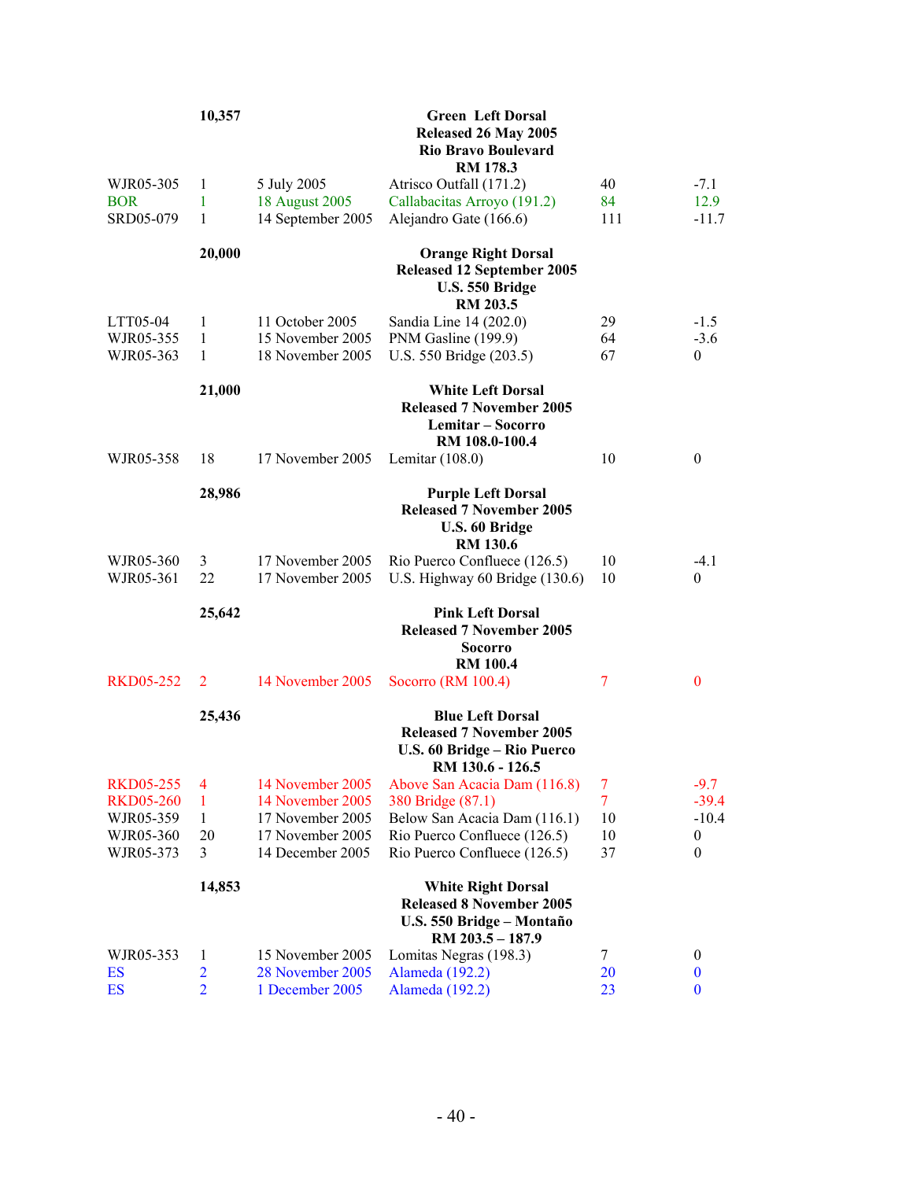| | | | | | |
|---|---|---|---|---|---|
| | **10,357** | | **Green Left Dorsal**<br>**Released 26 May 2005**<br>**Rio Bravo Boulevard**<br>**RM 178.3** | | |
| WJR05-305 | 1 | 5 July 2005 | Atrisco Outfall (171.2) | 40 | -7.1 |
| BOR | 1 | 18 August 2005 | Callabacitas Arroyo (191.2) | 84 | 12.9 |
| SRD05-079 | 1 | 14 September 2005 | Alejandro Gate (166.6) | 111 | -11.7 |
| | **20,000** | | **Orange Right Dorsal**<br>**Released 12 September 2005**<br>**U.S. 550 Bridge**<br>**RM 203.5** | | |
| LTT05-04 | 1 | 11 October 2005 | Sandia Line 14 (202.0) | 29 | -1.5 |
| WJR05-355 | 1 | 15 November 2005 | PNM Gasline (199.9) | 64 | -3.6 |
| WJR05-363 | 1 | 18 November 2005 | U.S. 550 Bridge (203.5) | 67 | 0 |
| | **21,000** | | **White Left Dorsal**<br>**Released 7 November 2005**<br>**Lemitar – Socorro**<br>**RM 108.0-100.4** | | |
| WJR05-358 | 18 | 17 November 2005 | Lemitar (108.0) | 10 | 0 |
| | **28,986** | | **Purple Left Dorsal**<br>**Released 7 November 2005**<br>**U.S. 60 Bridge**<br>**RM 130.6** | | |
| WJR05-360 | 3 | 17 November 2005 | Rio Puerco Confluece (126.5) | 10 | -4.1 |
| WJR05-361 | 22 | 17 November 2005 | U.S. Highway 60 Bridge (130.6) | 10 | 0 |
| | **25,642** | | **Pink Left Dorsal**<br>**Released 7 November 2005**<br>**Socorro**<br>**RM 100.4** | | |
| RKD05-252 | 2 | 14 November 2005 | Socorro (RM 100.4) | 7 | 0 |
| | **25,436** | | **Blue Left Dorsal**<br>**Released 7 November 2005**<br>**U.S. 60 Bridge – Rio Puerco**<br>**RM 130.6 - 126.5** | | |
| RKD05-255 | 4 | 14 November 2005 | Above San Acacia Dam (116.8) | 7 | -9.7 |
| RKD05-260 | 1 | 14 November 2005 | 380 Bridge (87.1) | 7 | -39.4 |
| WJR05-359 | 1 | 17 November 2005 | Below San Acacia Dam (116.1) | 10 | -10.4 |
| WJR05-360 | 20 | 17 November 2005 | Rio Puerco Confluece (126.5) | 10 | 0 |
| WJR05-373 | 3 | 14 December 2005 | Rio Puerco Confluece (126.5) | 37 | 0 |
| | **14,853** | | **White Right Dorsal**<br>**Released 8 November 2005**<br>**U.S. 550 Bridge – Montaño**<br>**RM 203.5 – 187.9** | | |
| WJR05-353 | 1 | 15 November 2005 | Lomitas Negras (198.3) | 7 | 0 |
| ES | 2 | 28 November 2005 | Alameda (192.2) | 20 | 0 |
| ES | 2 | 1 December 2005 | Alameda (192.2) | 23 | 0 |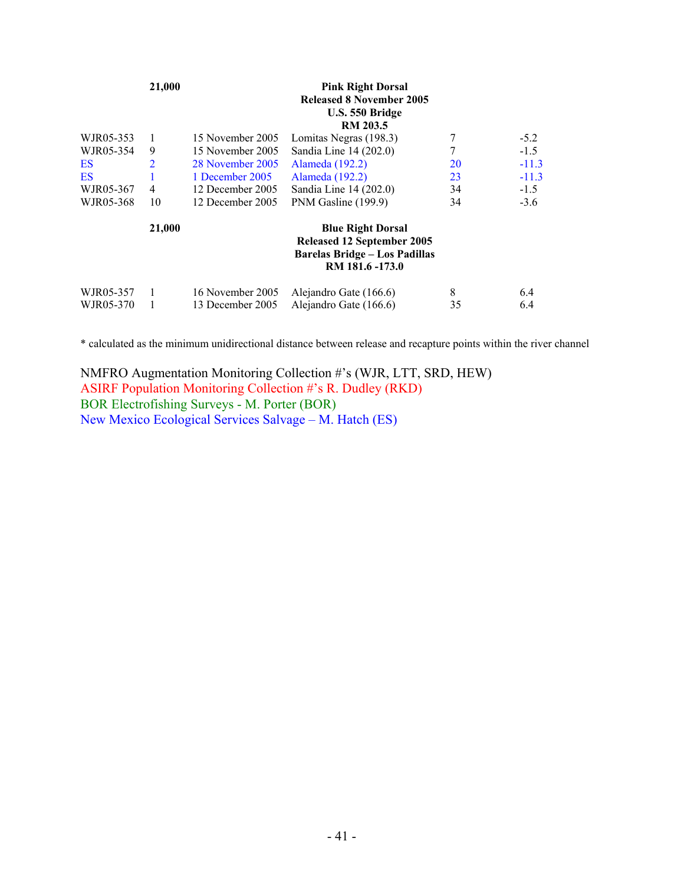| | | | | | |
|---|---|---|---|---|---|
| | **21,000** | | **Pink Right Dorsal<br>Released 8 November 2005<br>U.S. 550 Bridge<br>RM 203.5** | | |
| WJR05-353 | 1 | 15 November 2005 | Lomitas Negras (198.3) | 7 | -5.2 |
| WJR05-354 | 9 | 15 November 2005 | Sandia Line 14 (202.0) | 7 | -1.5 |
| ES | 2 | 28 November 2005 | Alameda (192.2) | 20 | -11.3 |
| ES | 1 | 1 December 2005 | Alameda (192.2) | 23 | -11.3 |
| WJR05-367 | 4 | 12 December 2005 | Sandia Line 14 (202.0) | 34 | -1.5 |
| WJR05-368 | 10 | 12 December 2005 | PNM Gasline (199.9) | 34 | -3.6 |
| | **21,000** | | **Blue Right Dorsal<br>Released 12 September 2005<br>Barelas Bridge – Los Padillas<br>RM 181.6 -173.0** | | |
| WJR05-357 | 1 | 16 November 2005 | Alejandro Gate (166.6) | 8 | 6.4 |
| WJR05-370 | 1 | 13 December 2005 | Alejandro Gate (166.6) | 35 | 6.4 |

* calculated as the minimum unidirectional distance between release and recapture points within the river channel

NMFRO Augmentation Monitoring Collection #'s (WJR, LTT, SRD, HEW)
ASIRF Population Monitoring Collection #'s R. Dudley (RKD)
BOR Electrofishing Surveys - M. Porter (BOR)
New Mexico Ecological Services Salvage – M. Hatch (ES)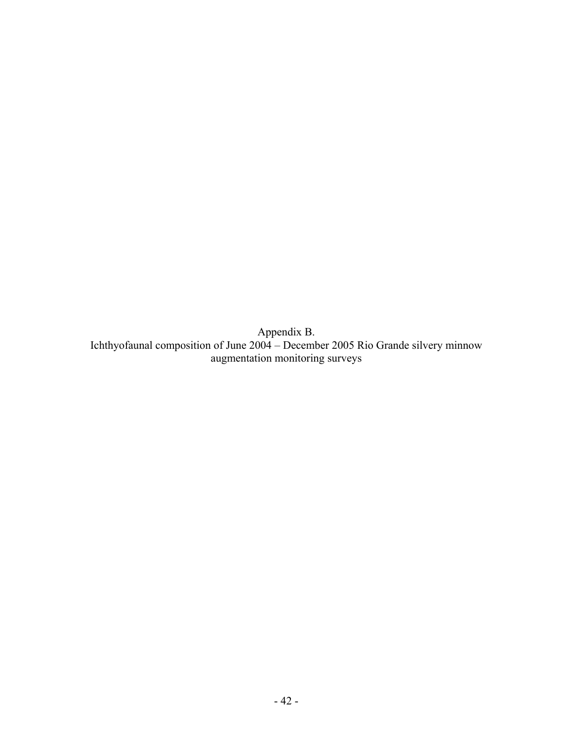# Appendix B.

Ichthyofaunal composition of June 2004 – December 2005 Rio Grande silvery minnow augmentation monitoring surveys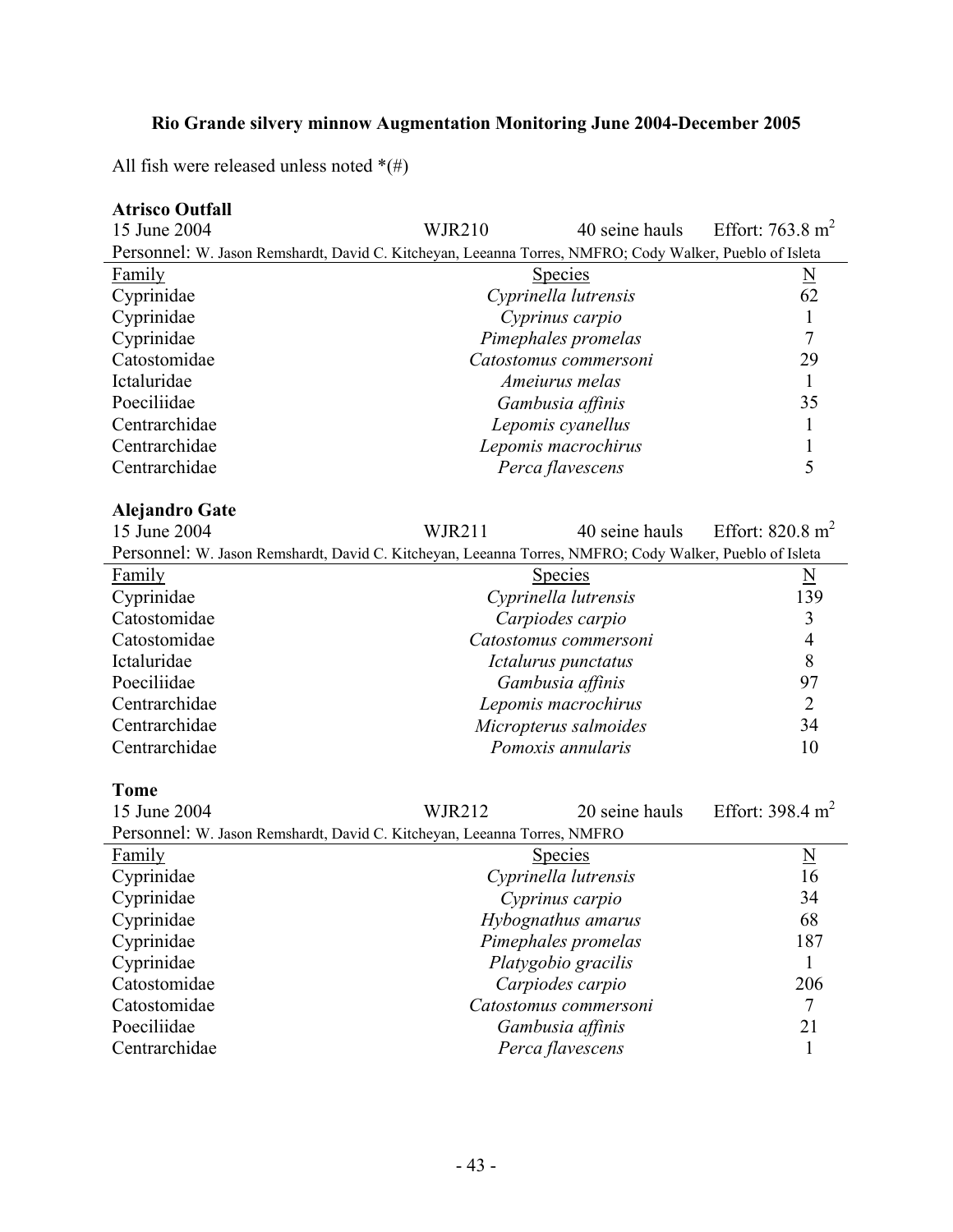**Rio Grande silvery minnow Augmentation Monitoring June 2004-December 2005**

All fish were released unless noted *(#)

**Atrisco Outfall**

15 June 2004 | WJR210 | 40 seine hauls | Effort: 763.8 $m^2$

Personnel: W. Jason Remshardt, David C. Kitcheyan, Leeanna Torres, NMFRO; Cody Walker, Pueblo of Isleta

| Family | Species | N |
|---|---|---|
| Cyprinidae | *Cyprinella lutrensis* | 62 |
| Cyprinidae | *Cyprinus carpio* | 1 |
| Cyprinidae | *Pimephales promelas* | 7 |
| Catostomidae | *Catostomus commersoni* | 29 |
| Ictaluridae | *Ameiurus melas* | 1 |
| Poeciliidae | *Gambusia affinis* | 35 |
| Centrarchidae | *Lepomis cyanellus* | 1 |
| Centrarchidae | *Lepomis macrochirus* | 1 |
| Centrarchidae | *Perca flavescens* | 5 |

**Alejandro Gate**

15 June 2004 | WJR211 | 40 seine hauls | Effort: 820.8 $m^2$

Personnel: W. Jason Remshardt, David C. Kitcheyan, Leeanna Torres, NMFRO; Cody Walker, Pueblo of Isleta

| Family | Species | N |
|---|---|---|
| Cyprinidae | *Cyprinella lutrensis* | 139 |
| Catostomidae | *Carpiodes carpio* | 3 |
| Catostomidae | *Catostomus commersoni* | 4 |
| Ictaluridae | *Ictalurus punctatus* | 8 |
| Poeciliidae | *Gambusia affinis* | 97 |
| Centrarchidae | *Lepomis macrochirus* | 2 |
| Centrarchidae | *Micropterus salmoides* | 34 |
| Centrarchidae | *Pomoxis annularis* | 10 |

**Tome**

15 June 2004 | WJR212 | 20 seine hauls | Effort: 398.4 $m^2$

Personnel: W. Jason Remshardt, David C. Kitcheyan, Leeanna Torres, NMFRO

| Family | Species | N |
|---|---|---|
| Cyprinidae | *Cyprinella lutrensis* | 16 |
| Cyprinidae | *Cyprinus carpio* | 34 |
| Cyprinidae | *Hybognathus amarus* | 68 |
| Cyprinidae | *Pimephales promelas* | 187 |
| Cyprinidae | *Platygobio gracilis* | 1 |
| Catostomidae | *Carpiodes carpio* | 206 |
| Catostomidae | *Catostomus commersoni* | 7 |
| Poeciliidae | *Gambusia affinis* | 21 |
| Centrarchidae | *Perca flavescens* | 1 |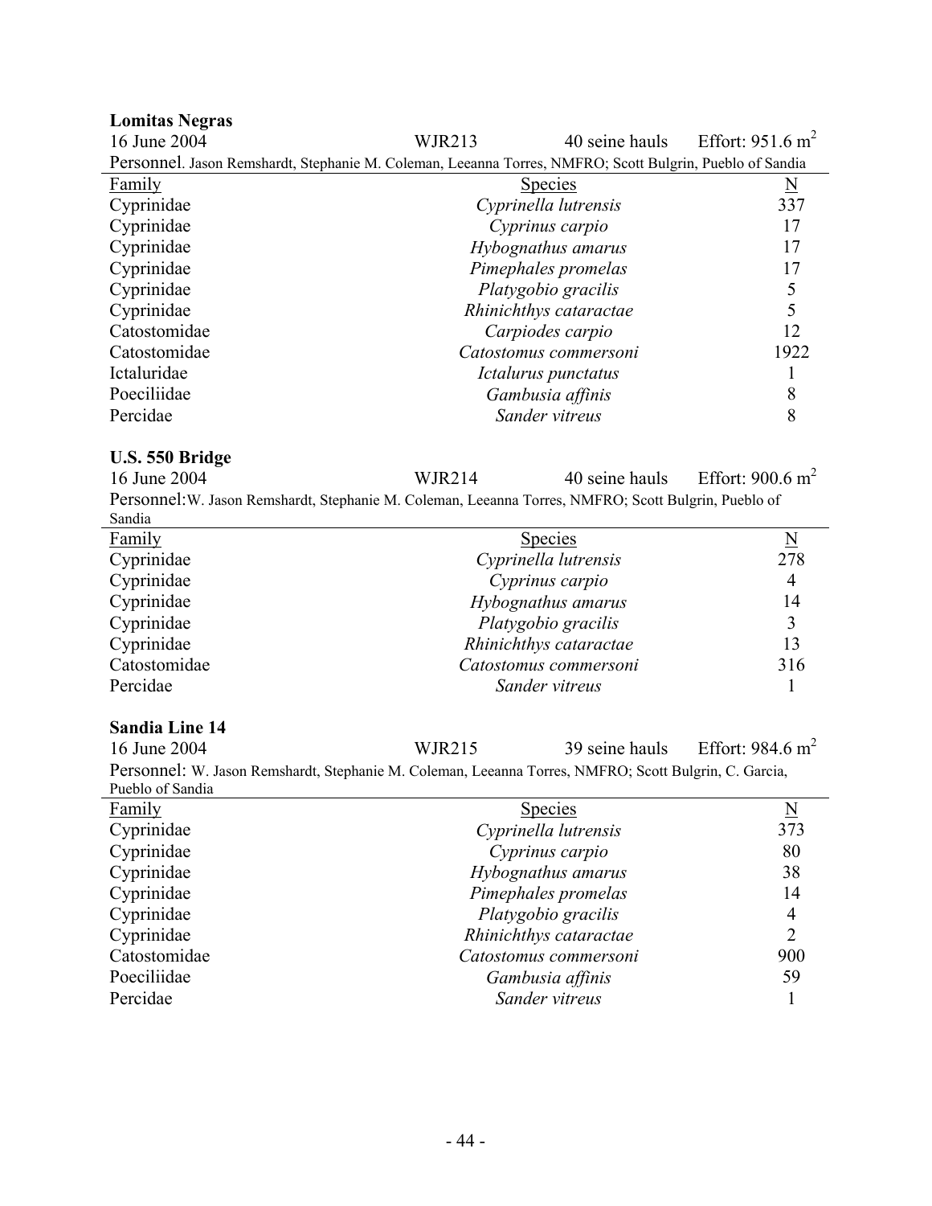**Lomitas Negras**

16 June 2004 WJR213 40 seine hauls Effort: 951.6 $m^2$

Personnel. Jason Remshardt, Stephanie M. Coleman, Leeanna Torres, NMFRO; Scott Bulgrin, Pueblo of Sandia

| Family | Species | N |
|---|---|---|
| Cyprinidae | *Cyprinella lutrensis* | 337 |
| Cyprinidae | *Cyprinus carpio* | 17 |
| Cyprinidae | *Hybognathus amarus* | 17 |
| Cyprinidae | *Pimephales promelas* | 17 |
| Cyprinidae | *Platygobio gracilis* | 5 |
| Cyprinidae | *Rhinichthys cataractae* | 5 |
| Catostomidae | *Carpiodes carpio* | 12 |
| Catostomidae | *Catostomus commersoni* | 1922 |
| Ictaluridae | *Ictalurus punctatus* | 1 |
| Poeciliidae | *Gambusia affinis* | 8 |
| Percidae | *Sander vitreus* | 8 |

**U.S. 550 Bridge**

16 June 2004 WJR214 40 seine hauls Effort: 900.6 $m^2$

Personnel: W. Jason Remshardt, Stephanie M. Coleman, Leeanna Torres, NMFRO; Scott Bulgrin, Pueblo of Sandia

| Family | Species | N |
|---|---|---|
| Cyprinidae | *Cyprinella lutrensis* | 278 |
| Cyprinidae | *Cyprinus carpio* | 4 |
| Cyprinidae | *Hybognathus amarus* | 14 |
| Cyprinidae | *Platygobio gracilis* | 3 |
| Cyprinidae | *Rhinichthys cataractae* | 13 |
| Catostomidae | *Catostomus commersoni* | 316 |
| Percidae | *Sander vitreus* | 1 |

**Sandia Line 14**

16 June 2004 WJR215 39 seine hauls Effort: 984.6 $m^2$

Personnel: W. Jason Remshardt, Stephanie M. Coleman, Leeanna Torres, NMFRO; Scott Bulgrin, C. Garcia, Pueblo of Sandia

| Family | Species | N |
|---|---|---|
| Cyprinidae | *Cyprinella lutrensis* | 373 |
| Cyprinidae | *Cyprinus carpio* | 80 |
| Cyprinidae | *Hybognathus amarus* | 38 |
| Cyprinidae | *Pimephales promelas* | 14 |
| Cyprinidae | *Platygobio gracilis* | 4 |
| Cyprinidae | *Rhinichthys cataractae* | 2 |
| Catostomidae | *Catostomus commersoni* | 900 |
| Poeciliidae | *Gambusia affinis* | 59 |
| Percidae | *Sander vitreus* | 1 |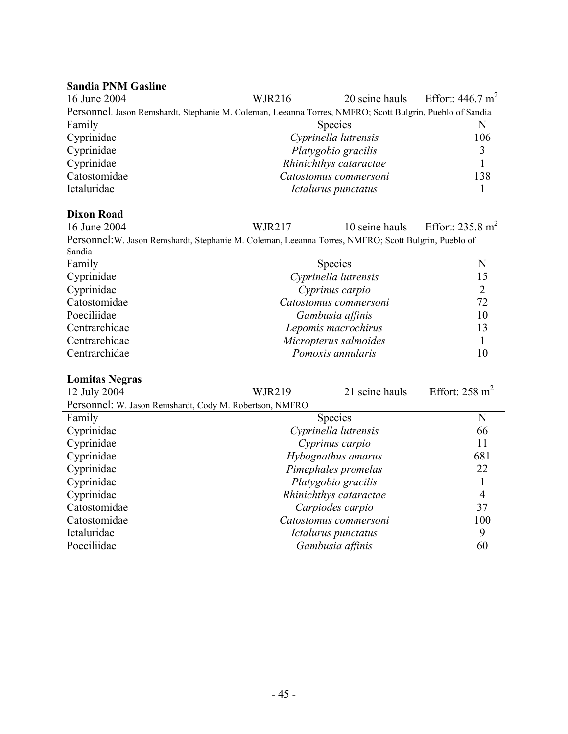**Sandia PNM Gasline**

16 June 2004 WJR216 20 seine hauls Effort: 446.7 $m^2$

Personnel. Jason Remshardt, Stephanie M. Coleman, Leeanna Torres, NMFRO; Scott Bulgrin, Pueblo of Sandia

| Family | Species | N |
|---|---|---|
| Cyprinidae | *Cyprinella lutrensis* | 106 |
| Cyprinidae | *Platygobio gracilis* | 3 |
| Cyprinidae | *Rhinichthys cataractae* | 1 |
| Catostomidae | *Catostomus commersoni* | 138 |
| Ictaluridae | *Ictalurus punctatus* | 1 |

**Dixon Road**

16 June 2004 WJR217 10 seine hauls Effort: 235.8 $m^2$

Personnel: W. Jason Remshardt, Stephanie M. Coleman, Leeanna Torres, NMFRO; Scott Bulgrin, Pueblo of Sandia

| Family | Species | N |
|---|---|---|
| Cyprinidae | *Cyprinella lutrensis* | 15 |
| Cyprinidae | *Cyprinus carpio* | 2 |
| Catostomidae | *Catostomus commersoni* | 72 |
| Poeciliidae | *Gambusia affinis* | 10 |
| Centrarchidae | *Lepomis macrochirus* | 13 |
| Centrarchidae | *Micropterus salmoides* | 1 |
| Centrarchidae | *Pomoxis annularis* | 10 |

**Lomitas Negras**

12 July 2004 WJR219 21 seine hauls Effort: 258 $m^2$

Personnel: W. Jason Remshardt, Cody M. Robertson, NMFRO

| Family | Species | N |
|---|---|---|
| Cyprinidae | *Cyprinella lutrensis* | 66 |
| Cyprinidae | *Cyprinus carpio* | 11 |
| Cyprinidae | *Hybognathus amarus* | 681 |
| Cyprinidae | *Pimephales promelas* | 22 |
| Cyprinidae | *Platygobio gracilis* | 1 |
| Cyprinidae | *Rhinichthys cataractae* | 4 |
| Catostomidae | *Carpiodes carpio* | 37 |
| Catostomidae | *Catostomus commersoni* | 100 |
| Ictaluridae | *Ictalurus punctatus* | 9 |
| Poeciliidae | *Gambusia affinis* | 60 |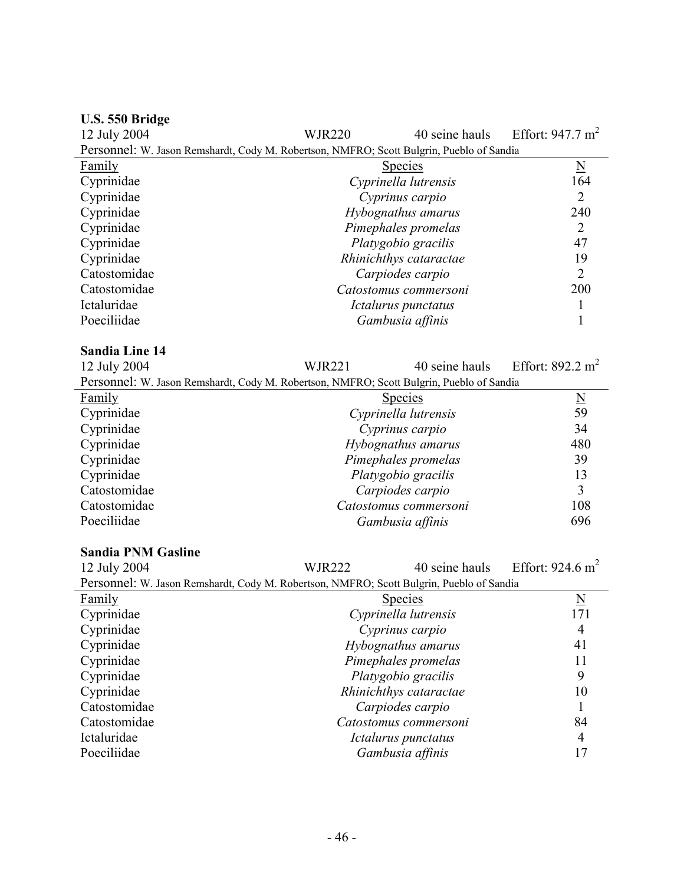**U.S. 550 Bridge**

12 July 2004 WJR220 40 seine hauls Effort: 947.7 $m^2$

Personnel: W. Jason Remshardt, Cody M. Robertson, NMFRO; Scott Bulgrin, Pueblo of Sandia

| Family | Species | N |
|---|---|---|
| Cyprinidae | *Cyprinella lutrensis* | 164 |
| Cyprinidae | *Cyprinus carpio* | 2 |
| Cyprinidae | *Hybognathus amarus* | 240 |
| Cyprinidae | *Pimephales promelas* | 2 |
| Cyprinidae | *Platygobio gracilis* | 47 |
| Cyprinidae | *Rhinichthys cataractae* | 19 |
| Catostomidae | *Carpiodes carpio* | 2 |
| Catostomidae | *Catostomus commersoni* | 200 |
| Ictaluridae | *Ictalurus punctatus* | 1 |
| Poeciliidae | *Gambusia affinis* | 1 |

**Sandia Line 14**

12 July 2004 WJR221 40 seine hauls Effort: 892.2 $m^2$

Personnel: W. Jason Remshardt, Cody M. Robertson, NMFRO; Scott Bulgrin, Pueblo of Sandia

| Family | Species | N |
|---|---|---|
| Cyprinidae | *Cyprinella lutrensis* | 59 |
| Cyprinidae | *Cyprinus carpio* | 34 |
| Cyprinidae | *Hybognathus amarus* | 480 |
| Cyprinidae | *Pimephales promelas* | 39 |
| Cyprinidae | *Platygobio gracilis* | 13 |
| Catostomidae | *Carpiodes carpio* | 3 |
| Catostomidae | *Catostomus commersoni* | 108 |
| Poeciliidae | *Gambusia affinis* | 696 |

**Sandia PNM Gasline**

12 July 2004 WJR222 40 seine hauls Effort: 924.6 $m^2$

Personnel: W. Jason Remshardt, Cody M. Robertson, NMFRO; Scott Bulgrin, Pueblo of Sandia

| Family | Species | N |
|---|---|---|
| Cyprinidae | *Cyprinella lutrensis* | 171 |
| Cyprinidae | *Cyprinus carpio* | 4 |
| Cyprinidae | *Hybognathus amarus* | 41 |
| Cyprinidae | *Pimephales promelas* | 11 |
| Cyprinidae | *Platygobio gracilis* | 9 |
| Cyprinidae | *Rhinichthys cataractae* | 10 |
| Catostomidae | *Carpiodes carpio* | 1 |
| Catostomidae | *Catostomus commersoni* | 84 |
| Ictaluridae | *Ictalurus punctatus* | 4 |
| Poeciliidae | *Gambusia affinis* | 17 |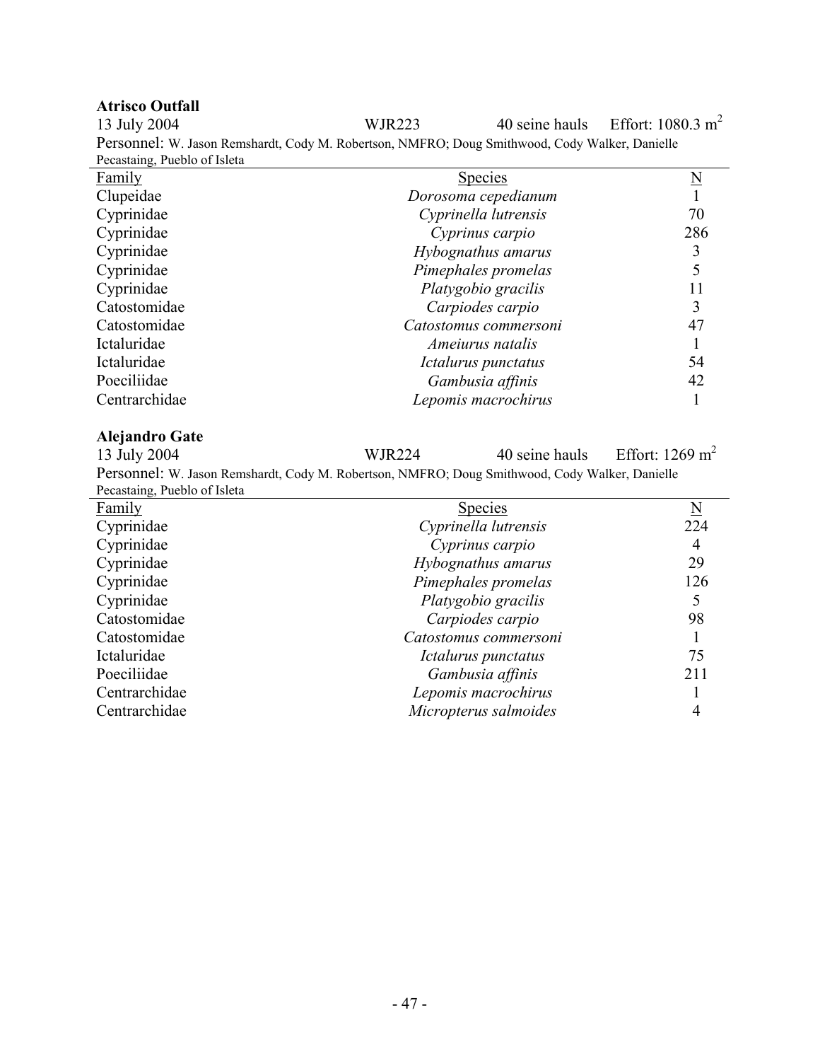**Atrisco Outfall**

13 July 2004 WJR223 40 seine hauls Effort: 1080.3 $m^2$

Personnel: W. Jason Remshardt, Cody M. Robertson, NMFRO; Doug Smithwood, Cody Walker, Danielle Pecastaing, Pueblo of Isleta

| Family | Species | N |
|---|---|---|
| Clupeidae | *Dorosoma cepedianum* | 1 |
| Cyprinidae | *Cyprinella lutrensis* | 70 |
| Cyprinidae | *Cyprinus carpio* | 286 |
| Cyprinidae | *Hybognathus amarus* | 3 |
| Cyprinidae | *Pimephales promelas* | 5 |
| Cyprinidae | *Platygobio gracilis* | 11 |
| Catostomidae | *Carpiodes carpio* | 3 |
| Catostomidae | *Catostomus commersoni* | 47 |
| Ictaluridae | *Ameiurus natalis* | 1 |
| Ictaluridae | *Ictalurus punctatus* | 54 |
| Poeciliidae | *Gambusia affinis* | 42 |
| Centrarchidae | *Lepomis macrochirus* | 1 |

**Alejandro Gate**

13 July 2004 WJR224 40 seine hauls Effort: 1269 $m^2$

Personnel: W. Jason Remshardt, Cody M. Robertson, NMFRO; Doug Smithwood, Cody Walker, Danielle Pecastaing, Pueblo of Isleta

| Family | Species | N |
|---|---|---|
| Cyprinidae | *Cyprinella lutrensis* | 224 |
| Cyprinidae | *Cyprinus carpio* | 4 |
| Cyprinidae | *Hybognathus amarus* | 29 |
| Cyprinidae | *Pimephales promelas* | 126 |
| Cyprinidae | *Platygobio gracilis* | 5 |
| Catostomidae | *Carpiodes carpio* | 98 |
| Catostomidae | *Catostomus commersoni* | 1 |
| Ictaluridae | *Ictalurus punctatus* | 75 |
| Poeciliidae | *Gambusia affinis* | 211 |
| Centrarchidae | *Lepomis macrochirus* | 1 |
| Centrarchidae | *Micropterus salmoides* | 4 |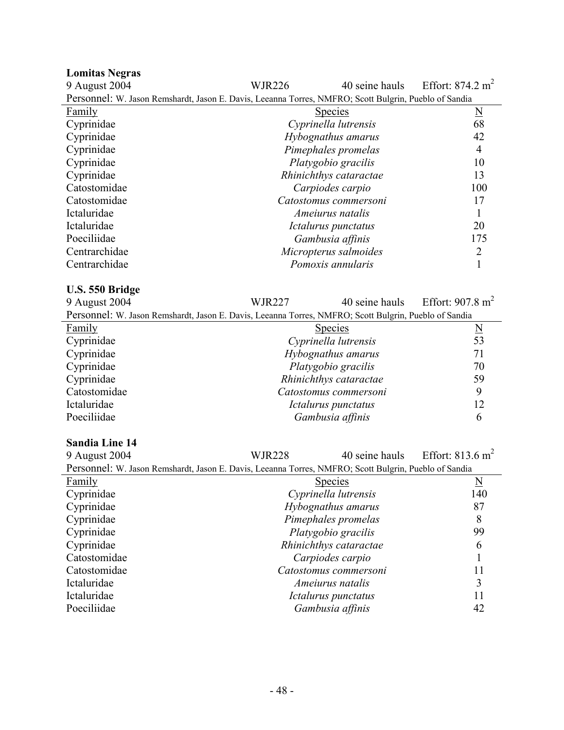**Lomitas Negras**

9 August 2004 WJR226 40 seine hauls Effort: 874.2 $m^2$

Personnel: W. Jason Remshardt, Jason E. Davis, Leeanna Torres, NMFRO; Scott Bulgrin, Pueblo of Sandia

| Family | Species | N |
|---|---|---|
| Cyprinidae | *Cyprinella lutrensis* | 68 |
| Cyprinidae | *Hybognathus amarus* | 42 |
| Cyprinidae | *Pimephales promelas* | 4 |
| Cyprinidae | *Platygobio gracilis* | 10 |
| Cyprinidae | *Rhinichthys cataractae* | 13 |
| Catostomidae | *Carpiodes carpio* | 100 |
| Catostomidae | *Catostomus commersoni* | 17 |
| Ictaluridae | *Ameiurus natalis* | 1 |
| Ictaluridae | *Ictalurus punctatus* | 20 |
| Poeciliidae | *Gambusia affinis* | 175 |
| Centrarchidae | *Micropterus salmoides* | 2 |
| Centrarchidae | *Pomoxis annularis* | 1 |

**U.S. 550 Bridge**

9 August 2004 WJR227 40 seine hauls Effort: 907.8 $m^2$

Personnel: W. Jason Remshardt, Jason E. Davis, Leeanna Torres, NMFRO; Scott Bulgrin, Pueblo of Sandia

| Family | Species | N |
|---|---|---|
| Cyprinidae | *Cyprinella lutrensis* | 53 |
| Cyprinidae | *Hybognathus amarus* | 71 |
| Cyprinidae | *Platygobio gracilis* | 70 |
| Cyprinidae | *Rhinichthys cataractae* | 59 |
| Catostomidae | *Catostomus commersoni* | 9 |
| Ictaluridae | *Ictalurus punctatus* | 12 |
| Poeciliidae | *Gambusia affinis* | 6 |

**Sandia Line 14**

9 August 2004 WJR228 40 seine hauls Effort: 813.6 $m^2$

Personnel: W. Jason Remshardt, Jason E. Davis, Leeanna Torres, NMFRO; Scott Bulgrin, Pueblo of Sandia

| Family | Species | N |
|---|---|---|
| Cyprinidae | *Cyprinella lutrensis* | 140 |
| Cyprinidae | *Hybognathus amarus* | 87 |
| Cyprinidae | *Pimephales promelas* | 8 |
| Cyprinidae | *Platygobio gracilis* | 99 |
| Cyprinidae | *Rhinichthys cataractae* | 6 |
| Catostomidae | *Carpiodes carpio* | 1 |
| Catostomidae | *Catostomus commersoni* | 11 |
| Ictaluridae | *Ameiurus natalis* | 3 |
| Ictaluridae | *Ictalurus punctatus* | 11 |
| Poeciliidae | *Gambusia affinis* | 42 |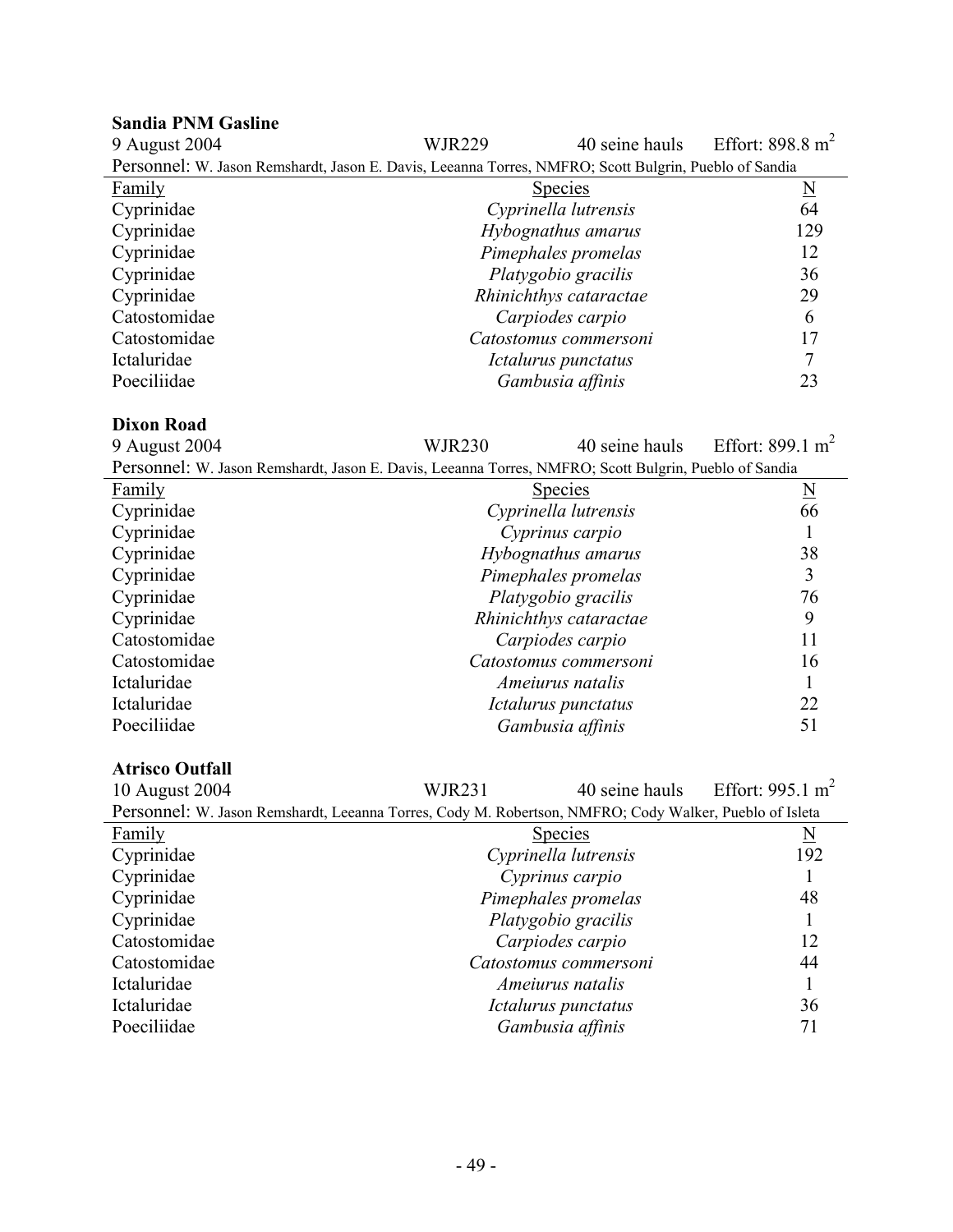**Sandia PNM Gasline**

9 August 2004 WJR229 40 seine hauls Effort: 898.8 $m^2$

Personnel: W. Jason Remshardt, Jason E. Davis, Leeanna Torres, NMFRO; Scott Bulgrin, Pueblo of Sandia

| Family | Species | N |
|---|---|---|
| Cyprinidae | *Cyprinella lutrensis* | 64 |
| Cyprinidae | *Hybognathus amarus* | 129 |
| Cyprinidae | *Pimephales promelas* | 12 |
| Cyprinidae | *Platygobio gracilis* | 36 |
| Cyprinidae | *Rhinichthys cataractae* | 29 |
| Catostomidae | *Carpiodes carpio* | 6 |
| Catostomidae | *Catostomus commersoni* | 17 |
| Ictaluridae | *Ictalurus punctatus* | 7 |
| Poeciliidae | *Gambusia affinis* | 23 |

**Dixon Road**

9 August 2004 WJR230 40 seine hauls Effort: 899.1 $m^2$

Personnel: W. Jason Remshardt, Jason E. Davis, Leeanna Torres, NMFRO; Scott Bulgrin, Pueblo of Sandia

| Family | Species | N |
|---|---|---|
| Cyprinidae | *Cyprinella lutrensis* | 66 |
| Cyprinidae | *Cyprinus carpio* | 1 |
| Cyprinidae | *Hybognathus amarus* | 38 |
| Cyprinidae | *Pimephales promelas* | 3 |
| Cyprinidae | *Platygobio gracilis* | 76 |
| Cyprinidae | *Rhinichthys cataractae* | 9 |
| Catostomidae | *Carpiodes carpio* | 11 |
| Catostomidae | *Catostomus commersoni* | 16 |
| Ictaluridae | *Ameiurus natalis* | 1 |
| Ictaluridae | *Ictalurus punctatus* | 22 |
| Poeciliidae | *Gambusia affinis* | 51 |

**Atrisco Outfall**

10 August 2004 WJR231 40 seine hauls Effort: 995.1 $m^2$

Personnel: W. Jason Remshardt, Leeanna Torres, Cody M. Robertson, NMFRO; Cody Walker, Pueblo of Isleta

| Family | Species | N |
|---|---|---|
| Cyprinidae | *Cyprinella lutrensis* | 192 |
| Cyprinidae | *Cyprinus carpio* | 1 |
| Cyprinidae | *Pimephales promelas* | 48 |
| Cyprinidae | *Platygobio gracilis* | 1 |
| Catostomidae | *Carpiodes carpio* | 12 |
| Catostomidae | *Catostomus commersoni* | 44 |
| Ictaluridae | *Ameiurus natalis* | 1 |
| Ictaluridae | *Ictalurus punctatus* | 36 |
| Poeciliidae | *Gambusia affinis* | 71 |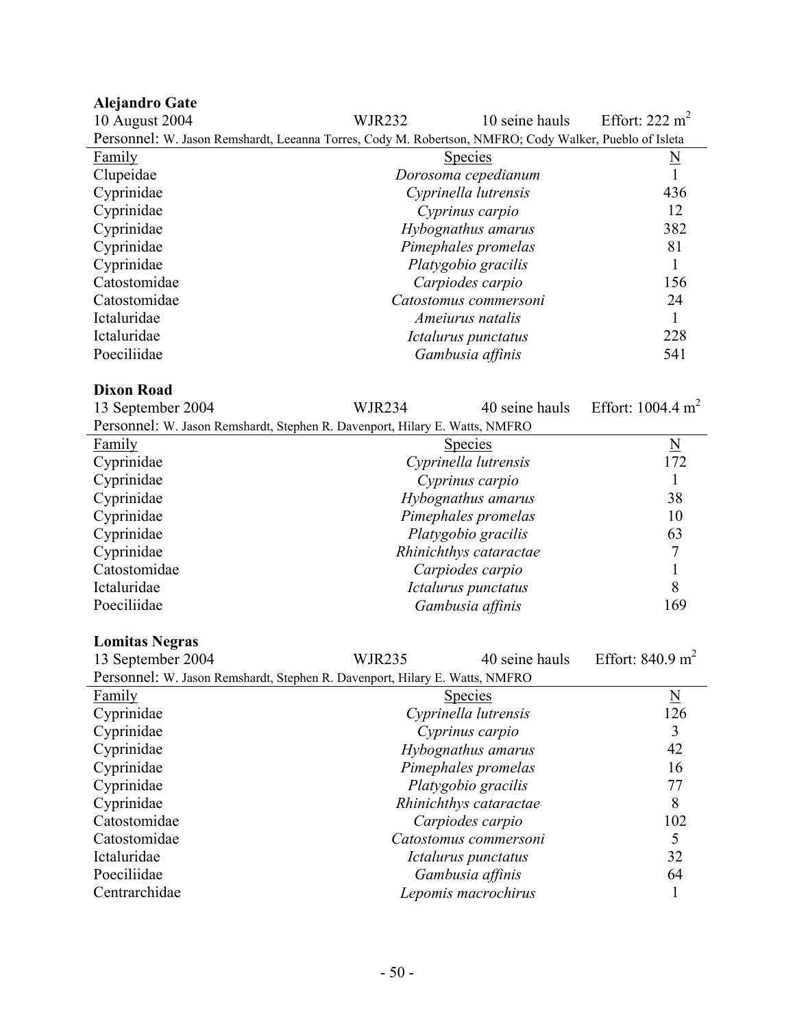**Alejandro Gate**

10 August 2004 | WJR232 | 10 seine hauls | Effort: 222 $m^2$

Personnel: W. Jason Remshardt, Leeanna Torres, Cody M. Robertson, NMFRO; Cody Walker, Pueblo of Isleta

| Family | Species | N |
|---|---|---|
| Clupeidae | *Dorosoma cepedianum* | 1 |
| Cyprinidae | *Cyprinella lutrensis* | 436 |
| Cyprinidae | *Cyprinus carpio* | 12 |
| Cyprinidae | *Hybognathus amarus* | 382 |
| Cyprinidae | *Pimephales promelas* | 81 |
| Cyprinidae | *Platygobio gracilis* | 1 |
| Catostomidae | *Carpiodes carpio* | 156 |
| Catostomidae | *Catostomus commersoni* | 24 |
| Ictaluridae | *Ameiurus natalis* | 1 |
| Ictaluridae | *Ictalurus punctatus* | 228 |
| Poeciliidae | *Gambusia affinis* | 541 |

**Dixon Road**

13 September 2004 | WJR234 | 40 seine hauls | Effort: 1004.4 $m^2$

Personnel: W. Jason Remshardt, Stephen R. Davenport, Hilary E. Watts, NMFRO

| Family | Species | N |
|---|---|---|
| Cyprinidae | *Cyprinella lutrensis* | 172 |
| Cyprinidae | *Cyprinus carpio* | 1 |
| Cyprinidae | *Hybognathus amarus* | 38 |
| Cyprinidae | *Pimephales promelas* | 10 |
| Cyprinidae | *Platygobio gracilis* | 63 |
| Cyprinidae | *Rhinichthys cataractae* | 7 |
| Catostomidae | *Carpiodes carpio* | 1 |
| Ictaluridae | *Ictalurus punctatus* | 8 |
| Poeciliidae | *Gambusia affinis* | 169 |

**Lomitas Negras**

13 September 2004 | WJR235 | 40 seine hauls | Effort: 840.9 $m^2$

Personnel: W. Jason Remshardt, Stephen R. Davenport, Hilary E. Watts, NMFRO

| Family | Species | N |
|---|---|---|
| Cyprinidae | *Cyprinella lutrensis* | 126 |
| Cyprinidae | *Cyprinus carpio* | 3 |
| Cyprinidae | *Hybognathus amarus* | 42 |
| Cyprinidae | *Pimephales promelas* | 16 |
| Cyprinidae | *Platygobio gracilis* | 77 |
| Cyprinidae | *Rhinichthys cataractae* | 8 |
| Catostomidae | *Carpiodes carpio* | 102 |
| Catostomidae | *Catostomus commersoni* | 5 |
| Ictaluridae | *Ictalurus punctatus* | 32 |
| Poeciliidae | *Gambusia affinis* | 64 |
| Centrarchidae | *Lepomis macrochirus* | 1 |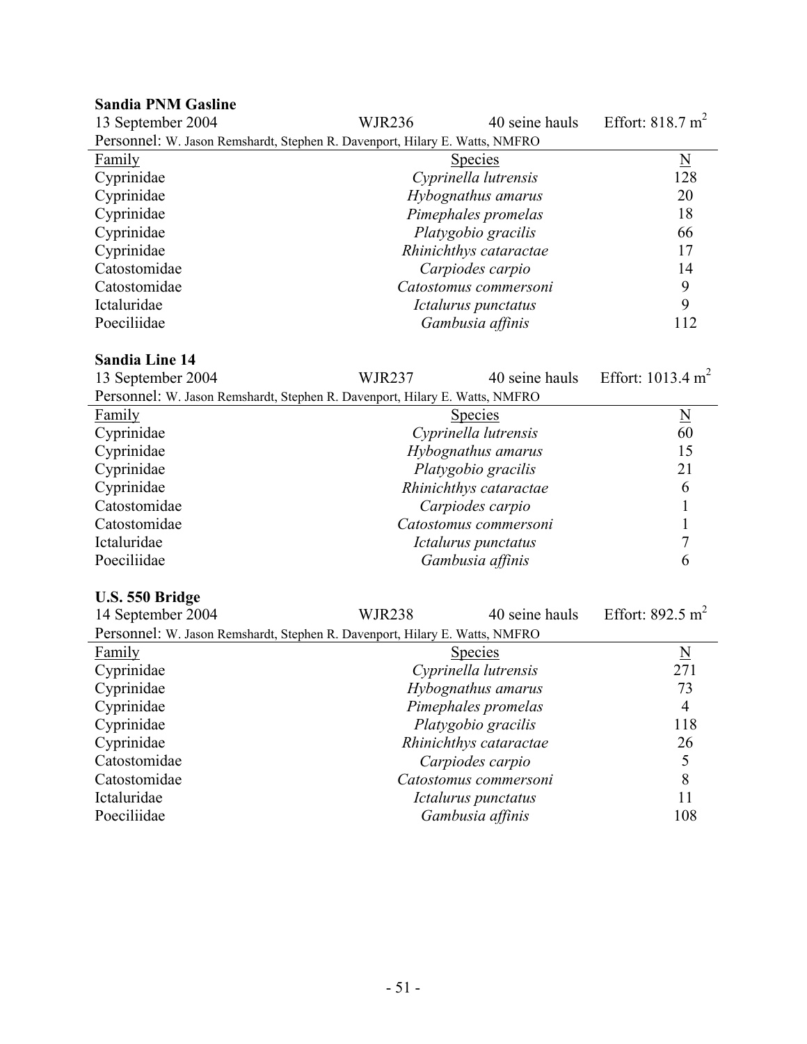**Sandia PNM Gasline**

13 September 2004 WJR236 40 seine hauls Effort: 818.7 $m^2$

Personnel: W. Jason Remshardt, Stephen R. Davenport, Hilary E. Watts, NMFRO

| Family | Species | N |
|---|---|---|
| Cyprinidae | *Cyprinella lutrensis* | 128 |
| Cyprinidae | *Hybognathus amarus* | 20 |
| Cyprinidae | *Pimephales promelas* | 18 |
| Cyprinidae | *Platygobio gracilis* | 66 |
| Cyprinidae | *Rhinichthys cataractae* | 17 |
| Catostomidae | *Carpiodes carpio* | 14 |
| Catostomidae | *Catostomus commersoni* | 9 |
| Ictaluridae | *Ictalurus punctatus* | 9 |
| Poeciliidae | *Gambusia affinis* | 112 |

**Sandia Line 14**

13 September 2004 WJR237 40 seine hauls Effort: 1013.4 $m^2$

Personnel: W. Jason Remshardt, Stephen R. Davenport, Hilary E. Watts, NMFRO

| Family | Species | N |
|---|---|---|
| Cyprinidae | *Cyprinella lutrensis* | 60 |
| Cyprinidae | *Hybognathus amarus* | 15 |
| Cyprinidae | *Platygobio gracilis* | 21 |
| Cyprinidae | *Rhinichthys cataractae* | 6 |
| Catostomidae | *Carpiodes carpio* | 1 |
| Catostomidae | *Catostomus commersoni* | 1 |
| Ictaluridae | *Ictalurus punctatus* | 7 |
| Poeciliidae | *Gambusia affinis* | 6 |

**U.S. 550 Bridge**

14 September 2004 WJR238 40 seine hauls Effort: 892.5 $m^2$

Personnel: W. Jason Remshardt, Stephen R. Davenport, Hilary E. Watts, NMFRO

| Family | Species | N |
|---|---|---|
| Cyprinidae | *Cyprinella lutrensis* | 271 |
| Cyprinidae | *Hybognathus amarus* | 73 |
| Cyprinidae | *Pimephales promelas* | 4 |
| Cyprinidae | *Platygobio gracilis* | 118 |
| Cyprinidae | *Rhinichthys cataractae* | 26 |
| Catostomidae | *Carpiodes carpio* | 5 |
| Catostomidae | *Catostomus commersoni* | 8 |
| Ictaluridae | *Ictalurus punctatus* | 11 |
| Poeciliidae | *Gambusia affinis* | 108 |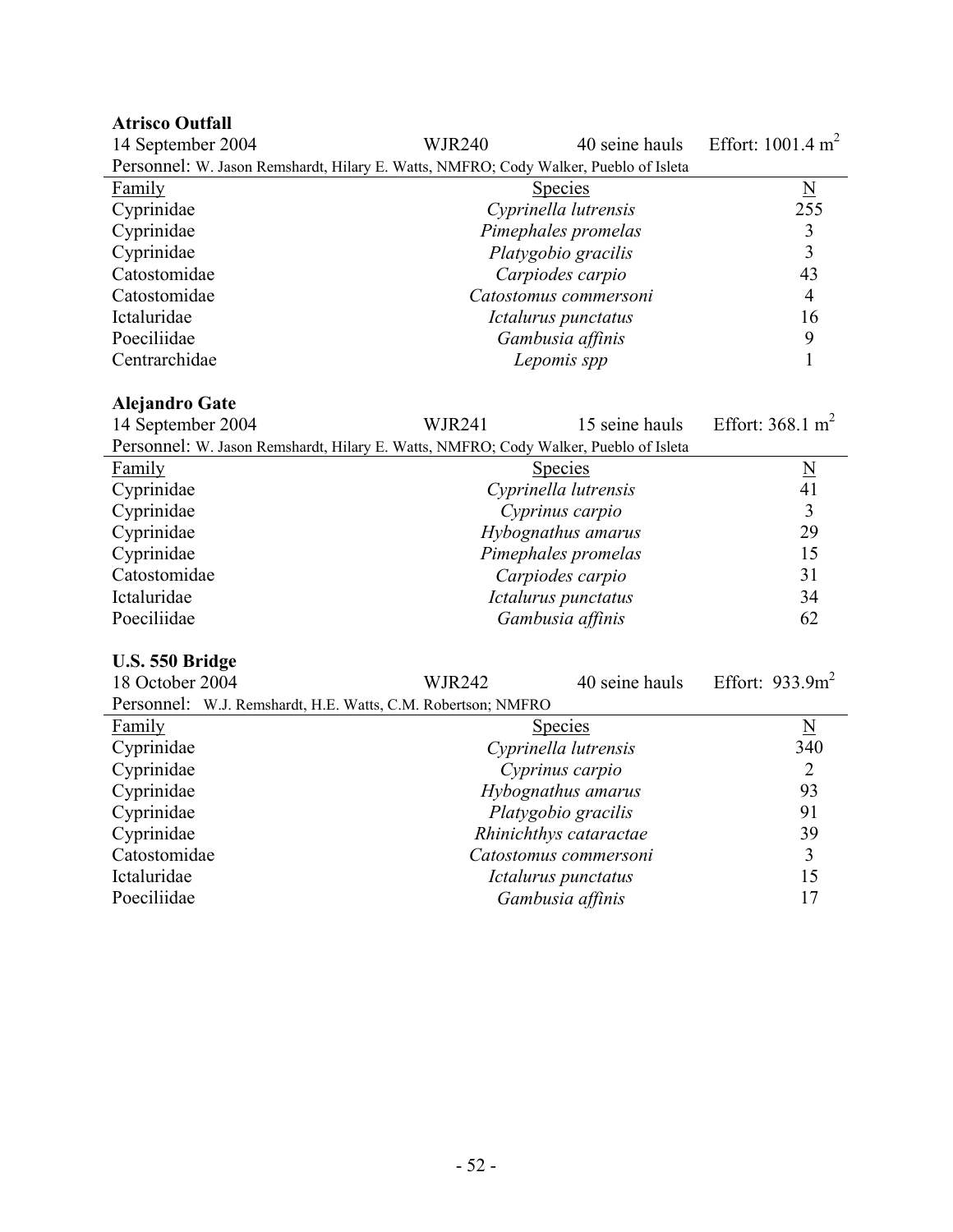**Atrisco Outfall**

14 September 2004 WJR240 40 seine hauls Effort: 1001.4 $m^2$

Personnel: W. Jason Remshardt, Hilary E. Watts, NMFRO; Cody Walker, Pueblo of Isleta

| Family | Species | N |
|---|---|---|
| Cyprinidae | *Cyprinella lutrensis* | 255 |
| Cyprinidae | *Pimephales promelas* | 3 |
| Cyprinidae | *Platygobio gracilis* | 3 |
| Catostomidae | *Carpiodes carpio* | 43 |
| Catostomidae | *Catostomus commersoni* | 4 |
| Ictaluridae | *Ictalurus punctatus* | 16 |
| Poeciliidae | *Gambusia affinis* | 9 |
| Centrarchidae | *Lepomis spp* | 1 |

**Alejandro Gate**

14 September 2004 WJR241 15 seine hauls Effort: 368.1 $m^2$

Personnel: W. Jason Remshardt, Hilary E. Watts, NMFRO; Cody Walker, Pueblo of Isleta

| Family | Species | N |
|---|---|---|
| Cyprinidae | *Cyprinella lutrensis* | 41 |
| Cyprinidae | *Cyprinus carpio* | 3 |
| Cyprinidae | *Hybognathus amarus* | 29 |
| Cyprinidae | *Pimephales promelas* | 15 |
| Catostomidae | *Carpiodes carpio* | 31 |
| Ictaluridae | *Ictalurus punctatus* | 34 |
| Poeciliidae | *Gambusia affinis* | 62 |

**U.S. 550 Bridge**

18 October 2004 WJR242 40 seine hauls Effort: 933.9$m^2$

Personnel: W.J. Remshardt, H.E. Watts, C.M. Robertson; NMFRO

| Family | Species | N |
|---|---|---|
| Cyprinidae | *Cyprinella lutrensis* | 340 |
| Cyprinidae | *Cyprinus carpio* | 2 |
| Cyprinidae | *Hybognathus amarus* | 93 |
| Cyprinidae | *Platygobio gracilis* | 91 |
| Cyprinidae | *Rhinichthys cataractae* | 39 |
| Catostomidae | *Catostomus commersoni* | 3 |
| Ictaluridae | *Ictalurus punctatus* | 15 |
| Poeciliidae | *Gambusia affinis* | 17 |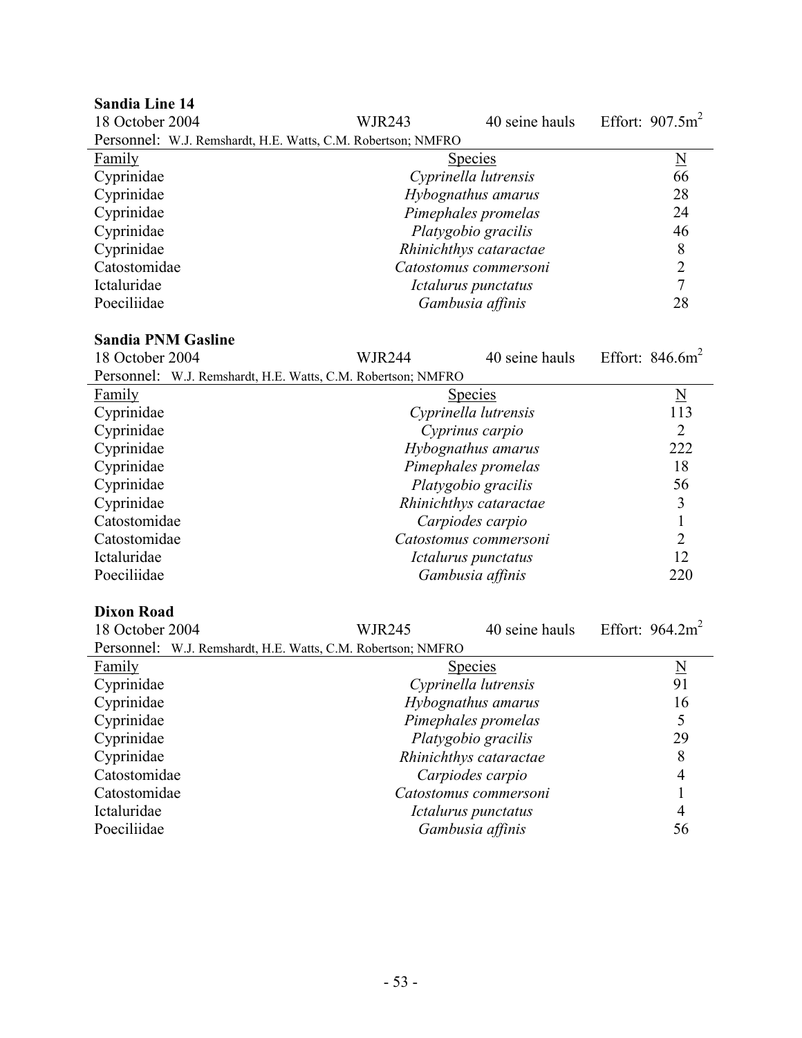**Sandia Line 14**

18 October 2004 | WJR243 | 40 seine hauls | Effort: $907.5m^2$

Personnel: W.J. Remshardt, H.E. Watts, C.M. Robertson; NMFRO

| Family | Species | N |
|---|---|---|
| Cyprinidae | *Cyprinella lutrensis* | 66 |
| Cyprinidae | *Hybognathus amarus* | 28 |
| Cyprinidae | *Pimephales promelas* | 24 |
| Cyprinidae | *Platygobio gracilis* | 46 |
| Cyprinidae | *Rhinichthys cataractae* | 8 |
| Catostomidae | *Catostomus commersoni* | 2 |
| Ictaluridae | *Ictalurus punctatus* | 7 |
| Poeciliidae | *Gambusia affinis* | 28 |

**Sandia PNM Gasline**

18 October 2004 | WJR244 | 40 seine hauls | Effort: $846.6m^2$

Personnel: W.J. Remshardt, H.E. Watts, C.M. Robertson; NMFRO

| Family | Species | N |
|---|---|---|
| Cyprinidae | *Cyprinella lutrensis* | 113 |
| Cyprinidae | *Cyprinus carpio* | 2 |
| Cyprinidae | *Hybognathus amarus* | 222 |
| Cyprinidae | *Pimephales promelas* | 18 |
| Cyprinidae | *Platygobio gracilis* | 56 |
| Cyprinidae | *Rhinichthys cataractae* | 3 |
| Catostomidae | *Carpiodes carpio* | 1 |
| Catostomidae | *Catostomus commersoni* | 2 |
| Ictaluridae | *Ictalurus punctatus* | 12 |
| Poeciliidae | *Gambusia affinis* | 220 |

**Dixon Road**

18 October 2004 | WJR245 | 40 seine hauls | Effort: $964.2m^2$

Personnel: W.J. Remshardt, H.E. Watts, C.M. Robertson; NMFRO

| Family | Species | N |
|---|---|---|
| Cyprinidae | *Cyprinella lutrensis* | 91 |
| Cyprinidae | *Hybognathus amarus* | 16 |
| Cyprinidae | *Pimephales promelas* | 5 |
| Cyprinidae | *Platygobio gracilis* | 29 |
| Cyprinidae | *Rhinichthys cataractae* | 8 |
| Catostomidae | *Carpiodes carpio* | 4 |
| Catostomidae | *Catostomus commersoni* | 1 |
| Ictaluridae | *Ictalurus punctatus* | 4 |
| Poeciliidae | *Gambusia affinis* | 56 |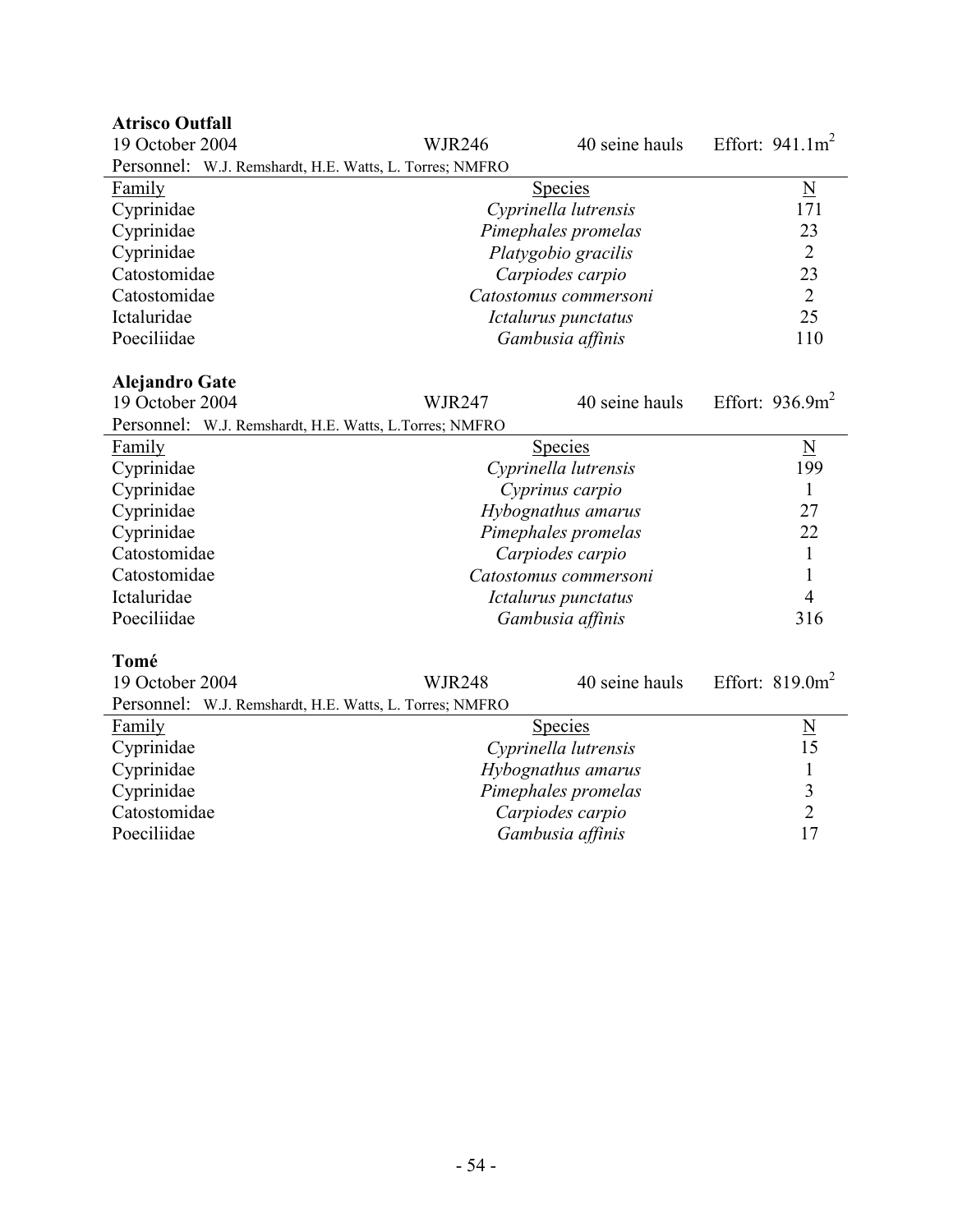**Atrisco Outfall**

19 October 2004 | WJR246 | 40 seine hauls | Effort: $941.1m^2$

Personnel: W.J. Remshardt, H.E. Watts, L. Torres; NMFRO

| Family | Species | N |
|---|---|---|
| Cyprinidae | *Cyprinella lutrensis* | 171 |
| Cyprinidae | *Pimephales promelas* | 23 |
| Cyprinidae | *Platygobio gracilis* | 2 |
| Catostomidae | *Carpiodes carpio* | 23 |
| Catostomidae | *Catostomus commersoni* | 2 |
| Ictaluridae | *Ictalurus punctatus* | 25 |
| Poeciliidae | *Gambusia affinis* | 110 |

**Alejandro Gate**

19 October 2004 | WJR247 | 40 seine hauls | Effort: $936.9m^2$

Personnel: W.J. Remshardt, H.E. Watts, L.Torres; NMFRO

| Family | Species | N |
|---|---|---|
| Cyprinidae | *Cyprinella lutrensis* | 199 |
| Cyprinidae | *Cyprinus carpio* | 1 |
| Cyprinidae | *Hybognathus amarus* | 27 |
| Cyprinidae | *Pimephales promelas* | 22 |
| Catostomidae | *Carpiodes carpio* | 1 |
| Catostomidae | *Catostomus commersoni* | 1 |
| Ictaluridae | *Ictalurus punctatus* | 4 |
| Poeciliidae | *Gambusia affinis* | 316 |

**Tomé**

19 October 2004 | WJR248 | 40 seine hauls | Effort: $819.0m^2$

Personnel: W.J. Remshardt, H.E. Watts, L. Torres; NMFRO

| Family | Species | N |
|---|---|---|
| Cyprinidae | *Cyprinella lutrensis* | 15 |
| Cyprinidae | *Hybognathus amarus* | 1 |
| Cyprinidae | *Pimephales promelas* | 3 |
| Catostomidae | *Carpiodes carpio* | 2 |
| Poeciliidae | *Gambusia affinis* | 17 |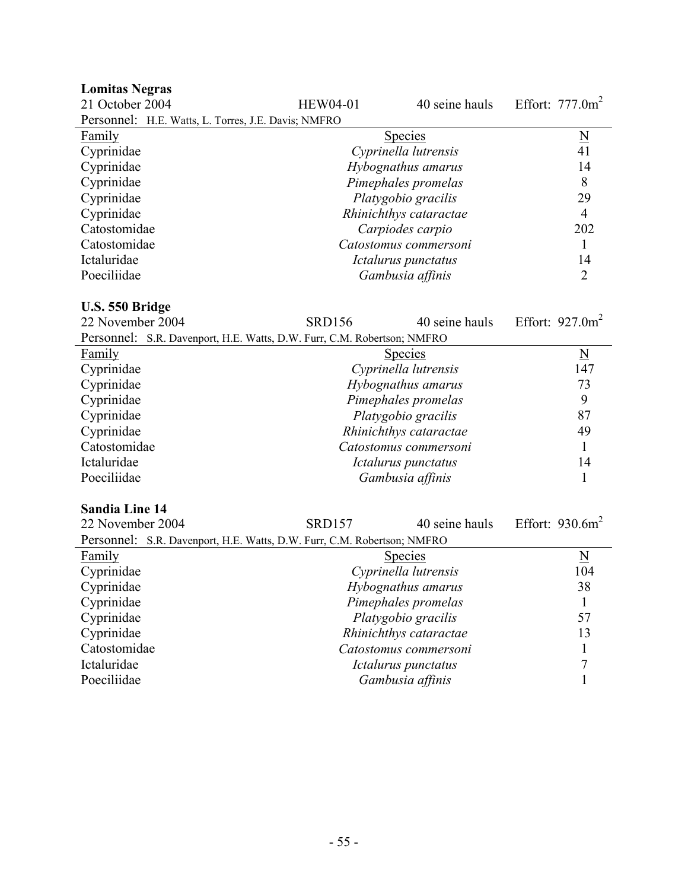**Lomitas Negras**

21 October 2004 | HEW04-01 | 40 seine hauls | Effort: 777.0m$^2$

Personnel: H.E. Watts, L. Torres, J.E. Davis; NMFRO

| Family | Species | N |
|---|---|---|
| Cyprinidae | *Cyprinella lutrensis* | 41 |
| Cyprinidae | *Hybognathus amarus* | 14 |
| Cyprinidae | *Pimephales promelas* | 8 |
| Cyprinidae | *Platygobio gracilis* | 29 |
| Cyprinidae | *Rhinichthys cataractae* | 4 |
| Catostomidae | *Carpiodes carpio* | 202 |
| Catostomidae | *Catostomus commersoni* | 1 |
| Ictaluridae | *Ictalurus punctatus* | 14 |
| Poeciliidae | *Gambusia affinis* | 2 |

**U.S. 550 Bridge**

22 November 2004 | SRD156 | 40 seine hauls | Effort: 927.0m$^2$

Personnel: S.R. Davenport, H.E. Watts, D.W. Furr, C.M. Robertson; NMFRO

| Family | Species | N |
|---|---|---|
| Cyprinidae | *Cyprinella lutrensis* | 147 |
| Cyprinidae | *Hybognathus amarus* | 73 |
| Cyprinidae | *Pimephales promelas* | 9 |
| Cyprinidae | *Platygobio gracilis* | 87 |
| Cyprinidae | *Rhinichthys cataractae* | 49 |
| Catostomidae | *Catostomus commersoni* | 1 |
| Ictaluridae | *Ictalurus punctatus* | 14 |
| Poeciliidae | *Gambusia affinis* | 1 |

**Sandia Line 14**

22 November 2004 | SRD157 | 40 seine hauls | Effort: 930.6m$^2$

Personnel: S.R. Davenport, H.E. Watts, D.W. Furr, C.M. Robertson; NMFRO

| Family | Species | N |
|---|---|---|
| Cyprinidae | *Cyprinella lutrensis* | 104 |
| Cyprinidae | *Hybognathus amarus* | 38 |
| Cyprinidae | *Pimephales promelas* | 1 |
| Cyprinidae | *Platygobio gracilis* | 57 |
| Cyprinidae | *Rhinichthys cataractae* | 13 |
| Catostomidae | *Catostomus commersoni* | 1 |
| Ictaluridae | *Ictalurus punctatus* | 7 |
| Poeciliidae | *Gambusia affinis* | 1 |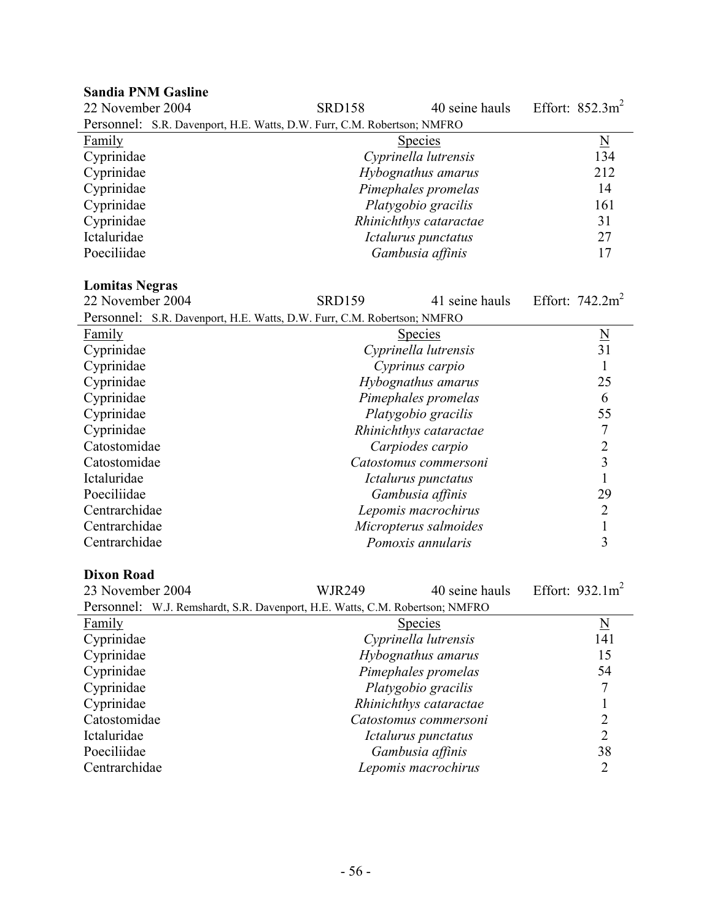**Sandia PNM Gasline**

22 November 2004 SRD158 40 seine hauls Effort: 852.3m$^2$

Personnel: S.R. Davenport, H.E. Watts, D.W. Furr, C.M. Robertson; NMFRO

| Family | Species | N |
|---|---|---|
| Cyprinidae | *Cyprinella lutrensis* | 134 |
| Cyprinidae | *Hybognathus amarus* | 212 |
| Cyprinidae | *Pimephales promelas* | 14 |
| Cyprinidae | *Platygobio gracilis* | 161 |
| Cyprinidae | *Rhinichthys cataractae* | 31 |
| Ictaluridae | *Ictalurus punctatus* | 27 |
| Poeciliidae | *Gambusia affinis* | 17 |

**Lomitas Negras**

22 November 2004 SRD159 41 seine hauls Effort: 742.2m$^2$

Personnel: S.R. Davenport, H.E. Watts, D.W. Furr, C.M. Robertson; NMFRO

| Family | Species | N |
|---|---|---|
| Cyprinidae | *Cyprinella lutrensis* | 31 |
| Cyprinidae | *Cyprinus carpio* | 1 |
| Cyprinidae | *Hybognathus amarus* | 25 |
| Cyprinidae | *Pimephales promelas* | 6 |
| Cyprinidae | *Platygobio gracilis* | 55 |
| Cyprinidae | *Rhinichthys cataractae* | 7 |
| Catostomidae | *Carpiodes carpio* | 2 |
| Catostomidae | *Catostomus commersoni* | 3 |
| Ictaluridae | *Ictalurus punctatus* | 1 |
| Poeciliidae | *Gambusia affinis* | 29 |
| Centrarchidae | *Lepomis macrochirus* | 2 |
| Centrarchidae | *Micropterus salmoides* | 1 |
| Centrarchidae | *Pomoxis annularis* | 3 |

**Dixon Road**

23 November 2004 WJR249 40 seine hauls Effort: 932.1m$^2$

Personnel: W.J. Remshardt, S.R. Davenport, H.E. Watts, C.M. Robertson; NMFRO

| Family | Species | N |
|---|---|---|
| Cyprinidae | *Cyprinella lutrensis* | 141 |
| Cyprinidae | *Hybognathus amarus* | 15 |
| Cyprinidae | *Pimephales promelas* | 54 |
| Cyprinidae | *Platygobio gracilis* | 7 |
| Cyprinidae | *Rhinichthys cataractae* | 1 |
| Catostomidae | *Catostomus commersoni* | 2 |
| Ictaluridae | *Ictalurus punctatus* | 2 |
| Poeciliidae | *Gambusia affinis* | 38 |
| Centrarchidae | *Lepomis macrochirus* | 2 |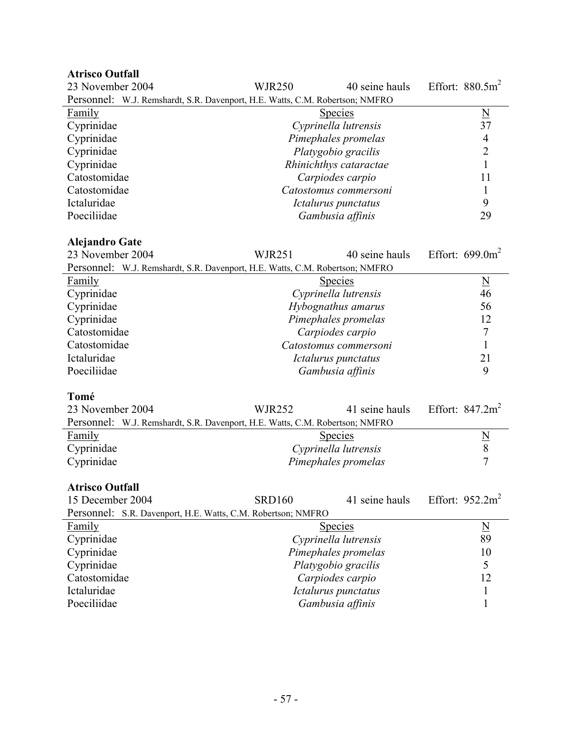**Atrisco Outfall**

23 November 2004 WJR250 40 seine hauls Effort: $880.5m^2$

Personnel: W.J. Remshardt, S.R. Davenport, H.E. Watts, C.M. Robertson; NMFRO

| Family | Species | N |
|---|---|---|
| Cyprinidae | *Cyprinella lutrensis* | 37 |
| Cyprinidae | *Pimephales promelas* | 4 |
| Cyprinidae | *Platygobio gracilis* | 2 |
| Cyprinidae | *Rhinichthys cataractae* | 1 |
| Catostomidae | *Carpiodes carpio* | 11 |
| Catostomidae | *Catostomus commersoni* | 1 |
| Ictaluridae | *Ictalurus punctatus* | 9 |
| Poeciliidae | *Gambusia affinis* | 29 |

**Alejandro Gate**

23 November 2004 WJR251 40 seine hauls Effort: $699.0m^2$

Personnel: W.J. Remshardt, S.R. Davenport, H.E. Watts, C.M. Robertson; NMFRO

| Family | Species | N |
|---|---|---|
| Cyprinidae | *Cyprinella lutrensis* | 46 |
| Cyprinidae | *Hybognathus amarus* | 56 |
| Cyprinidae | *Pimephales promelas* | 12 |
| Catostomidae | *Carpiodes carpio* | 7 |
| Catostomidae | *Catostomus commersoni* | 1 |
| Ictaluridae | *Ictalurus punctatus* | 21 |
| Poeciliidae | *Gambusia affinis* | 9 |

**Tomé**

23 November 2004 WJR252 41 seine hauls Effort: $847.2m^2$

Personnel: W.J. Remshardt, S.R. Davenport, H.E. Watts, C.M. Robertson; NMFRO

| Family | Species | N |
|---|---|---|
| Cyprinidae | *Cyprinella lutrensis* | 8 |
| Cyprinidae | *Pimephales promelas* | 7 |

**Atrisco Outfall**

15 December 2004 SRD160 41 seine hauls Effort: $952.2m^2$

Personnel: S.R. Davenport, H.E. Watts, C.M. Robertson; NMFRO

| Family | Species | N |
|---|---|---|
| Cyprinidae | *Cyprinella lutrensis* | 89 |
| Cyprinidae | *Pimephales promelas* | 10 |
| Cyprinidae | *Platygobio gracilis* | 5 |
| Catostomidae | *Carpiodes carpio* | 12 |
| Ictaluridae | *Ictalurus punctatus* | 1 |
| Poeciliidae | *Gambusia affinis* | 1 |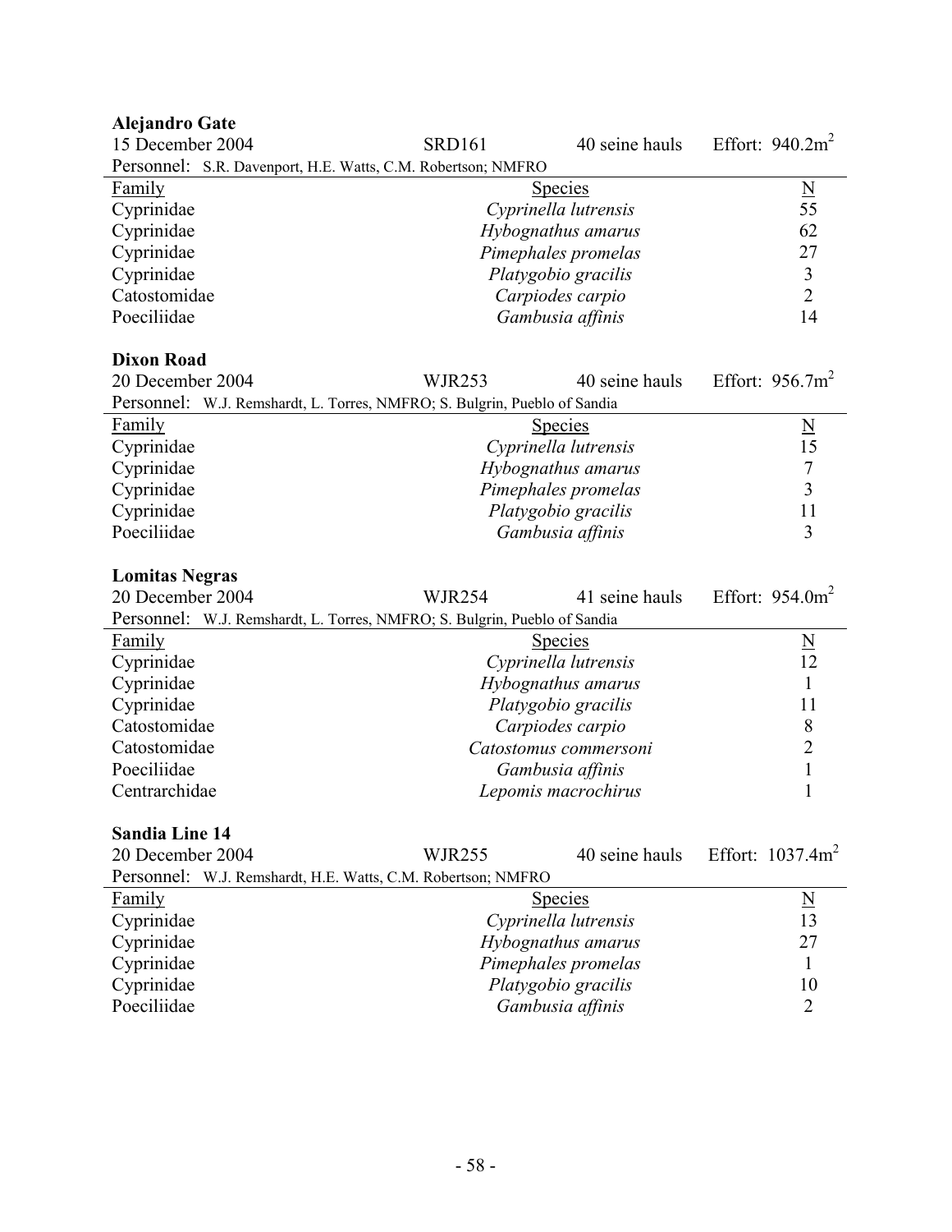**Alejandro Gate**

15 December 2004 SRD161 40 seine hauls Effort: 940.2m$^2$

Personnel: S.R. Davenport, H.E. Watts, C.M. Robertson; NMFRO

| Family | Species | N |
|---|---|---|
| Cyprinidae | *Cyprinella lutrensis* | 55 |
| Cyprinidae | *Hybognathus amarus* | 62 |
| Cyprinidae | *Pimephales promelas* | 27 |
| Cyprinidae | *Platygobio gracilis* | 3 |
| Catostomidae | *Carpiodes carpio* | 2 |
| Poeciliidae | *Gambusia affinis* | 14 |

**Dixon Road**

20 December 2004 WJR253 40 seine hauls Effort: 956.7m$^2$

Personnel: W.J. Remshardt, L. Torres, NMFRO; S. Bulgrin, Pueblo of Sandia

| Family | Species | N |
|---|---|---|
| Cyprinidae | *Cyprinella lutrensis* | 15 |
| Cyprinidae | *Hybognathus amarus* | 7 |
| Cyprinidae | *Pimephales promelas* | 3 |
| Cyprinidae | *Platygobio gracilis* | 11 |
| Poeciliidae | *Gambusia affinis* | 3 |

**Lomitas Negras**

20 December 2004 WJR254 41 seine hauls Effort: 954.0m$^2$

Personnel: W.J. Remshardt, L. Torres, NMFRO; S. Bulgrin, Pueblo of Sandia

| Family | Species | N |
|---|---|---|
| Cyprinidae | *Cyprinella lutrensis* | 12 |
| Cyprinidae | *Hybognathus amarus* | 1 |
| Cyprinidae | *Platygobio gracilis* | 11 |
| Catostomidae | *Carpiodes carpio* | 8 |
| Catostomidae | *Catostomus commersoni* | 2 |
| Poeciliidae | *Gambusia affinis* | 1 |
| Centrarchidae | *Lepomis macrochirus* | 1 |

**Sandia Line 14**

20 December 2004 WJR255 40 seine hauls Effort: 1037.4m$^2$

Personnel: W.J. Remshardt, H.E. Watts, C.M. Robertson; NMFRO

| Family | Species | N |
|---|---|---|
| Cyprinidae | *Cyprinella lutrensis* | 13 |
| Cyprinidae | *Hybognathus amarus* | 27 |
| Cyprinidae | *Pimephales promelas* | 1 |
| Cyprinidae | *Platygobio gracilis* | 10 |
| Poeciliidae | *Gambusia affinis* | 2 |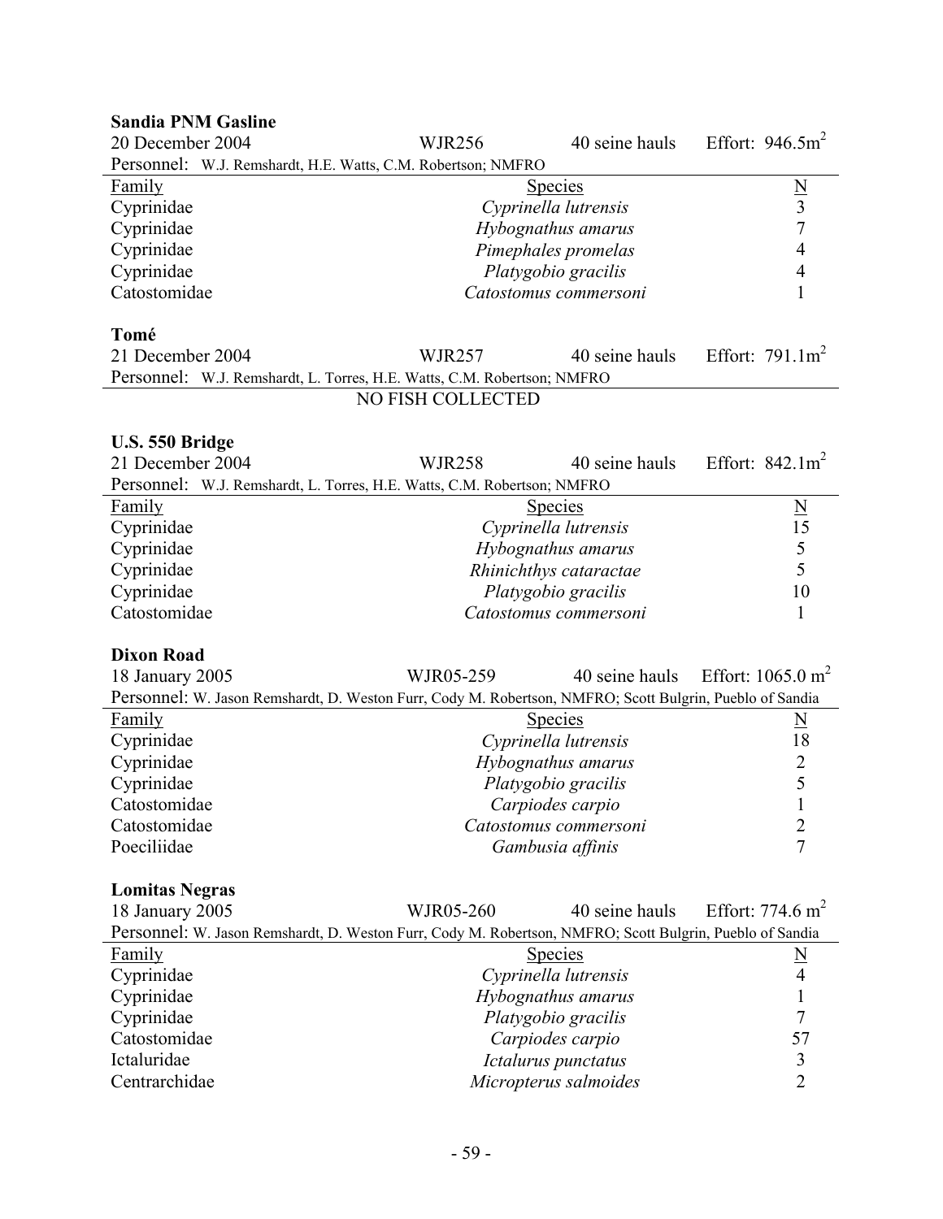**Sandia PNM Gasline**

20 December 2004 | WJR256 | 40 seine hauls | Effort: $946.5m^2$

Personnel: W.J. Remshardt, H.E. Watts, C.M. Robertson; NMFRO

| Family | Species | N |
|---|---|---|
| Cyprinidae | *Cyprinella lutrensis* | 3 |
| Cyprinidae | *Hybognathus amarus* | 7 |
| Cyprinidae | *Pimephales promelas* | 4 |
| Cyprinidae | *Platygobio gracilis* | 4 |
| Catostomidae | *Catostomus commersoni* | 1 |

**Tomé**

21 December 2004 | WJR257 | 40 seine hauls | Effort: $791.1m^2$

Personnel: W.J. Remshardt, L. Torres, H.E. Watts, C.M. Robertson; NMFRO

NO FISH COLLECTED

**U.S. 550 Bridge**

21 December 2004 | WJR258 | 40 seine hauls | Effort: $842.1m^2$

Personnel: W.J. Remshardt, L. Torres, H.E. Watts, C.M. Robertson; NMFRO

| Family | Species | N |
|---|---|---|
| Cyprinidae | *Cyprinella lutrensis* | 15 |
| Cyprinidae | *Hybognathus amarus* | 5 |
| Cyprinidae | *Rhinichthys cataractae* | 5 |
| Cyprinidae | *Platygobio gracilis* | 10 |
| Catostomidae | *Catostomus commersoni* | 1 |

**Dixon Road**

18 January 2005 | WJR05-259 | 40 seine hauls | Effort: $1065.0\ m^2$

Personnel: W. Jason Remshardt, D. Weston Furr, Cody M. Robertson, NMFRO; Scott Bulgrin, Pueblo of Sandia

| Family | Species | N |
|---|---|---|
| Cyprinidae | *Cyprinella lutrensis* | 18 |
| Cyprinidae | *Hybognathus amarus* | 2 |
| Cyprinidae | *Platygobio gracilis* | 5 |
| Catostomidae | *Carpiodes carpio* | 1 |
| Catostomidae | *Catostomus commersoni* | 2 |
| Poeciliidae | *Gambusia affinis* | 7 |

**Lomitas Negras**

18 January 2005 | WJR05-260 | 40 seine hauls | Effort: $774.6\ m^2$

Personnel: W. Jason Remshardt, D. Weston Furr, Cody M. Robertson, NMFRO; Scott Bulgrin, Pueblo of Sandia

| Family | Species | N |
|---|---|---|
| Cyprinidae | *Cyprinella lutrensis* | 4 |
| Cyprinidae | *Hybognathus amarus* | 1 |
| Cyprinidae | *Platygobio gracilis* | 7 |
| Catostomidae | *Carpiodes carpio* | 57 |
| Ictaluridae | *Ictalurus punctatus* | 3 |
| Centrarchidae | *Micropterus salmoides* | 2 |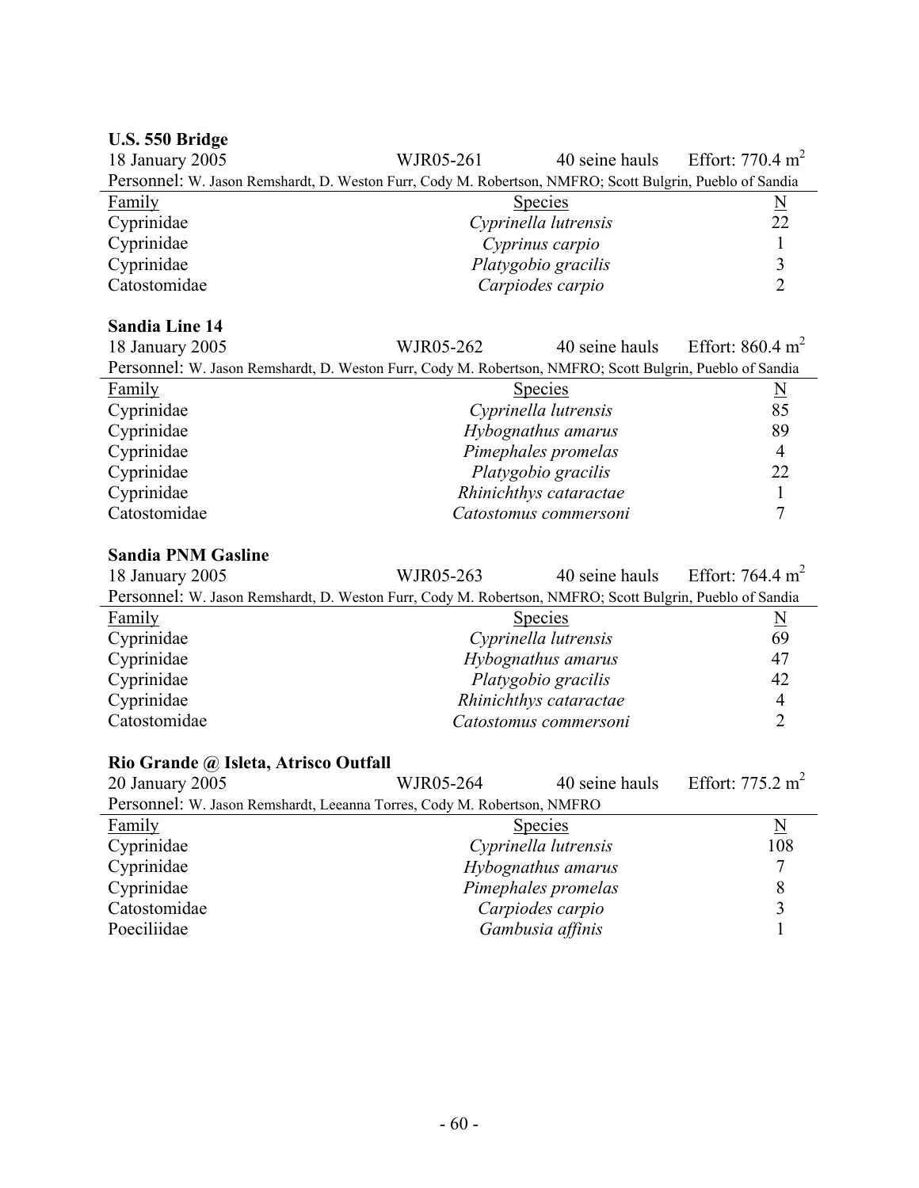**U.S. 550 Bridge**

18 January 2005 | WJR05-261 | 40 seine hauls | Effort: 770.4 $m^2$

Personnel: W. Jason Remshardt, D. Weston Furr, Cody M. Robertson, NMFRO; Scott Bulgrin, Pueblo of Sandia

| Family | Species | N |
|---|---|---|
| Cyprinidae | *Cyprinella lutrensis* | 22 |
| Cyprinidae | *Cyprinus carpio* | 1 |
| Cyprinidae | *Platygobio gracilis* | 3 |
| Catostomidae | *Carpiodes carpio* | 2 |

**Sandia Line 14**

18 January 2005 | WJR05-262 | 40 seine hauls | Effort: 860.4 $m^2$

Personnel: W. Jason Remshardt, D. Weston Furr, Cody M. Robertson, NMFRO; Scott Bulgrin, Pueblo of Sandia

| Family | Species | N |
|---|---|---|
| Cyprinidae | *Cyprinella lutrensis* | 85 |
| Cyprinidae | *Hybognathus amarus* | 89 |
| Cyprinidae | *Pimephales promelas* | 4 |
| Cyprinidae | *Platygobio gracilis* | 22 |
| Cyprinidae | *Rhinichthys cataractae* | 1 |
| Catostomidae | *Catostomus commersoni* | 7 |

**Sandia PNM Gasline**

18 January 2005 | WJR05-263 | 40 seine hauls | Effort: 764.4 $m^2$

Personnel: W. Jason Remshardt, D. Weston Furr, Cody M. Robertson, NMFRO; Scott Bulgrin, Pueblo of Sandia

| Family | Species | N |
|---|---|---|
| Cyprinidae | *Cyprinella lutrensis* | 69 |
| Cyprinidae | *Hybognathus amarus* | 47 |
| Cyprinidae | *Platygobio gracilis* | 42 |
| Cyprinidae | *Rhinichthys cataractae* | 4 |
| Catostomidae | *Catostomus commersoni* | 2 |

**Rio Grande @ Isleta, Atrisco Outfall**

20 January 2005 | WJR05-264 | 40 seine hauls | Effort: 775.2 $m^2$

Personnel: W. Jason Remshardt, Leeanna Torres, Cody M. Robertson, NMFRO

| Family | Species | N |
|---|---|---|
| Cyprinidae | *Cyprinella lutrensis* | 108 |
| Cyprinidae | *Hybognathus amarus* | 7 |
| Cyprinidae | *Pimephales promelas* | 8 |
| Catostomidae | *Carpiodes carpio* | 3 |
| Poeciliidae | *Gambusia affinis* | 1 |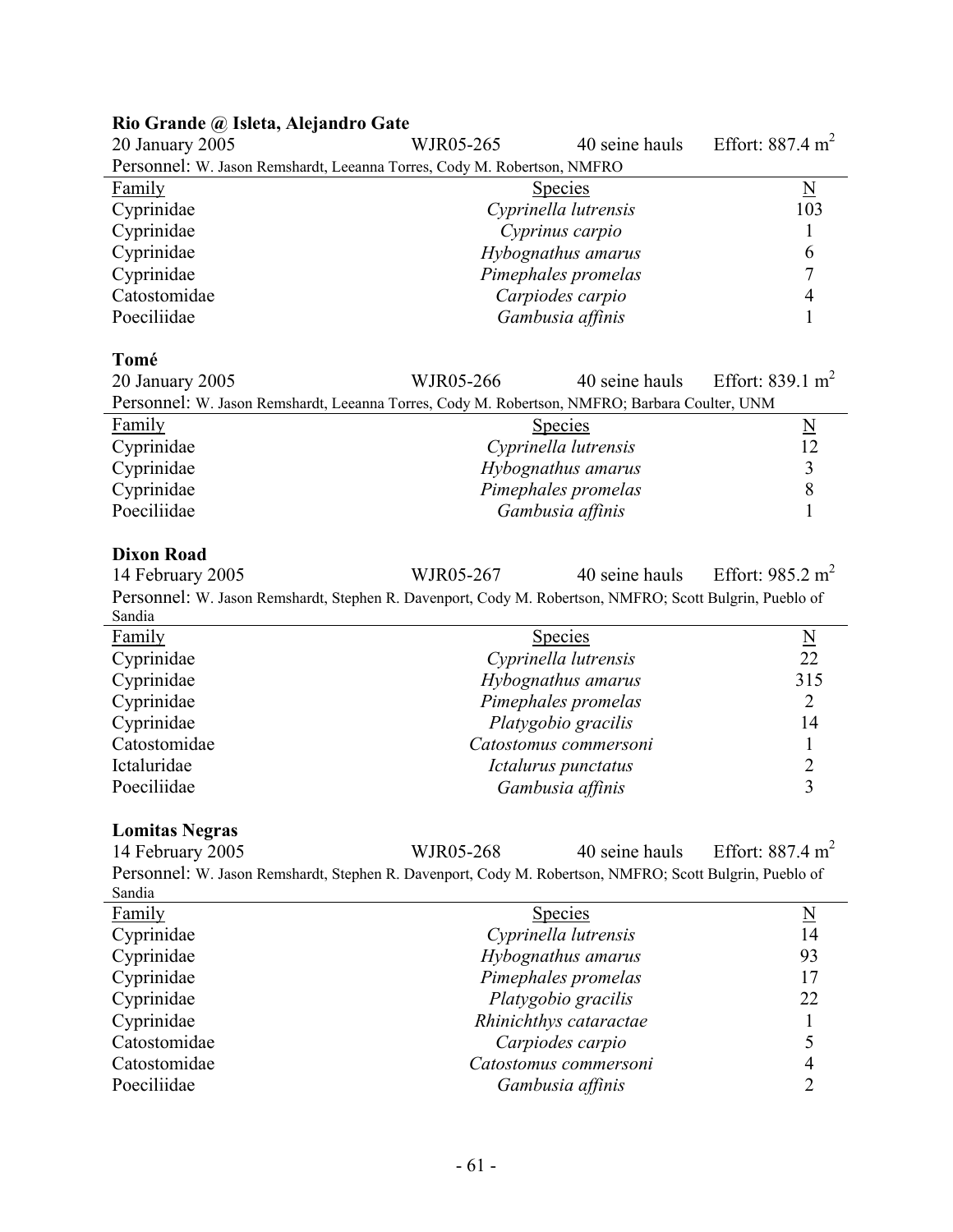**Rio Grande @ Isleta, Alejandro Gate**

20 January 2005 WJR05-265 40 seine hauls Effort: 887.4 $m^2$

Personnel: W. Jason Remshardt, Leeanna Torres, Cody M. Robertson, NMFRO

| Family | Species | N |
|---|---|---|
| Cyprinidae | *Cyprinella lutrensis* | 103 |
| Cyprinidae | *Cyprinus carpio* | 1 |
| Cyprinidae | *Hybognathus amarus* | 6 |
| Cyprinidae | *Pimephales promelas* | 7 |
| Catostomidae | *Carpiodes carpio* | 4 |
| Poeciliidae | *Gambusia affinis* | 1 |

**Tomé**

20 January 2005 WJR05-266 40 seine hauls Effort: 839.1 $m^2$

Personnel: W. Jason Remshardt, Leeanna Torres, Cody M. Robertson, NMFRO; Barbara Coulter, UNM

| Family | Species | N |
|---|---|---|
| Cyprinidae | *Cyprinella lutrensis* | 12 |
| Cyprinidae | *Hybognathus amarus* | 3 |
| Cyprinidae | *Pimephales promelas* | 8 |
| Poeciliidae | *Gambusia affinis* | 1 |

**Dixon Road**

14 February 2005 WJR05-267 40 seine hauls Effort: 985.2 $m^2$

Personnel: W. Jason Remshardt, Stephen R. Davenport, Cody M. Robertson, NMFRO; Scott Bulgrin, Pueblo of Sandia

| Family | Species | N |
|---|---|---|
| Cyprinidae | *Cyprinella lutrensis* | 22 |
| Cyprinidae | *Hybognathus amarus* | 315 |
| Cyprinidae | *Pimephales promelas* | 2 |
| Cyprinidae | *Platygobio gracilis* | 14 |
| Catostomidae | *Catostomus commersoni* | 1 |
| Ictaluridae | *Ictalurus punctatus* | 2 |
| Poeciliidae | *Gambusia affinis* | 3 |

**Lomitas Negras**

14 February 2005 WJR05-268 40 seine hauls Effort: 887.4 $m^2$

Personnel: W. Jason Remshardt, Stephen R. Davenport, Cody M. Robertson, NMFRO; Scott Bulgrin, Pueblo of Sandia

| Family | Species | N |
|---|---|---|
| Cyprinidae | *Cyprinella lutrensis* | 14 |
| Cyprinidae | *Hybognathus amarus* | 93 |
| Cyprinidae | *Pimephales promelas* | 17 |
| Cyprinidae | *Platygobio gracilis* | 22 |
| Cyprinidae | *Rhinichthys cataractae* | 1 |
| Catostomidae | *Carpiodes carpio* | 5 |
| Catostomidae | *Catostomus commersoni* | 4 |
| Poeciliidae | *Gambusia affinis* | 2 |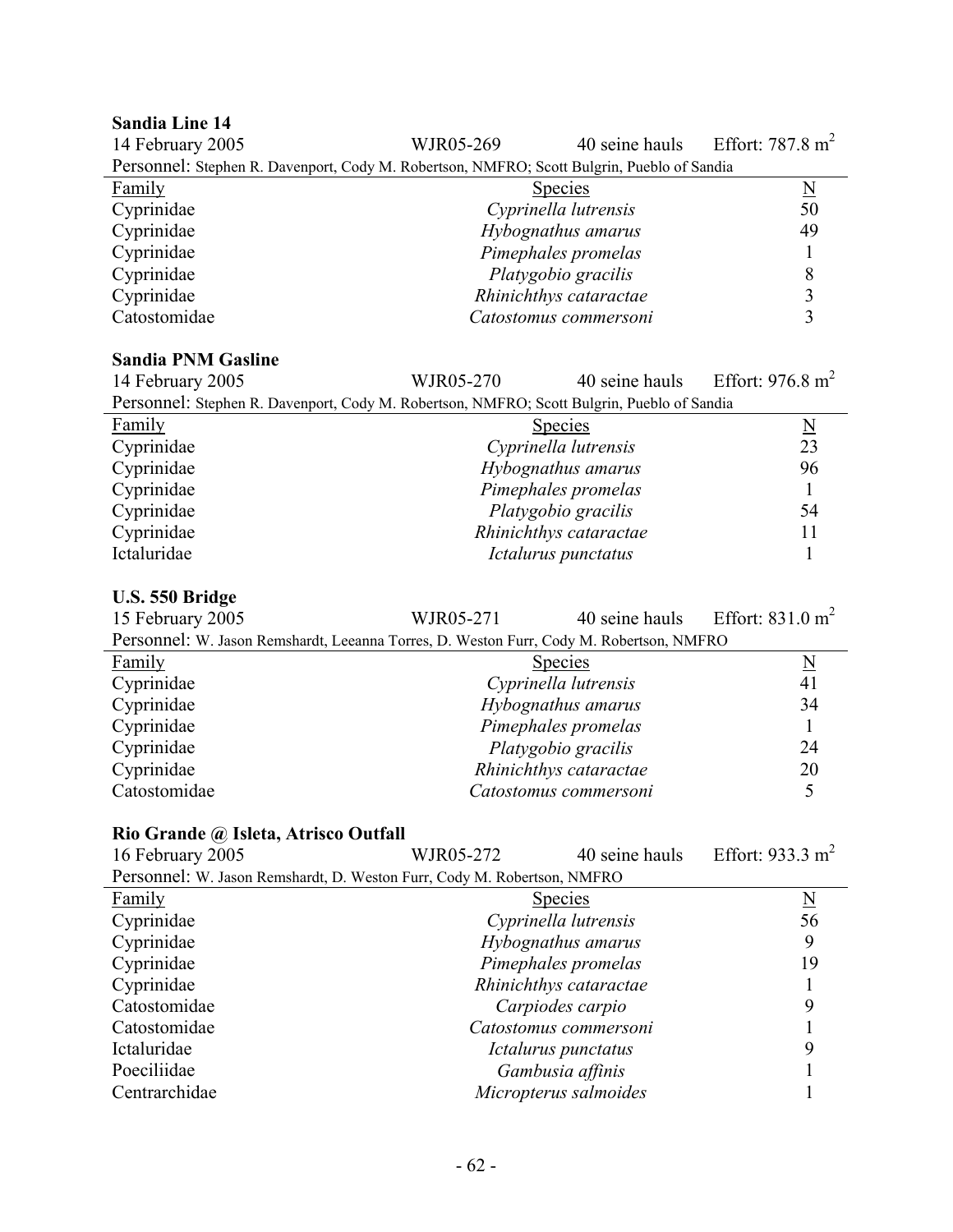**Sandia Line 14**

14 February 2005 WJR05-269 40 seine hauls Effort: 787.8 $m^2$

Personnel: Stephen R. Davenport, Cody M. Robertson, NMFRO; Scott Bulgrin, Pueblo of Sandia

| Family | Species | N |
|---|---|---|
| Cyprinidae | *Cyprinella lutrensis* | 50 |
| Cyprinidae | *Hybognathus amarus* | 49 |
| Cyprinidae | *Pimephales promelas* | 1 |
| Cyprinidae | *Platygobio gracilis* | 8 |
| Cyprinidae | *Rhinichthys cataractae* | 3 |
| Catostomidae | *Catostomus commersoni* | 3 |

**Sandia PNM Gasline**

14 February 2005 WJR05-270 40 seine hauls Effort: 976.8 $m^2$

Personnel: Stephen R. Davenport, Cody M. Robertson, NMFRO; Scott Bulgrin, Pueblo of Sandia

| Family | Species | N |
|---|---|---|
| Cyprinidae | *Cyprinella lutrensis* | 23 |
| Cyprinidae | *Hybognathus amarus* | 96 |
| Cyprinidae | *Pimephales promelas* | 1 |
| Cyprinidae | *Platygobio gracilis* | 54 |
| Cyprinidae | *Rhinichthys cataractae* | 11 |
| Ictaluridae | *Ictalurus punctatus* | 1 |

**U.S. 550 Bridge**

15 February 2005 WJR05-271 40 seine hauls Effort: 831.0 $m^2$

Personnel: W. Jason Remshardt, Leeanna Torres, D. Weston Furr, Cody M. Robertson, NMFRO

| Family | Species | N |
|---|---|---|
| Cyprinidae | *Cyprinella lutrensis* | 41 |
| Cyprinidae | *Hybognathus amarus* | 34 |
| Cyprinidae | *Pimephales promelas* | 1 |
| Cyprinidae | *Platygobio gracilis* | 24 |
| Cyprinidae | *Rhinichthys cataractae* | 20 |
| Catostomidae | *Catostomus commersoni* | 5 |

**Rio Grande @ Isleta, Atrisco Outfall**

16 February 2005 WJR05-272 40 seine hauls Effort: 933.3 $m^2$

Personnel: W. Jason Remshardt, D. Weston Furr, Cody M. Robertson, NMFRO

| Family | Species | N |
|---|---|---|
| Cyprinidae | *Cyprinella lutrensis* | 56 |
| Cyprinidae | *Hybognathus amarus* | 9 |
| Cyprinidae | *Pimephales promelas* | 19 |
| Cyprinidae | *Rhinichthys cataractae* | 1 |
| Catostomidae | *Carpiodes carpio* | 9 |
| Catostomidae | *Catostomus commersoni* | 1 |
| Ictaluridae | *Ictalurus punctatus* | 9 |
| Poeciliidae | *Gambusia affinis* | 1 |
| Centrarchidae | *Micropterus salmoides* | 1 |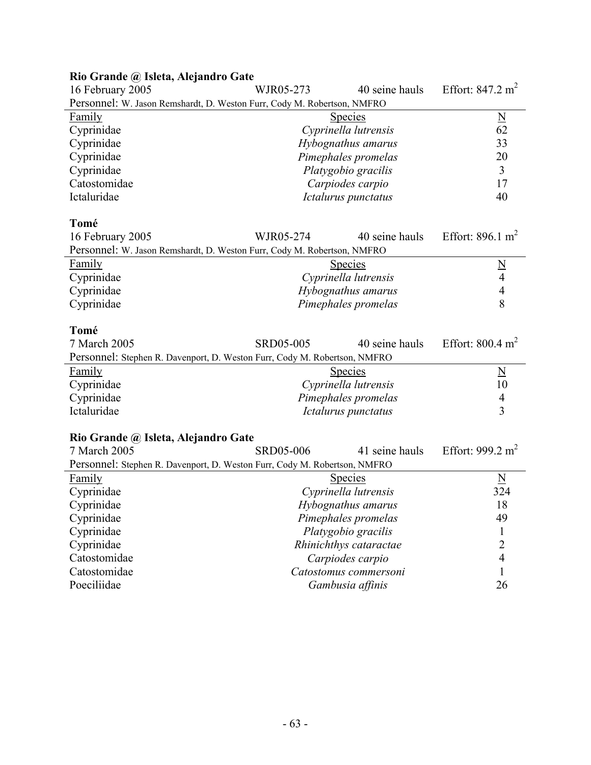**Rio Grande @ Isleta, Alejandro Gate**

16 February 2005 | WJR05-273 | 40 seine hauls | Effort: 847.2 $m^2$

Personnel: W. Jason Remshardt, D. Weston Furr, Cody M. Robertson, NMFRO

| Family | Species | N |
|---|---|---|
| Cyprinidae | *Cyprinella lutrensis* | 62 |
| Cyprinidae | *Hybognathus amarus* | 33 |
| Cyprinidae | *Pimephales promelas* | 20 |
| Cyprinidae | *Platygobio gracilis* | 3 |
| Catostomidae | *Carpiodes carpio* | 17 |
| Ictaluridae | *Ictalurus punctatus* | 40 |

**Tomé**

16 February 2005 | WJR05-274 | 40 seine hauls | Effort: 896.1 $m^2$

Personnel: W. Jason Remshardt, D. Weston Furr, Cody M. Robertson, NMFRO

| Family | Species | N |
|---|---|---|
| Cyprinidae | *Cyprinella lutrensis* | 4 |
| Cyprinidae | *Hybognathus amarus* | 4 |
| Cyprinidae | *Pimephales promelas* | 8 |

**Tomé**

7 March 2005 | SRD05-005 | 40 seine hauls | Effort: 800.4 $m^2$

Personnel: Stephen R. Davenport, D. Weston Furr, Cody M. Robertson, NMFRO

| Family | Species | N |
|---|---|---|
| Cyprinidae | *Cyprinella lutrensis* | 10 |
| Cyprinidae | *Pimephales promelas* | 4 |
| Ictaluridae | *Ictalurus punctatus* | 3 |

**Rio Grande @ Isleta, Alejandro Gate**

7 March 2005 | SRD05-006 | 41 seine hauls | Effort: 999.2 $m^2$

Personnel: Stephen R. Davenport, D. Weston Furr, Cody M. Robertson, NMFRO

| Family | Species | N |
|---|---|---|
| Cyprinidae | *Cyprinella lutrensis* | 324 |
| Cyprinidae | *Hybognathus amarus* | 18 |
| Cyprinidae | *Pimephales promelas* | 49 |
| Cyprinidae | *Platygobio gracilis* | 1 |
| Cyprinidae | *Rhinichthys cataractae* | 2 |
| Catostomidae | *Carpiodes carpio* | 4 |
| Catostomidae | *Catostomus commersoni* | 1 |
| Poeciliidae | *Gambusia affinis* | 26 |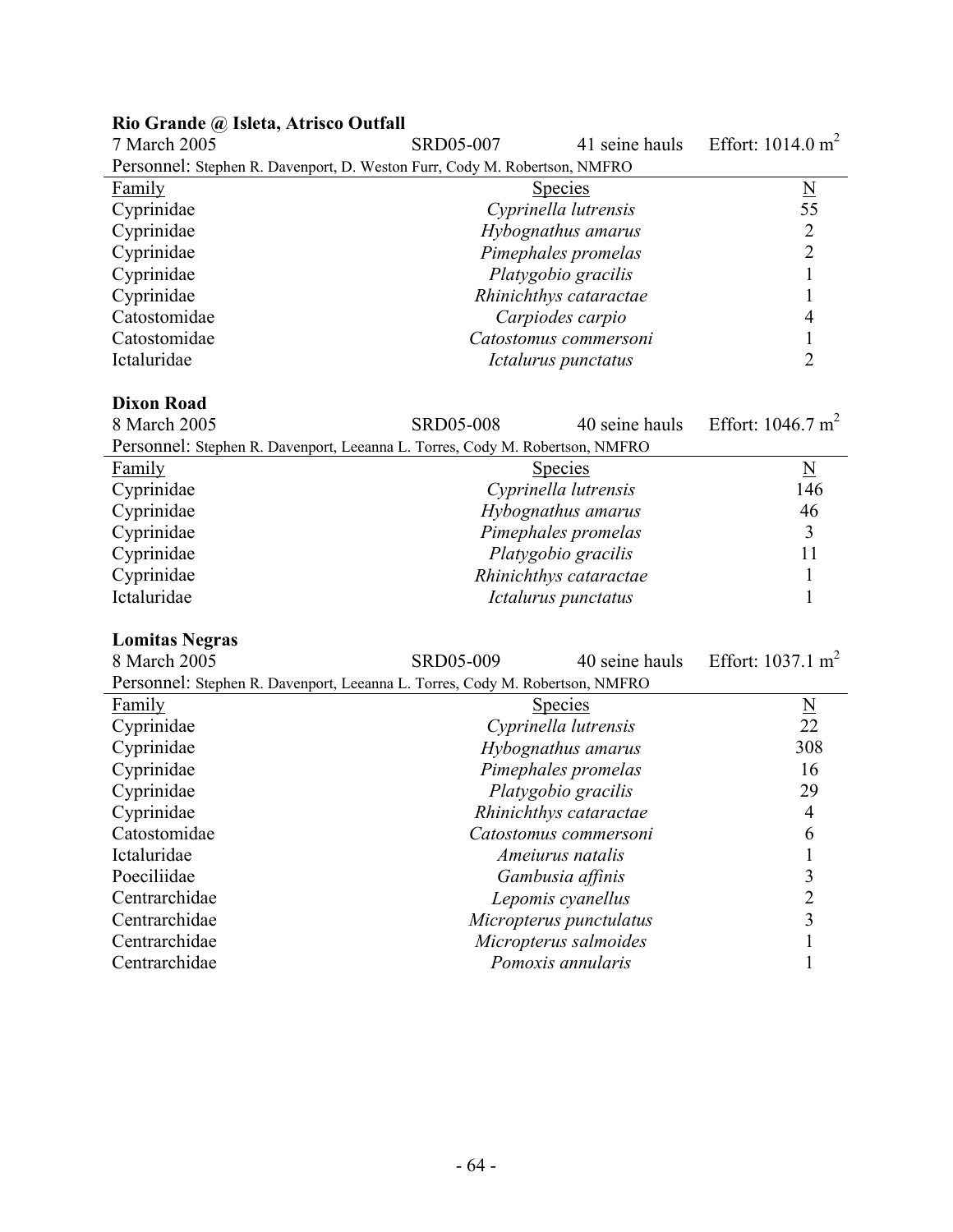**Rio Grande @ Isleta, Atrisco Outfall**

7 March 2005 | SRD05-007 | 41 seine hauls | Effort: 1014.0 $m^2$

Personnel: Stephen R. Davenport, D. Weston Furr, Cody M. Robertson, NMFRO

| Family | Species | N |
|---|---|---|
| Cyprinidae | *Cyprinella lutrensis* | 55 |
| Cyprinidae | *Hybognathus amarus* | 2 |
| Cyprinidae | *Pimephales promelas* | 2 |
| Cyprinidae | *Platygobio gracilis* | 1 |
| Cyprinidae | *Rhinichthys cataractae* | 1 |
| Catostomidae | *Carpiodes carpio* | 4 |
| Catostomidae | *Catostomus commersoni* | 1 |
| Ictaluridae | *Ictalurus punctatus* | 2 |

**Dixon Road**

8 March 2005 | SRD05-008 | 40 seine hauls | Effort: 1046.7 $m^2$

Personnel: Stephen R. Davenport, Leeanna L. Torres, Cody M. Robertson, NMFRO

| Family | Species | N |
|---|---|---|
| Cyprinidae | *Cyprinella lutrensis* | 146 |
| Cyprinidae | *Hybognathus amarus* | 46 |
| Cyprinidae | *Pimephales promelas* | 3 |
| Cyprinidae | *Platygobio gracilis* | 11 |
| Cyprinidae | *Rhinichthys cataractae* | 1 |
| Ictaluridae | *Ictalurus punctatus* | 1 |

**Lomitas Negras**

8 March 2005 | SRD05-009 | 40 seine hauls | Effort: 1037.1 $m^2$

Personnel: Stephen R. Davenport, Leeanna L. Torres, Cody M. Robertson, NMFRO

| Family | Species | N |
|---|---|---|
| Cyprinidae | *Cyprinella lutrensis* | 22 |
| Cyprinidae | *Hybognathus amarus* | 308 |
| Cyprinidae | *Pimephales promelas* | 16 |
| Cyprinidae | *Platygobio gracilis* | 29 |
| Cyprinidae | *Rhinichthys cataractae* | 4 |
| Catostomidae | *Catostomus commersoni* | 6 |
| Ictaluridae | *Ameiurus natalis* | 1 |
| Poeciliidae | *Gambusia affinis* | 3 |
| Centrarchidae | *Lepomis cyanellus* | 2 |
| Centrarchidae | *Micropterus punctulatus* | 3 |
| Centrarchidae | *Micropterus salmoides* | 1 |
| Centrarchidae | *Pomoxis annularis* | 1 |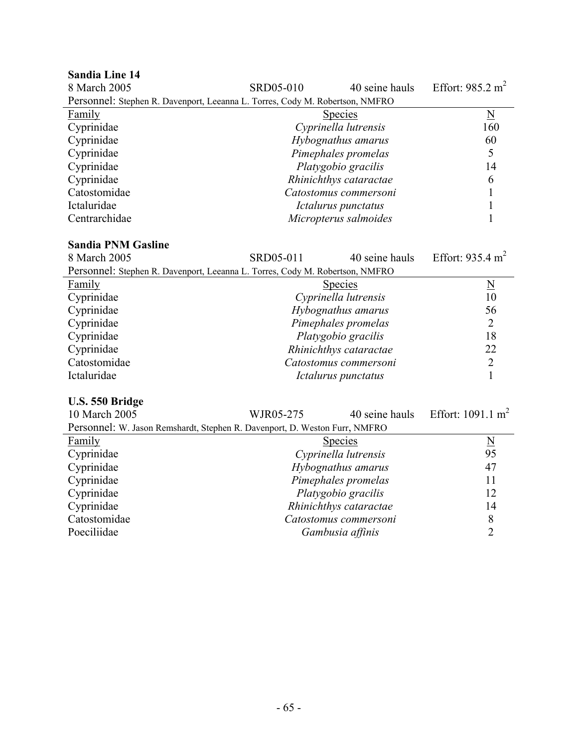**Sandia Line 14**

8 March 2005 SRD05-010 40 seine hauls Effort: 985.2 $m^2$

Personnel: Stephen R. Davenport, Leeanna L. Torres, Cody M. Robertson, NMFRO

| Family | Species | N |
|---|---|---|
| Cyprinidae | *Cyprinella lutrensis* | 160 |
| Cyprinidae | *Hybognathus amarus* | 60 |
| Cyprinidae | *Pimephales promelas* | 5 |
| Cyprinidae | *Platygobio gracilis* | 14 |
| Cyprinidae | *Rhinichthys cataractae* | 6 |
| Catostomidae | *Catostomus commersoni* | 1 |
| Ictaluridae | *Ictalurus punctatus* | 1 |
| Centrarchidae | *Micropterus salmoides* | 1 |

**Sandia PNM Gasline**

8 March 2005 SRD05-011 40 seine hauls Effort: 935.4 $m^2$

Personnel: Stephen R. Davenport, Leeanna L. Torres, Cody M. Robertson, NMFRO

| Family | Species | N |
|---|---|---|
| Cyprinidae | *Cyprinella lutrensis* | 10 |
| Cyprinidae | *Hybognathus amarus* | 56 |
| Cyprinidae | *Pimephales promelas* | 2 |
| Cyprinidae | *Platygobio gracilis* | 18 |
| Cyprinidae | *Rhinichthys cataractae* | 22 |
| Catostomidae | *Catostomus commersoni* | 2 |
| Ictaluridae | *Ictalurus punctatus* | 1 |

**U.S. 550 Bridge**

10 March 2005 WJR05-275 40 seine hauls Effort: 1091.1 $m^2$

Personnel: W. Jason Remshardt, Stephen R. Davenport, D. Weston Furr, NMFRO

| Family | Species | N |
|---|---|---|
| Cyprinidae | *Cyprinella lutrensis* | 95 |
| Cyprinidae | *Hybognathus amarus* | 47 |
| Cyprinidae | *Pimephales promelas* | 11 |
| Cyprinidae | *Platygobio gracilis* | 12 |
| Cyprinidae | *Rhinichthys cataractae* | 14 |
| Catostomidae | *Catostomus commersoni* | 8 |
| Poeciliidae | *Gambusia affinis* | 2 |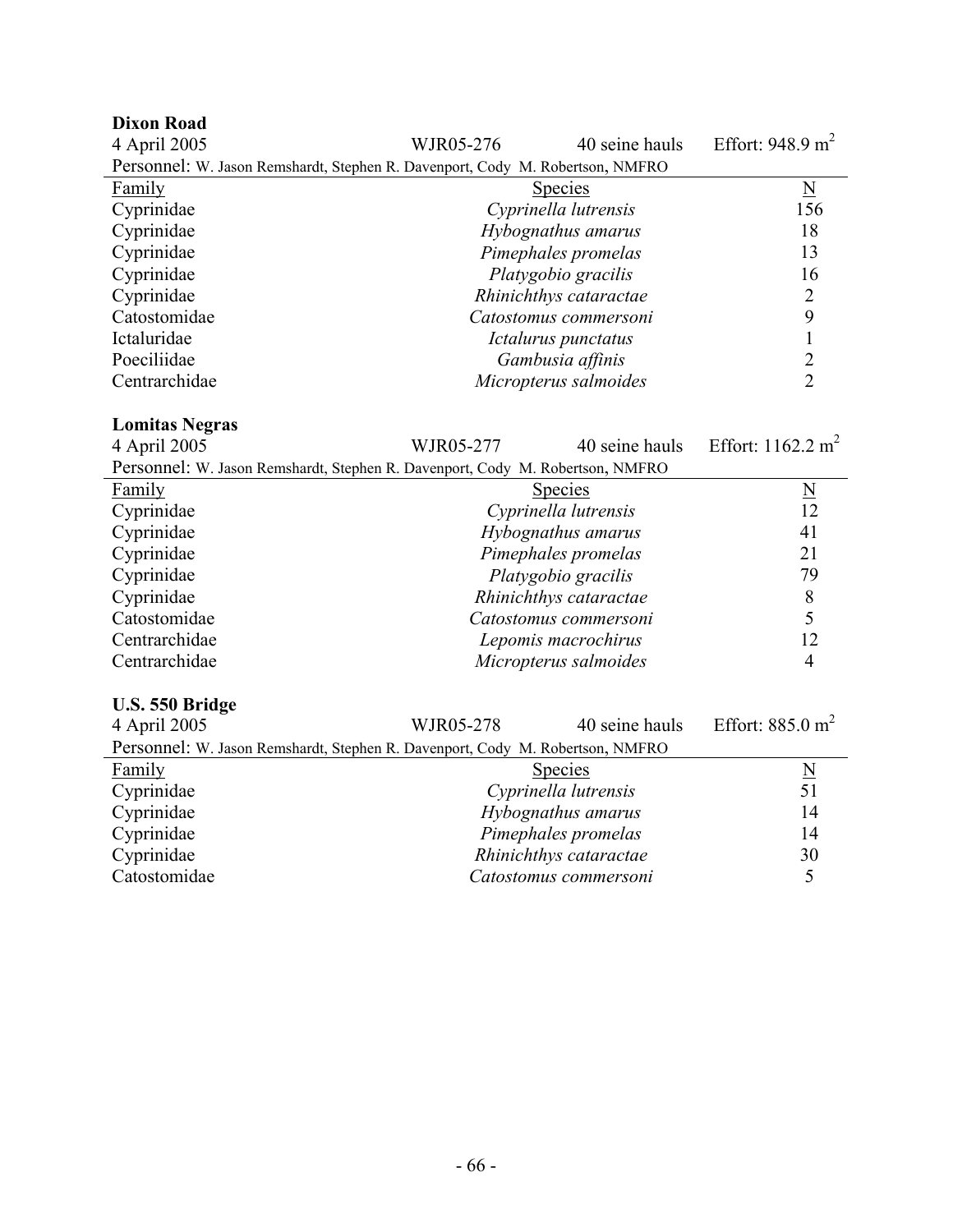**Dixon Road**

4 April 2005 WJR05-276 40 seine hauls Effort: 948.9 $m^2$

Personnel: W. Jason Remshardt, Stephen R. Davenport, Cody M. Robertson, NMFRO

| Family | Species | N |
|---|---|---|
| Cyprinidae | *Cyprinella lutrensis* | 156 |
| Cyprinidae | *Hybognathus amarus* | 18 |
| Cyprinidae | *Pimephales promelas* | 13 |
| Cyprinidae | *Platygobio gracilis* | 16 |
| Cyprinidae | *Rhinichthys cataractae* | 2 |
| Catostomidae | *Catostomus commersoni* | 9 |
| Ictaluridae | *Ictalurus punctatus* | 1 |
| Poeciliidae | *Gambusia affinis* | 2 |
| Centrarchidae | *Micropterus salmoides* | 2 |

**Lomitas Negras**

4 April 2005 WJR05-277 40 seine hauls Effort: 1162.2 $m^2$

Personnel: W. Jason Remshardt, Stephen R. Davenport, Cody M. Robertson, NMFRO

| Family | Species | N |
|---|---|---|
| Cyprinidae | *Cyprinella lutrensis* | 12 |
| Cyprinidae | *Hybognathus amarus* | 41 |
| Cyprinidae | *Pimephales promelas* | 21 |
| Cyprinidae | *Platygobio gracilis* | 79 |
| Cyprinidae | *Rhinichthys cataractae* | 8 |
| Catostomidae | *Catostomus commersoni* | 5 |
| Centrarchidae | *Lepomis macrochirus* | 12 |
| Centrarchidae | *Micropterus salmoides* | 4 |

**U.S. 550 Bridge**

4 April 2005 WJR05-278 40 seine hauls Effort: 885.0 $m^2$

Personnel: W. Jason Remshardt, Stephen R. Davenport, Cody M. Robertson, NMFRO

| Family | Species | N |
|---|---|---|
| Cyprinidae | *Cyprinella lutrensis* | 51 |
| Cyprinidae | *Hybognathus amarus* | 14 |
| Cyprinidae | *Pimephales promelas* | 14 |
| Cyprinidae | *Rhinichthys cataractae* | 30 |
| Catostomidae | *Catostomus commersoni* | 5 |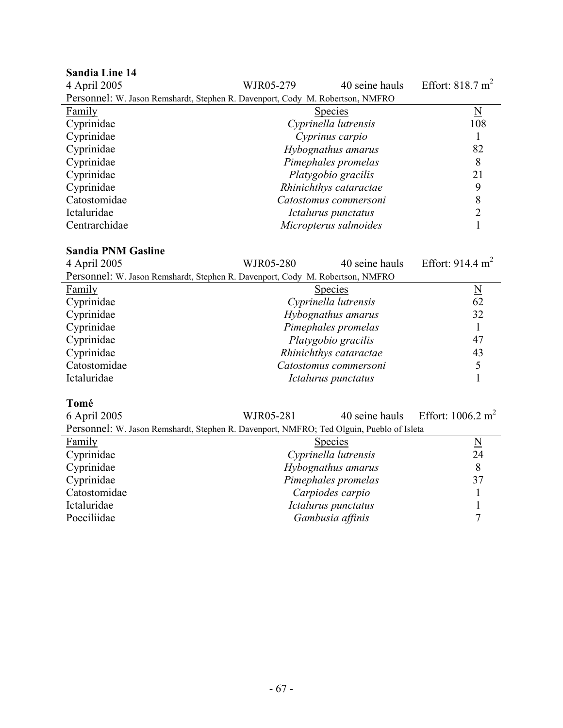**Sandia Line 14**

4 April 2005 WJR05-279 40 seine hauls Effort: 818.7 $m^2$

Personnel: W. Jason Remshardt, Stephen R. Davenport, Cody M. Robertson, NMFRO

| Family | Species | N |
|---|---|---|
| Cyprinidae | *Cyprinella lutrensis* | 108 |
| Cyprinidae | *Cyprinus carpio* | 1 |
| Cyprinidae | *Hybognathus amarus* | 82 |
| Cyprinidae | *Pimephales promelas* | 8 |
| Cyprinidae | *Platygobio gracilis* | 21 |
| Cyprinidae | *Rhinichthys cataractae* | 9 |
| Catostomidae | *Catostomus commersoni* | 8 |
| Ictaluridae | *Ictalurus punctatus* | 2 |
| Centrarchidae | *Micropterus salmoides* | 1 |

**Sandia PNM Gasline**

4 April 2005 WJR05-280 40 seine hauls Effort: 914.4 $m^2$

Personnel: W. Jason Remshardt, Stephen R. Davenport, Cody M. Robertson, NMFRO

| Family | Species | N |
|---|---|---|
| Cyprinidae | *Cyprinella lutrensis* | 62 |
| Cyprinidae | *Hybognathus amarus* | 32 |
| Cyprinidae | *Pimephales promelas* | 1 |
| Cyprinidae | *Platygobio gracilis* | 47 |
| Cyprinidae | *Rhinichthys cataractae* | 43 |
| Catostomidae | *Catostomus commersoni* | 5 |
| Ictaluridae | *Ictalurus punctatus* | 1 |

**Tomé**

6 April 2005 WJR05-281 40 seine hauls Effort: 1006.2 $m^2$

Personnel: W. Jason Remshardt, Stephen R. Davenport, NMFRO; Ted Olguin, Pueblo of Isleta

| Family | Species | N |
|---|---|---|
| Cyprinidae | *Cyprinella lutrensis* | 24 |
| Cyprinidae | *Hybognathus amarus* | 8 |
| Cyprinidae | *Pimephales promelas* | 37 |
| Catostomidae | *Carpiodes carpio* | 1 |
| Ictaluridae | *Ictalurus punctatus* | 1 |
| Poeciliidae | *Gambusia affinis* | 7 |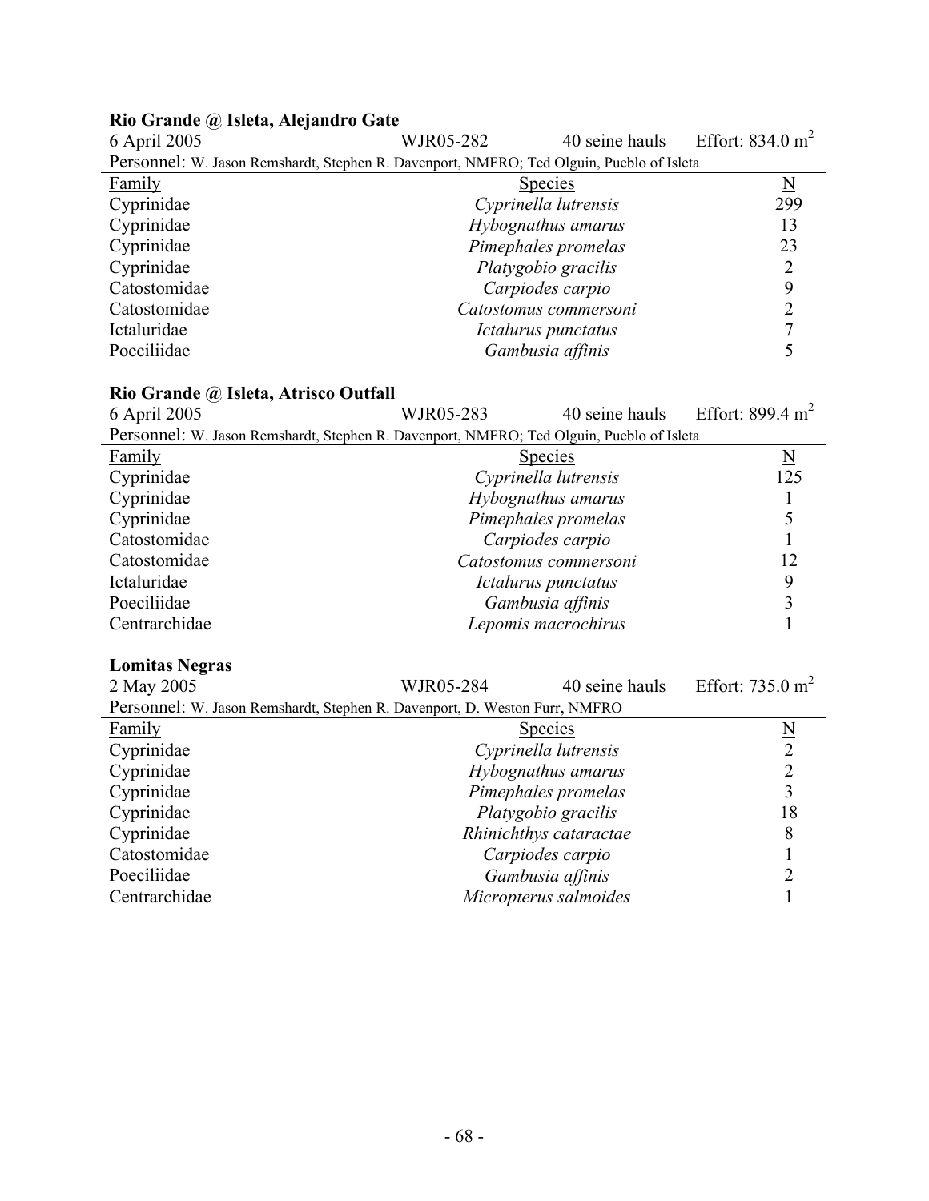**Rio Grande @ Isleta, Alejandro Gate**

6 April 2005 | WJR05-282 | 40 seine hauls | Effort: 834.0 $m^2$

Personnel: W. Jason Remshardt, Stephen R. Davenport, NMFRO; Ted Olguin, Pueblo of Isleta

| Family | Species | N |
|---|---|---|
| Cyprinidae | *Cyprinella lutrensis* | 299 |
| Cyprinidae | *Hybognathus amarus* | 13 |
| Cyprinidae | *Pimephales promelas* | 23 |
| Cyprinidae | *Platygobio gracilis* | 2 |
| Catostomidae | *Carpiodes carpio* | 9 |
| Catostomidae | *Catostomus commersoni* | 2 |
| Ictaluridae | *Ictalurus punctatus* | 7 |
| Poeciliidae | *Gambusia affinis* | 5 |

**Rio Grande @ Isleta, Atrisco Outfall**

6 April 2005 | WJR05-283 | 40 seine hauls | Effort: 899.4 $m^2$

Personnel: W. Jason Remshardt, Stephen R. Davenport, NMFRO; Ted Olguin, Pueblo of Isleta

| Family | Species | N |
|---|---|---|
| Cyprinidae | *Cyprinella lutrensis* | 125 |
| Cyprinidae | *Hybognathus amarus* | 1 |
| Cyprinidae | *Pimephales promelas* | 5 |
| Catostomidae | *Carpiodes carpio* | 1 |
| Catostomidae | *Catostomus commersoni* | 12 |
| Ictaluridae | *Ictalurus punctatus* | 9 |
| Poeciliidae | *Gambusia affinis* | 3 |
| Centrarchidae | *Lepomis macrochirus* | 1 |

**Lomitas Negras**

2 May 2005 | WJR05-284 | 40 seine hauls | Effort: 735.0 $m^2$

Personnel: W. Jason Remshardt, Stephen R. Davenport, D. Weston Furr, NMFRO

| Family | Species | N |
|---|---|---|
| Cyprinidae | *Cyprinella lutrensis* | 2 |
| Cyprinidae | *Hybognathus amarus* | 2 |
| Cyprinidae | *Pimephales promelas* | 3 |
| Cyprinidae | *Platygobio gracilis* | 18 |
| Cyprinidae | *Rhinichthys cataractae* | 8 |
| Catostomidae | *Carpiodes carpio* | 1 |
| Poeciliidae | *Gambusia affinis* | 2 |
| Centrarchidae | *Micropterus salmoides* | 1 |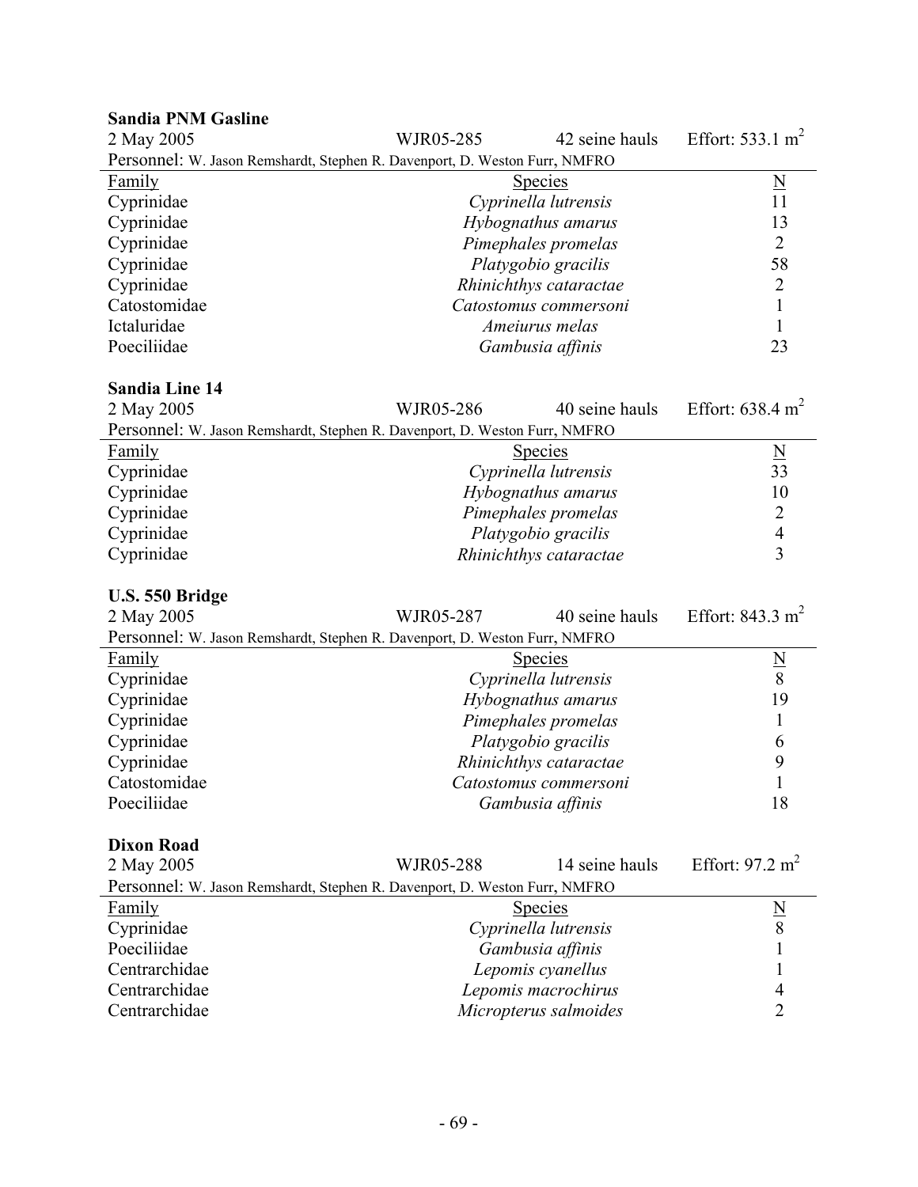**Sandia PNM Gasline**

2 May 2005 | WJR05-285 | 42 seine hauls | Effort: 533.1 $m^2$

Personnel: W. Jason Remshardt, Stephen R. Davenport, D. Weston Furr, NMFRO

| Family | Species | N |
|---|---|---|
| Cyprinidae | *Cyprinella lutrensis* | 11 |
| Cyprinidae | *Hybognathus amarus* | 13 |
| Cyprinidae | *Pimephales promelas* | 2 |
| Cyprinidae | *Platygobio gracilis* | 58 |
| Cyprinidae | *Rhinichthys cataractae* | 2 |
| Catostomidae | *Catostomus commersoni* | 1 |
| Ictaluridae | *Ameiurus melas* | 1 |
| Poeciliidae | *Gambusia affinis* | 23 |

**Sandia Line 14**

2 May 2005 | WJR05-286 | 40 seine hauls | Effort: 638.4 $m^2$

Personnel: W. Jason Remshardt, Stephen R. Davenport, D. Weston Furr, NMFRO

| Family | Species | N |
|---|---|---|
| Cyprinidae | *Cyprinella lutrensis* | 33 |
| Cyprinidae | *Hybognathus amarus* | 10 |
| Cyprinidae | *Pimephales promelas* | 2 |
| Cyprinidae | *Platygobio gracilis* | 4 |
| Cyprinidae | *Rhinichthys cataractae* | 3 |

**U.S. 550 Bridge**

2 May 2005 | WJR05-287 | 40 seine hauls | Effort: 843.3 $m^2$

Personnel: W. Jason Remshardt, Stephen R. Davenport, D. Weston Furr, NMFRO

| Family | Species | N |
|---|---|---|
| Cyprinidae | *Cyprinella lutrensis* | 8 |
| Cyprinidae | *Hybognathus amarus* | 19 |
| Cyprinidae | *Pimephales promelas* | 1 |
| Cyprinidae | *Platygobio gracilis* | 6 |
| Cyprinidae | *Rhinichthys cataractae* | 9 |
| Catostomidae | *Catostomus commersoni* | 1 |
| Poeciliidae | *Gambusia affinis* | 18 |

**Dixon Road**

2 May 2005 | WJR05-288 | 14 seine hauls | Effort: 97.2 $m^2$

Personnel: W. Jason Remshardt, Stephen R. Davenport, D. Weston Furr, NMFRO

| Family | Species | N |
|---|---|---|
| Cyprinidae | *Cyprinella lutrensis* | 8 |
| Poeciliidae | *Gambusia affinis* | 1 |
| Centrarchidae | *Lepomis cyanellus* | 1 |
| Centrarchidae | *Lepomis macrochirus* | 4 |
| Centrarchidae | *Micropterus salmoides* | 2 |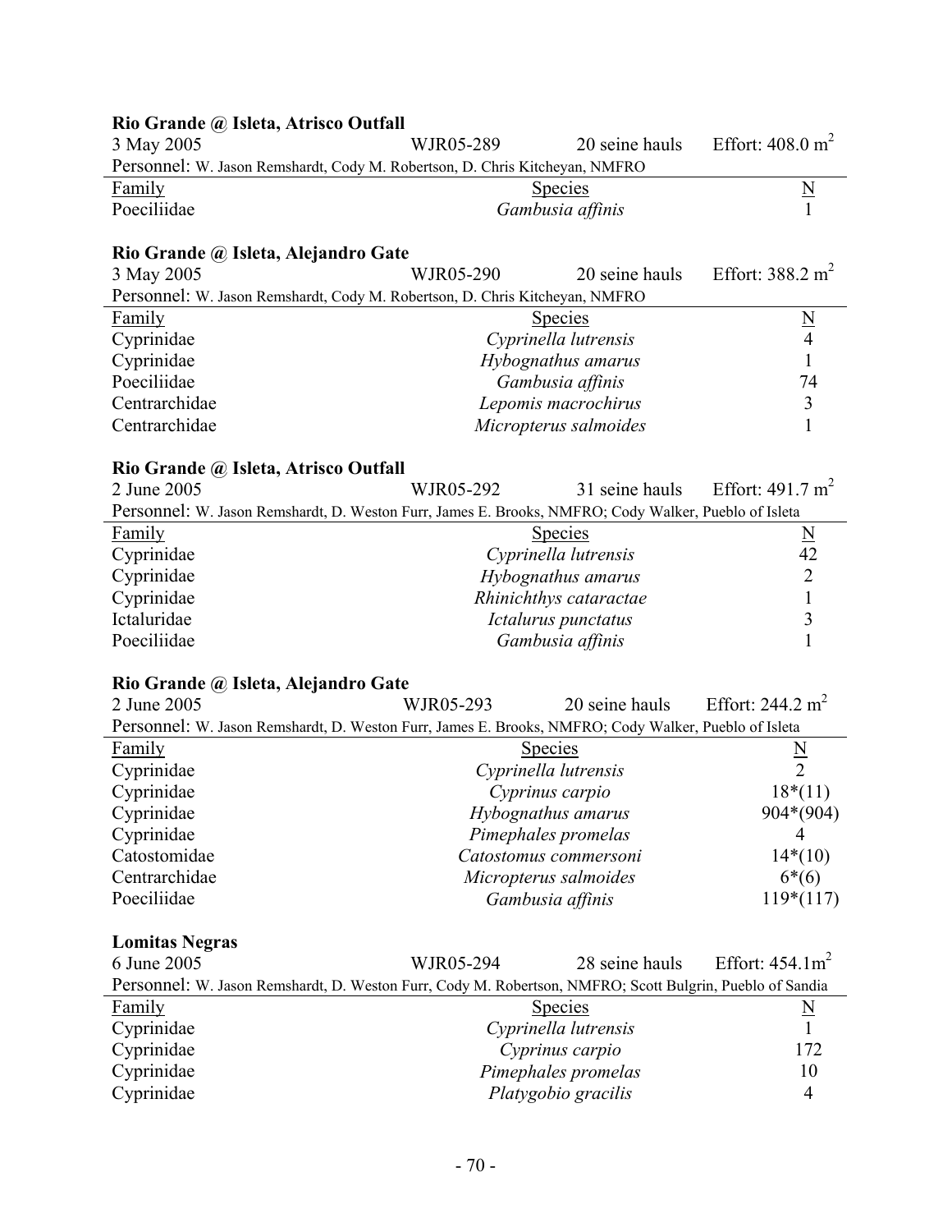**Rio Grande @ Isleta, Atrisco Outfall**

3 May 2005 WJR05-289 20 seine hauls Effort: 408.0 $m^2$

Personnel: W. Jason Remshardt, Cody M. Robertson, D. Chris Kitcheyan, NMFRO

| Family | Species | N |
|---|---|---|
| Poeciliidae | *Gambusia affinis* | 1 |

**Rio Grande @ Isleta, Alejandro Gate**

3 May 2005 WJR05-290 20 seine hauls Effort: 388.2 $m^2$

Personnel: W. Jason Remshardt, Cody M. Robertson, D. Chris Kitcheyan, NMFRO

| Family | Species | N |
|---|---|---|
| Cyprinidae | *Cyprinella lutrensis* | 4 |
| Cyprinidae | *Hybognathus amarus* | 1 |
| Poeciliidae | *Gambusia affinis* | 74 |
| Centrarchidae | *Lepomis macrochirus* | 3 |
| Centrarchidae | *Micropterus salmoides* | 1 |

**Rio Grande @ Isleta, Atrisco Outfall**

2 June 2005 WJR05-292 31 seine hauls Effort: 491.7 $m^2$

Personnel: W. Jason Remshardt, D. Weston Furr, James E. Brooks, NMFRO; Cody Walker, Pueblo of Isleta

| Family | Species | N |
|---|---|---|
| Cyprinidae | *Cyprinella lutrensis* | 42 |
| Cyprinidae | *Hybognathus amarus* | 2 |
| Cyprinidae | *Rhinichthys cataractae* | 1 |
| Ictaluridae | *Ictalurus punctatus* | 3 |
| Poeciliidae | *Gambusia affinis* | 1 |

**Rio Grande @ Isleta, Alejandro Gate**

2 June 2005 WJR05-293 20 seine hauls Effort: 244.2 $m^2$

Personnel: W. Jason Remshardt, D. Weston Furr, James E. Brooks, NMFRO; Cody Walker, Pueblo of Isleta

| Family | Species | N |
|---|---|---|
| Cyprinidae | *Cyprinella lutrensis* | 2 |
| Cyprinidae | *Cyprinus carpio* | 18*(11) |
| Cyprinidae | *Hybognathus amarus* | 904*(904) |
| Cyprinidae | *Pimephales promelas* | 4 |
| Catostomidae | *Catostomus commersoni* | 14*(10) |
| Centrarchidae | *Micropterus salmoides* | 6*(6) |
| Poeciliidae | *Gambusia affinis* | 119*(117) |

**Lomitas Negras**

6 June 2005 WJR05-294 28 seine hauls Effort: 454.1$m^2$

Personnel: W. Jason Remshardt, D. Weston Furr, Cody M. Robertson, NMFRO; Scott Bulgrin, Pueblo of Sandia

| Family | Species | N |
|---|---|---|
| Cyprinidae | *Cyprinella lutrensis* | 1 |
| Cyprinidae | *Cyprinus carpio* | 172 |
| Cyprinidae | *Pimephales promelas* | 10 |
| Cyprinidae | *Platygobio gracilis* | 4 |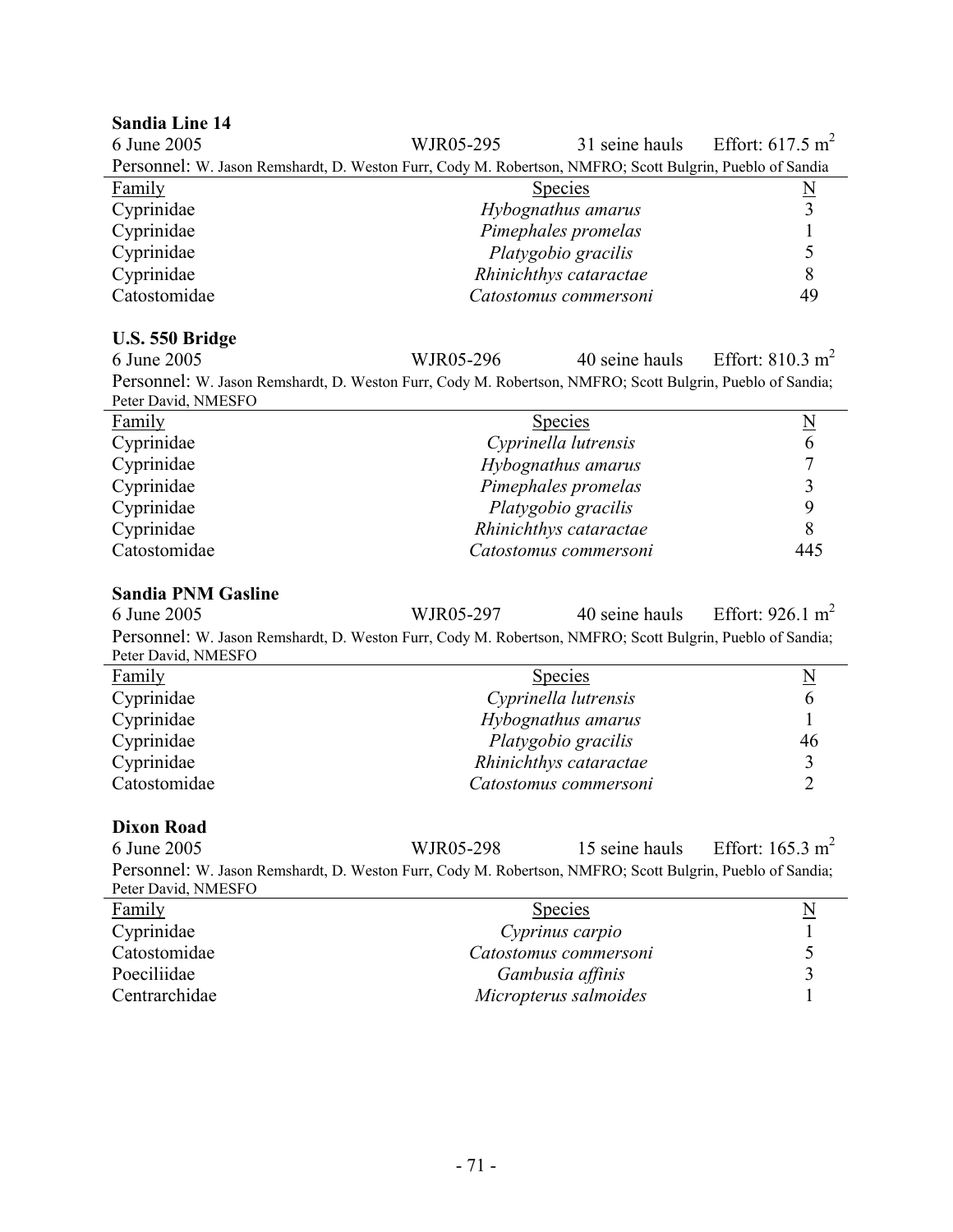**Sandia Line 14**

6 June 2005 WJR05-295 31 seine hauls Effort: 617.5 $m^2$

Personnel: W. Jason Remshardt, D. Weston Furr, Cody M. Robertson, NMFRO; Scott Bulgrin, Pueblo of Sandia

| Family | Species | N |
|---|---|---|
| Cyprinidae | *Hybognathus amarus* | 3 |
| Cyprinidae | *Pimephales promelas* | 1 |
| Cyprinidae | *Platygobio gracilis* | 5 |
| Cyprinidae | *Rhinichthys cataractae* | 8 |
| Catostomidae | *Catostomus commersoni* | 49 |

**U.S. 550 Bridge**

6 June 2005 WJR05-296 40 seine hauls Effort: 810.3 $m^2$

Personnel: W. Jason Remshardt, D. Weston Furr, Cody M. Robertson, NMFRO; Scott Bulgrin, Pueblo of Sandia; Peter David, NMESFO

| Family | Species | N |
|---|---|---|
| Cyprinidae | *Cyprinella lutrensis* | 6 |
| Cyprinidae | *Hybognathus amarus* | 7 |
| Cyprinidae | *Pimephales promelas* | 3 |
| Cyprinidae | *Platygobio gracilis* | 9 |
| Cyprinidae | *Rhinichthys cataractae* | 8 |
| Catostomidae | *Catostomus commersoni* | 445 |

**Sandia PNM Gasline**

6 June 2005 WJR05-297 40 seine hauls Effort: 926.1 $m^2$

Personnel: W. Jason Remshardt, D. Weston Furr, Cody M. Robertson, NMFRO; Scott Bulgrin, Pueblo of Sandia; Peter David, NMESFO

| Family | Species | N |
|---|---|---|
| Cyprinidae | *Cyprinella lutrensis* | 6 |
| Cyprinidae | *Hybognathus amarus* | 1 |
| Cyprinidae | *Platygobio gracilis* | 46 |
| Cyprinidae | *Rhinichthys cataractae* | 3 |
| Catostomidae | *Catostomus commersoni* | 2 |

**Dixon Road**

6 June 2005 WJR05-298 15 seine hauls Effort: 165.3 $m^2$

Personnel: W. Jason Remshardt, D. Weston Furr, Cody M. Robertson, NMFRO; Scott Bulgrin, Pueblo of Sandia; Peter David, NMESFO

| Family | Species | N |
|---|---|---|
| Cyprinidae | *Cyprinus carpio* | 1 |
| Catostomidae | *Catostomus commersoni* | 5 |
| Poeciliidae | *Gambusia affinis* | 3 |
| Centrarchidae | *Micropterus salmoides* | 1 |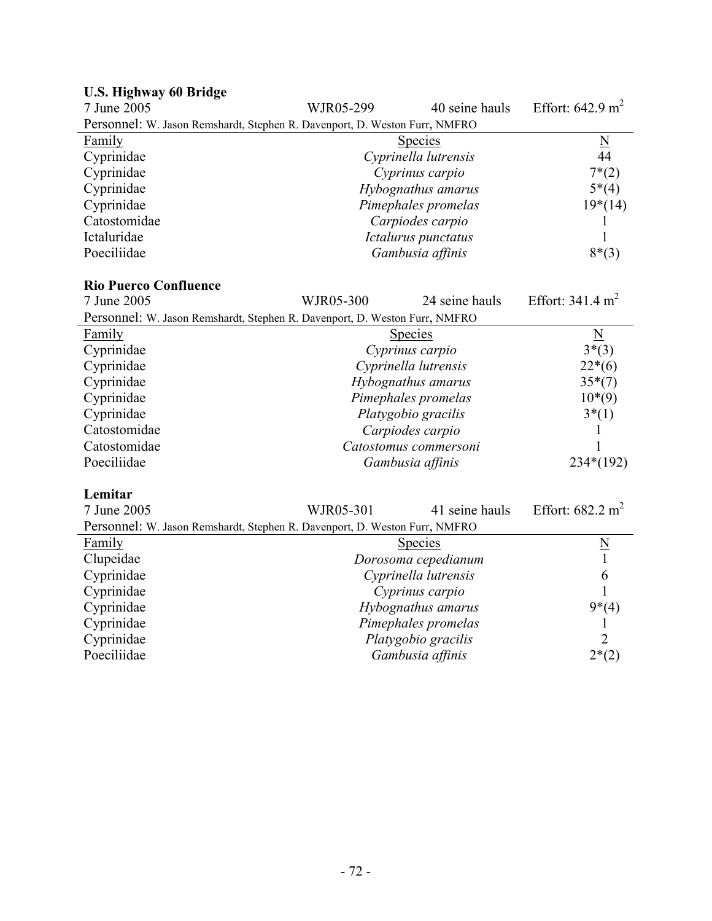**U.S. Highway 60 Bridge**

7 June 2005 | WJR05-299 | 40 seine hauls | Effort: 642.9 $m^2$

Personnel: W. Jason Remshardt, Stephen R. Davenport, D. Weston Furr, NMFRO

| Family | Species | N |
|---|---|---|
| Cyprinidae | *Cyprinella lutrensis* | 44 |
| Cyprinidae | *Cyprinus carpio* | 7*(2) |
| Cyprinidae | *Hybognathus amarus* | 5*(4) |
| Cyprinidae | *Pimephales promelas* | 19*(14) |
| Catostomidae | *Carpiodes carpio* | 1 |
| Ictaluridae | *Ictalurus punctatus* | 1 |
| Poeciliidae | *Gambusia affinis* | 8*(3) |

**Rio Puerco Confluence**

7 June 2005 | WJR05-300 | 24 seine hauls | Effort: 341.4 $m^2$

Personnel: W. Jason Remshardt, Stephen R. Davenport, D. Weston Furr, NMFRO

| Family | Species | N |
|---|---|---|
| Cyprinidae | *Cyprinus carpio* | 3*(3) |
| Cyprinidae | *Cyprinella lutrensis* | 22*(6) |
| Cyprinidae | *Hybognathus amarus* | 35*(7) |
| Cyprinidae | *Pimephales promelas* | 10*(9) |
| Cyprinidae | *Platygobio gracilis* | 3*(1) |
| Catostomidae | *Carpiodes carpio* | 1 |
| Catostomidae | *Catostomus commersoni* | 1 |
| Poeciliidae | *Gambusia affinis* | 234*(192) |

**Lemitar**

7 June 2005 | WJR05-301 | 41 seine hauls | Effort: 682.2 $m^2$

Personnel: W. Jason Remshardt, Stephen R. Davenport, D. Weston Furr, NMFRO

| Family | Species | N |
|---|---|---|
| Clupeidae | *Dorosoma cepedianum* | 1 |
| Cyprinidae | *Cyprinella lutrensis* | 6 |
| Cyprinidae | *Cyprinus carpio* | 1 |
| Cyprinidae | *Hybognathus amarus* | 9*(4) |
| Cyprinidae | *Pimephales promelas* | 1 |
| Cyprinidae | *Platygobio gracilis* | 2 |
| Poeciliidae | *Gambusia affinis* | 2*(2) |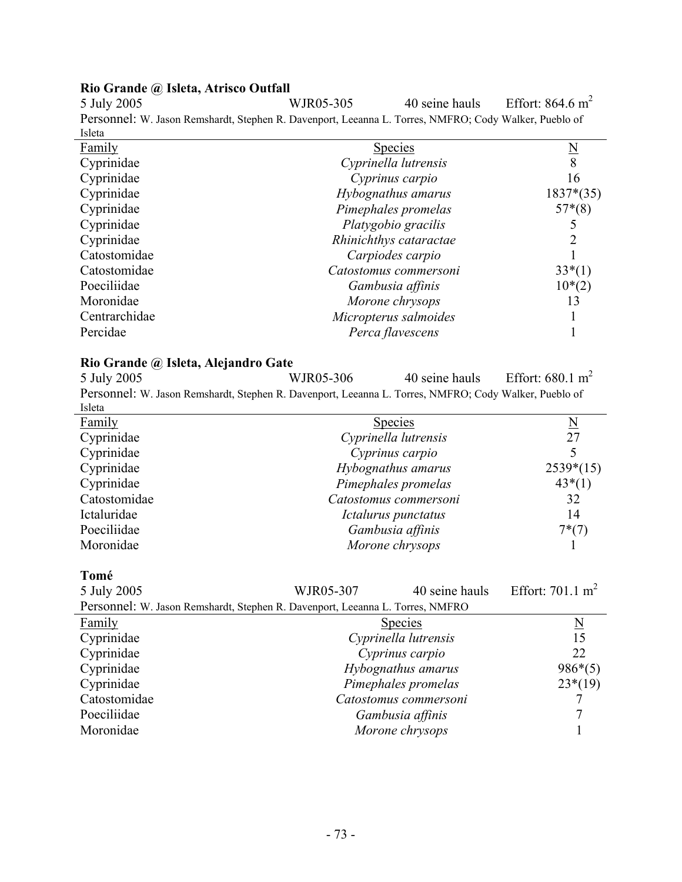**Rio Grande @ Isleta, Atrisco Outfall**

5 July 2005 | WJR05-305 | 40 seine hauls | Effort: 864.6 $m^2$

Personnel: W. Jason Remshardt, Stephen R. Davenport, Leeanna L. Torres, NMFRO; Cody Walker, Pueblo of Isleta

| Family | Species | N |
|---|---|---|
| Cyprinidae | *Cyprinella lutrensis* | 8 |
| Cyprinidae | *Cyprinus carpio* | 16 |
| Cyprinidae | *Hybognathus amarus* | 1837*(35) |
| Cyprinidae | *Pimephales promelas* | 57*(8) |
| Cyprinidae | *Platygobio gracilis* | 5 |
| Cyprinidae | *Rhinichthys cataractae* | 2 |
| Catostomidae | *Carpiodes carpio* | 1 |
| Catostomidae | *Catostomus commersoni* | 33*(1) |
| Poeciliidae | *Gambusia affinis* | 10*(2) |
| Moronidae | *Morone chrysops* | 13 |
| Centrarchidae | *Micropterus salmoides* | 1 |
| Percidae | *Perca flavescens* | 1 |

**Rio Grande @ Isleta, Alejandro Gate**

5 July 2005 | WJR05-306 | 40 seine hauls | Effort: 680.1 $m^2$

Personnel: W. Jason Remshardt, Stephen R. Davenport, Leeanna L. Torres, NMFRO; Cody Walker, Pueblo of Isleta

| Family | Species | N |
|---|---|---|
| Cyprinidae | *Cyprinella lutrensis* | 27 |
| Cyprinidae | *Cyprinus carpio* | 5 |
| Cyprinidae | *Hybognathus amarus* | 2539*(15) |
| Cyprinidae | *Pimephales promelas* | 43*(1) |
| Catostomidae | *Catostomus commersoni* | 32 |
| Ictaluridae | *Ictalurus punctatus* | 14 |
| Poeciliidae | *Gambusia affinis* | 7*(7) |
| Moronidae | *Morone chrysops* | 1 |

**Tomé**

5 July 2005 | WJR05-307 | 40 seine hauls | Effort: 701.1 $m^2$

Personnel: W. Jason Remshardt, Stephen R. Davenport, Leeanna L. Torres, NMFRO

| Family | Species | N |
|---|---|---|
| Cyprinidae | *Cyprinella lutrensis* | 15 |
| Cyprinidae | *Cyprinus carpio* | 22 |
| Cyprinidae | *Hybognathus amarus* | 986*(5) |
| Cyprinidae | *Pimephales promelas* | 23*(19) |
| Catostomidae | *Catostomus commersoni* | 7 |
| Poeciliidae | *Gambusia affinis* | 7 |
| Moronidae | *Morone chrysops* | 1 |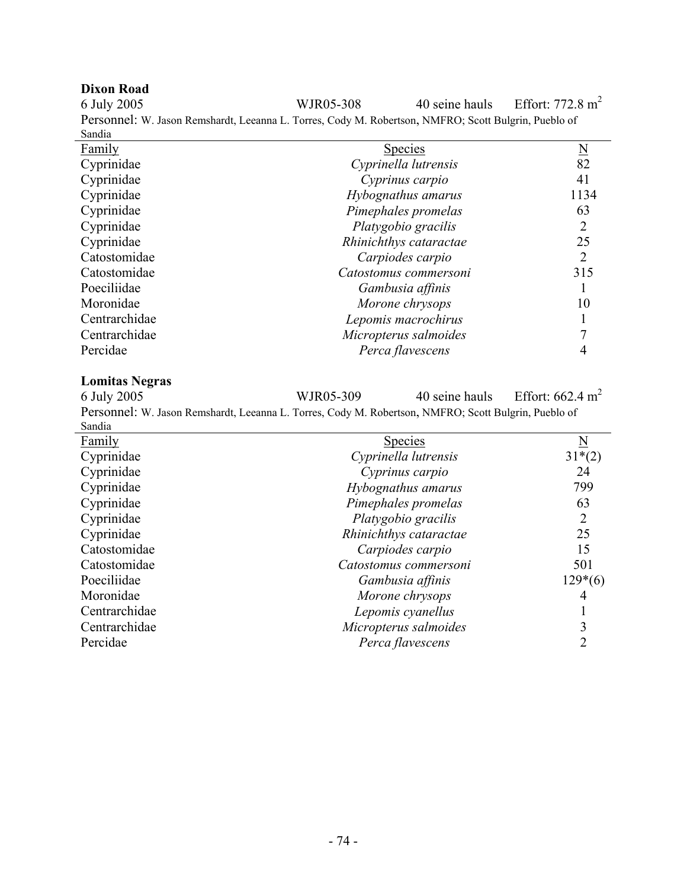**Dixon Road**

6 July 2005 WJR05-308 40 seine hauls Effort: 772.8 m$^2$

Personnel: W. Jason Remshardt, Leeanna L. Torres, Cody M. Robertson, NMFRO; Scott Bulgrin, Pueblo of Sandia

| Family | Species | N |
|---|---|---|
| Cyprinidae | *Cyprinella lutrensis* | 82 |
| Cyprinidae | *Cyprinus carpio* | 41 |
| Cyprinidae | *Hybognathus amarus* | 1134 |
| Cyprinidae | *Pimephales promelas* | 63 |
| Cyprinidae | *Platygobio gracilis* | 2 |
| Cyprinidae | *Rhinichthys cataractae* | 25 |
| Catostomidae | *Carpiodes carpio* | 2 |
| Catostomidae | *Catostomus commersoni* | 315 |
| Poeciliidae | *Gambusia affinis* | 1 |
| Moronidae | *Morone chrysops* | 10 |
| Centrarchidae | *Lepomis macrochirus* | 1 |
| Centrarchidae | *Micropterus salmoides* | 7 |
| Percidae | *Perca flavescens* | 4 |

**Lomitas Negras**

6 July 2005 WJR05-309 40 seine hauls Effort: 662.4 m$^2$

Personnel: W. Jason Remshardt, Leeanna L. Torres, Cody M. Robertson, NMFRO; Scott Bulgrin, Pueblo of Sandia

| Family | Species | N |
|---|---|---|
| Cyprinidae | *Cyprinella lutrensis* | 31*(2) |
| Cyprinidae | *Cyprinus carpio* | 24 |
| Cyprinidae | *Hybognathus amarus* | 799 |
| Cyprinidae | *Pimephales promelas* | 63 |
| Cyprinidae | *Platygobio gracilis* | 2 |
| Cyprinidae | *Rhinichthys cataractae* | 25 |
| Catostomidae | *Carpiodes carpio* | 15 |
| Catostomidae | *Catostomus commersoni* | 501 |
| Poeciliidae | *Gambusia affinis* | 129*(6) |
| Moronidae | *Morone chrysops* | 4 |
| Centrarchidae | *Lepomis cyanellus* | 1 |
| Centrarchidae | *Micropterus salmoides* | 3 |
| Percidae | *Perca flavescens* | 2 |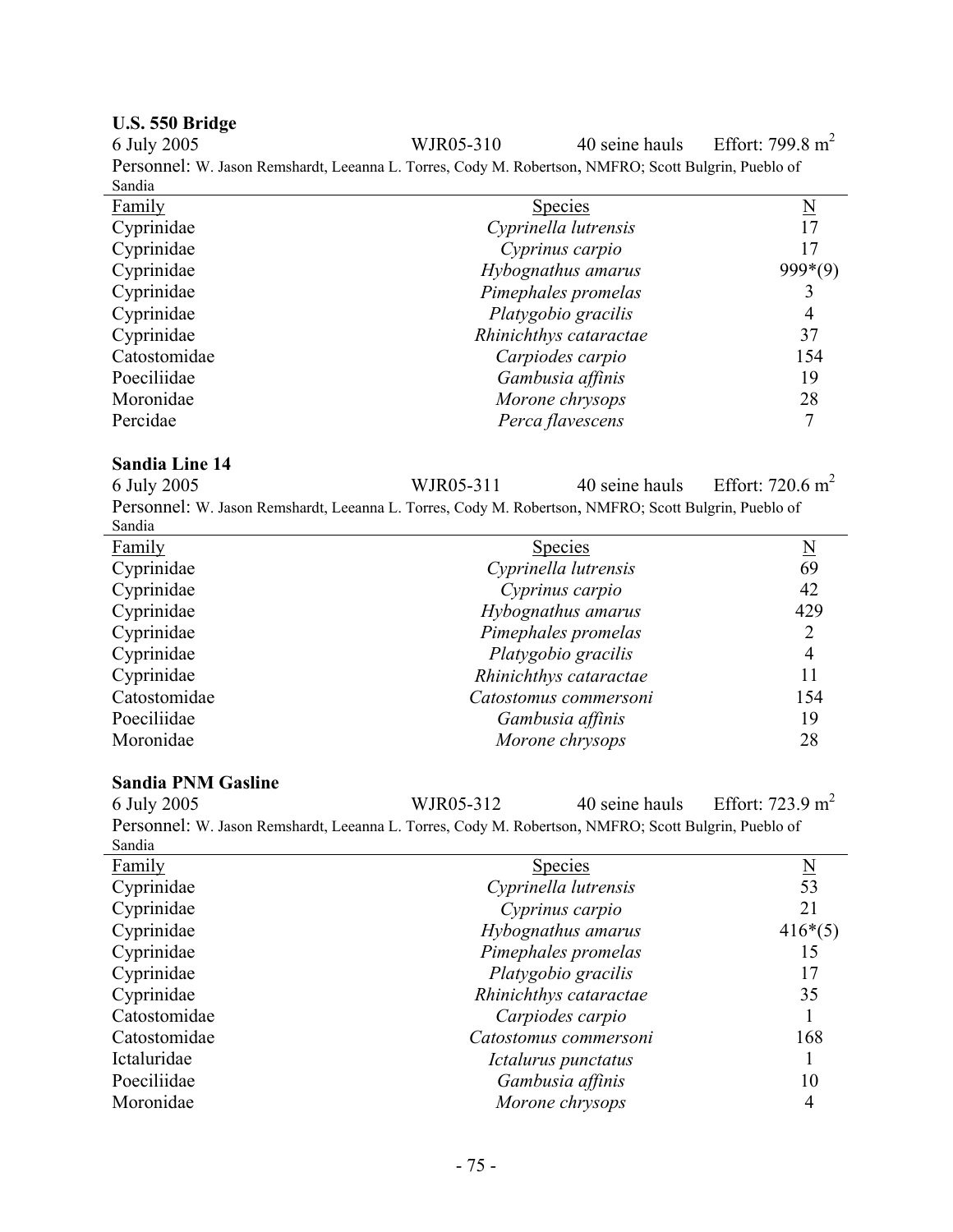**U.S. 550 Bridge**

6 July 2005 WJR05-310 40 seine hauls Effort: 799.8 $m^2$

Personnel: W. Jason Remshardt, Leeanna L. Torres, Cody M. Robertson, NMFRO; Scott Bulgrin, Pueblo of Sandia

| Family | Species | N |
|---|---|---|
| Cyprinidae | *Cyprinella lutrensis* | 17 |
| Cyprinidae | *Cyprinus carpio* | 17 |
| Cyprinidae | *Hybognathus amarus* | 999*(9) |
| Cyprinidae | *Pimephales promelas* | 3 |
| Cyprinidae | *Platygobio gracilis* | 4 |
| Cyprinidae | *Rhinichthys cataractae* | 37 |
| Catostomidae | *Carpiodes carpio* | 154 |
| Poeciliidae | *Gambusia affinis* | 19 |
| Moronidae | *Morone chrysops* | 28 |
| Percidae | *Perca flavescens* | 7 |

**Sandia Line 14**

6 July 2005 WJR05-311 40 seine hauls Effort: 720.6 $m^2$

Personnel: W. Jason Remshardt, Leeanna L. Torres, Cody M. Robertson, NMFRO; Scott Bulgrin, Pueblo of Sandia

| Family | Species | N |
|---|---|---|
| Cyprinidae | *Cyprinella lutrensis* | 69 |
| Cyprinidae | *Cyprinus carpio* | 42 |
| Cyprinidae | *Hybognathus amarus* | 429 |
| Cyprinidae | *Pimephales promelas* | 2 |
| Cyprinidae | *Platygobio gracilis* | 4 |
| Cyprinidae | *Rhinichthys cataractae* | 11 |
| Catostomidae | *Catostomus commersoni* | 154 |
| Poeciliidae | *Gambusia affinis* | 19 |
| Moronidae | *Morone chrysops* | 28 |

**Sandia PNM Gasline**

6 July 2005 WJR05-312 40 seine hauls Effort: 723.9 $m^2$

Personnel: W. Jason Remshardt, Leeanna L. Torres, Cody M. Robertson, NMFRO; Scott Bulgrin, Pueblo of Sandia

| Family | Species | N |
|---|---|---|
| Cyprinidae | *Cyprinella lutrensis* | 53 |
| Cyprinidae | *Cyprinus carpio* | 21 |
| Cyprinidae | *Hybognathus amarus* | 416*(5) |
| Cyprinidae | *Pimephales promelas* | 15 |
| Cyprinidae | *Platygobio gracilis* | 17 |
| Cyprinidae | *Rhinichthys cataractae* | 35 |
| Catostomidae | *Carpiodes carpio* | 1 |
| Catostomidae | *Catostomus commersoni* | 168 |
| Ictaluridae | *Ictalurus punctatus* | 1 |
| Poeciliidae | *Gambusia affinis* | 10 |
| Moronidae | *Morone chrysops* | 4 |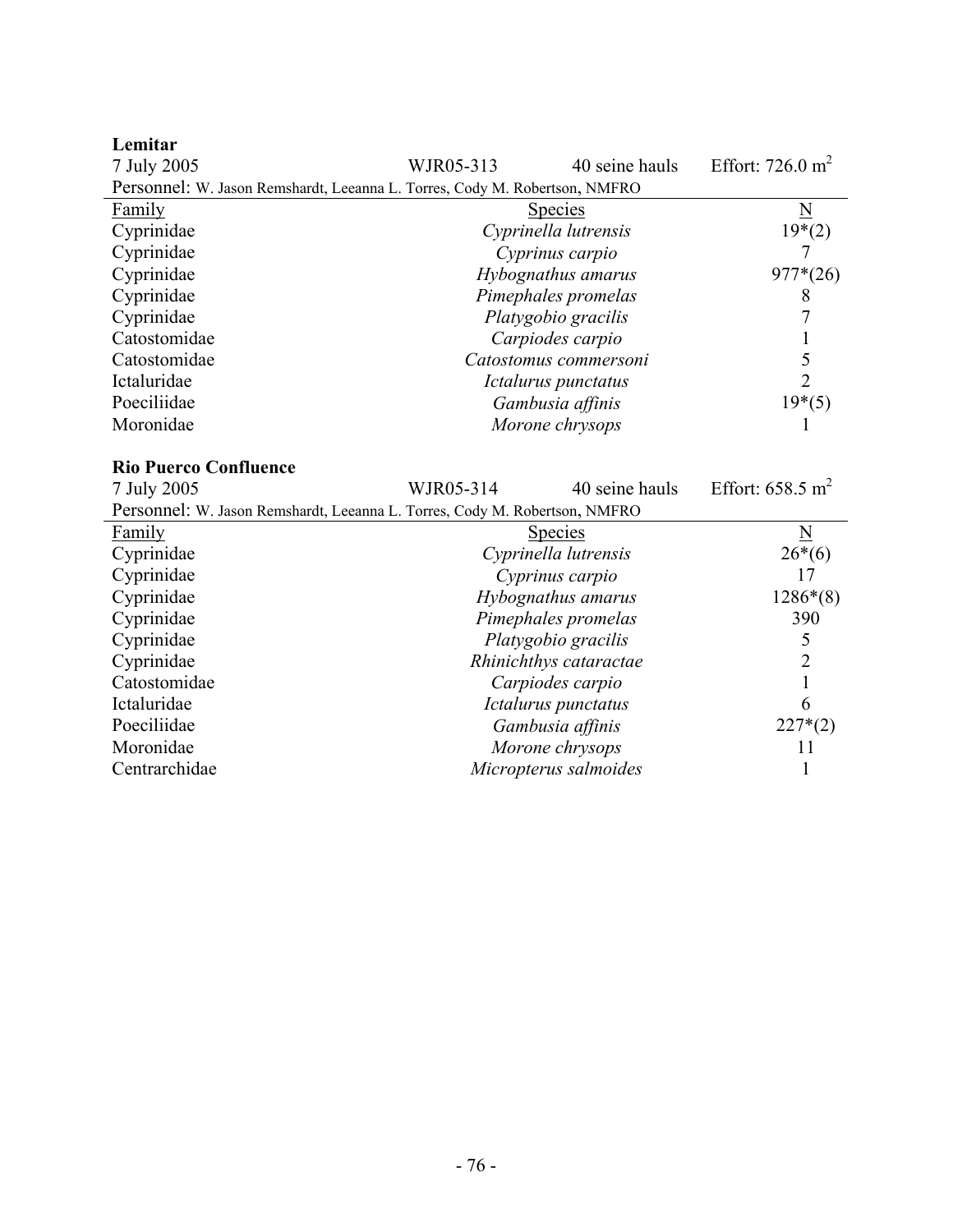**Lemitar**

7 July 2005 | WJR05-313 | 40 seine hauls | Effort: 726.0 $m^2$

Personnel: W. Jason Remshardt, Leeanna L. Torres, Cody M. Robertson, NMFRO

| Family | Species | N |
|---|---|---|
| Cyprinidae | *Cyprinella lutrensis* | 19*(2) |
| Cyprinidae | *Cyprinus carpio* | 7 |
| Cyprinidae | *Hybognathus amarus* | 977*(26) |
| Cyprinidae | *Pimephales promelas* | 8 |
| Cyprinidae | *Platygobio gracilis* | 7 |
| Catostomidae | *Carpiodes carpio* | 1 |
| Catostomidae | *Catostomus commersoni* | 5 |
| Ictaluridae | *Ictalurus punctatus* | 2 |
| Poeciliidae | *Gambusia affinis* | 19*(5) |
| Moronidae | *Morone chrysops* | 1 |

**Rio Puerco Confluence**

7 July 2005 | WJR05-314 | 40 seine hauls | Effort: 658.5 $m^2$

Personnel: W. Jason Remshardt, Leeanna L. Torres, Cody M. Robertson, NMFRO

| Family | Species | N |
|---|---|---|
| Cyprinidae | *Cyprinella lutrensis* | 26*(6) |
| Cyprinidae | *Cyprinus carpio* | 17 |
| Cyprinidae | *Hybognathus amarus* | 1286*(8) |
| Cyprinidae | *Pimephales promelas* | 390 |
| Cyprinidae | *Platygobio gracilis* | 5 |
| Cyprinidae | *Rhinichthys cataractae* | 2 |
| Catostomidae | *Carpiodes carpio* | 1 |
| Ictaluridae | *Ictalurus punctatus* | 6 |
| Poeciliidae | *Gambusia affinis* | 227*(2) |
| Moronidae | *Morone chrysops* | 11 |
| Centrarchidae | *Micropterus salmoides* | 1 |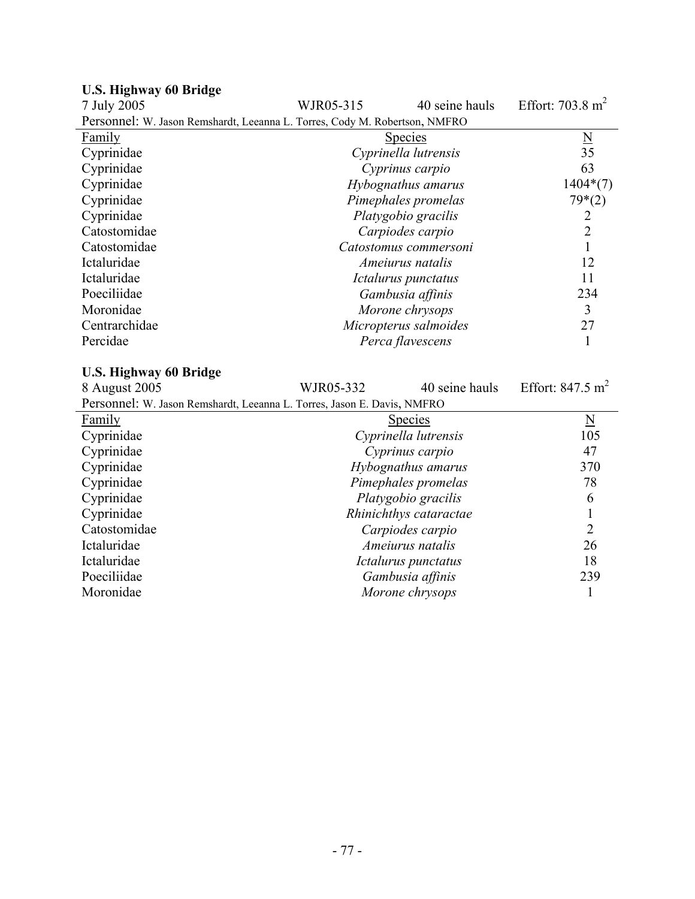**U.S. Highway 60 Bridge**

7 July 2005 | WJR05-315 | 40 seine hauls | Effort: 703.8 $m^2$

Personnel: W. Jason Remshardt, Leeanna L. Torres, Cody M. Robertson, NMFRO

| Family | Species | N |
|---|---|---|
| Cyprinidae | *Cyprinella lutrensis* | 35 |
| Cyprinidae | *Cyprinus carpio* | 63 |
| Cyprinidae | *Hybognathus amarus* | 1404*(7) |
| Cyprinidae | *Pimephales promelas* | 79*(2) |
| Cyprinidae | *Platygobio gracilis* | 2 |
| Catostomidae | *Carpiodes carpio* | 2 |
| Catostomidae | *Catostomus commersoni* | 1 |
| Ictaluridae | *Ameiurus natalis* | 12 |
| Ictaluridae | *Ictalurus punctatus* | 11 |
| Poeciliidae | *Gambusia affinis* | 234 |
| Moronidae | *Morone chrysops* | 3 |
| Centrarchidae | *Micropterus salmoides* | 27 |
| Percidae | *Perca flavescens* | 1 |

**U.S. Highway 60 Bridge**

8 August 2005 | WJR05-332 | 40 seine hauls | Effort: 847.5 $m^2$

Personnel: W. Jason Remshardt, Leeanna L. Torres, Jason E. Davis, NMFRO

| Family | Species | N |
|---|---|---|
| Cyprinidae | *Cyprinella lutrensis* | 105 |
| Cyprinidae | *Cyprinus carpio* | 47 |
| Cyprinidae | *Hybognathus amarus* | 370 |
| Cyprinidae | *Pimephales promelas* | 78 |
| Cyprinidae | *Platygobio gracilis* | 6 |
| Cyprinidae | *Rhinichthys cataractae* | 1 |
| Catostomidae | *Carpiodes carpio* | 2 |
| Ictaluridae | *Ameiurus natalis* | 26 |
| Ictaluridae | *Ictalurus punctatus* | 18 |
| Poeciliidae | *Gambusia affinis* | 239 |
| Moronidae | *Morone chrysops* | 1 |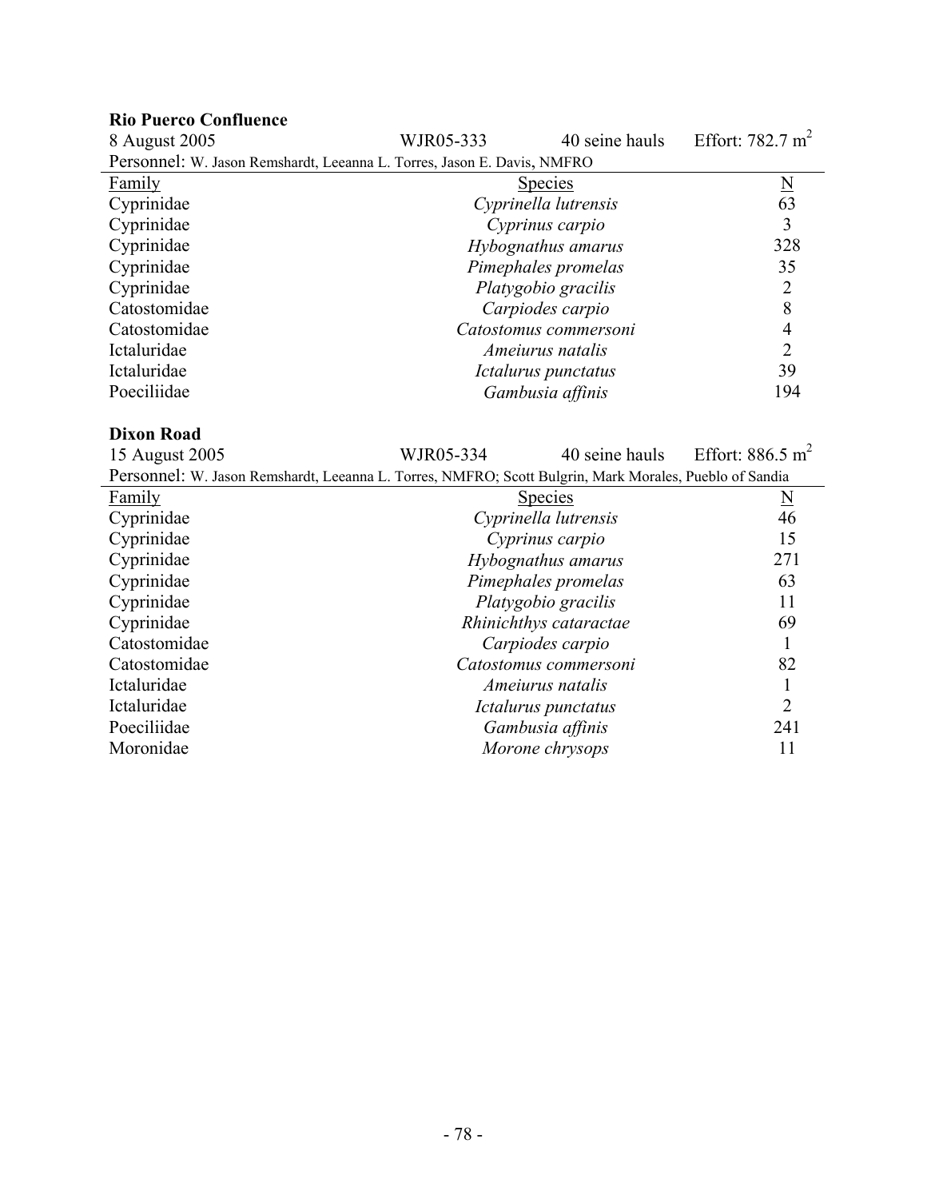**Rio Puerco Confluence**

8 August 2005 WJR05-333 40 seine hauls Effort: 782.7 $m^2$

Personnel: W. Jason Remshardt, Leeanna L. Torres, Jason E. Davis, NMFRO

| Family | Species | N |
|---|---|---|
| Cyprinidae | *Cyprinella lutrensis* | 63 |
| Cyprinidae | *Cyprinus carpio* | 3 |
| Cyprinidae | *Hybognathus amarus* | 328 |
| Cyprinidae | *Pimephales promelas* | 35 |
| Cyprinidae | *Platygobio gracilis* | 2 |
| Catostomidae | *Carpiodes carpio* | 8 |
| Catostomidae | *Catostomus commersoni* | 4 |
| Ictaluridae | *Ameiurus natalis* | 2 |
| Ictaluridae | *Ictalurus punctatus* | 39 |
| Poeciliidae | *Gambusia affinis* | 194 |

**Dixon Road**

15 August 2005 WJR05-334 40 seine hauls Effort: 886.5 $m^2$

Personnel: W. Jason Remshardt, Leeanna L. Torres, NMFRO; Scott Bulgrin, Mark Morales, Pueblo of Sandia

| Family | Species | N |
|---|---|---|
| Cyprinidae | *Cyprinella lutrensis* | 46 |
| Cyprinidae | *Cyprinus carpio* | 15 |
| Cyprinidae | *Hybognathus amarus* | 271 |
| Cyprinidae | *Pimephales promelas* | 63 |
| Cyprinidae | *Platygobio gracilis* | 11 |
| Cyprinidae | *Rhinichthys cataractae* | 69 |
| Catostomidae | *Carpiodes carpio* | 1 |
| Catostomidae | *Catostomus commersoni* | 82 |
| Ictaluridae | *Ameiurus natalis* | 1 |
| Ictaluridae | *Ictalurus punctatus* | 2 |
| Poeciliidae | *Gambusia affinis* | 241 |
| Moronidae | *Morone chrysops* | 11 |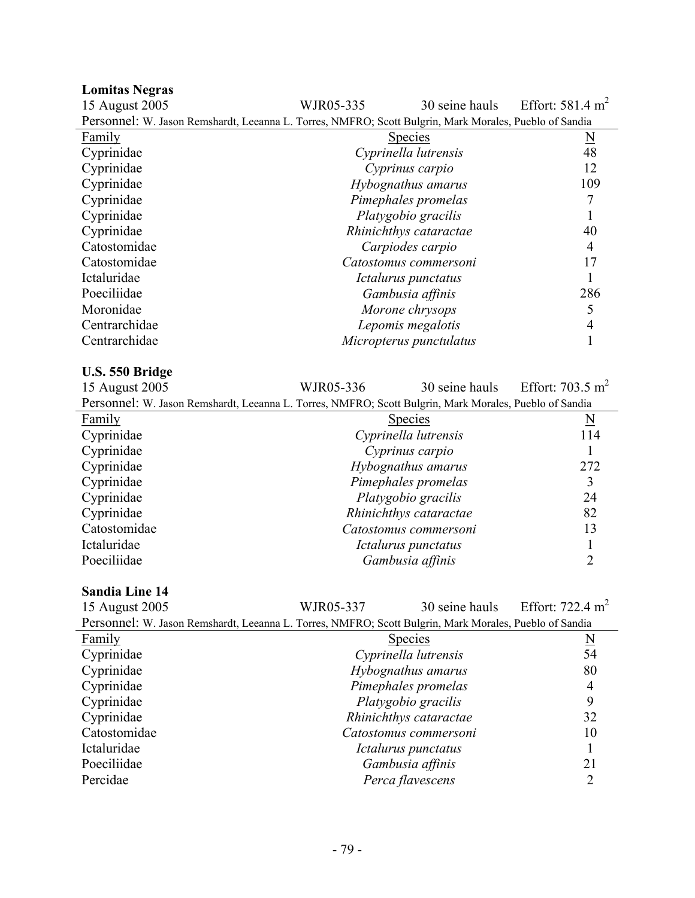**Lomitas Negras**

15 August 2005 WJR05-335 30 seine hauls Effort: 581.4 $m^2$

Personnel: W. Jason Remshardt, Leeanna L. Torres, NMFRO; Scott Bulgrin, Mark Morales, Pueblo of Sandia

| Family | Species | N |
|---|---|---|
| Cyprinidae | *Cyprinella lutrensis* | 48 |
| Cyprinidae | *Cyprinus carpio* | 12 |
| Cyprinidae | *Hybognathus amarus* | 109 |
| Cyprinidae | *Pimephales promelas* | 7 |
| Cyprinidae | *Platygobio gracilis* | 1 |
| Cyprinidae | *Rhinichthys cataractae* | 40 |
| Catostomidae | *Carpiodes carpio* | 4 |
| Catostomidae | *Catostomus commersoni* | 17 |
| Ictaluridae | *Ictalurus punctatus* | 1 |
| Poeciliidae | *Gambusia affinis* | 286 |
| Moronidae | *Morone chrysops* | 5 |
| Centrarchidae | *Lepomis megalotis* | 4 |
| Centrarchidae | *Micropterus punctulatus* | 1 |

**U.S. 550 Bridge**

15 August 2005 WJR05-336 30 seine hauls Effort: 703.5 $m^2$

Personnel: W. Jason Remshardt, Leeanna L. Torres, NMFRO; Scott Bulgrin, Mark Morales, Pueblo of Sandia

| Family | Species | N |
|---|---|---|
| Cyprinidae | *Cyprinella lutrensis* | 114 |
| Cyprinidae | *Cyprinus carpio* | 1 |
| Cyprinidae | *Hybognathus amarus* | 272 |
| Cyprinidae | *Pimephales promelas* | 3 |
| Cyprinidae | *Platygobio gracilis* | 24 |
| Cyprinidae | *Rhinichthys cataractae* | 82 |
| Catostomidae | *Catostomus commersoni* | 13 |
| Ictaluridae | *Ictalurus punctatus* | 1 |
| Poeciliidae | *Gambusia affinis* | 2 |

**Sandia Line 14**

15 August 2005 WJR05-337 30 seine hauls Effort: 722.4 $m^2$

Personnel: W. Jason Remshardt, Leeanna L. Torres, NMFRO; Scott Bulgrin, Mark Morales, Pueblo of Sandia

| Family | Species | N |
|---|---|---|
| Cyprinidae | *Cyprinella lutrensis* | 54 |
| Cyprinidae | *Hybognathus amarus* | 80 |
| Cyprinidae | *Pimephales promelas* | 4 |
| Cyprinidae | *Platygobio gracilis* | 9 |
| Cyprinidae | *Rhinichthys cataractae* | 32 |
| Catostomidae | *Catostomus commersoni* | 10 |
| Ictaluridae | *Ictalurus punctatus* | 1 |
| Poeciliidae | *Gambusia affinis* | 21 |
| Percidae | *Perca flavescens* | 2 |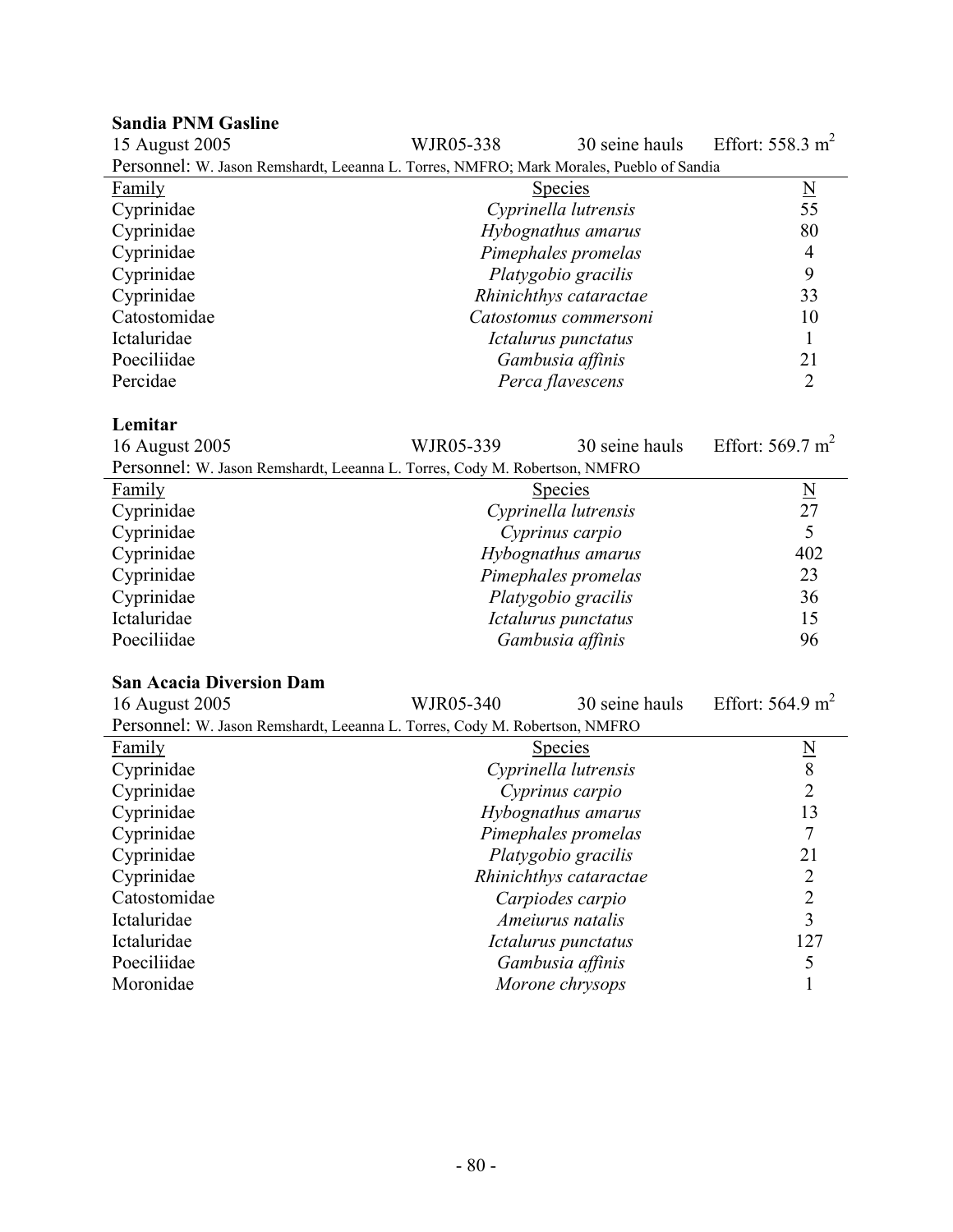**Sandia PNM Gasline**

15 August 2005 | WJR05-338 | 30 seine hauls | Effort: 558.3 $m^2$

Personnel: W. Jason Remshardt, Leeanna L. Torres, NMFRO; Mark Morales, Pueblo of Sandia

| Family | Species | N |
|---|---|---|
| Cyprinidae | *Cyprinella lutrensis* | 55 |
| Cyprinidae | *Hybognathus amarus* | 80 |
| Cyprinidae | *Pimephales promelas* | 4 |
| Cyprinidae | *Platygobio gracilis* | 9 |
| Cyprinidae | *Rhinichthys cataractae* | 33 |
| Catostomidae | *Catostomus commersoni* | 10 |
| Ictaluridae | *Ictalurus punctatus* | 1 |
| Poeciliidae | *Gambusia affinis* | 21 |
| Percidae | *Perca flavescens* | 2 |

**Lemitar**

16 August 2005 | WJR05-339 | 30 seine hauls | Effort: 569.7 $m^2$

Personnel: W. Jason Remshardt, Leeanna L. Torres, Cody M. Robertson, NMFRO

| Family | Species | N |
|---|---|---|
| Cyprinidae | *Cyprinella lutrensis* | 27 |
| Cyprinidae | *Cyprinus carpio* | 5 |
| Cyprinidae | *Hybognathus amarus* | 402 |
| Cyprinidae | *Pimephales promelas* | 23 |
| Cyprinidae | *Platygobio gracilis* | 36 |
| Ictaluridae | *Ictalurus punctatus* | 15 |
| Poeciliidae | *Gambusia affinis* | 96 |

**San Acacia Diversion Dam**

16 August 2005 | WJR05-340 | 30 seine hauls | Effort: 564.9 $m^2$

Personnel: W. Jason Remshardt, Leeanna L. Torres, Cody M. Robertson, NMFRO

| Family | Species | N |
|---|---|---|
| Cyprinidae | *Cyprinella lutrensis* | 8 |
| Cyprinidae | *Cyprinus carpio* | 2 |
| Cyprinidae | *Hybognathus amarus* | 13 |
| Cyprinidae | *Pimephales promelas* | 7 |
| Cyprinidae | *Platygobio gracilis* | 21 |
| Cyprinidae | *Rhinichthys cataractae* | 2 |
| Catostomidae | *Carpiodes carpio* | 2 |
| Ictaluridae | *Ameiurus natalis* | 3 |
| Ictaluridae | *Ictalurus punctatus* | 127 |
| Poeciliidae | *Gambusia affinis* | 5 |
| Moronidae | *Morone chrysops* | 1 |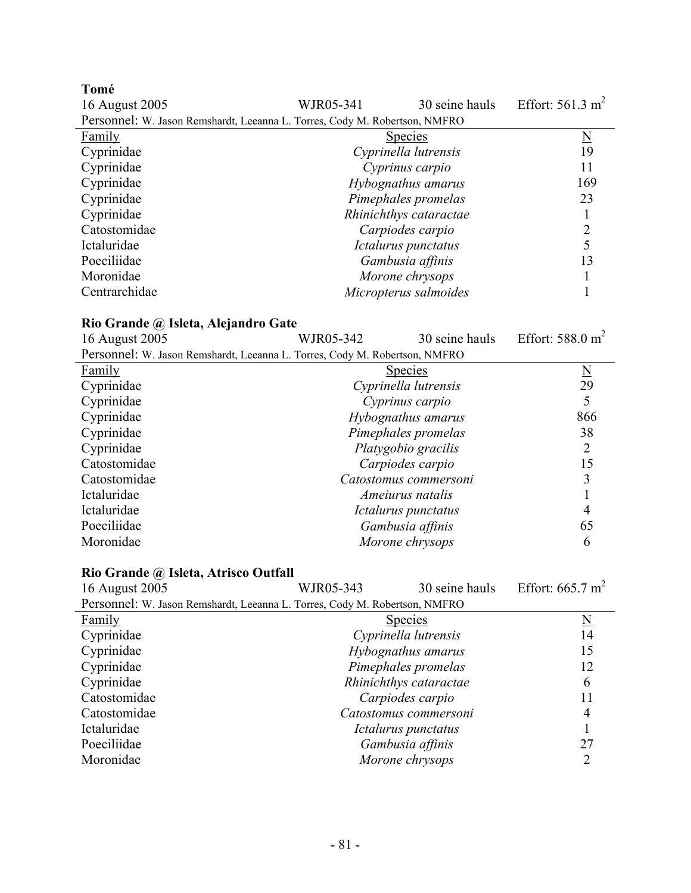**Tomé**

16 August 2005 | WJR05-341 | 30 seine hauls | Effort: 561.3 $m^2$

Personnel: W. Jason Remshardt, Leeanna L. Torres, Cody M. Robertson, NMFRO

| Family | Species | N |
|---|---|---|
| Cyprinidae | *Cyprinella lutrensis* | 19 |
| Cyprinidae | *Cyprinus carpio* | 11 |
| Cyprinidae | *Hybognathus amarus* | 169 |
| Cyprinidae | *Pimephales promelas* | 23 |
| Cyprinidae | *Rhinichthys cataractae* | 1 |
| Catostomidae | *Carpiodes carpio* | 2 |
| Ictaluridae | *Ictalurus punctatus* | 5 |
| Poeciliidae | *Gambusia affinis* | 13 |
| Moronidae | *Morone chrysops* | 1 |
| Centrarchidae | *Micropterus salmoides* | 1 |

**Rio Grande @ Isleta, Alejandro Gate**

16 August 2005 | WJR05-342 | 30 seine hauls | Effort: 588.0 $m^2$

Personnel: W. Jason Remshardt, Leeanna L. Torres, Cody M. Robertson, NMFRO

| Family | Species | N |
|---|---|---|
| Cyprinidae | *Cyprinella lutrensis* | 29 |
| Cyprinidae | *Cyprinus carpio* | 5 |
| Cyprinidae | *Hybognathus amarus* | 866 |
| Cyprinidae | *Pimephales promelas* | 38 |
| Cyprinidae | *Platygobio gracilis* | 2 |
| Catostomidae | *Carpiodes carpio* | 15 |
| Catostomidae | *Catostomus commersoni* | 3 |
| Ictaluridae | *Ameiurus natalis* | 1 |
| Ictaluridae | *Ictalurus punctatus* | 4 |
| Poeciliidae | *Gambusia affinis* | 65 |
| Moronidae | *Morone chrysops* | 6 |

**Rio Grande @ Isleta, Atrisco Outfall**

16 August 2005 | WJR05-343 | 30 seine hauls | Effort: 665.7 $m^2$

Personnel: W. Jason Remshardt, Leeanna L. Torres, Cody M. Robertson, NMFRO

| Family | Species | N |
|---|---|---|
| Cyprinidae | *Cyprinella lutrensis* | 14 |
| Cyprinidae | *Hybognathus amarus* | 15 |
| Cyprinidae | *Pimephales promelas* | 12 |
| Cyprinidae | *Rhinichthys cataractae* | 6 |
| Catostomidae | *Carpiodes carpio* | 11 |
| Catostomidae | *Catostomus commersoni* | 4 |
| Ictaluridae | *Ictalurus punctatus* | 1 |
| Poeciliidae | *Gambusia affinis* | 27 |
| Moronidae | *Morone chrysops* | 2 |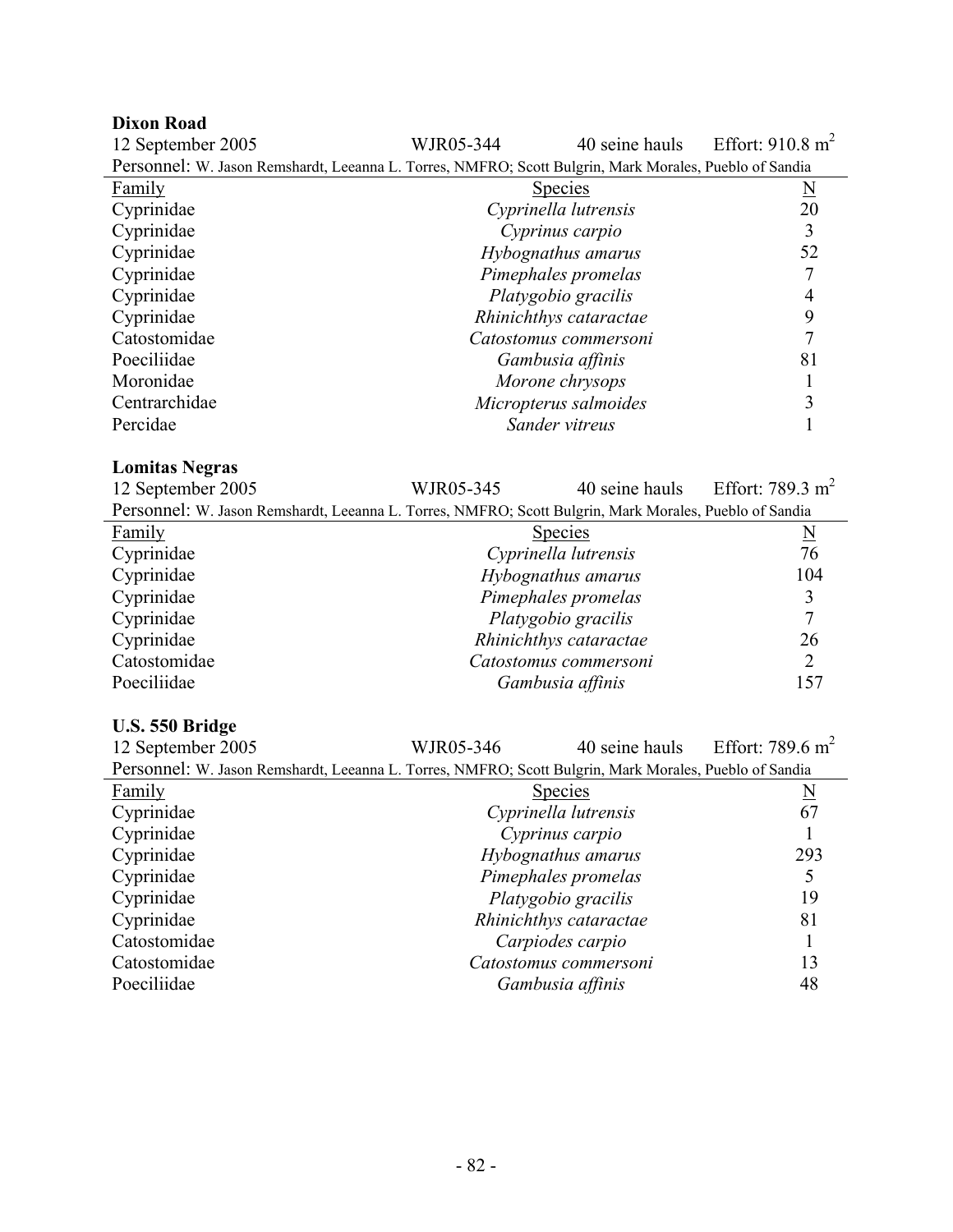**Dixon Road**

12 September 2005 | WJR05-344 | 40 seine hauls | Effort: 910.8 $m^2$

Personnel: W. Jason Remshardt, Leeanna L. Torres, NMFRO; Scott Bulgrin, Mark Morales, Pueblo of Sandia

| Family | Species | N |
|---|---|---|
| Cyprinidae | *Cyprinella lutrensis* | 20 |
| Cyprinidae | *Cyprinus carpio* | 3 |
| Cyprinidae | *Hybognathus amarus* | 52 |
| Cyprinidae | *Pimephales promelas* | 7 |
| Cyprinidae | *Platygobio gracilis* | 4 |
| Cyprinidae | *Rhinichthys cataractae* | 9 |
| Catostomidae | *Catostomus commersoni* | 7 |
| Poeciliidae | *Gambusia affinis* | 81 |
| Moronidae | *Morone chrysops* | 1 |
| Centrarchidae | *Micropterus salmoides* | 3 |
| Percidae | *Sander vitreus* | 1 |

**Lomitas Negras**

12 September 2005 | WJR05-345 | 40 seine hauls | Effort: 789.3 $m^2$

Personnel: W. Jason Remshardt, Leeanna L. Torres, NMFRO; Scott Bulgrin, Mark Morales, Pueblo of Sandia

| Family | Species | N |
|---|---|---|
| Cyprinidae | *Cyprinella lutrensis* | 76 |
| Cyprinidae | *Hybognathus amarus* | 104 |
| Cyprinidae | *Pimephales promelas* | 3 |
| Cyprinidae | *Platygobio gracilis* | 7 |
| Cyprinidae | *Rhinichthys cataractae* | 26 |
| Catostomidae | *Catostomus commersoni* | 2 |
| Poeciliidae | *Gambusia affinis* | 157 |

**U.S. 550 Bridge**

12 September 2005 | WJR05-346 | 40 seine hauls | Effort: 789.6 $m^2$

Personnel: W. Jason Remshardt, Leeanna L. Torres, NMFRO; Scott Bulgrin, Mark Morales, Pueblo of Sandia

| Family | Species | N |
|---|---|---|
| Cyprinidae | *Cyprinella lutrensis* | 67 |
| Cyprinidae | *Cyprinus carpio* | 1 |
| Cyprinidae | *Hybognathus amarus* | 293 |
| Cyprinidae | *Pimephales promelas* | 5 |
| Cyprinidae | *Platygobio gracilis* | 19 |
| Cyprinidae | *Rhinichthys cataractae* | 81 |
| Catostomidae | *Carpiodes carpio* | 1 |
| Catostomidae | *Catostomus commersoni* | 13 |
| Poeciliidae | *Gambusia affinis* | 48 |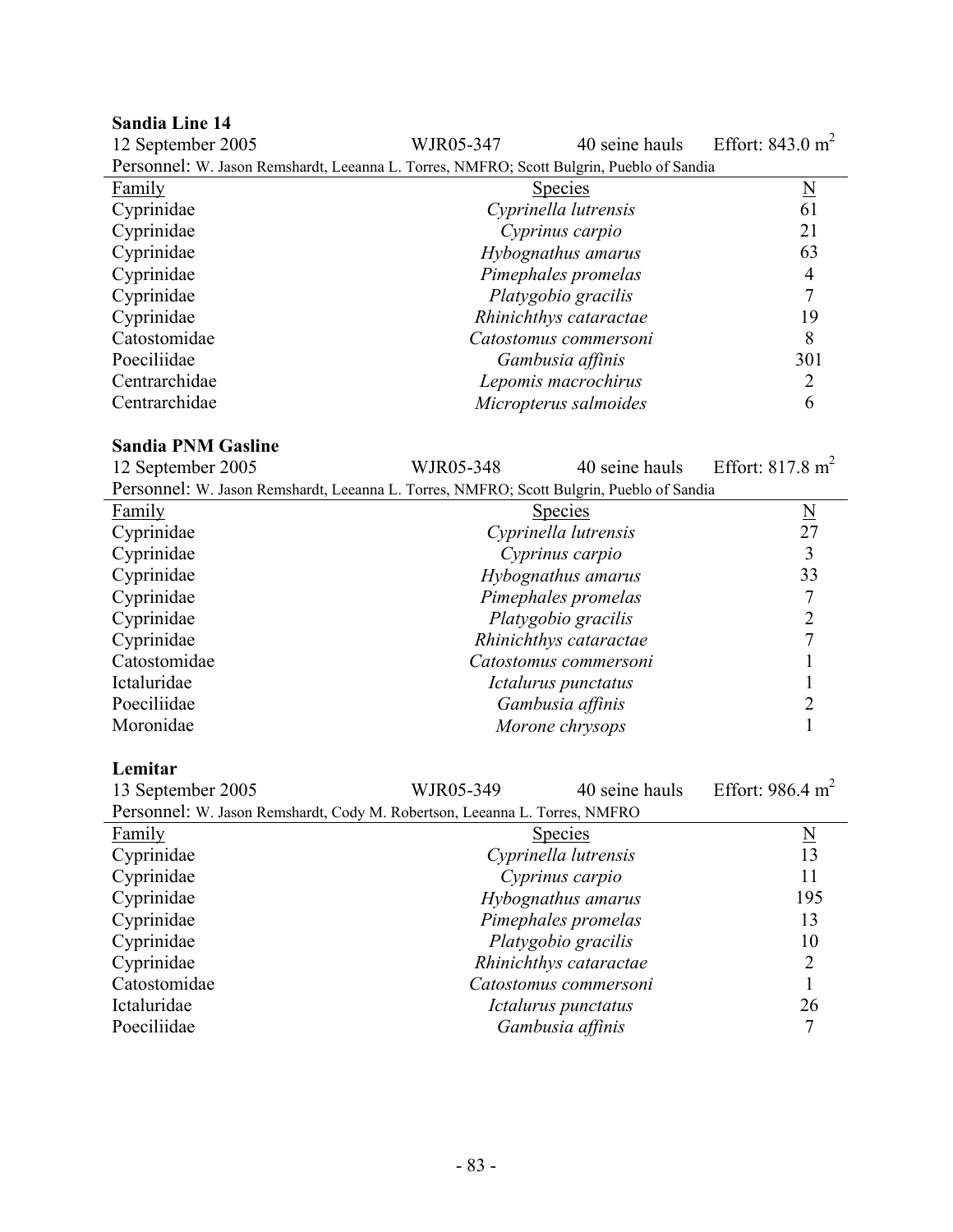**Sandia Line 14**

12 September 2005 WJR05-347 40 seine hauls Effort: 843.0 $m^2$

Personnel: W. Jason Remshardt, Leeanna L. Torres, NMFRO; Scott Bulgrin, Pueblo of Sandia

| Family | Species | N |
|---|---|---|
| Cyprinidae | *Cyprinella lutrensis* | 61 |
| Cyprinidae | *Cyprinus carpio* | 21 |
| Cyprinidae | *Hybognathus amarus* | 63 |
| Cyprinidae | *Pimephales promelas* | 4 |
| Cyprinidae | *Platygobio gracilis* | 7 |
| Cyprinidae | *Rhinichthys cataractae* | 19 |
| Catostomidae | *Catostomus commersoni* | 8 |
| Poeciliidae | *Gambusia affinis* | 301 |
| Centrarchidae | *Lepomis macrochirus* | 2 |
| Centrarchidae | *Micropterus salmoides* | 6 |

**Sandia PNM Gasline**

12 September 2005 WJR05-348 40 seine hauls Effort: 817.8 $m^2$

Personnel: W. Jason Remshardt, Leeanna L. Torres, NMFRO; Scott Bulgrin, Pueblo of Sandia

| Family | Species | N |
|---|---|---|
| Cyprinidae | *Cyprinella lutrensis* | 27 |
| Cyprinidae | *Cyprinus carpio* | 3 |
| Cyprinidae | *Hybognathus amarus* | 33 |
| Cyprinidae | *Pimephales promelas* | 7 |
| Cyprinidae | *Platygobio gracilis* | 2 |
| Cyprinidae | *Rhinichthys cataractae* | 7 |
| Catostomidae | *Catostomus commersoni* | 1 |
| Ictaluridae | *Ictalurus punctatus* | 1 |
| Poeciliidae | *Gambusia affinis* | 2 |
| Moronidae | *Morone chrysops* | 1 |

**Lemitar**

13 September 2005 WJR05-349 40 seine hauls Effort: 986.4 $m^2$

Personnel: W. Jason Remshardt, Cody M. Robertson, Leeanna L. Torres, NMFRO

| Family | Species | N |
|---|---|---|
| Cyprinidae | *Cyprinella lutrensis* | 13 |
| Cyprinidae | *Cyprinus carpio* | 11 |
| Cyprinidae | *Hybognathus amarus* | 195 |
| Cyprinidae | *Pimephales promelas* | 13 |
| Cyprinidae | *Platygobio gracilis* | 10 |
| Cyprinidae | *Rhinichthys cataractae* | 2 |
| Catostomidae | *Catostomus commersoni* | 1 |
| Ictaluridae | *Ictalurus punctatus* | 26 |
| Poeciliidae | *Gambusia affinis* | 7 |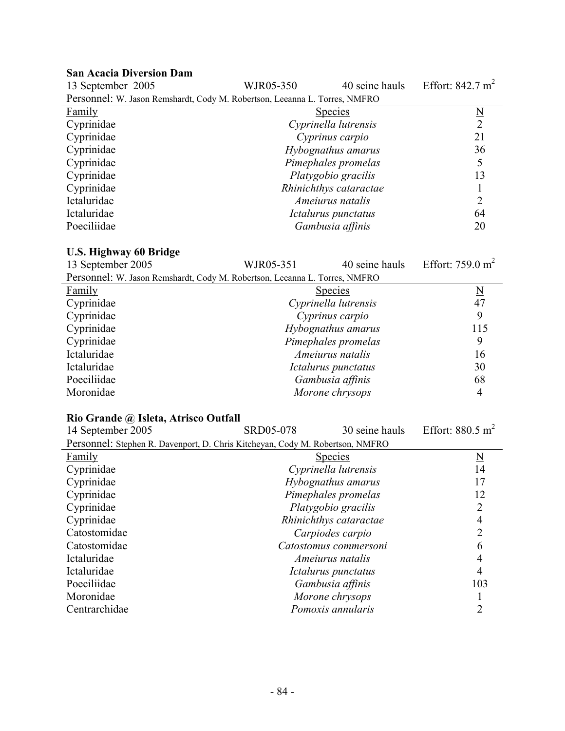**San Acacia Diversion Dam**

13 September 2005 | WJR05-350 | 40 seine hauls | Effort: 842.7 $m^2$

Personnel: W. Jason Remshardt, Cody M. Robertson, Leeanna L. Torres, NMFRO

| Family | Species | N |
|---|---|---|
| Cyprinidae | *Cyprinella lutrensis* | 2 |
| Cyprinidae | *Cyprinus carpio* | 21 |
| Cyprinidae | *Hybognathus amarus* | 36 |
| Cyprinidae | *Pimephales promelas* | 5 |
| Cyprinidae | *Platygobio gracilis* | 13 |
| Cyprinidae | *Rhinichthys cataractae* | 1 |
| Ictaluridae | *Ameiurus natalis* | 2 |
| Ictaluridae | *Ictalurus punctatus* | 64 |
| Poeciliidae | *Gambusia affinis* | 20 |

**U.S. Highway 60 Bridge**

13 September 2005 | WJR05-351 | 40 seine hauls | Effort: 759.0 $m^2$

Personnel: W. Jason Remshardt, Cody M. Robertson, Leeanna L. Torres, NMFRO

| Family | Species | N |
|---|---|---|
| Cyprinidae | *Cyprinella lutrensis* | 47 |
| Cyprinidae | *Cyprinus carpio* | 9 |
| Cyprinidae | *Hybognathus amarus* | 115 |
| Cyprinidae | *Pimephales promelas* | 9 |
| Ictaluridae | *Ameiurus natalis* | 16 |
| Ictaluridae | *Ictalurus punctatus* | 30 |
| Poeciliidae | *Gambusia affinis* | 68 |
| Moronidae | *Morone chrysops* | 4 |

**Rio Grande @ Isleta, Atrisco Outfall**

14 September 2005 | SRD05-078 | 30 seine hauls | Effort: 880.5 $m^2$

Personnel: Stephen R. Davenport, D. Chris Kitcheyan, Cody M. Robertson, NMFRO

| Family | Species | N |
|---|---|---|
| Cyprinidae | *Cyprinella lutrensis* | 14 |
| Cyprinidae | *Hybognathus amarus* | 17 |
| Cyprinidae | *Pimephales promelas* | 12 |
| Cyprinidae | *Platygobio gracilis* | 2 |
| Cyprinidae | *Rhinichthys cataractae* | 4 |
| Catostomidae | *Carpiodes carpio* | 2 |
| Catostomidae | *Catostomus commersoni* | 6 |
| Ictaluridae | *Ameiurus natalis* | 4 |
| Ictaluridae | *Ictalurus punctatus* | 4 |
| Poeciliidae | *Gambusia affinis* | 103 |
| Moronidae | *Morone chrysops* | 1 |
| Centrarchidae | *Pomoxis annularis* | 2 |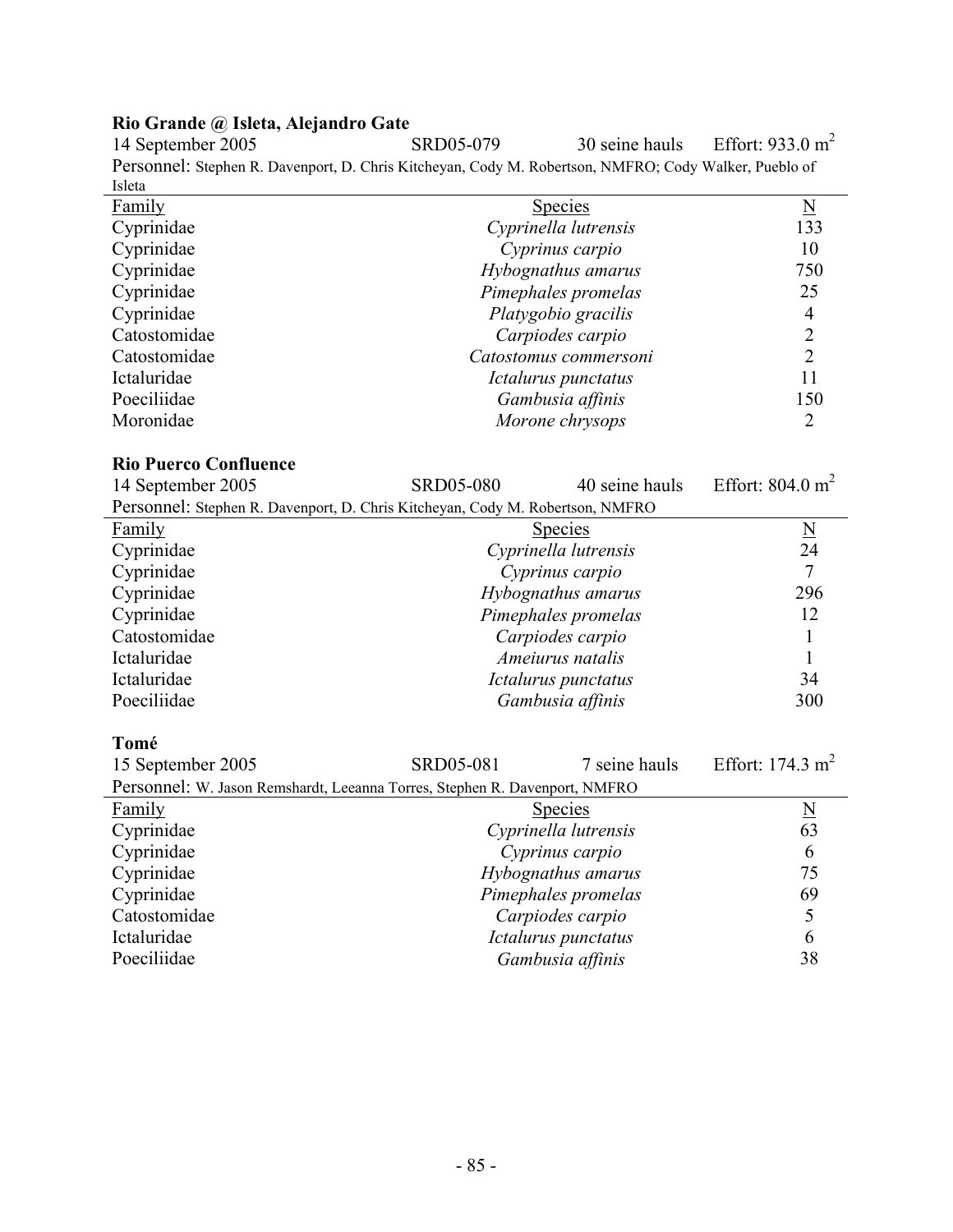**Rio Grande @ Isleta, Alejandro Gate**

14 September 2005 SRD05-079 30 seine hauls Effort: 933.0 $m^2$

Personnel: Stephen R. Davenport, D. Chris Kitcheyan, Cody M. Robertson, NMFRO; Cody Walker, Pueblo of Isleta

| Family | Species | N |
|---|---|---|
| Cyprinidae | *Cyprinella lutrensis* | 133 |
| Cyprinidae | *Cyprinus carpio* | 10 |
| Cyprinidae | *Hybognathus amarus* | 750 |
| Cyprinidae | *Pimephales promelas* | 25 |
| Cyprinidae | *Platygobio gracilis* | 4 |
| Catostomidae | *Carpiodes carpio* | 2 |
| Catostomidae | *Catostomus commersoni* | 2 |
| Ictaluridae | *Ictalurus punctatus* | 11 |
| Poeciliidae | *Gambusia affinis* | 150 |
| Moronidae | *Morone chrysops* | 2 |

**Rio Puerco Confluence**

14 September 2005 SRD05-080 40 seine hauls Effort: 804.0 $m^2$

Personnel: Stephen R. Davenport, D. Chris Kitcheyan, Cody M. Robertson, NMFRO

| Family | Species | N |
|---|---|---|
| Cyprinidae | *Cyprinella lutrensis* | 24 |
| Cyprinidae | *Cyprinus carpio* | 7 |
| Cyprinidae | *Hybognathus amarus* | 296 |
| Cyprinidae | *Pimephales promelas* | 12 |
| Catostomidae | *Carpiodes carpio* | 1 |
| Ictaluridae | *Ameiurus natalis* | 1 |
| Ictaluridae | *Ictalurus punctatus* | 34 |
| Poeciliidae | *Gambusia affinis* | 300 |

**Tomé**

15 September 2005 SRD05-081 7 seine hauls Effort: 174.3 $m^2$

Personnel: W. Jason Remshardt, Leeanna Torres, Stephen R. Davenport, NMFRO

| Family | Species | N |
|---|---|---|
| Cyprinidae | *Cyprinella lutrensis* | 63 |
| Cyprinidae | *Cyprinus carpio* | 6 |
| Cyprinidae | *Hybognathus amarus* | 75 |
| Cyprinidae | *Pimephales promelas* | 69 |
| Catostomidae | *Carpiodes carpio* | 5 |
| Ictaluridae | *Ictalurus punctatus* | 6 |
| Poeciliidae | *Gambusia affinis* | 38 |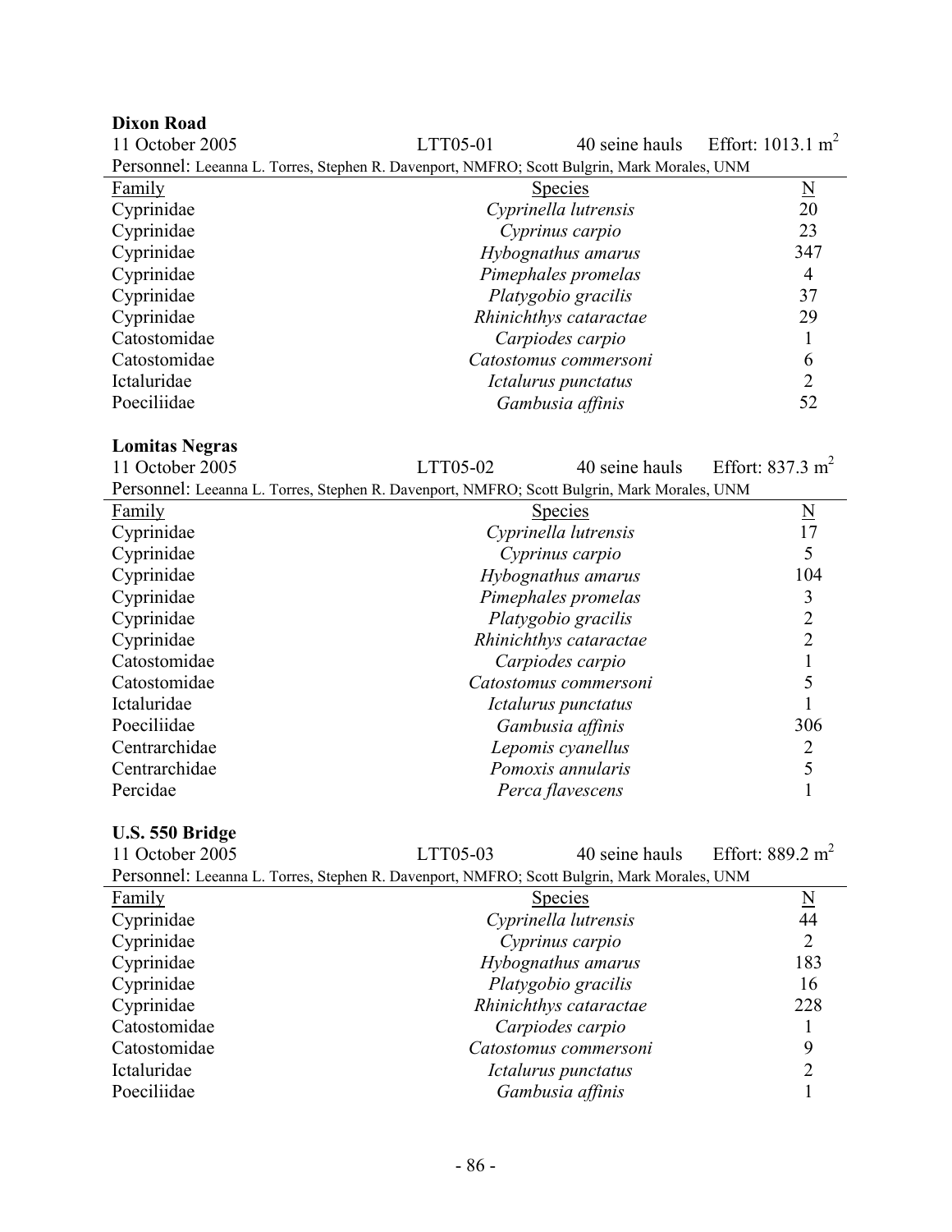**Dixon Road**

11 October 2005 LTT05-01 40 seine hauls Effort: 1013.1 $m^2$

Personnel: Leeanna L. Torres, Stephen R. Davenport, NMFRO; Scott Bulgrin, Mark Morales, UNM

| Family | Species | N |
|---|---|---|
| Cyprinidae | *Cyprinella lutrensis* | 20 |
| Cyprinidae | *Cyprinus carpio* | 23 |
| Cyprinidae | *Hybognathus amarus* | 347 |
| Cyprinidae | *Pimephales promelas* | 4 |
| Cyprinidae | *Platygobio gracilis* | 37 |
| Cyprinidae | *Rhinichthys cataractae* | 29 |
| Catostomidae | *Carpiodes carpio* | 1 |
| Catostomidae | *Catostomus commersoni* | 6 |
| Ictaluridae | *Ictalurus punctatus* | 2 |
| Poeciliidae | *Gambusia affinis* | 52 |

**Lomitas Negras**

11 October 2005 LTT05-02 40 seine hauls Effort: 837.3 $m^2$

Personnel: Leeanna L. Torres, Stephen R. Davenport, NMFRO; Scott Bulgrin, Mark Morales, UNM

| Family | Species | N |
|---|---|---|
| Cyprinidae | *Cyprinella lutrensis* | 17 |
| Cyprinidae | *Cyprinus carpio* | 5 |
| Cyprinidae | *Hybognathus amarus* | 104 |
| Cyprinidae | *Pimephales promelas* | 3 |
| Cyprinidae | *Platygobio gracilis* | 2 |
| Cyprinidae | *Rhinichthys cataractae* | 2 |
| Catostomidae | *Carpiodes carpio* | 1 |
| Catostomidae | *Catostomus commersoni* | 5 |
| Ictaluridae | *Ictalurus punctatus* | 1 |
| Poeciliidae | *Gambusia affinis* | 306 |
| Centrarchidae | *Lepomis cyanellus* | 2 |
| Centrarchidae | *Pomoxis annularis* | 5 |
| Percidae | *Perca flavescens* | 1 |

**U.S. 550 Bridge**

11 October 2005 LTT05-03 40 seine hauls Effort: 889.2 $m^2$

Personnel: Leeanna L. Torres, Stephen R. Davenport, NMFRO; Scott Bulgrin, Mark Morales, UNM

| Family | Species | N |
|---|---|---|
| Cyprinidae | *Cyprinella lutrensis* | 44 |
| Cyprinidae | *Cyprinus carpio* | 2 |
| Cyprinidae | *Hybognathus amarus* | 183 |
| Cyprinidae | *Platygobio gracilis* | 16 |
| Cyprinidae | *Rhinichthys cataractae* | 228 |
| Catostomidae | *Carpiodes carpio* | 1 |
| Catostomidae | *Catostomus commersoni* | 9 |
| Ictaluridae | *Ictalurus punctatus* | 2 |
| Poeciliidae | *Gambusia affinis* | 1 |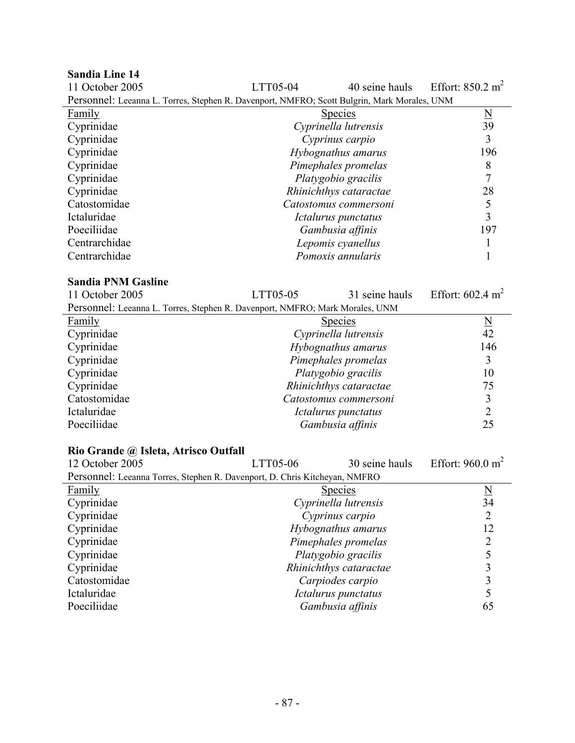**Sandia Line 14**

11 October 2005 | LTT05-04 | 40 seine hauls | Effort: 850.2 $m^2$

Personnel: Leeanna L. Torres, Stephen R. Davenport, NMFRO; Scott Bulgrin, Mark Morales, UNM

| Family | Species | N |
|---|---|---|
| Cyprinidae | *Cyprinella lutrensis* | 39 |
| Cyprinidae | *Cyprinus carpio* | 3 |
| Cyprinidae | *Hybognathus amarus* | 196 |
| Cyprinidae | *Pimephales promelas* | 8 |
| Cyprinidae | *Platygobio gracilis* | 7 |
| Cyprinidae | *Rhinichthys cataractae* | 28 |
| Catostomidae | *Catostomus commersoni* | 5 |
| Ictaluridae | *Ictalurus punctatus* | 3 |
| Poeciliidae | *Gambusia affinis* | 197 |
| Centrarchidae | *Lepomis cyanellus* | 1 |
| Centrarchidae | *Pomoxis annularis* | 1 |

**Sandia PNM Gasline**

11 October 2005 | LTT05-05 | 31 seine hauls | Effort: 602.4 $m^2$

Personnel: Leeanna L. Torres, Stephen R. Davenport, NMFRO; Mark Morales, UNM

| Family | Species | N |
|---|---|---|
| Cyprinidae | *Cyprinella lutrensis* | 42 |
| Cyprinidae | *Hybognathus amarus* | 146 |
| Cyprinidae | *Pimephales promelas* | 3 |
| Cyprinidae | *Platygobio gracilis* | 10 |
| Cyprinidae | *Rhinichthys cataractae* | 75 |
| Catostomidae | *Catostomus commersoni* | 3 |
| Ictaluridae | *Ictalurus punctatus* | 2 |
| Poeciliidae | *Gambusia affinis* | 25 |

**Rio Grande @ Isleta, Atrisco Outfall**

12 October 2005 | LTT05-06 | 30 seine hauls | Effort: 960.0 $m^2$

Personnel: Leeanna Torres, Stephen R. Davenport, D. Chris Kitcheyan, NMFRO

| Family | Species | N |
|---|---|---|
| Cyprinidae | *Cyprinella lutrensis* | 34 |
| Cyprinidae | *Cyprinus carpio* | 2 |
| Cyprinidae | *Hybognathus amarus* | 12 |
| Cyprinidae | *Pimephales promelas* | 2 |
| Cyprinidae | *Platygobio gracilis* | 5 |
| Cyprinidae | *Rhinichthys cataractae* | 3 |
| Catostomidae | *Carpiodes carpio* | 3 |
| Ictaluridae | *Ictalurus punctatus* | 5 |
| Poeciliidae | *Gambusia affinis* | 65 |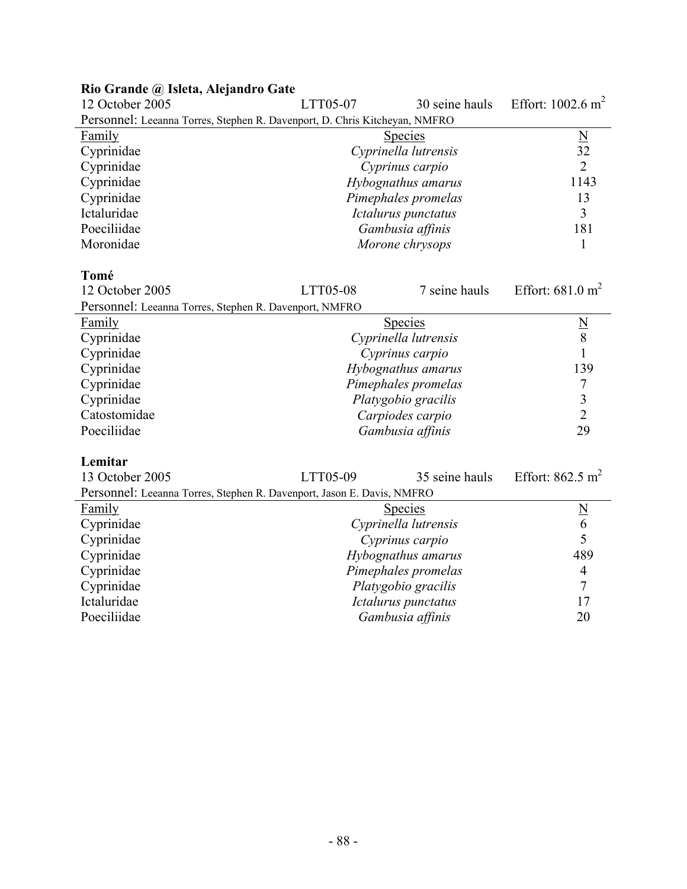**Rio Grande @ Isleta, Alejandro Gate**

12 October 2005 | LTT05-07 | 30 seine hauls | Effort: 1002.6 m$^2$

Personnel: Leeanna Torres, Stephen R. Davenport, D. Chris Kitcheyan, NMFRO

| Family | Species | N |
|---|---|---|
| Cyprinidae | *Cyprinella lutrensis* | 32 |
| Cyprinidae | *Cyprinus carpio* | 2 |
| Cyprinidae | *Hybognathus amarus* | 1143 |
| Cyprinidae | *Pimephales promelas* | 13 |
| Ictaluridae | *Ictalurus punctatus* | 3 |
| Poeciliidae | *Gambusia affinis* | 181 |
| Moronidae | *Morone chrysops* | 1 |

**Tomé**

12 October 2005 | LTT05-08 | 7 seine hauls | Effort: 681.0 m$^2$

Personnel: Leeanna Torres, Stephen R. Davenport, NMFRO

| Family | Species | N |
|---|---|---|
| Cyprinidae | *Cyprinella lutrensis* | 8 |
| Cyprinidae | *Cyprinus carpio* | 1 |
| Cyprinidae | *Hybognathus amarus* | 139 |
| Cyprinidae | *Pimephales promelas* | 7 |
| Cyprinidae | *Platygobio gracilis* | 3 |
| Catostomidae | *Carpiodes carpio* | 2 |
| Poeciliidae | *Gambusia affinis* | 29 |

**Lemitar**

13 October 2005 | LTT05-09 | 35 seine hauls | Effort: 862.5 m$^2$

Personnel: Leeanna Torres, Stephen R. Davenport, Jason E. Davis, NMFRO

| Family | Species | N |
|---|---|---|
| Cyprinidae | *Cyprinella lutrensis* | 6 |
| Cyprinidae | *Cyprinus carpio* | 5 |
| Cyprinidae | *Hybognathus amarus* | 489 |
| Cyprinidae | *Pimephales promelas* | 4 |
| Cyprinidae | *Platygobio gracilis* | 7 |
| Ictaluridae | *Ictalurus punctatus* | 17 |
| Poeciliidae | *Gambusia affinis* | 20 |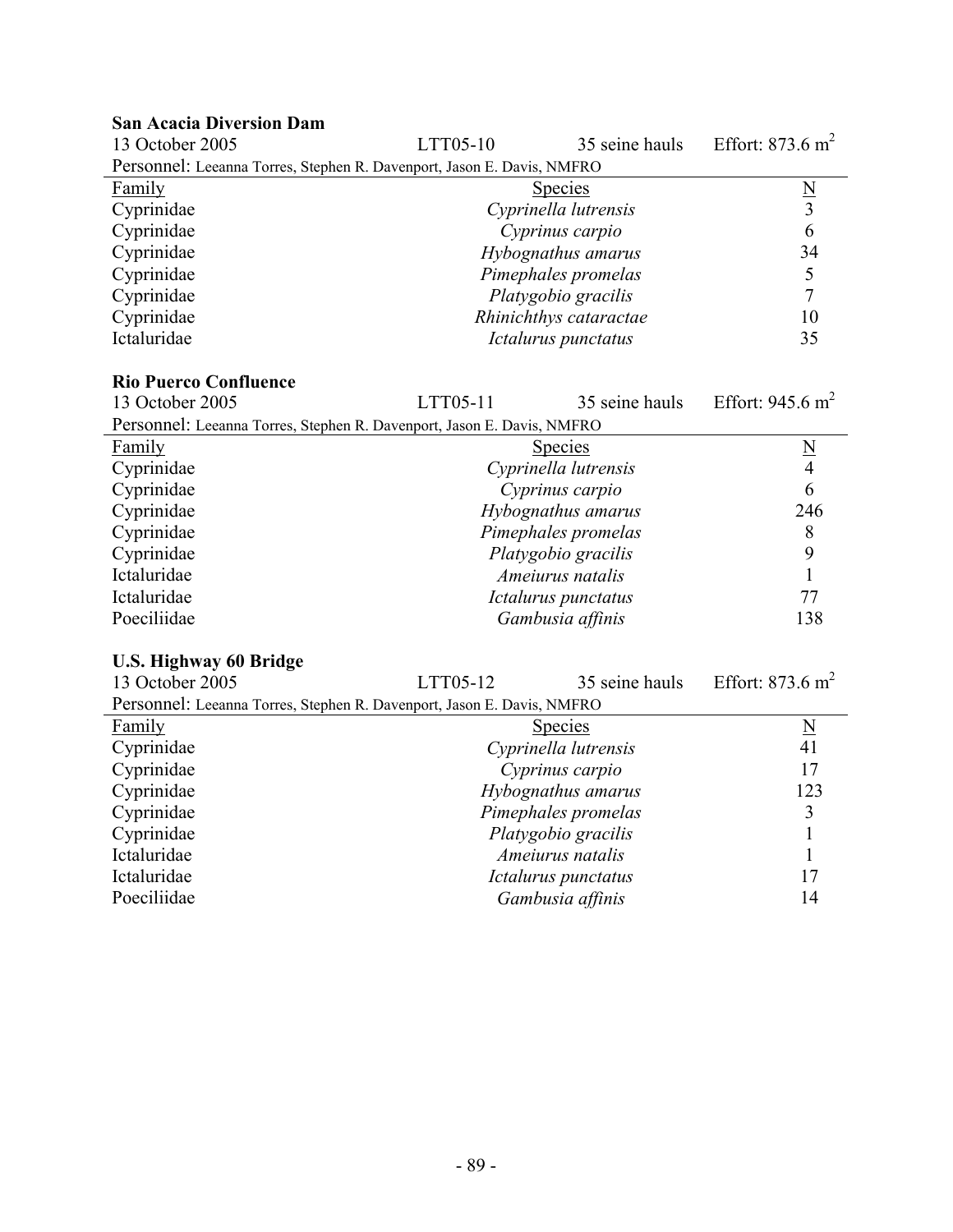**San Acacia Diversion Dam**

13 October 2005 LTT05-10 35 seine hauls Effort: 873.6 $m^2$

Personnel: Leeanna Torres, Stephen R. Davenport, Jason E. Davis, NMFRO

| Family | Species | N |
|---|---|---|
| Cyprinidae | *Cyprinella lutrensis* | 3 |
| Cyprinidae | *Cyprinus carpio* | 6 |
| Cyprinidae | *Hybognathus amarus* | 34 |
| Cyprinidae | *Pimephales promelas* | 5 |
| Cyprinidae | *Platygobio gracilis* | 7 |
| Cyprinidae | *Rhinichthys cataractae* | 10 |
| Ictaluridae | *Ictalurus punctatus* | 35 |

**Rio Puerco Confluence**

13 October 2005 LTT05-11 35 seine hauls Effort: 945.6 $m^2$

Personnel: Leeanna Torres, Stephen R. Davenport, Jason E. Davis, NMFRO

| Family | Species | N |
|---|---|---|
| Cyprinidae | *Cyprinella lutrensis* | 4 |
| Cyprinidae | *Cyprinus carpio* | 6 |
| Cyprinidae | *Hybognathus amarus* | 246 |
| Cyprinidae | *Pimephales promelas* | 8 |
| Cyprinidae | *Platygobio gracilis* | 9 |
| Ictaluridae | *Ameiurus natalis* | 1 |
| Ictaluridae | *Ictalurus punctatus* | 77 |
| Poeciliidae | *Gambusia affinis* | 138 |

**U.S. Highway 60 Bridge**

13 October 2005 LTT05-12 35 seine hauls Effort: 873.6 $m^2$

Personnel: Leeanna Torres, Stephen R. Davenport, Jason E. Davis, NMFRO

| Family | Species | N |
|---|---|---|
| Cyprinidae | *Cyprinella lutrensis* | 41 |
| Cyprinidae | *Cyprinus carpio* | 17 |
| Cyprinidae | *Hybognathus amarus* | 123 |
| Cyprinidae | *Pimephales promelas* | 3 |
| Cyprinidae | *Platygobio gracilis* | 1 |
| Ictaluridae | *Ameiurus natalis* | 1 |
| Ictaluridae | *Ictalurus punctatus* | 17 |
| Poeciliidae | *Gambusia affinis* | 14 |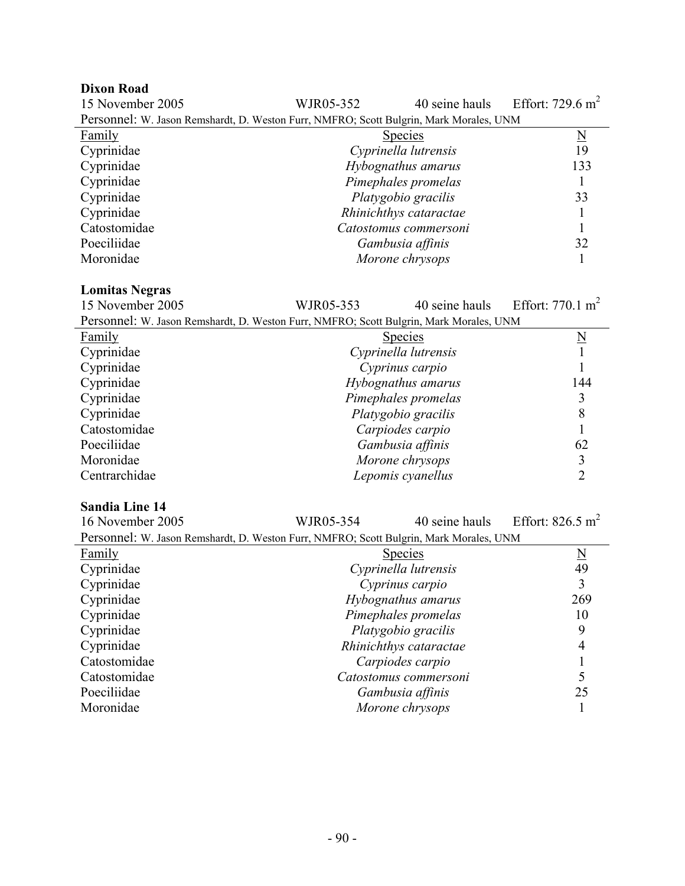**Dixon Road**

15 November 2005 WJR05-352 40 seine hauls Effort: 729.6 $m^2$

Personnel: W. Jason Remshardt, D. Weston Furr, NMFRO; Scott Bulgrin, Mark Morales, UNM

| Family | Species | N |
|---|---|---|
| Cyprinidae | *Cyprinella lutrensis* | 19 |
| Cyprinidae | *Hybognathus amarus* | 133 |
| Cyprinidae | *Pimephales promelas* | 1 |
| Cyprinidae | *Platygobio gracilis* | 33 |
| Cyprinidae | *Rhinichthys cataractae* | 1 |
| Catostomidae | *Catostomus commersoni* | 1 |
| Poeciliidae | *Gambusia affinis* | 32 |
| Moronidae | *Morone chrysops* | 1 |

**Lomitas Negras**

15 November 2005 WJR05-353 40 seine hauls Effort: 770.1 $m^2$

Personnel: W. Jason Remshardt, D. Weston Furr, NMFRO; Scott Bulgrin, Mark Morales, UNM

| Family | Species | N |
|---|---|---|
| Cyprinidae | *Cyprinella lutrensis* | 1 |
| Cyprinidae | *Cyprinus carpio* | 1 |
| Cyprinidae | *Hybognathus amarus* | 144 |
| Cyprinidae | *Pimephales promelas* | 3 |
| Cyprinidae | *Platygobio gracilis* | 8 |
| Catostomidae | *Carpiodes carpio* | 1 |
| Poeciliidae | *Gambusia affinis* | 62 |
| Moronidae | *Morone chrysops* | 3 |
| Centrarchidae | *Lepomis cyanellus* | 2 |

**Sandia Line 14**

16 November 2005 WJR05-354 40 seine hauls Effort: 826.5 $m^2$

Personnel: W. Jason Remshardt, D. Weston Furr, NMFRO; Scott Bulgrin, Mark Morales, UNM

| Family | Species | N |
|---|---|---|
| Cyprinidae | *Cyprinella lutrensis* | 49 |
| Cyprinidae | *Cyprinus carpio* | 3 |
| Cyprinidae | *Hybognathus amarus* | 269 |
| Cyprinidae | *Pimephales promelas* | 10 |
| Cyprinidae | *Platygobio gracilis* | 9 |
| Cyprinidae | *Rhinichthys cataractae* | 4 |
| Catostomidae | *Carpiodes carpio* | 1 |
| Catostomidae | *Catostomus commersoni* | 5 |
| Poeciliidae | *Gambusia affinis* | 25 |
| Moronidae | *Morone chrysops* | 1 |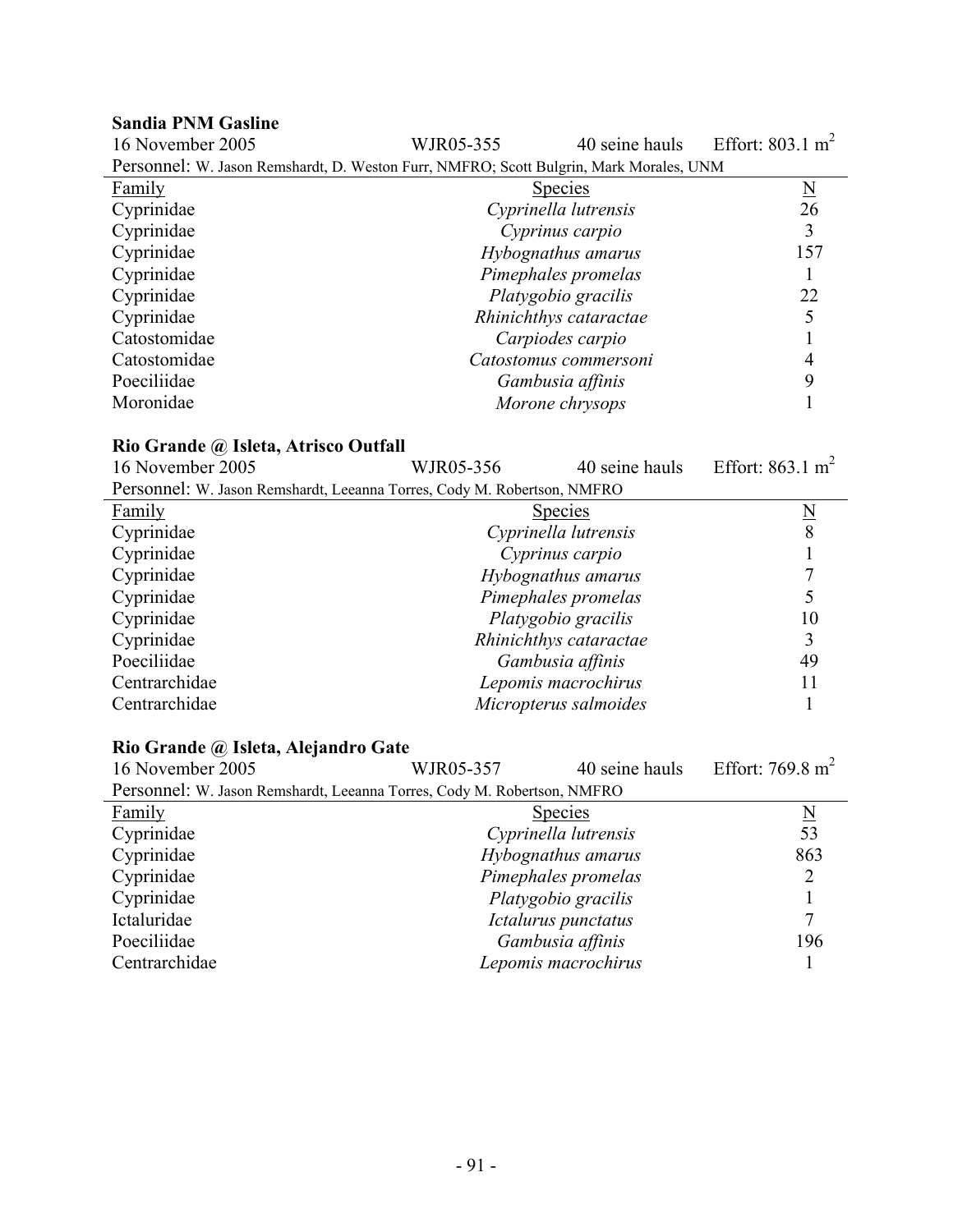**Sandia PNM Gasline**

16 November 2005 WJR05-355 40 seine hauls Effort: 803.1 $m^2$

Personnel: W. Jason Remshardt, D. Weston Furr, NMFRO; Scott Bulgrin, Mark Morales, UNM

| Family | Species | N |
|---|---|---|
| Cyprinidae | *Cyprinella lutrensis* | 26 |
| Cyprinidae | *Cyprinus carpio* | 3 |
| Cyprinidae | *Hybognathus amarus* | 157 |
| Cyprinidae | *Pimephales promelas* | 1 |
| Cyprinidae | *Platygobio gracilis* | 22 |
| Cyprinidae | *Rhinichthys cataractae* | 5 |
| Catostomidae | *Carpiodes carpio* | 1 |
| Catostomidae | *Catostomus commersoni* | 4 |
| Poeciliidae | *Gambusia affinis* | 9 |
| Moronidae | *Morone chrysops* | 1 |

**Rio Grande @ Isleta, Atrisco Outfall**

16 November 2005 WJR05-356 40 seine hauls Effort: 863.1 $m^2$

Personnel: W. Jason Remshardt, Leeanna Torres, Cody M. Robertson, NMFRO

| Family | Species | N |
|---|---|---|
| Cyprinidae | *Cyprinella lutrensis* | 8 |
| Cyprinidae | *Cyprinus carpio* | 1 |
| Cyprinidae | *Hybognathus amarus* | 7 |
| Cyprinidae | *Pimephales promelas* | 5 |
| Cyprinidae | *Platygobio gracilis* | 10 |
| Cyprinidae | *Rhinichthys cataractae* | 3 |
| Poeciliidae | *Gambusia affinis* | 49 |
| Centrarchidae | *Lepomis macrochirus* | 11 |
| Centrarchidae | *Micropterus salmoides* | 1 |

**Rio Grande @ Isleta, Alejandro Gate**

16 November 2005 WJR05-357 40 seine hauls Effort: 769.8 $m^2$

Personnel: W. Jason Remshardt, Leeanna Torres, Cody M. Robertson, NMFRO

| Family | Species | N |
|---|---|---|
| Cyprinidae | *Cyprinella lutrensis* | 53 |
| Cyprinidae | *Hybognathus amarus* | 863 |
| Cyprinidae | *Pimephales promelas* | 2 |
| Cyprinidae | *Platygobio gracilis* | 1 |
| Ictaluridae | *Ictalurus punctatus* | 7 |
| Poeciliidae | *Gambusia affinis* | 196 |
| Centrarchidae | *Lepomis macrochirus* | 1 |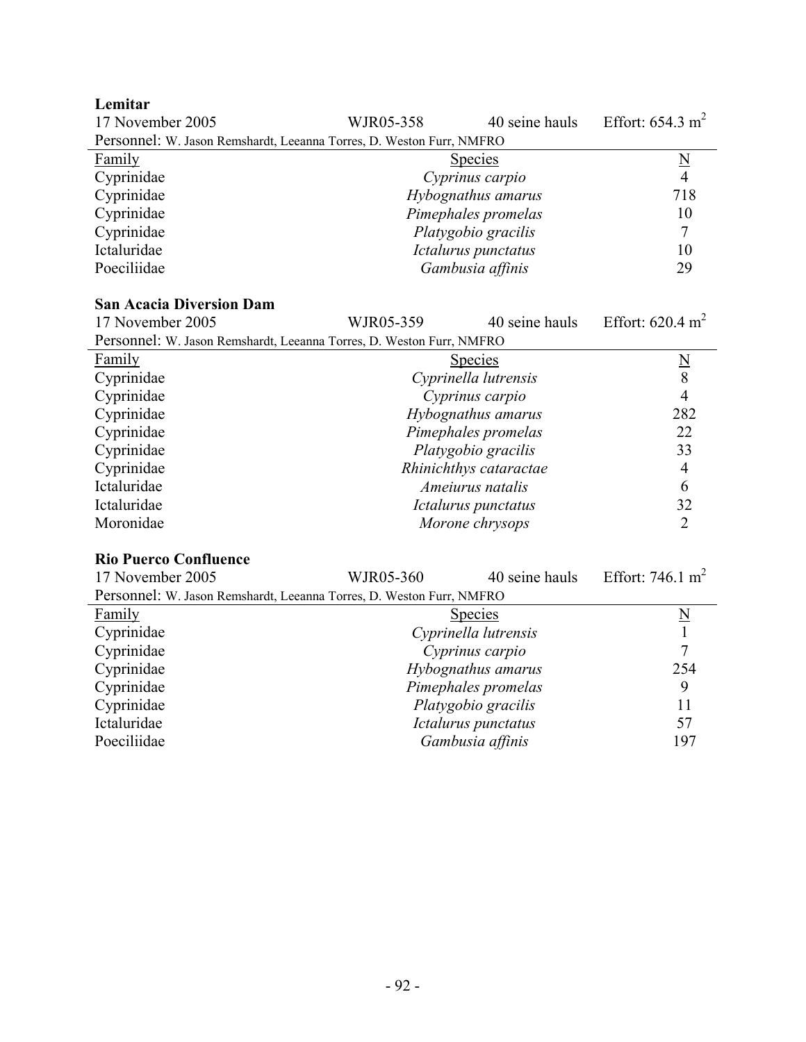**Lemitar**

17 November 2005 WJR05-358 40 seine hauls Effort: 654.3 $m^2$

Personnel: W. Jason Remshardt, Leeanna Torres, D. Weston Furr, NMFRO

| Family | Species | N |
|---|---|---|
| Cyprinidae | *Cyprinus carpio* | 4 |
| Cyprinidae | *Hybognathus amarus* | 718 |
| Cyprinidae | *Pimephales promelas* | 10 |
| Cyprinidae | *Platygobio gracilis* | 7 |
| Ictaluridae | *Ictalurus punctatus* | 10 |
| Poeciliidae | *Gambusia affinis* | 29 |

**San Acacia Diversion Dam**

17 November 2005 WJR05-359 40 seine hauls Effort: 620.4 $m^2$

Personnel: W. Jason Remshardt, Leeanna Torres, D. Weston Furr, NMFRO

| Family | Species | N |
|---|---|---|
| Cyprinidae | *Cyprinella lutrensis* | 8 |
| Cyprinidae | *Cyprinus carpio* | 4 |
| Cyprinidae | *Hybognathus amarus* | 282 |
| Cyprinidae | *Pimephales promelas* | 22 |
| Cyprinidae | *Platygobio gracilis* | 33 |
| Cyprinidae | *Rhinichthys cataractae* | 4 |
| Ictaluridae | *Ameiurus natalis* | 6 |
| Ictaluridae | *Ictalurus punctatus* | 32 |
| Moronidae | *Morone chrysops* | 2 |

**Rio Puerco Confluence**

17 November 2005 WJR05-360 40 seine hauls Effort: 746.1 $m^2$

Personnel: W. Jason Remshardt, Leeanna Torres, D. Weston Furr, NMFRO

| Family | Species | N |
|---|---|---|
| Cyprinidae | *Cyprinella lutrensis* | 1 |
| Cyprinidae | *Cyprinus carpio* | 7 |
| Cyprinidae | *Hybognathus amarus* | 254 |
| Cyprinidae | *Pimephales promelas* | 9 |
| Cyprinidae | *Platygobio gracilis* | 11 |
| Ictaluridae | *Ictalurus punctatus* | 57 |
| Poeciliidae | *Gambusia affinis* | 197 |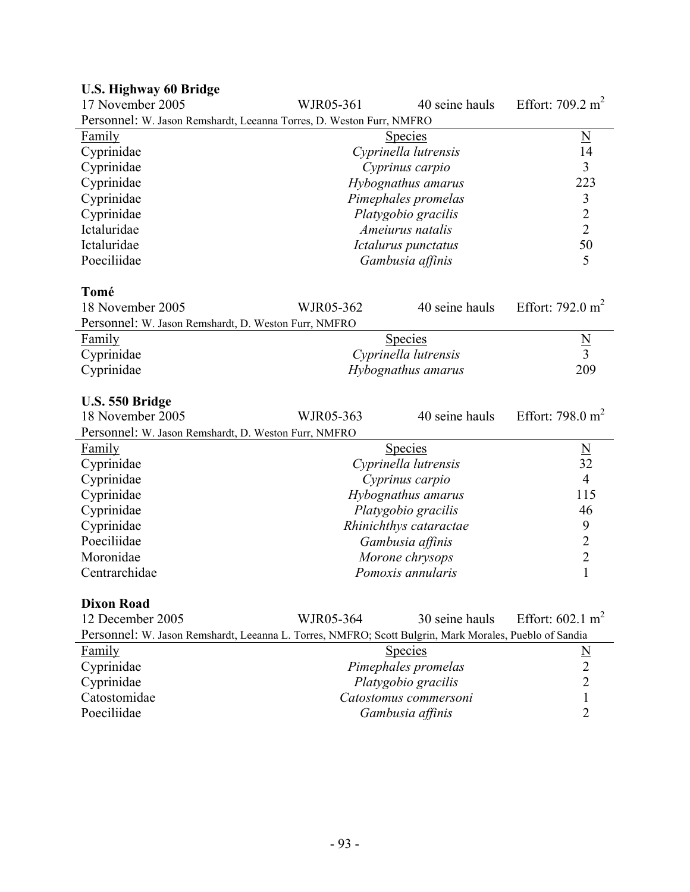**U.S. Highway 60 Bridge**

17 November 2005 | WJR05-361 | 40 seine hauls | Effort: 709.2 $m^2$

Personnel: W. Jason Remshardt, Leeanna Torres, D. Weston Furr, NMFRO

| Family | Species | N |
|---|---|---|
| Cyprinidae | *Cyprinella lutrensis* | 14 |
| Cyprinidae | *Cyprinus carpio* | 3 |
| Cyprinidae | *Hybognathus amarus* | 223 |
| Cyprinidae | *Pimephales promelas* | 3 |
| Cyprinidae | *Platygobio gracilis* | 2 |
| Ictaluridae | *Ameiurus natalis* | 2 |
| Ictaluridae | *Ictalurus punctatus* | 50 |
| Poeciliidae | *Gambusia affinis* | 5 |

**Tomé**

18 November 2005 | WJR05-362 | 40 seine hauls | Effort: 792.0 $m^2$

Personnel: W. Jason Remshardt, D. Weston Furr, NMFRO

| Family | Species | N |
|---|---|---|
| Cyprinidae | *Cyprinella lutrensis* | 3 |
| Cyprinidae | *Hybognathus amarus* | 209 |

**U.S. 550 Bridge**

18 November 2005 | WJR05-363 | 40 seine hauls | Effort: 798.0 $m^2$

Personnel: W. Jason Remshardt, D. Weston Furr, NMFRO

| Family | Species | N |
|---|---|---|
| Cyprinidae | *Cyprinella lutrensis* | 32 |
| Cyprinidae | *Cyprinus carpio* | 4 |
| Cyprinidae | *Hybognathus amarus* | 115 |
| Cyprinidae | *Platygobio gracilis* | 46 |
| Cyprinidae | *Rhinichthys cataractae* | 9 |
| Poeciliidae | *Gambusia affinis* | 2 |
| Moronidae | *Morone chrysops* | 2 |
| Centrarchidae | *Pomoxis annularis* | 1 |

**Dixon Road**

12 December 2005 | WJR05-364 | 30 seine hauls | Effort: 602.1 $m^2$

Personnel: W. Jason Remshardt, Leeanna L. Torres, NMFRO; Scott Bulgrin, Mark Morales, Pueblo of Sandia

| Family | Species | N |
|---|---|---|
| Cyprinidae | *Pimephales promelas* | 2 |
| Cyprinidae | *Platygobio gracilis* | 2 |
| Catostomidae | *Catostomus commersoni* | 1 |
| Poeciliidae | *Gambusia affinis* | 2 |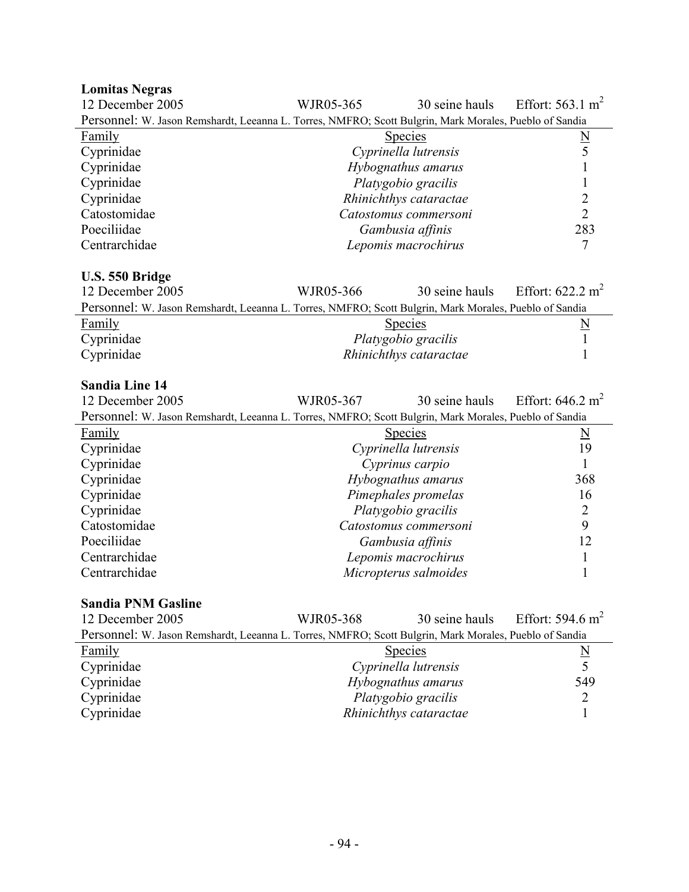**Lomitas Negras**

12 December 2005 | WJR05-365 | 30 seine hauls | Effort: 563.1 $m^2$

Personnel: W. Jason Remshardt, Leeanna L. Torres, NMFRO; Scott Bulgrin, Mark Morales, Pueblo of Sandia

| Family | Species | N |
|---|---|---|
| Cyprinidae | *Cyprinella lutrensis* | 5 |
| Cyprinidae | *Hybognathus amarus* | 1 |
| Cyprinidae | *Platygobio gracilis* | 1 |
| Cyprinidae | *Rhinichthys cataractae* | 2 |
| Catostomidae | *Catostomus commersoni* | 2 |
| Poeciliidae | *Gambusia affinis* | 283 |
| Centrarchidae | *Lepomis macrochirus* | 7 |

**U.S. 550 Bridge**

12 December 2005 | WJR05-366 | 30 seine hauls | Effort: 622.2 $m^2$

Personnel: W. Jason Remshardt, Leeanna L. Torres, NMFRO; Scott Bulgrin, Mark Morales, Pueblo of Sandia

| Family | Species | N |
|---|---|---|
| Cyprinidae | *Platygobio gracilis* | 1 |
| Cyprinidae | *Rhinichthys cataractae* | 1 |

**Sandia Line 14**

12 December 2005 | WJR05-367 | 30 seine hauls | Effort: 646.2 $m^2$

Personnel: W. Jason Remshardt, Leeanna L. Torres, NMFRO; Scott Bulgrin, Mark Morales, Pueblo of Sandia

| Family | Species | N |
|---|---|---|
| Cyprinidae | *Cyprinella lutrensis* | 19 |
| Cyprinidae | *Cyprinus carpio* | 1 |
| Cyprinidae | *Hybognathus amarus* | 368 |
| Cyprinidae | *Pimephales promelas* | 16 |
| Cyprinidae | *Platygobio gracilis* | 2 |
| Catostomidae | *Catostomus commersoni* | 9 |
| Poeciliidae | *Gambusia affinis* | 12 |
| Centrarchidae | *Lepomis macrochirus* | 1 |
| Centrarchidae | *Micropterus salmoides* | 1 |

**Sandia PNM Gasline**

12 December 2005 | WJR05-368 | 30 seine hauls | Effort: 594.6 $m^2$

Personnel: W. Jason Remshardt, Leeanna L. Torres, NMFRO; Scott Bulgrin, Mark Morales, Pueblo of Sandia

| Family | Species | N |
|---|---|---|
| Cyprinidae | *Cyprinella lutrensis* | 5 |
| Cyprinidae | *Hybognathus amarus* | 549 |
| Cyprinidae | *Platygobio gracilis* | 2 |
| Cyprinidae | *Rhinichthys cataractae* | 1 |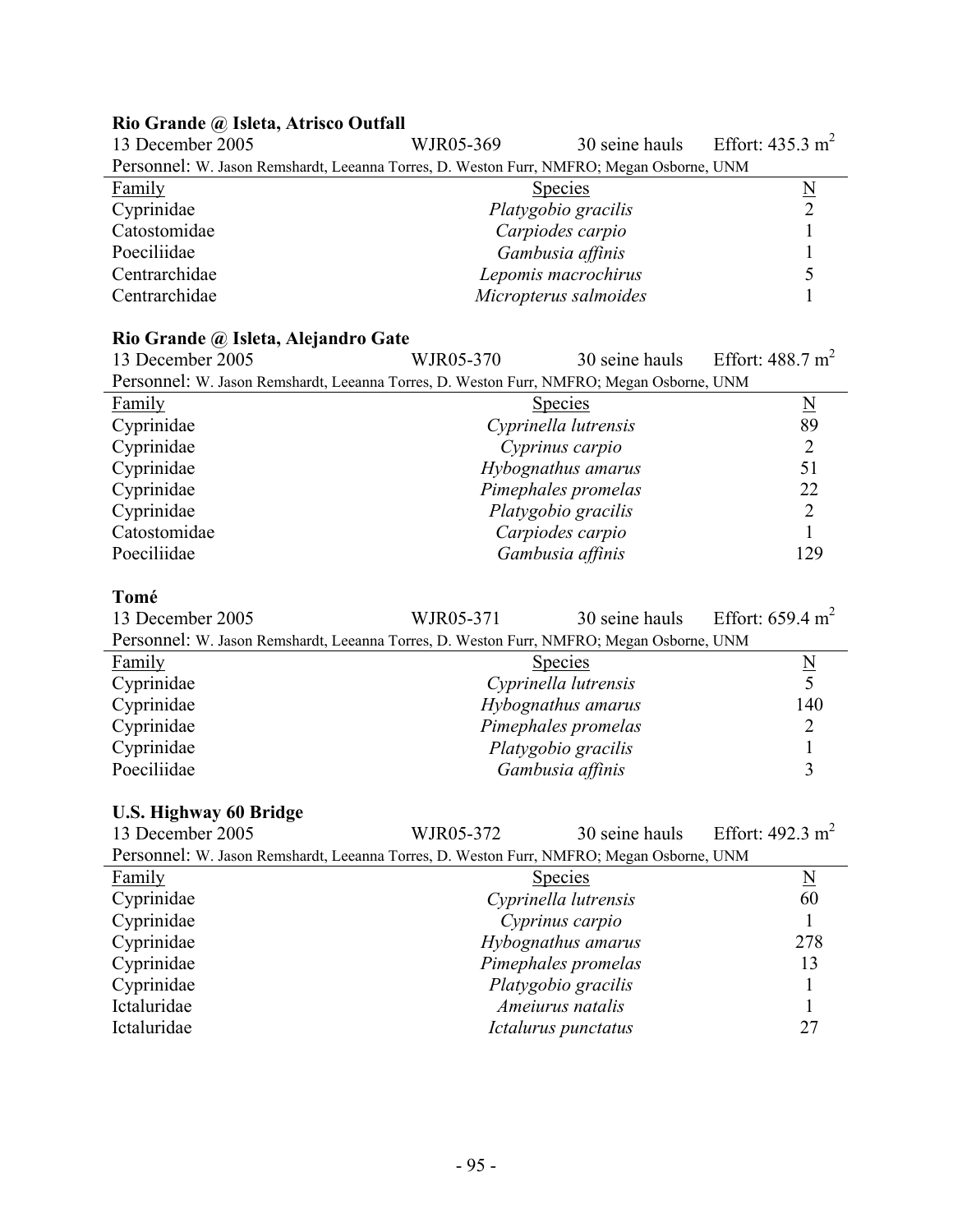**Rio Grande @ Isleta, Atrisco Outfall**

13 December 2005 — WJR05-369 — 30 seine hauls — Effort: 435.3 $m^2$

Personnel: W. Jason Remshardt, Leeanna Torres, D. Weston Furr, NMFRO; Megan Osborne, UNM

| Family | Species | N |
|---|---|---|
| Cyprinidae | *Platygobio gracilis* | 2 |
| Catostomidae | *Carpiodes carpio* | 1 |
| Poeciliidae | *Gambusia affinis* | 1 |
| Centrarchidae | *Lepomis macrochirus* | 5 |
| Centrarchidae | *Micropterus salmoides* | 1 |

**Rio Grande @ Isleta, Alejandro Gate**

13 December 2005 — WJR05-370 — 30 seine hauls — Effort: 488.7 $m^2$

Personnel: W. Jason Remshardt, Leeanna Torres, D. Weston Furr, NMFRO; Megan Osborne, UNM

| Family | Species | N |
|---|---|---|
| Cyprinidae | *Cyprinella lutrensis* | 89 |
| Cyprinidae | *Cyprinus carpio* | 2 |
| Cyprinidae | *Hybognathus amarus* | 51 |
| Cyprinidae | *Pimephales promelas* | 22 |
| Cyprinidae | *Platygobio gracilis* | 2 |
| Catostomidae | *Carpiodes carpio* | 1 |
| Poeciliidae | *Gambusia affinis* | 129 |

**Tomé**

13 December 2005 — WJR05-371 — 30 seine hauls — Effort: 659.4 $m^2$

Personnel: W. Jason Remshardt, Leeanna Torres, D. Weston Furr, NMFRO; Megan Osborne, UNM

| Family | Species | N |
|---|---|---|
| Cyprinidae | *Cyprinella lutrensis* | 5 |
| Cyprinidae | *Hybognathus amarus* | 140 |
| Cyprinidae | *Pimephales promelas* | 2 |
| Cyprinidae | *Platygobio gracilis* | 1 |
| Poeciliidae | *Gambusia affinis* | 3 |

**U.S. Highway 60 Bridge**

13 December 2005 — WJR05-372 — 30 seine hauls — Effort: 492.3 $m^2$

Personnel: W. Jason Remshardt, Leeanna Torres, D. Weston Furr, NMFRO; Megan Osborne, UNM

| Family | Species | N |
|---|---|---|
| Cyprinidae | *Cyprinella lutrensis* | 60 |
| Cyprinidae | *Cyprinus carpio* | 1 |
| Cyprinidae | *Hybognathus amarus* | 278 |
| Cyprinidae | *Pimephales promelas* | 13 |
| Cyprinidae | *Platygobio gracilis* | 1 |
| Ictaluridae | *Ameiurus natalis* | 1 |
| Ictaluridae | *Ictalurus punctatus* | 27 |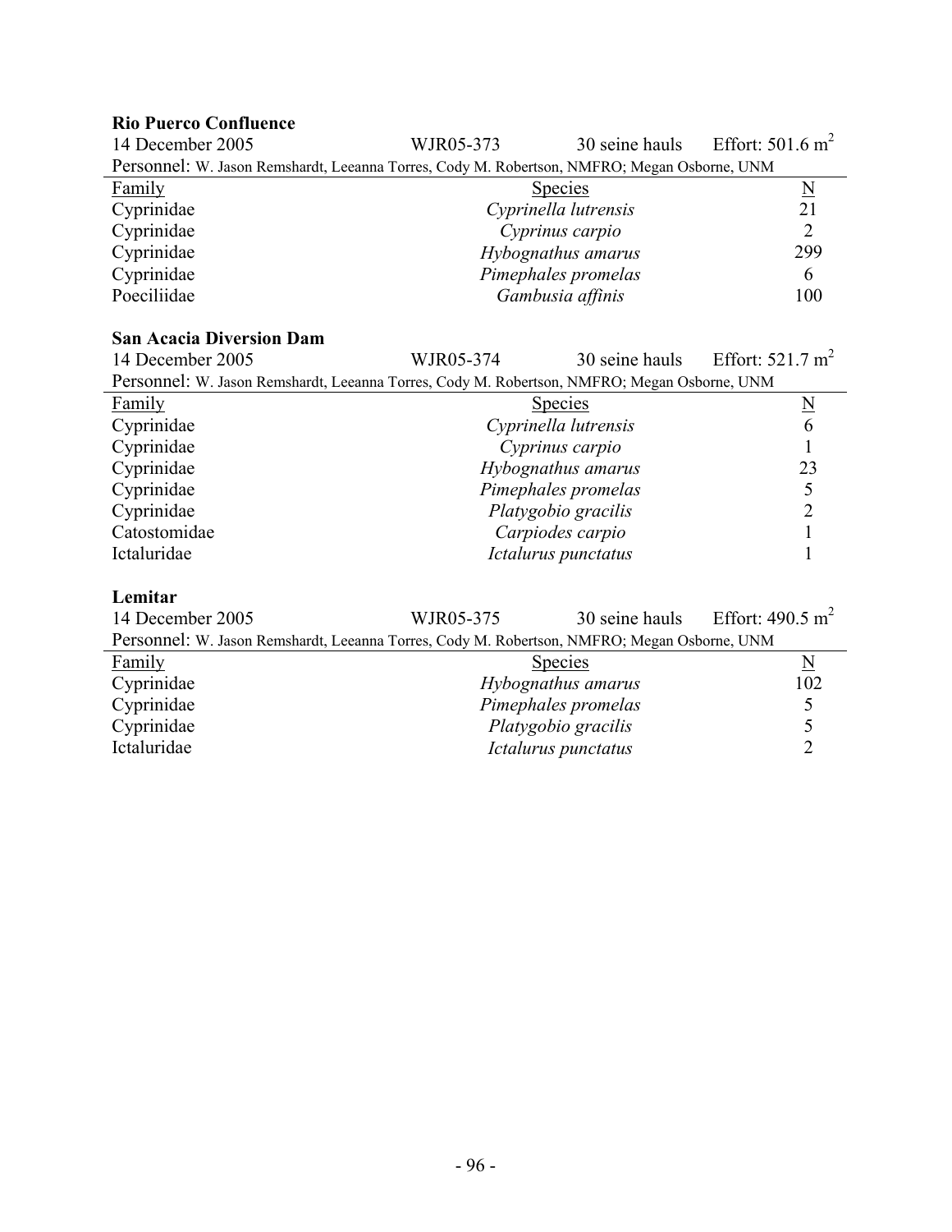**Rio Puerco Confluence**

14 December 2005 WJR05-373 30 seine hauls Effort: 501.6 $m^2$

Personnel: W. Jason Remshardt, Leeanna Torres, Cody M. Robertson, NMFRO; Megan Osborne, UNM

| Family | Species | N |
|---|---|---|
| Cyprinidae | *Cyprinella lutrensis* | 21 |
| Cyprinidae | *Cyprinus carpio* | 2 |
| Cyprinidae | *Hybognathus amarus* | 299 |
| Cyprinidae | *Pimephales promelas* | 6 |
| Poeciliidae | *Gambusia affinis* | 100 |

**San Acacia Diversion Dam**

14 December 2005 WJR05-374 30 seine hauls Effort: 521.7 $m^2$

Personnel: W. Jason Remshardt, Leeanna Torres, Cody M. Robertson, NMFRO; Megan Osborne, UNM

| Family | Species | N |
|---|---|---|
| Cyprinidae | *Cyprinella lutrensis* | 6 |
| Cyprinidae | *Cyprinus carpio* | 1 |
| Cyprinidae | *Hybognathus amarus* | 23 |
| Cyprinidae | *Pimephales promelas* | 5 |
| Cyprinidae | *Platygobio gracilis* | 2 |
| Catostomidae | *Carpiodes carpio* | 1 |
| Ictaluridae | *Ictalurus punctatus* | 1 |

**Lemitar**

14 December 2005 WJR05-375 30 seine hauls Effort: 490.5 $m^2$

Personnel: W. Jason Remshardt, Leeanna Torres, Cody M. Robertson, NMFRO; Megan Osborne, UNM

| Family | Species | N |
|---|---|---|
| Cyprinidae | *Hybognathus amarus* | 102 |
| Cyprinidae | *Pimephales promelas* | 5 |
| Cyprinidae | *Platygobio gracilis* | 5 |
| Ictaluridae | *Ictalurus punctatus* | 2 |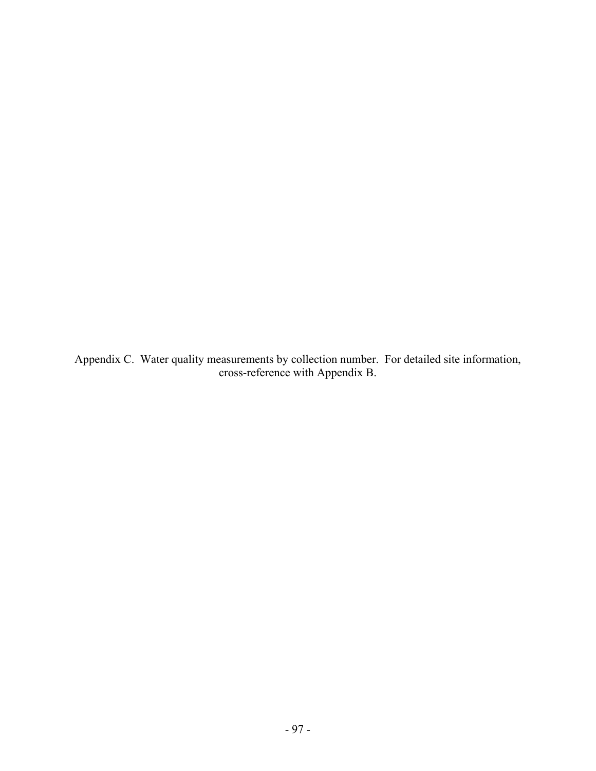Appendix C. Water quality measurements by collection number. For detailed site information, cross-reference with Appendix B.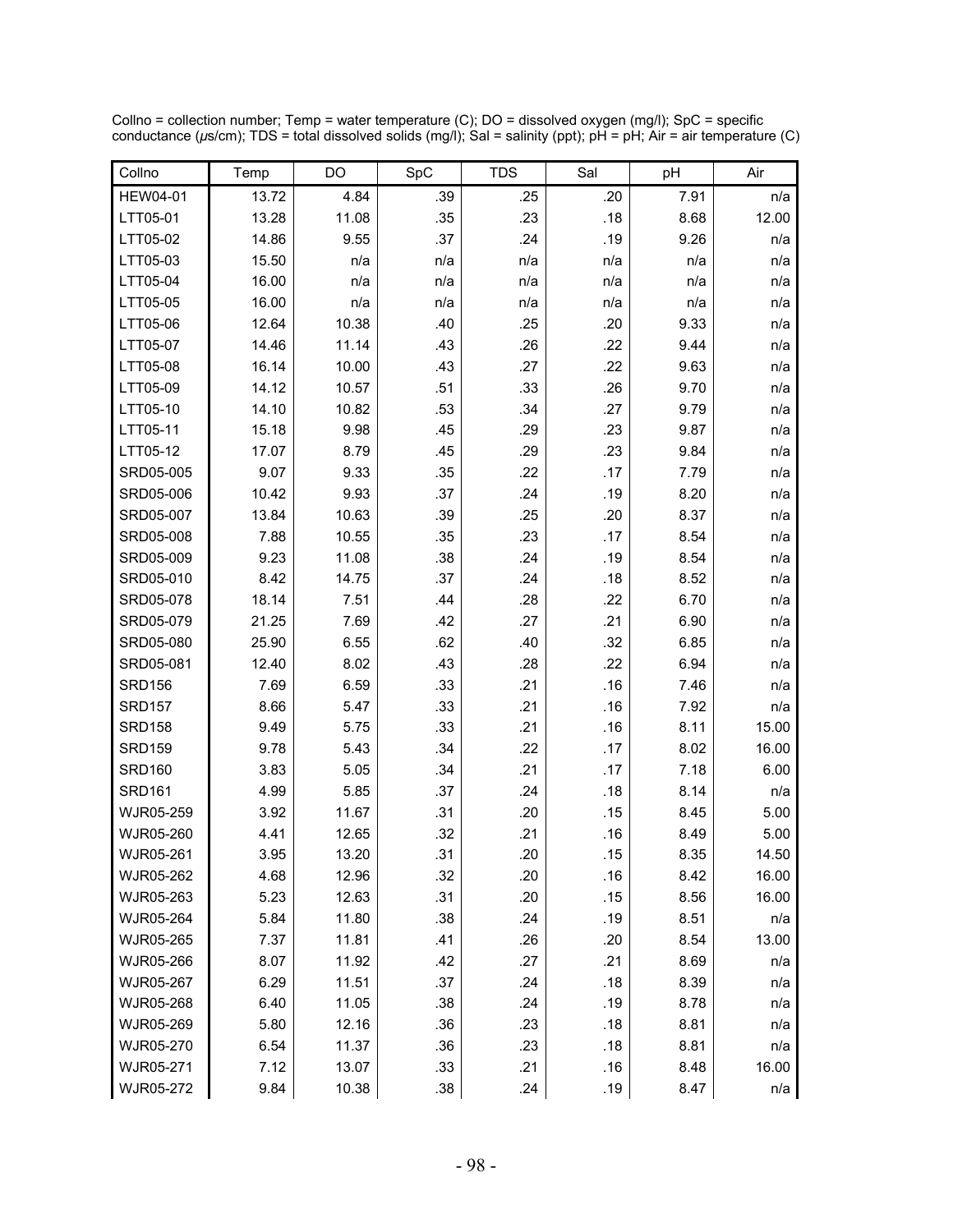Collno = collection number; Temp = water temperature (C); DO = dissolved oxygen (mg/l); SpC = specific conductance (μs/cm); TDS = total dissolved solids (mg/l); Sal = salinity (ppt); pH = pH; Air = air temperature (C)

| Collno | Temp | DO | SpC | TDS | Sal | pH | Air |
|---|---|---|---|---|---|---|---|
| HEW04-01 | 13.72 | 4.84 | .39 | .25 | .20 | 7.91 | n/a |
| LTT05-01 | 13.28 | 11.08 | .35 | .23 | .18 | 8.68 | 12.00 |
| LTT05-02 | 14.86 | 9.55 | .37 | .24 | .19 | 9.26 | n/a |
| LTT05-03 | 15.50 | n/a | n/a | n/a | n/a | n/a | n/a |
| LTT05-04 | 16.00 | n/a | n/a | n/a | n/a | n/a | n/a |
| LTT05-05 | 16.00 | n/a | n/a | n/a | n/a | n/a | n/a |
| LTT05-06 | 12.64 | 10.38 | .40 | .25 | .20 | 9.33 | n/a |
| LTT05-07 | 14.46 | 11.14 | .43 | .26 | .22 | 9.44 | n/a |
| LTT05-08 | 16.14 | 10.00 | .43 | .27 | .22 | 9.63 | n/a |
| LTT05-09 | 14.12 | 10.57 | .51 | .33 | .26 | 9.70 | n/a |
| LTT05-10 | 14.10 | 10.82 | .53 | .34 | .27 | 9.79 | n/a |
| LTT05-11 | 15.18 | 9.98 | .45 | .29 | .23 | 9.87 | n/a |
| LTT05-12 | 17.07 | 8.79 | .45 | .29 | .23 | 9.84 | n/a |
| SRD05-005 | 9.07 | 9.33 | .35 | .22 | .17 | 7.79 | n/a |
| SRD05-006 | 10.42 | 9.93 | .37 | .24 | .19 | 8.20 | n/a |
| SRD05-007 | 13.84 | 10.63 | .39 | .25 | .20 | 8.37 | n/a |
| SRD05-008 | 7.88 | 10.55 | .35 | .23 | .17 | 8.54 | n/a |
| SRD05-009 | 9.23 | 11.08 | .38 | .24 | .19 | 8.54 | n/a |
| SRD05-010 | 8.42 | 14.75 | .37 | .24 | .18 | 8.52 | n/a |
| SRD05-078 | 18.14 | 7.51 | .44 | .28 | .22 | 6.70 | n/a |
| SRD05-079 | 21.25 | 7.69 | .42 | .27 | .21 | 6.90 | n/a |
| SRD05-080 | 25.90 | 6.55 | .62 | .40 | .32 | 6.85 | n/a |
| SRD05-081 | 12.40 | 8.02 | .43 | .28 | .22 | 6.94 | n/a |
| SRD156 | 7.69 | 6.59 | .33 | .21 | .16 | 7.46 | n/a |
| SRD157 | 8.66 | 5.47 | .33 | .21 | .16 | 7.92 | n/a |
| SRD158 | 9.49 | 5.75 | .33 | .21 | .16 | 8.11 | 15.00 |
| SRD159 | 9.78 | 5.43 | .34 | .22 | .17 | 8.02 | 16.00 |
| SRD160 | 3.83 | 5.05 | .34 | .21 | .17 | 7.18 | 6.00 |
| SRD161 | 4.99 | 5.85 | .37 | .24 | .18 | 8.14 | n/a |
| WJR05-259 | 3.92 | 11.67 | .31 | .20 | .15 | 8.45 | 5.00 |
| WJR05-260 | 4.41 | 12.65 | .32 | .21 | .16 | 8.49 | 5.00 |
| WJR05-261 | 3.95 | 13.20 | .31 | .20 | .15 | 8.35 | 14.50 |
| WJR05-262 | 4.68 | 12.96 | .32 | .20 | .16 | 8.42 | 16.00 |
| WJR05-263 | 5.23 | 12.63 | .31 | .20 | .15 | 8.56 | 16.00 |
| WJR05-264 | 5.84 | 11.80 | .38 | .24 | .19 | 8.51 | n/a |
| WJR05-265 | 7.37 | 11.81 | .41 | .26 | .20 | 8.54 | 13.00 |
| WJR05-266 | 8.07 | 11.92 | .42 | .27 | .21 | 8.69 | n/a |
| WJR05-267 | 6.29 | 11.51 | .37 | .24 | .18 | 8.39 | n/a |
| WJR05-268 | 6.40 | 11.05 | .38 | .24 | .19 | 8.78 | n/a |
| WJR05-269 | 5.80 | 12.16 | .36 | .23 | .18 | 8.81 | n/a |
| WJR05-270 | 6.54 | 11.37 | .36 | .23 | .18 | 8.81 | n/a |
| WJR05-271 | 7.12 | 13.07 | .33 | .21 | .16 | 8.48 | 16.00 |
| WJR05-272 | 9.84 | 10.38 | .38 | .24 | .19 | 8.47 | n/a |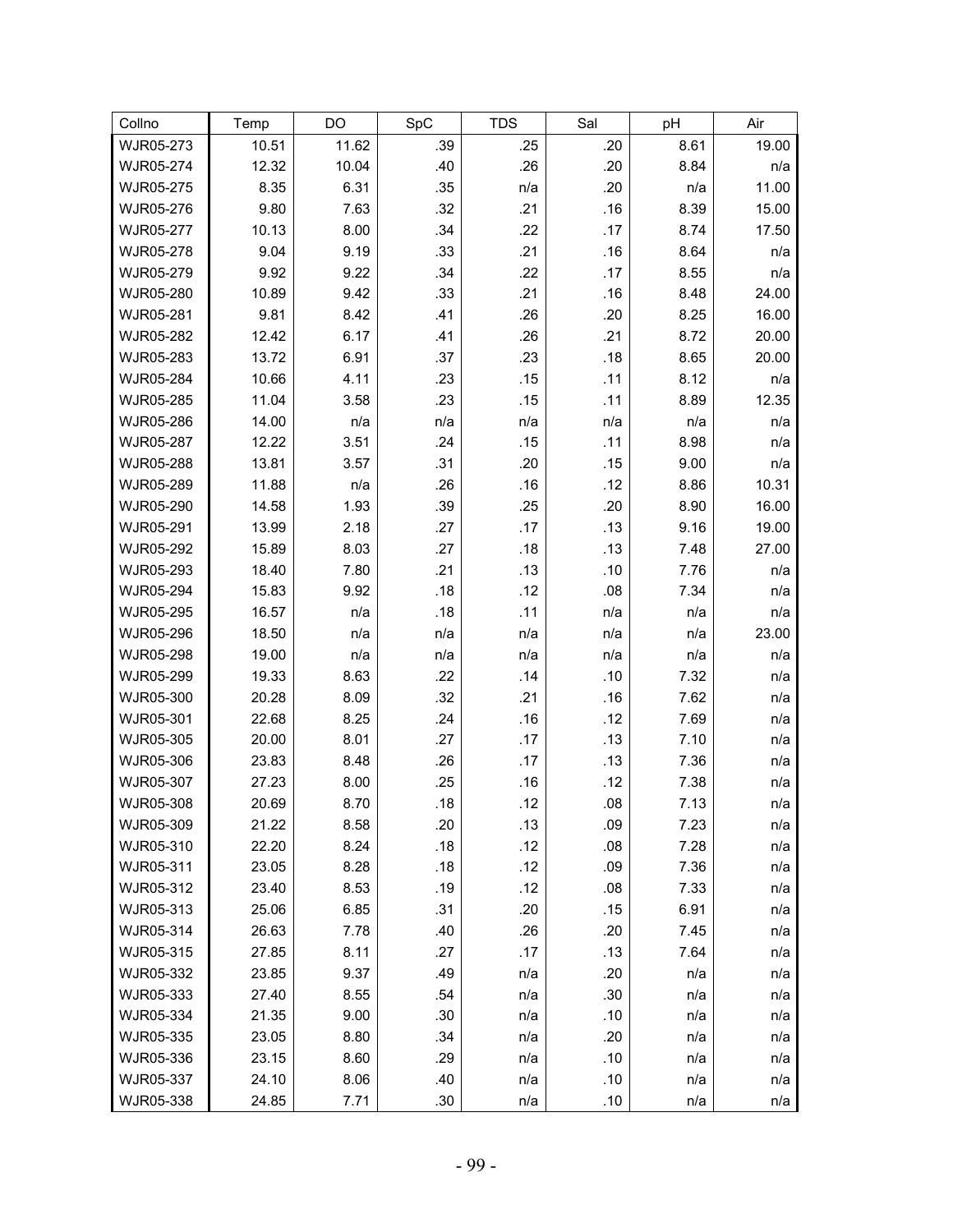| Collno | Temp | DO | SpC | TDS | Sal | pH | Air |
|---|---|---|---|---|---|---|---|
| WJR05-273 | 10.51 | 11.62 | .39 | .25 | .20 | 8.61 | 19.00 |
| WJR05-274 | 12.32 | 10.04 | .40 | .26 | .20 | 8.84 | n/a |
| WJR05-275 | 8.35 | 6.31 | .35 | n/a | .20 | n/a | 11.00 |
| WJR05-276 | 9.80 | 7.63 | .32 | .21 | .16 | 8.39 | 15.00 |
| WJR05-277 | 10.13 | 8.00 | .34 | .22 | .17 | 8.74 | 17.50 |
| WJR05-278 | 9.04 | 9.19 | .33 | .21 | .16 | 8.64 | n/a |
| WJR05-279 | 9.92 | 9.22 | .34 | .22 | .17 | 8.55 | n/a |
| WJR05-280 | 10.89 | 9.42 | .33 | .21 | .16 | 8.48 | 24.00 |
| WJR05-281 | 9.81 | 8.42 | .41 | .26 | .20 | 8.25 | 16.00 |
| WJR05-282 | 12.42 | 6.17 | .41 | .26 | .21 | 8.72 | 20.00 |
| WJR05-283 | 13.72 | 6.91 | .37 | .23 | .18 | 8.65 | 20.00 |
| WJR05-284 | 10.66 | 4.11 | .23 | .15 | .11 | 8.12 | n/a |
| WJR05-285 | 11.04 | 3.58 | .23 | .15 | .11 | 8.89 | 12.35 |
| WJR05-286 | 14.00 | n/a | n/a | n/a | n/a | n/a | n/a |
| WJR05-287 | 12.22 | 3.51 | .24 | .15 | .11 | 8.98 | n/a |
| WJR05-288 | 13.81 | 3.57 | .31 | .20 | .15 | 9.00 | n/a |
| WJR05-289 | 11.88 | n/a | .26 | .16 | .12 | 8.86 | 10.31 |
| WJR05-290 | 14.58 | 1.93 | .39 | .25 | .20 | 8.90 | 16.00 |
| WJR05-291 | 13.99 | 2.18 | .27 | .17 | .13 | 9.16 | 19.00 |
| WJR05-292 | 15.89 | 8.03 | .27 | .18 | .13 | 7.48 | 27.00 |
| WJR05-293 | 18.40 | 7.80 | .21 | .13 | .10 | 7.76 | n/a |
| WJR05-294 | 15.83 | 9.92 | .18 | .12 | .08 | 7.34 | n/a |
| WJR05-295 | 16.57 | n/a | .18 | .11 | n/a | n/a | n/a |
| WJR05-296 | 18.50 | n/a | n/a | n/a | n/a | n/a | 23.00 |
| WJR05-298 | 19.00 | n/a | n/a | n/a | n/a | n/a | n/a |
| WJR05-299 | 19.33 | 8.63 | .22 | .14 | .10 | 7.32 | n/a |
| WJR05-300 | 20.28 | 8.09 | .32 | .21 | .16 | 7.62 | n/a |
| WJR05-301 | 22.68 | 8.25 | .24 | .16 | .12 | 7.69 | n/a |
| WJR05-305 | 20.00 | 8.01 | .27 | .17 | .13 | 7.10 | n/a |
| WJR05-306 | 23.83 | 8.48 | .26 | .17 | .13 | 7.36 | n/a |
| WJR05-307 | 27.23 | 8.00 | .25 | .16 | .12 | 7.38 | n/a |
| WJR05-308 | 20.69 | 8.70 | .18 | .12 | .08 | 7.13 | n/a |
| WJR05-309 | 21.22 | 8.58 | .20 | .13 | .09 | 7.23 | n/a |
| WJR05-310 | 22.20 | 8.24 | .18 | .12 | .08 | 7.28 | n/a |
| WJR05-311 | 23.05 | 8.28 | .18 | .12 | .09 | 7.36 | n/a |
| WJR05-312 | 23.40 | 8.53 | .19 | .12 | .08 | 7.33 | n/a |
| WJR05-313 | 25.06 | 6.85 | .31 | .20 | .15 | 6.91 | n/a |
| WJR05-314 | 26.63 | 7.78 | .40 | .26 | .20 | 7.45 | n/a |
| WJR05-315 | 27.85 | 8.11 | .27 | .17 | .13 | 7.64 | n/a |
| WJR05-332 | 23.85 | 9.37 | .49 | n/a | .20 | n/a | n/a |
| WJR05-333 | 27.40 | 8.55 | .54 | n/a | .30 | n/a | n/a |
| WJR05-334 | 21.35 | 9.00 | .30 | n/a | .10 | n/a | n/a |
| WJR05-335 | 23.05 | 8.80 | .34 | n/a | .20 | n/a | n/a |
| WJR05-336 | 23.15 | 8.60 | .29 | n/a | .10 | n/a | n/a |
| WJR05-337 | 24.10 | 8.06 | .40 | n/a | .10 | n/a | n/a |
| WJR05-338 | 24.85 | 7.71 | .30 | n/a | .10 | n/a | n/a |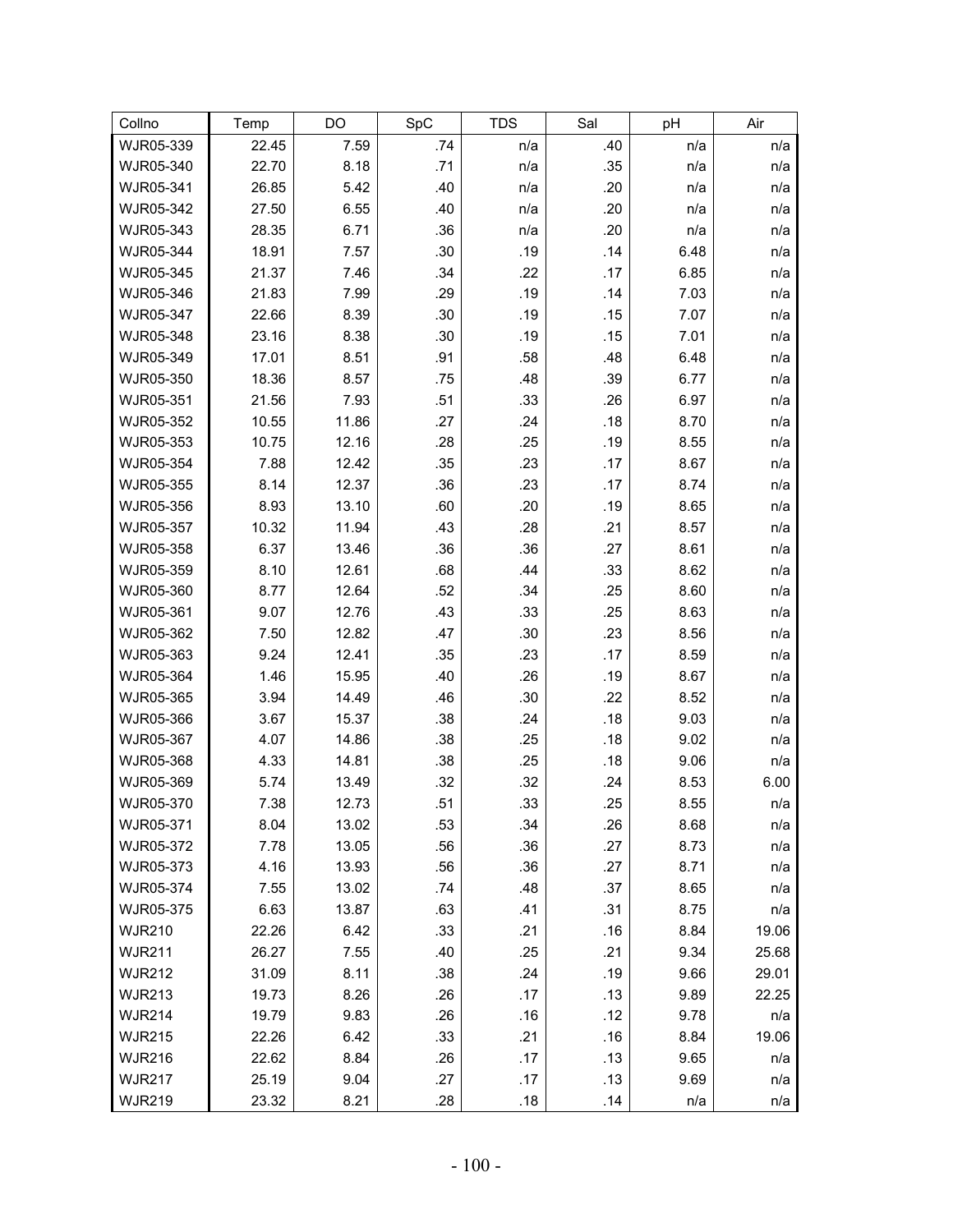| Collno | Temp | DO | SpC | TDS | Sal | pH | Air |
|---|---|---|---|---|---|---|---|
| WJR05-339 | 22.45 | 7.59 | .74 | n/a | .40 | n/a | n/a |
| WJR05-340 | 22.70 | 8.18 | .71 | n/a | .35 | n/a | n/a |
| WJR05-341 | 26.85 | 5.42 | .40 | n/a | .20 | n/a | n/a |
| WJR05-342 | 27.50 | 6.55 | .40 | n/a | .20 | n/a | n/a |
| WJR05-343 | 28.35 | 6.71 | .36 | n/a | .20 | n/a | n/a |
| WJR05-344 | 18.91 | 7.57 | .30 | .19 | .14 | 6.48 | n/a |
| WJR05-345 | 21.37 | 7.46 | .34 | .22 | .17 | 6.85 | n/a |
| WJR05-346 | 21.83 | 7.99 | .29 | .19 | .14 | 7.03 | n/a |
| WJR05-347 | 22.66 | 8.39 | .30 | .19 | .15 | 7.07 | n/a |
| WJR05-348 | 23.16 | 8.38 | .30 | .19 | .15 | 7.01 | n/a |
| WJR05-349 | 17.01 | 8.51 | .91 | .58 | .48 | 6.48 | n/a |
| WJR05-350 | 18.36 | 8.57 | .75 | .48 | .39 | 6.77 | n/a |
| WJR05-351 | 21.56 | 7.93 | .51 | .33 | .26 | 6.97 | n/a |
| WJR05-352 | 10.55 | 11.86 | .27 | .24 | .18 | 8.70 | n/a |
| WJR05-353 | 10.75 | 12.16 | .28 | .25 | .19 | 8.55 | n/a |
| WJR05-354 | 7.88 | 12.42 | .35 | .23 | .17 | 8.67 | n/a |
| WJR05-355 | 8.14 | 12.37 | .36 | .23 | .17 | 8.74 | n/a |
| WJR05-356 | 8.93 | 13.10 | .60 | .20 | .19 | 8.65 | n/a |
| WJR05-357 | 10.32 | 11.94 | .43 | .28 | .21 | 8.57 | n/a |
| WJR05-358 | 6.37 | 13.46 | .36 | .36 | .27 | 8.61 | n/a |
| WJR05-359 | 8.10 | 12.61 | .68 | .44 | .33 | 8.62 | n/a |
| WJR05-360 | 8.77 | 12.64 | .52 | .34 | .25 | 8.60 | n/a |
| WJR05-361 | 9.07 | 12.76 | .43 | .33 | .25 | 8.63 | n/a |
| WJR05-362 | 7.50 | 12.82 | .47 | .30 | .23 | 8.56 | n/a |
| WJR05-363 | 9.24 | 12.41 | .35 | .23 | .17 | 8.59 | n/a |
| WJR05-364 | 1.46 | 15.95 | .40 | .26 | .19 | 8.67 | n/a |
| WJR05-365 | 3.94 | 14.49 | .46 | .30 | .22 | 8.52 | n/a |
| WJR05-366 | 3.67 | 15.37 | .38 | .24 | .18 | 9.03 | n/a |
| WJR05-367 | 4.07 | 14.86 | .38 | .25 | .18 | 9.02 | n/a |
| WJR05-368 | 4.33 | 14.81 | .38 | .25 | .18 | 9.06 | n/a |
| WJR05-369 | 5.74 | 13.49 | .32 | .32 | .24 | 8.53 | 6.00 |
| WJR05-370 | 7.38 | 12.73 | .51 | .33 | .25 | 8.55 | n/a |
| WJR05-371 | 8.04 | 13.02 | .53 | .34 | .26 | 8.68 | n/a |
| WJR05-372 | 7.78 | 13.05 | .56 | .36 | .27 | 8.73 | n/a |
| WJR05-373 | 4.16 | 13.93 | .56 | .36 | .27 | 8.71 | n/a |
| WJR05-374 | 7.55 | 13.02 | .74 | .48 | .37 | 8.65 | n/a |
| WJR05-375 | 6.63 | 13.87 | .63 | .41 | .31 | 8.75 | n/a |
| WJR210 | 22.26 | 6.42 | .33 | .21 | .16 | 8.84 | 19.06 |
| WJR211 | 26.27 | 7.55 | .40 | .25 | .21 | 9.34 | 25.68 |
| WJR212 | 31.09 | 8.11 | .38 | .24 | .19 | 9.66 | 29.01 |
| WJR213 | 19.73 | 8.26 | .26 | .17 | .13 | 9.89 | 22.25 |
| WJR214 | 19.79 | 9.83 | .26 | .16 | .12 | 9.78 | n/a |
| WJR215 | 22.26 | 6.42 | .33 | .21 | .16 | 8.84 | 19.06 |
| WJR216 | 22.62 | 8.84 | .26 | .17 | .13 | 9.65 | n/a |
| WJR217 | 25.19 | 9.04 | .27 | .17 | .13 | 9.69 | n/a |
| WJR219 | 23.32 | 8.21 | .28 | .18 | .14 | n/a | n/a |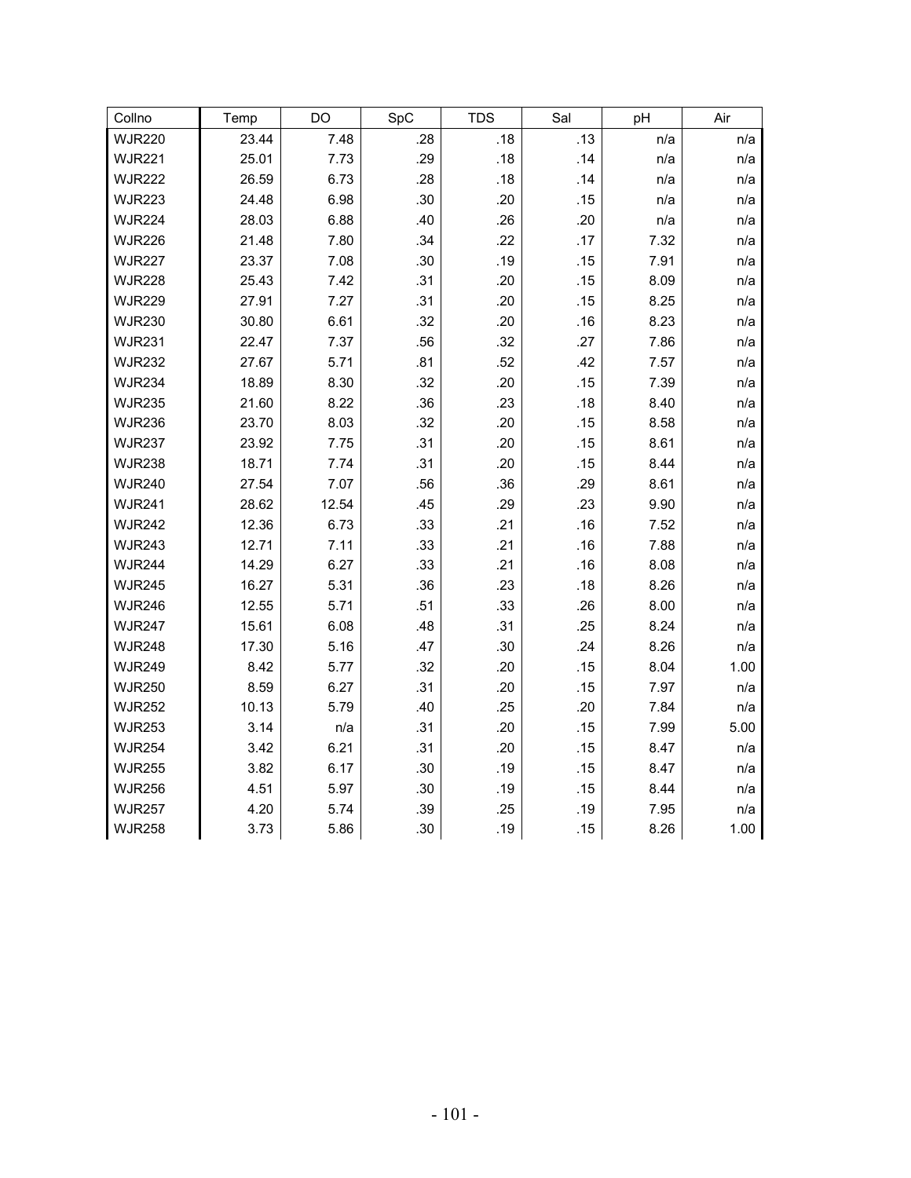| Collno | Temp | DO | SpC | TDS | Sal | pH | Air |
|---|---|---|---|---|---|---|---|
| WJR220 | 23.44 | 7.48 | .28 | .18 | .13 | n/a | n/a |
| WJR221 | 25.01 | 7.73 | .29 | .18 | .14 | n/a | n/a |
| WJR222 | 26.59 | 6.73 | .28 | .18 | .14 | n/a | n/a |
| WJR223 | 24.48 | 6.98 | .30 | .20 | .15 | n/a | n/a |
| WJR224 | 28.03 | 6.88 | .40 | .26 | .20 | n/a | n/a |
| WJR226 | 21.48 | 7.80 | .34 | .22 | .17 | 7.32 | n/a |
| WJR227 | 23.37 | 7.08 | .30 | .19 | .15 | 7.91 | n/a |
| WJR228 | 25.43 | 7.42 | .31 | .20 | .15 | 8.09 | n/a |
| WJR229 | 27.91 | 7.27 | .31 | .20 | .15 | 8.25 | n/a |
| WJR230 | 30.80 | 6.61 | .32 | .20 | .16 | 8.23 | n/a |
| WJR231 | 22.47 | 7.37 | .56 | .32 | .27 | 7.86 | n/a |
| WJR232 | 27.67 | 5.71 | .81 | .52 | .42 | 7.57 | n/a |
| WJR234 | 18.89 | 8.30 | .32 | .20 | .15 | 7.39 | n/a |
| WJR235 | 21.60 | 8.22 | .36 | .23 | .18 | 8.40 | n/a |
| WJR236 | 23.70 | 8.03 | .32 | .20 | .15 | 8.58 | n/a |
| WJR237 | 23.92 | 7.75 | .31 | .20 | .15 | 8.61 | n/a |
| WJR238 | 18.71 | 7.74 | .31 | .20 | .15 | 8.44 | n/a |
| WJR240 | 27.54 | 7.07 | .56 | .36 | .29 | 8.61 | n/a |
| WJR241 | 28.62 | 12.54 | .45 | .29 | .23 | 9.90 | n/a |
| WJR242 | 12.36 | 6.73 | .33 | .21 | .16 | 7.52 | n/a |
| WJR243 | 12.71 | 7.11 | .33 | .21 | .16 | 7.88 | n/a |
| WJR244 | 14.29 | 6.27 | .33 | .21 | .16 | 8.08 | n/a |
| WJR245 | 16.27 | 5.31 | .36 | .23 | .18 | 8.26 | n/a |
| WJR246 | 12.55 | 5.71 | .51 | .33 | .26 | 8.00 | n/a |
| WJR247 | 15.61 | 6.08 | .48 | .31 | .25 | 8.24 | n/a |
| WJR248 | 17.30 | 5.16 | .47 | .30 | .24 | 8.26 | n/a |
| WJR249 | 8.42 | 5.77 | .32 | .20 | .15 | 8.04 | 1.00 |
| WJR250 | 8.59 | 6.27 | .31 | .20 | .15 | 7.97 | n/a |
| WJR252 | 10.13 | 5.79 | .40 | .25 | .20 | 7.84 | n/a |
| WJR253 | 3.14 | n/a | .31 | .20 | .15 | 7.99 | 5.00 |
| WJR254 | 3.42 | 6.21 | .31 | .20 | .15 | 8.47 | n/a |
| WJR255 | 3.82 | 6.17 | .30 | .19 | .15 | 8.47 | n/a |
| WJR256 | 4.51 | 5.97 | .30 | .19 | .15 | 8.44 | n/a |
| WJR257 | 4.20 | 5.74 | .39 | .25 | .19 | 7.95 | n/a |
| WJR258 | 3.73 | 5.86 | .30 | .19 | .15 | 8.26 | 1.00 |